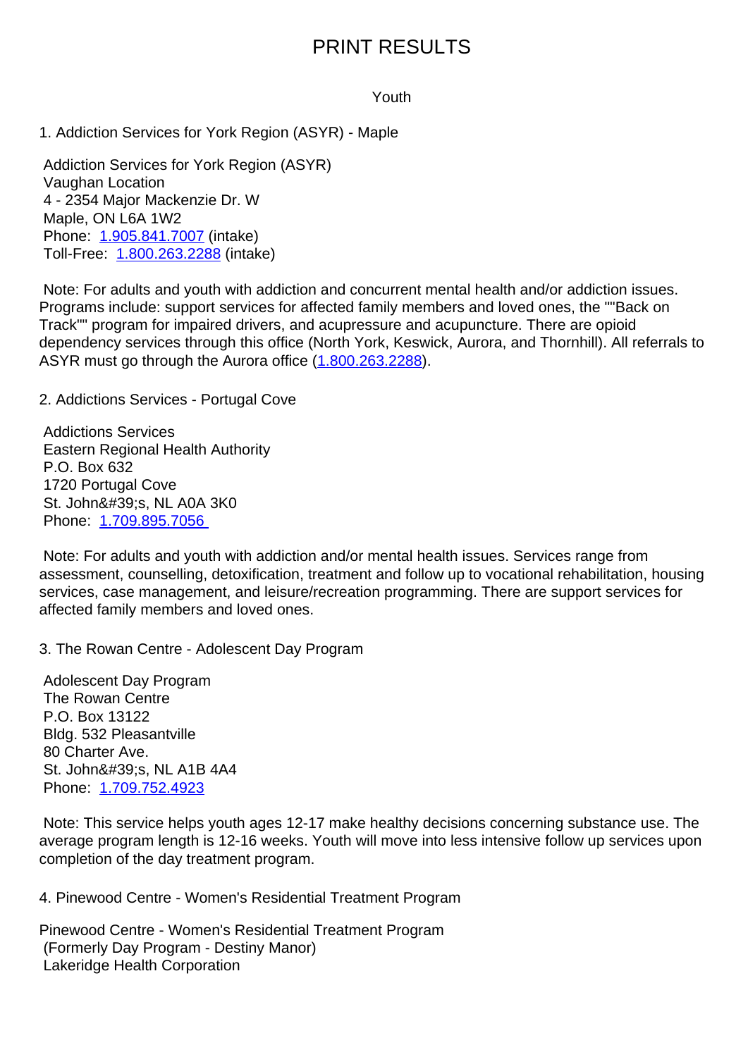# PRINT RESULTS

## Youth

1. Addiction Services for York Region (ASYR) - Maple

Addiction Services for York Region (ASYR)
Vaughan Location
4 - 2354 Major Mackenzie Dr. W
Maple, ON L6A 1W2
Phone: 1.905.841.7007 (intake)
Toll-Free: 1.800.263.2288 (intake)

Note: For adults and youth with addiction and concurrent mental health and/or addiction issues. Programs include: support services for affected family members and loved ones, the ""Back on Track"" program for impaired drivers, and acupressure and acupuncture. There are opioid dependency services through this office (North York, Keswick, Aurora, and Thornhill). All referrals to ASYR must go through the Aurora office (1.800.263.2288).

2. Addictions Services - Portugal Cove

Addictions Services
Eastern Regional Health Authority
P.O. Box 632
1720 Portugal Cove
St. John&#39;s, NL A0A 3K0
Phone: 1.709.895.7056

Note: For adults and youth with addiction and/or mental health issues. Services range from assessment, counselling, detoxification, treatment and follow up to vocational rehabilitation, housing services, case management, and leisure/recreation programming. There are support services for affected family members and loved ones.

3. The Rowan Centre - Adolescent Day Program

Adolescent Day Program
The Rowan Centre
P.O. Box 13122
Bldg. 532 Pleasantville
80 Charter Ave.
St. John&#39;s, NL A1B 4A4
Phone: 1.709.752.4923

Note: This service helps youth ages 12-17 make healthy decisions concerning substance use. The average program length is 12-16 weeks. Youth will move into less intensive follow up services upon completion of the day treatment program.

4. Pinewood Centre - Women's Residential Treatment Program

Pinewood Centre - Women's Residential Treatment Program
(Formerly Day Program - Destiny Manor)
Lakeridge Health Corporation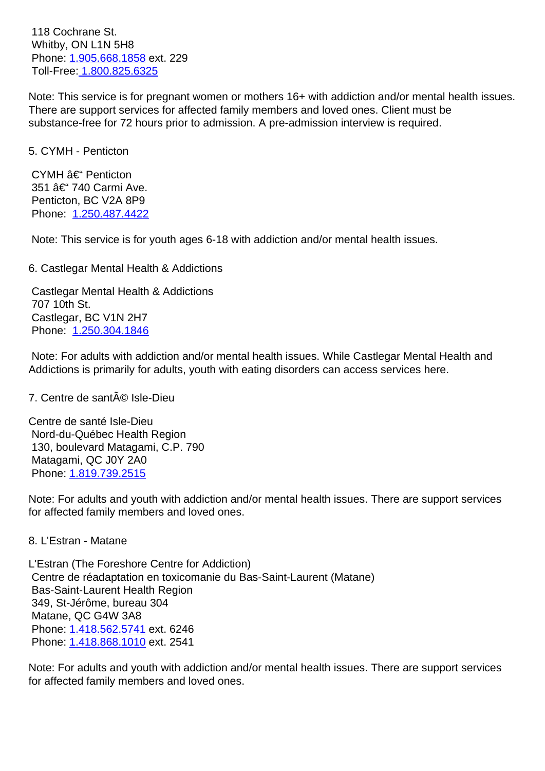118 Cochrane St.
Whitby, ON L1N 5H8
Phone: 1.905.668.1858 ext. 229
Toll-Free: 1.800.825.6325

Note: This service is for pregnant women or mothers 16+ with addiction and/or mental health issues. There are support services for affected family members and loved ones. Client must be substance-free for 72 hours prior to admission. A pre-admission interview is required.

5. CYMH - Penticton

CYMH â€“ Penticton
351 â€“ 740 Carmi Ave.
Penticton, BC V2A 8P9
Phone: 1.250.487.4422

Note: This service is for youth ages 6-18 with addiction and/or mental health issues.

6. Castlegar Mental Health & Addictions

Castlegar Mental Health & Addictions
707 10th St.
Castlegar, BC V1N 2H7
Phone: 1.250.304.1846

Note: For adults with addiction and/or mental health issues. While Castlegar Mental Health and Addictions is primarily for adults, youth with eating disorders can access services here.

7. Centre de santÃ© Isle-Dieu

Centre de santé Isle-Dieu
Nord-du-Québec Health Region
130, boulevard Matagami, C.P. 790
Matagami, QC J0Y 2A0
Phone: 1.819.739.2515

Note: For adults and youth with addiction and/or mental health issues. There are support services for affected family members and loved ones.

8. L'Estran - Matane

L'Estran (The Foreshore Centre for Addiction)
Centre de réadaptation en toxicomanie du Bas-Saint-Laurent (Matane)
Bas-Saint-Laurent Health Region
349, St-Jérôme, bureau 304
Matane, QC G4W 3A8
Phone: 1.418.562.5741 ext. 6246
Phone: 1.418.868.1010 ext. 2541

Note: For adults and youth with addiction and/or mental health issues. There are support services for affected family members and loved ones.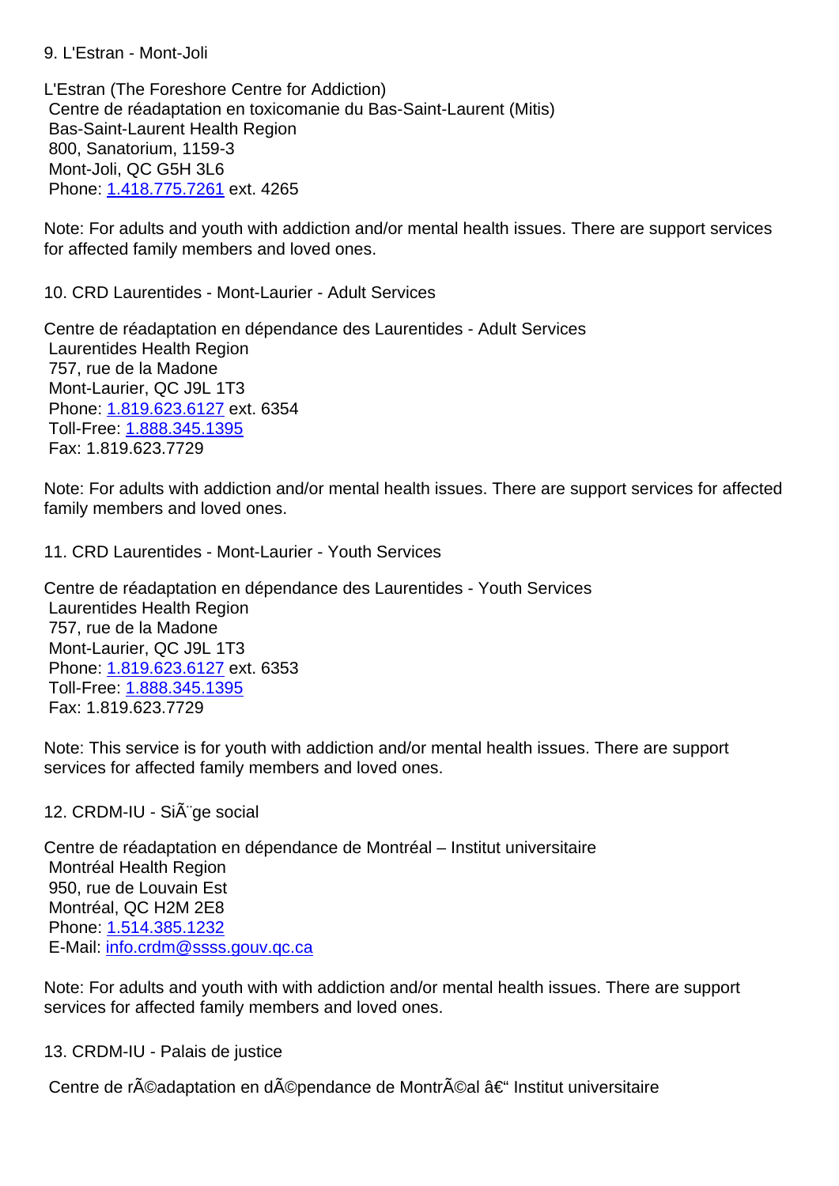9. L'Estran - Mont-Joli

L'Estran (The Foreshore Centre for Addiction)
Centre de réadaptation en toxicomanie du Bas-Saint-Laurent (Mitis)
Bas-Saint-Laurent Health Region
800, Sanatorium, 1159-3
Mont-Joli, QC G5H 3L6
Phone: 1.418.775.7261 ext. 4265

Note: For adults and youth with addiction and/or mental health issues. There are support services for affected family members and loved ones.

10. CRD Laurentides - Mont-Laurier - Adult Services

Centre de réadaptation en dépendance des Laurentides - Adult Services
Laurentides Health Region
757, rue de la Madone
Mont-Laurier, QC J9L 1T3
Phone: 1.819.623.6127 ext. 6354
Toll-Free: 1.888.345.1395
Fax: 1.819.623.7729

Note: For adults with addiction and/or mental health issues. There are support services for affected family members and loved ones.

11. CRD Laurentides - Mont-Laurier - Youth Services

Centre de réadaptation en dépendance des Laurentides - Youth Services
Laurentides Health Region
757, rue de la Madone
Mont-Laurier, QC J9L 1T3
Phone: 1.819.623.6127 ext. 6353
Toll-Free: 1.888.345.1395
Fax: 1.819.623.7729

Note: This service is for youth with addiction and/or mental health issues. There are support services for affected family members and loved ones.

12. CRDM-IU - SiÃ¨ge social

Centre de réadaptation en dépendance de Montréal – Institut universitaire
Montréal Health Region
950, rue de Louvain Est
Montréal, QC H2M 2E8
Phone: 1.514.385.1232
E-Mail: info.crdm@ssss.gouv.qc.ca

Note: For adults and youth with with addiction and/or mental health issues. There are support services for affected family members and loved ones.

13. CRDM-IU - Palais de justice

Centre de rÃ©adaptation en dÃ©pendance de MontrÃ©al â€“ Institut universitaire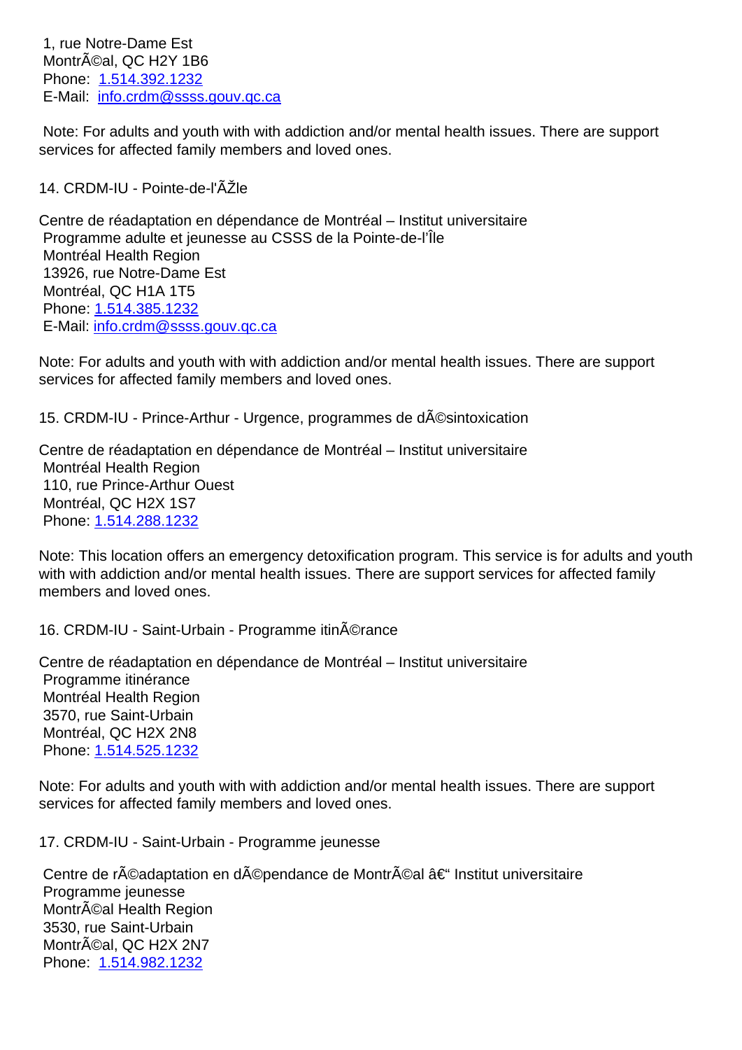1, rue Notre-Dame Est
Montréal, QC H2Y 1B6
Phone: 1.514.392.1232
E-Mail: info.crdm@ssss.gouv.qc.ca

Note: For adults and youth with with addiction and/or mental health issues. There are support services for affected family members and loved ones.

14. CRDM-IU - Pointe-de-l'ÃŽle

Centre de réadaptation en dépendance de Montréal – Institut universitaire
Programme adulte et jeunesse au CSSS de la Pointe-de-l'Île
Montréal Health Region
13926, rue Notre-Dame Est
Montréal, QC H1A 1T5
Phone: 1.514.385.1232
E-Mail: info.crdm@ssss.gouv.qc.ca

Note: For adults and youth with with addiction and/or mental health issues. There are support services for affected family members and loved ones.

15. CRDM-IU - Prince-Arthur - Urgence, programmes de dÃ©sintoxication

Centre de réadaptation en dépendance de Montréal – Institut universitaire
Montréal Health Region
110, rue Prince-Arthur Ouest
Montréal, QC H2X 1S7
Phone: 1.514.288.1232

Note: This location offers an emergency detoxification program. This service is for adults and youth with with addiction and/or mental health issues. There are support services for affected family members and loved ones.

16. CRDM-IU - Saint-Urbain - Programme itinÃ©rance

Centre de réadaptation en dépendance de Montréal – Institut universitaire
Programme itinérance
Montréal Health Region
3570, rue Saint-Urbain
Montréal, QC H2X 2N8
Phone: 1.514.525.1232

Note: For adults and youth with with addiction and/or mental health issues. There are support services for affected family members and loved ones.

17. CRDM-IU - Saint-Urbain - Programme jeunesse

Centre de rÃ©adaptation en dÃ©pendance de MontrÃ©al â€“ Institut universitaire
Programme jeunesse
MontrÃ©al Health Region
3530, rue Saint-Urbain
MontrÃ©al, QC H2X 2N7
Phone: 1.514.982.1232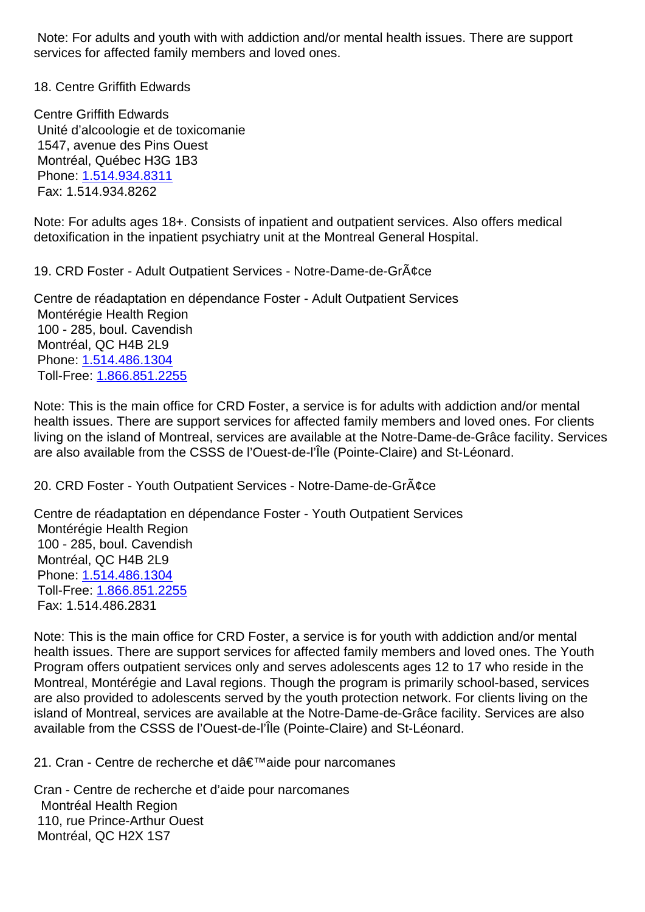Note: For adults and youth with with addiction and/or mental health issues. There are support services for affected family members and loved ones.

18. Centre Griffith Edwards

Centre Griffith Edwards
Unité d'alcoologie et de toxicomanie
1547, avenue des Pins Ouest
Montréal, Québec H3G 1B3
Phone: 1.514.934.8311
Fax: 1.514.934.8262

Note: For adults ages 18+. Consists of inpatient and outpatient services. Also offers medical detoxification in the inpatient psychiatry unit at the Montreal General Hospital.

19. CRD Foster - Adult Outpatient Services - Notre-Dame-de-GrÃ¢ce

Centre de réadaptation en dépendance Foster - Adult Outpatient Services
Montérégie Health Region
100 - 285, boul. Cavendish
Montréal, QC H4B 2L9
Phone: 1.514.486.1304
Toll-Free: 1.866.851.2255

Note: This is the main office for CRD Foster, a service is for adults with addiction and/or mental health issues. There are support services for affected family members and loved ones. For clients living on the island of Montreal, services are available at the Notre-Dame-de-Grâce facility. Services are also available from the CSSS de l'Ouest-de-l'Île (Pointe-Claire) and St-Léonard.

20. CRD Foster - Youth Outpatient Services - Notre-Dame-de-GrÃ¢ce

Centre de réadaptation en dépendance Foster - Youth Outpatient Services
Montérégie Health Region
100 - 285, boul. Cavendish
Montréal, QC H4B 2L9
Phone: 1.514.486.1304
Toll-Free: 1.866.851.2255
Fax: 1.514.486.2831

Note: This is the main office for CRD Foster, a service is for youth with addiction and/or mental health issues. There are support services for affected family members and loved ones. The Youth Program offers outpatient services only and serves adolescents ages 12 to 17 who reside in the Montreal, Montérégie and Laval regions. Though the program is primarily school-based, services are also provided to adolescents served by the youth protection network. For clients living on the island of Montreal, services are available at the Notre-Dame-de-Grâce facility. Services are also available from the CSSS de l'Ouest-de-l'Île (Pointe-Claire) and St-Léonard.

21. Cran - Centre de recherche et dâ€™aide pour narcomanes

Cran - Centre de recherche et d'aide pour narcomanes
Montréal Health Region
110, rue Prince-Arthur Ouest
Montréal, QC H2X 1S7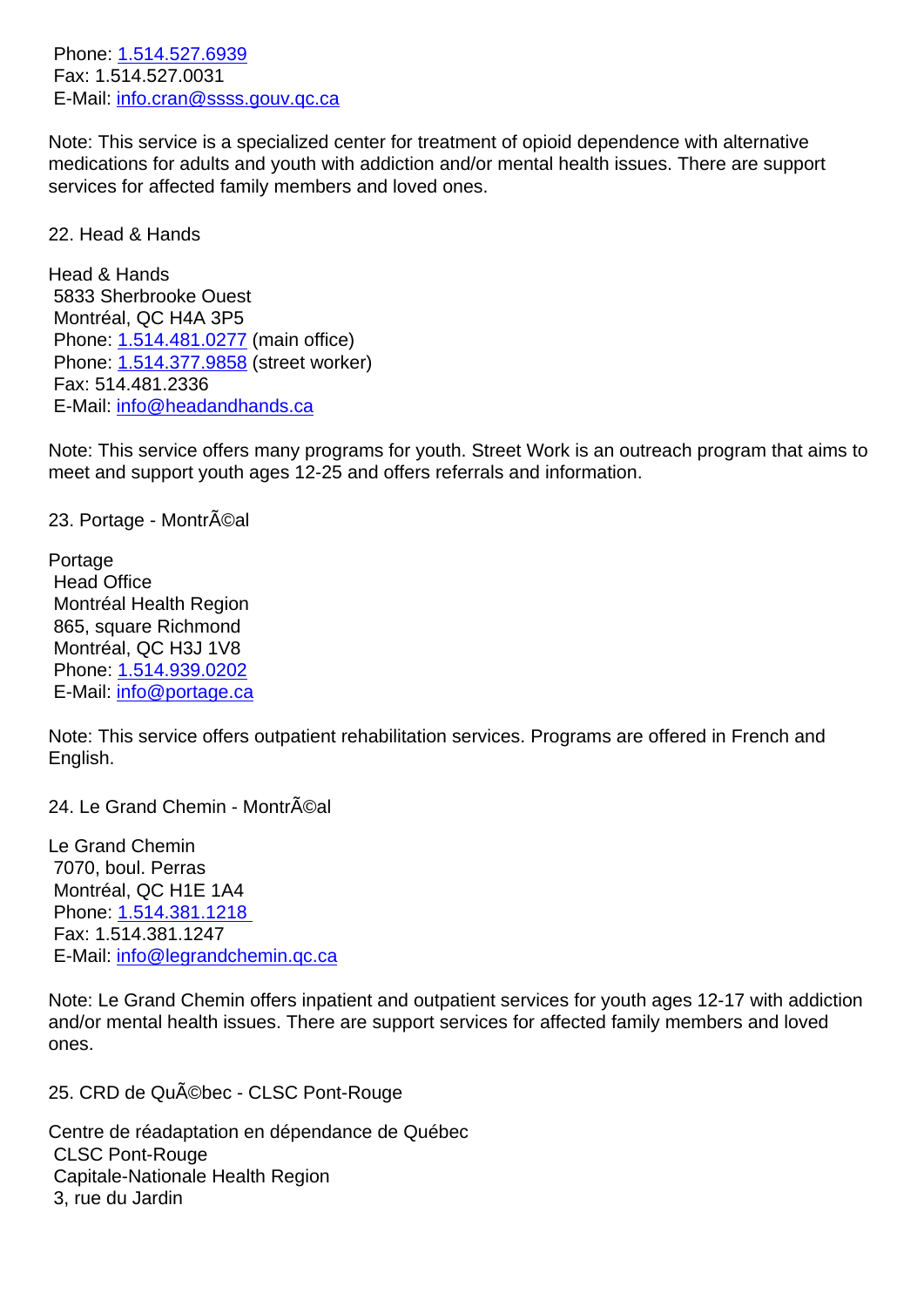Phone: 1.514.527.6939
Fax: 1.514.527.0031
E-Mail: info.cran@ssss.gouv.qc.ca

Note: This service is a specialized center for treatment of opioid dependence with alternative medications for adults and youth with addiction and/or mental health issues. There are support services for affected family members and loved ones.

22. Head & Hands

Head & Hands
5833 Sherbrooke Ouest
Montréal, QC H4A 3P5
Phone: 1.514.481.0277 (main office)
Phone: 1.514.377.9858 (street worker)
Fax: 514.481.2336
E-Mail: info@headandhands.ca

Note: This service offers many programs for youth. Street Work is an outreach program that aims to meet and support youth ages 12-25 and offers referrals and information.

23. Portage - MontrÃ©al

Portage
Head Office
Montréal Health Region
865, square Richmond
Montréal, QC H3J 1V8
Phone: 1.514.939.0202
E-Mail: info@portage.ca

Note: This service offers outpatient rehabilitation services. Programs are offered in French and English.

24. Le Grand Chemin - MontrÃ©al

Le Grand Chemin
7070, boul. Perras
Montréal, QC H1E 1A4
Phone: 1.514.381.1218
Fax: 1.514.381.1247
E-Mail: info@legrandchemin.qc.ca

Note: Le Grand Chemin offers inpatient and outpatient services for youth ages 12-17 with addiction and/or mental health issues. There are support services for affected family members and loved ones.

25. CRD de QuÃ©bec - CLSC Pont-Rouge

Centre de réadaptation en dépendance de Québec
CLSC Pont-Rouge
Capitale-Nationale Health Region
3, rue du Jardin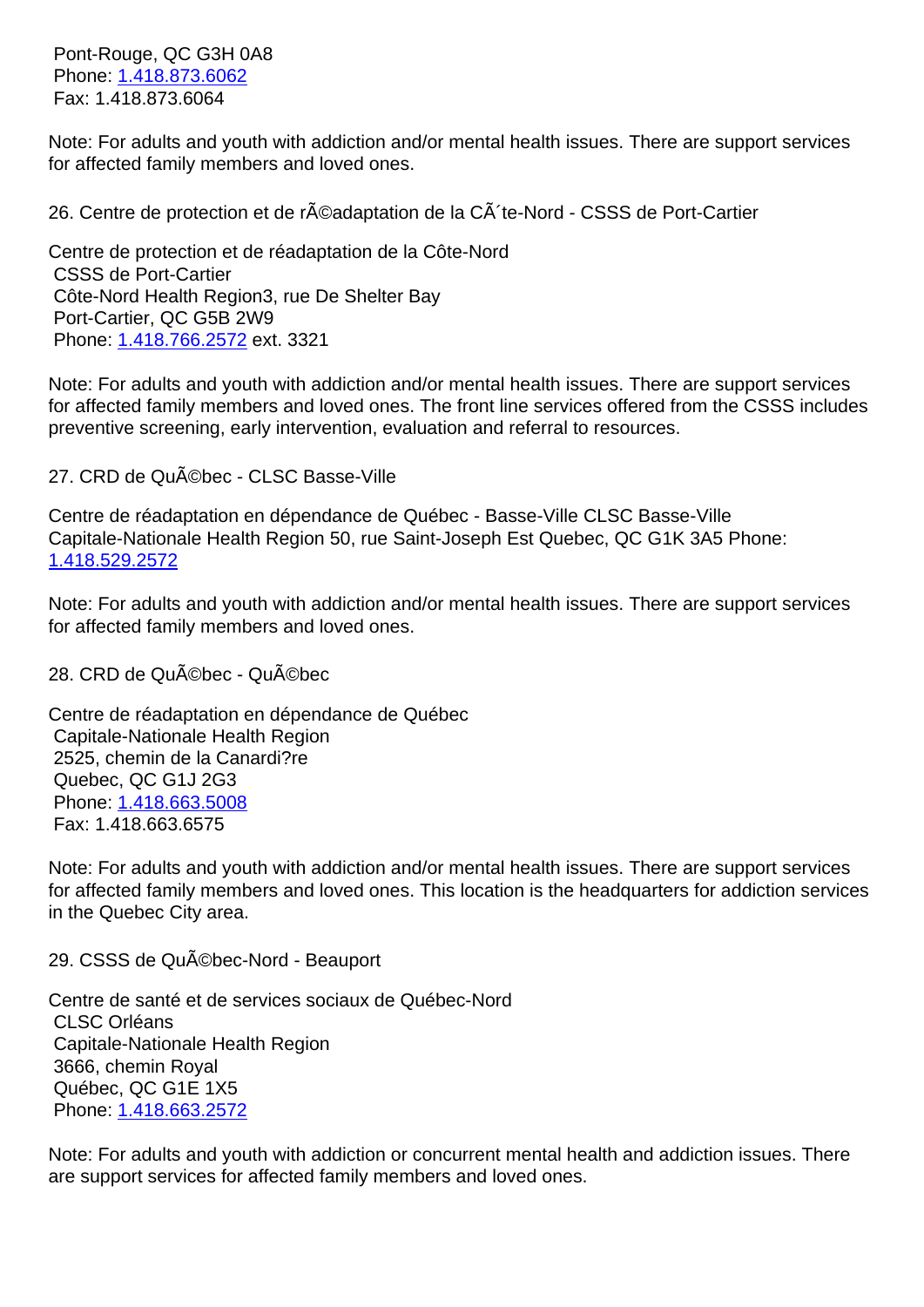Pont-Rouge, QC G3H 0A8
Phone: 1.418.873.6062
Fax: 1.418.873.6064

Note: For adults and youth with addiction and/or mental health issues. There are support services for affected family members and loved ones.

26. Centre de protection et de rÃ©adaptation de la CÃ´te-Nord - CSSS de Port-Cartier

Centre de protection et de réadaptation de la Côte-Nord
CSSS de Port-Cartier
Côte-Nord Health Region3, rue De Shelter Bay
Port-Cartier, QC G5B 2W9
Phone: 1.418.766.2572 ext. 3321

Note: For adults and youth with addiction and/or mental health issues. There are support services for affected family members and loved ones. The front line services offered from the CSSS includes preventive screening, early intervention, evaluation and referral to resources.

27. CRD de QuÃ©bec - CLSC Basse-Ville

Centre de réadaptation en dépendance de Québec - Basse-Ville CLSC Basse-Ville Capitale-Nationale Health Region 50, rue Saint-Joseph Est Quebec, QC G1K 3A5 Phone: 1.418.529.2572

Note: For adults and youth with addiction and/or mental health issues. There are support services for affected family members and loved ones.

28. CRD de QuÃ©bec - QuÃ©bec

Centre de réadaptation en dépendance de Québec
Capitale-Nationale Health Region
2525, chemin de la Canardi?re
Quebec, QC G1J 2G3
Phone: 1.418.663.5008
Fax: 1.418.663.6575

Note: For adults and youth with addiction and/or mental health issues. There are support services for affected family members and loved ones. This location is the headquarters for addiction services in the Quebec City area.

29. CSSS de QuÃ©bec-Nord - Beauport

Centre de santé et de services sociaux de Québec-Nord
CLSC Orléans
Capitale-Nationale Health Region
3666, chemin Royal
Québec, QC G1E 1X5
Phone: 1.418.663.2572

Note: For adults and youth with addiction or concurrent mental health and addiction issues. There are support services for affected family members and loved ones.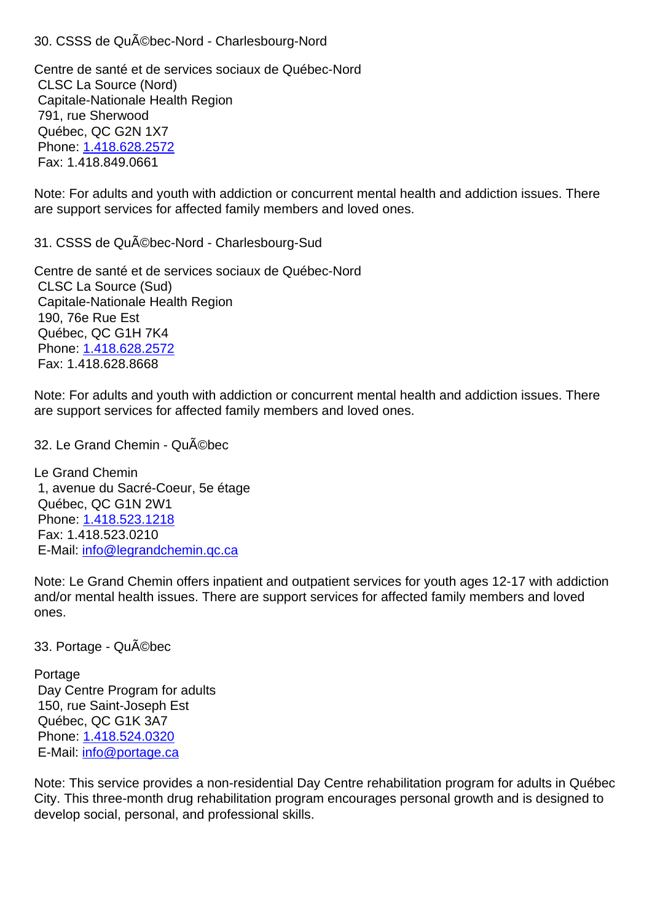30. CSSS de QuÃ©bec-Nord - Charlesbourg-Nord

Centre de santé et de services sociaux de Québec-Nord
CLSC La Source (Nord)
Capitale-Nationale Health Region
791, rue Sherwood
Québec, QC G2N 1X7
Phone: 1.418.628.2572
Fax: 1.418.849.0661

Note: For adults and youth with addiction or concurrent mental health and addiction issues. There are support services for affected family members and loved ones.

31. CSSS de QuÃ©bec-Nord - Charlesbourg-Sud

Centre de santé et de services sociaux de Québec-Nord
CLSC La Source (Sud)
Capitale-Nationale Health Region
190, 76e Rue Est
Québec, QC G1H 7K4
Phone: 1.418.628.2572
Fax: 1.418.628.8668

Note: For adults and youth with addiction or concurrent mental health and addiction issues. There are support services for affected family members and loved ones.

32. Le Grand Chemin - QuÃ©bec

Le Grand Chemin
1, avenue du Sacré-Coeur, 5e étage
Québec, QC G1N 2W1
Phone: 1.418.523.1218
Fax: 1.418.523.0210
E-Mail: info@legrandchemin.qc.ca

Note: Le Grand Chemin offers inpatient and outpatient services for youth ages 12-17 with addiction and/or mental health issues. There are support services for affected family members and loved ones.

33. Portage - QuÃ©bec

Portage
Day Centre Program for adults
150, rue Saint-Joseph Est
Québec, QC G1K 3A7
Phone: 1.418.524.0320
E-Mail: info@portage.ca

Note: This service provides a non-residential Day Centre rehabilitation program for adults in Québec City. This three-month drug rehabilitation program encourages personal growth and is designed to develop social, personal, and professional skills.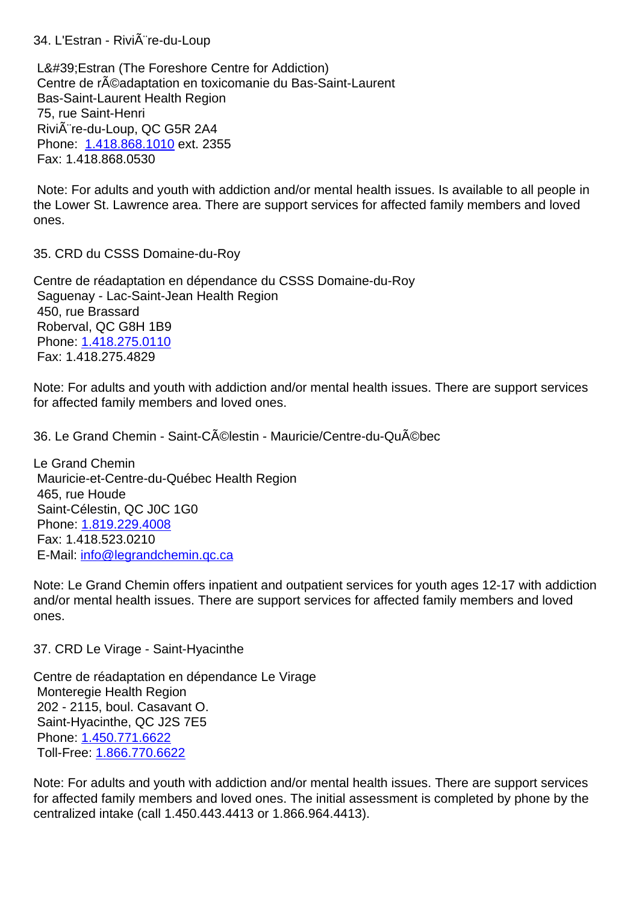34. L'Estran - RiviÃ¨re-du-Loup

L&#39;Estran (The Foreshore Centre for Addiction)
Centre de rÃ©adaptation en toxicomanie du Bas-Saint-Laurent
Bas-Saint-Laurent Health Region
75, rue Saint-Henri
RiviÃ¨re-du-Loup, QC G5R 2A4
Phone: 1.418.868.1010 ext. 2355
Fax: 1.418.868.0530

Note: For adults and youth with addiction and/or mental health issues. Is available to all people in the Lower St. Lawrence area. There are support services for affected family members and loved ones.

35. CRD du CSSS Domaine-du-Roy

Centre de réadaptation en dépendance du CSSS Domaine-du-Roy
Saguenay - Lac-Saint-Jean Health Region
450, rue Brassard
Roberval, QC G8H 1B9
Phone: 1.418.275.0110
Fax: 1.418.275.4829

Note: For adults and youth with addiction and/or mental health issues. There are support services for affected family members and loved ones.

36. Le Grand Chemin - Saint-CÃ©lestin - Mauricie/Centre-du-QuÃ©bec

Le Grand Chemin
Mauricie-et-Centre-du-Québec Health Region
465, rue Houde
Saint-Célestin, QC J0C 1G0
Phone: 1.819.229.4008
Fax: 1.418.523.0210
E-Mail: info@legrandchemin.qc.ca

Note: Le Grand Chemin offers inpatient and outpatient services for youth ages 12-17 with addiction and/or mental health issues. There are support services for affected family members and loved ones.

37. CRD Le Virage - Saint-Hyacinthe

Centre de réadaptation en dépendance Le Virage
Monteregie Health Region
202 - 2115, boul. Casavant O.
Saint-Hyacinthe, QC J2S 7E5
Phone: 1.450.771.6622
Toll-Free: 1.866.770.6622

Note: For adults and youth with addiction and/or mental health issues. There are support services for affected family members and loved ones. The initial assessment is completed by phone by the centralized intake (call 1.450.443.4413 or 1.866.964.4413).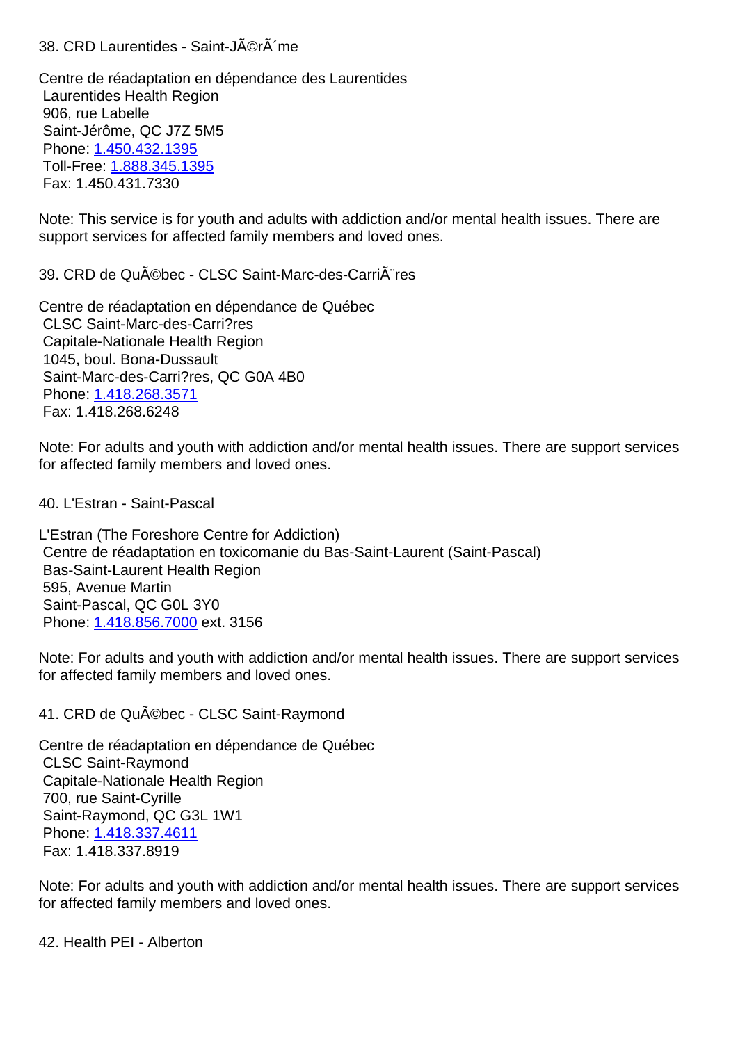38. CRD Laurentides - Saint-JÃ©rÃ´me

Centre de réadaptation en dépendance des Laurentides
Laurentides Health Region
906, rue Labelle
Saint-Jérôme, QC J7Z 5M5
Phone: 1.450.432.1395
Toll-Free: 1.888.345.1395
Fax: 1.450.431.7330

Note: This service is for youth and adults with addiction and/or mental health issues. There are support services for affected family members and loved ones.

39. CRD de QuÃ©bec - CLSC Saint-Marc-des-CarriÃ¨res

Centre de réadaptation en dépendance de Québec
CLSC Saint-Marc-des-Carri?res
Capitale-Nationale Health Region
1045, boul. Bona-Dussault
Saint-Marc-des-Carri?res, QC G0A 4B0
Phone: 1.418.268.3571
Fax: 1.418.268.6248

Note: For adults and youth with addiction and/or mental health issues. There are support services for affected family members and loved ones.

40. L'Estran - Saint-Pascal

L'Estran (The Foreshore Centre for Addiction)
Centre de réadaptation en toxicomanie du Bas-Saint-Laurent (Saint-Pascal)
Bas-Saint-Laurent Health Region
595, Avenue Martin
Saint-Pascal, QC G0L 3Y0
Phone: 1.418.856.7000 ext. 3156

Note: For adults and youth with addiction and/or mental health issues. There are support services for affected family members and loved ones.

41. CRD de QuÃ©bec - CLSC Saint-Raymond

Centre de réadaptation en dépendance de Québec
CLSC Saint-Raymond
Capitale-Nationale Health Region
700, rue Saint-Cyrille
Saint-Raymond, QC G3L 1W1
Phone: 1.418.337.4611
Fax: 1.418.337.8919

Note: For adults and youth with addiction and/or mental health issues. There are support services for affected family members and loved ones.

42. Health PEI - Alberton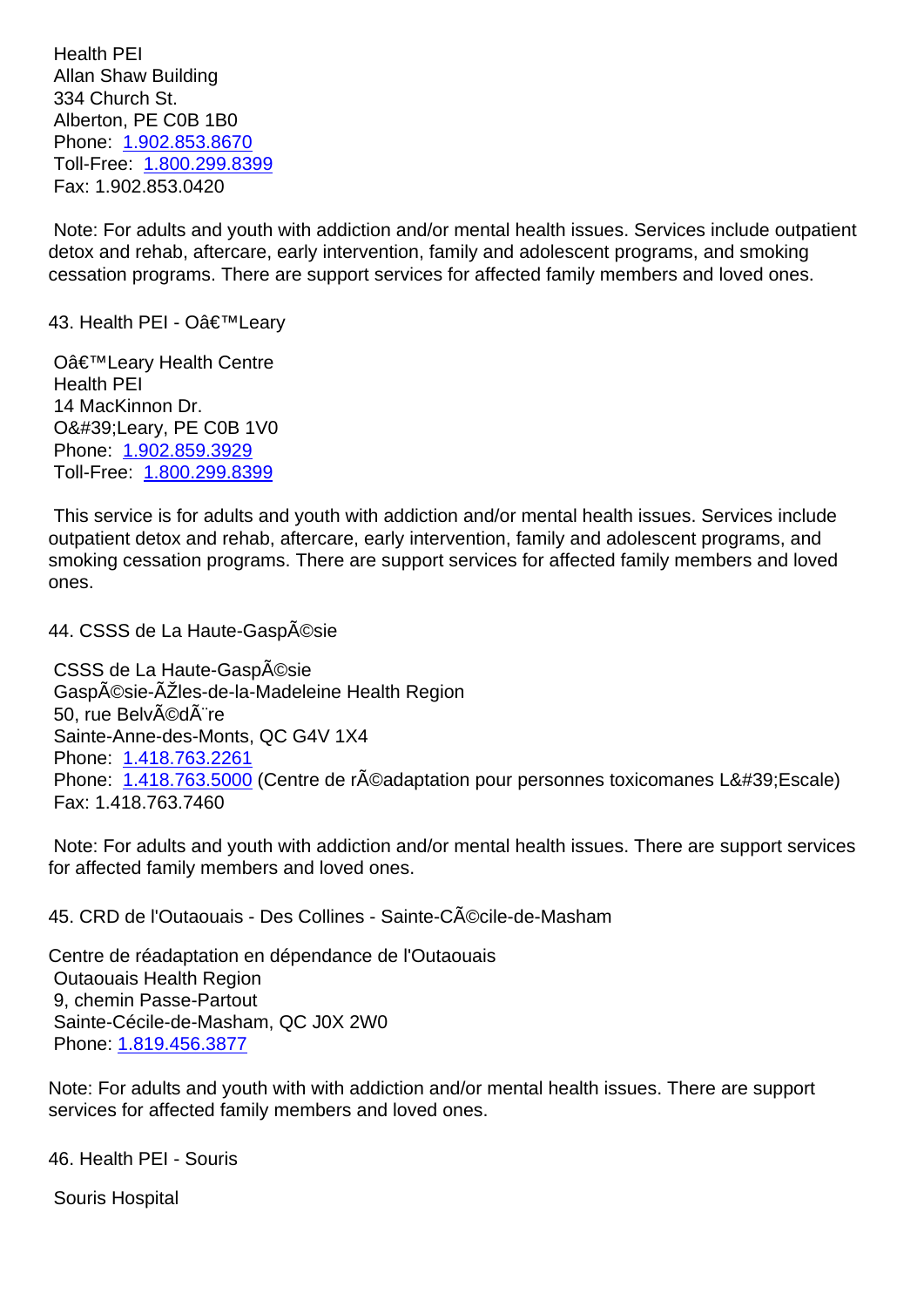Health PEI
Allan Shaw Building
334 Church St.
Alberton, PE C0B 1B0
Phone: 1.902.853.8670
Toll-Free: 1.800.299.8399
Fax: 1.902.853.0420

Note: For adults and youth with addiction and/or mental health issues. Services include outpatient detox and rehab, aftercare, early intervention, family and adolescent programs, and smoking cessation programs. There are support services for affected family members and loved ones.

43. Health PEI - Oâ€™Leary

Oâ€™Leary Health Centre
Health PEI
14 MacKinnon Dr.
O&#39;Leary, PE C0B 1V0
Phone: 1.902.859.3929
Toll-Free: 1.800.299.8399

This service is for adults and youth with addiction and/or mental health issues. Services include outpatient detox and rehab, aftercare, early intervention, family and adolescent programs, and smoking cessation programs. There are support services for affected family members and loved ones.

44. CSSS de La Haute-GaspÃ©sie

CSSS de La Haute-GaspÃ©sie
GaspÃ©sie-ÃŽles-de-la-Madeleine Health Region
50, rue BelvÃ©dÃ¨re
Sainte-Anne-des-Monts, QC G4V 1X4
Phone: 1.418.763.2261
Phone: 1.418.763.5000 (Centre de rÃ©adaptation pour personnes toxicomanes L&#39;Escale)
Fax: 1.418.763.7460

Note: For adults and youth with addiction and/or mental health issues. There are support services for affected family members and loved ones.

45. CRD de l'Outaouais - Des Collines - Sainte-CÃ©cile-de-Masham

Centre de réadaptation en dépendance de l'Outaouais
Outaouais Health Region
9, chemin Passe-Partout
Sainte-Cécile-de-Masham, QC J0X 2W0
Phone: 1.819.456.3877

Note: For adults and youth with with addiction and/or mental health issues. There are support services for affected family members and loved ones.

46. Health PEI - Souris

Souris Hospital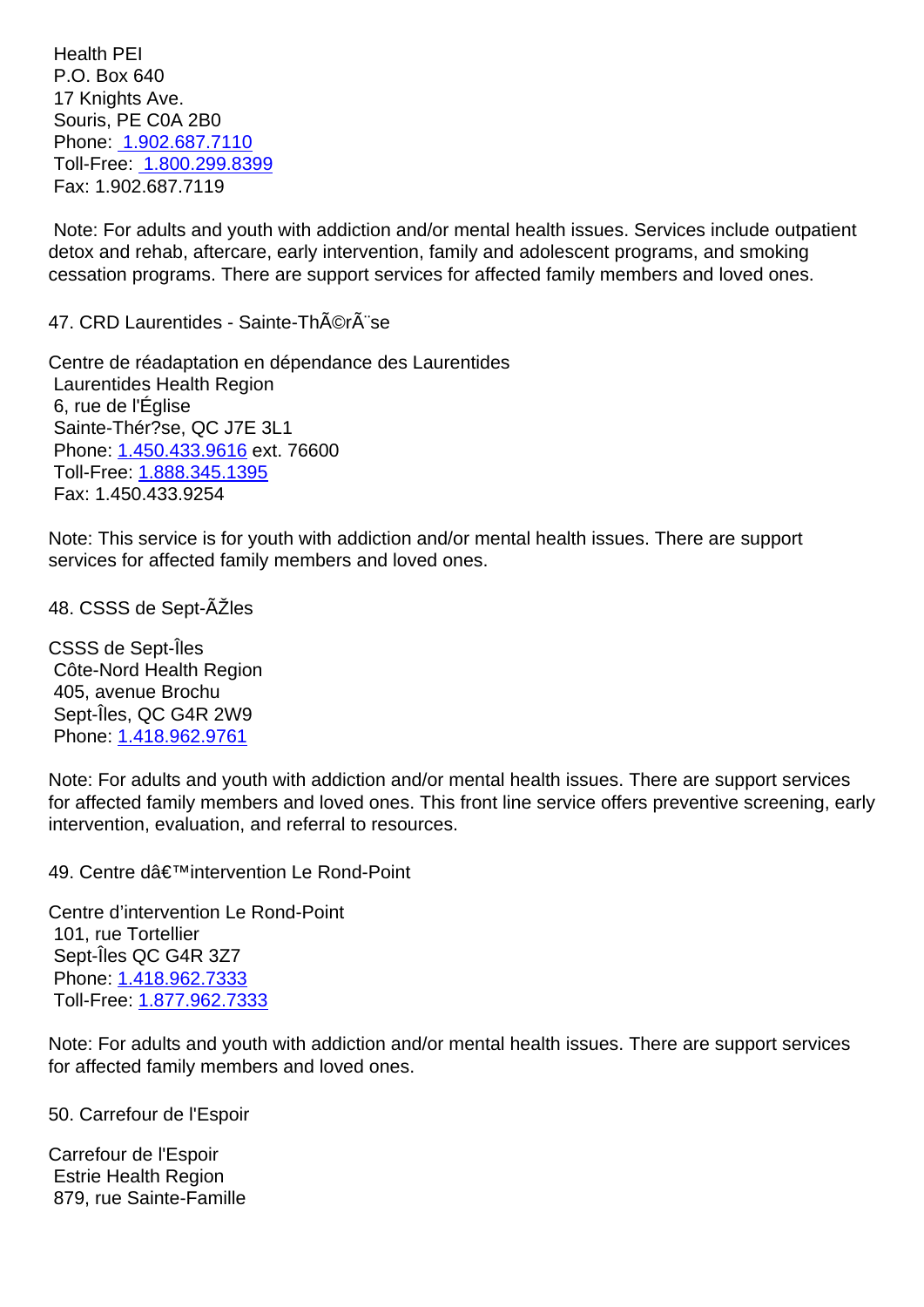Health PEI
P.O. Box 640
17 Knights Ave.
Souris, PE C0A 2B0
Phone: 1.902.687.7110
Toll-Free: 1.800.299.8399
Fax: 1.902.687.7119

Note: For adults and youth with addiction and/or mental health issues. Services include outpatient detox and rehab, aftercare, early intervention, family and adolescent programs, and smoking cessation programs. There are support services for affected family members and loved ones.

47. CRD Laurentides - Sainte-ThÃ©rÃ¨se

Centre de réadaptation en dépendance des Laurentides
Laurentides Health Region
6, rue de l'Église
Sainte-Thér?se, QC J7E 3L1
Phone: 1.450.433.9616 ext. 76600
Toll-Free: 1.888.345.1395
Fax: 1.450.433.9254

Note: This service is for youth with addiction and/or mental health issues. There are support services for affected family members and loved ones.

48. CSSS de Sept-ÃŽles

CSSS de Sept-Îles
Côte-Nord Health Region
405, avenue Brochu
Sept-Îles, QC G4R 2W9
Phone: 1.418.962.9761

Note: For adults and youth with addiction and/or mental health issues. There are support services for affected family members and loved ones. This front line service offers preventive screening, early intervention, evaluation, and referral to resources.

49. Centre dâ€™intervention Le Rond-Point

Centre d'intervention Le Rond-Point
101, rue Tortellier
Sept-Îles QC G4R 3Z7
Phone: 1.418.962.7333
Toll-Free: 1.877.962.7333

Note: For adults and youth with addiction and/or mental health issues. There are support services for affected family members and loved ones.

50. Carrefour de l'Espoir

Carrefour de l'Espoir
Estrie Health Region
879, rue Sainte-Famille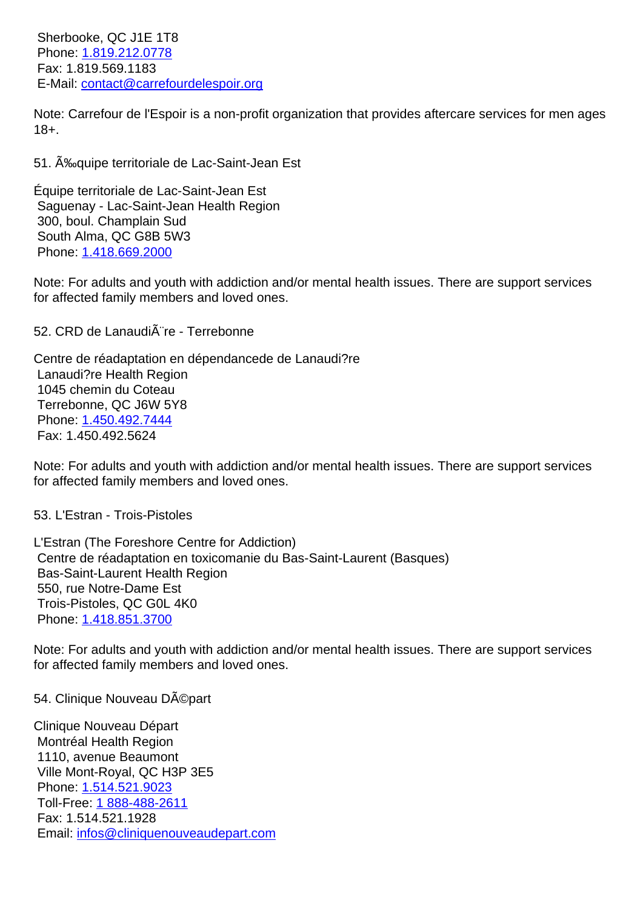Sherbooke, QC J1E 1T8
Phone: 1.819.212.0778
Fax: 1.819.569.1183
E-Mail: contact@carrefourdelespoir.org

Note: Carrefour de l'Espoir is a non-profit organization that provides aftercare services for men ages 18+.

51. Ã‰quipe territoriale de Lac-Saint-Jean Est

Équipe territoriale de Lac-Saint-Jean Est
Saguenay - Lac-Saint-Jean Health Region
300, boul. Champlain Sud
South Alma, QC G8B 5W3
Phone: 1.418.669.2000

Note: For adults and youth with addiction and/or mental health issues. There are support services for affected family members and loved ones.

52. CRD de LanaudiÃ¨re - Terrebonne

Centre de réadaptation en dépendancede de Lanaudi?re
Lanaudi?re Health Region
1045 chemin du Coteau
Terrebonne, QC J6W 5Y8
Phone: 1.450.492.7444
Fax: 1.450.492.5624

Note: For adults and youth with addiction and/or mental health issues. There are support services for affected family members and loved ones.

53. L'Estran - Trois-Pistoles

L'Estran (The Foreshore Centre for Addiction)
Centre de réadaptation en toxicomanie du Bas-Saint-Laurent (Basques)
Bas-Saint-Laurent Health Region
550, rue Notre-Dame Est
Trois-Pistoles, QC G0L 4K0
Phone: 1.418.851.3700

Note: For adults and youth with addiction and/or mental health issues. There are support services for affected family members and loved ones.

54. Clinique Nouveau DÃ©part

Clinique Nouveau Départ
Montréal Health Region
1110, avenue Beaumont
Ville Mont-Royal, QC H3P 3E5
Phone: 1.514.521.9023
Toll-Free: 1 888-488-2611
Fax: 1.514.521.1928
Email: infos@cliniquenouveaudepart.com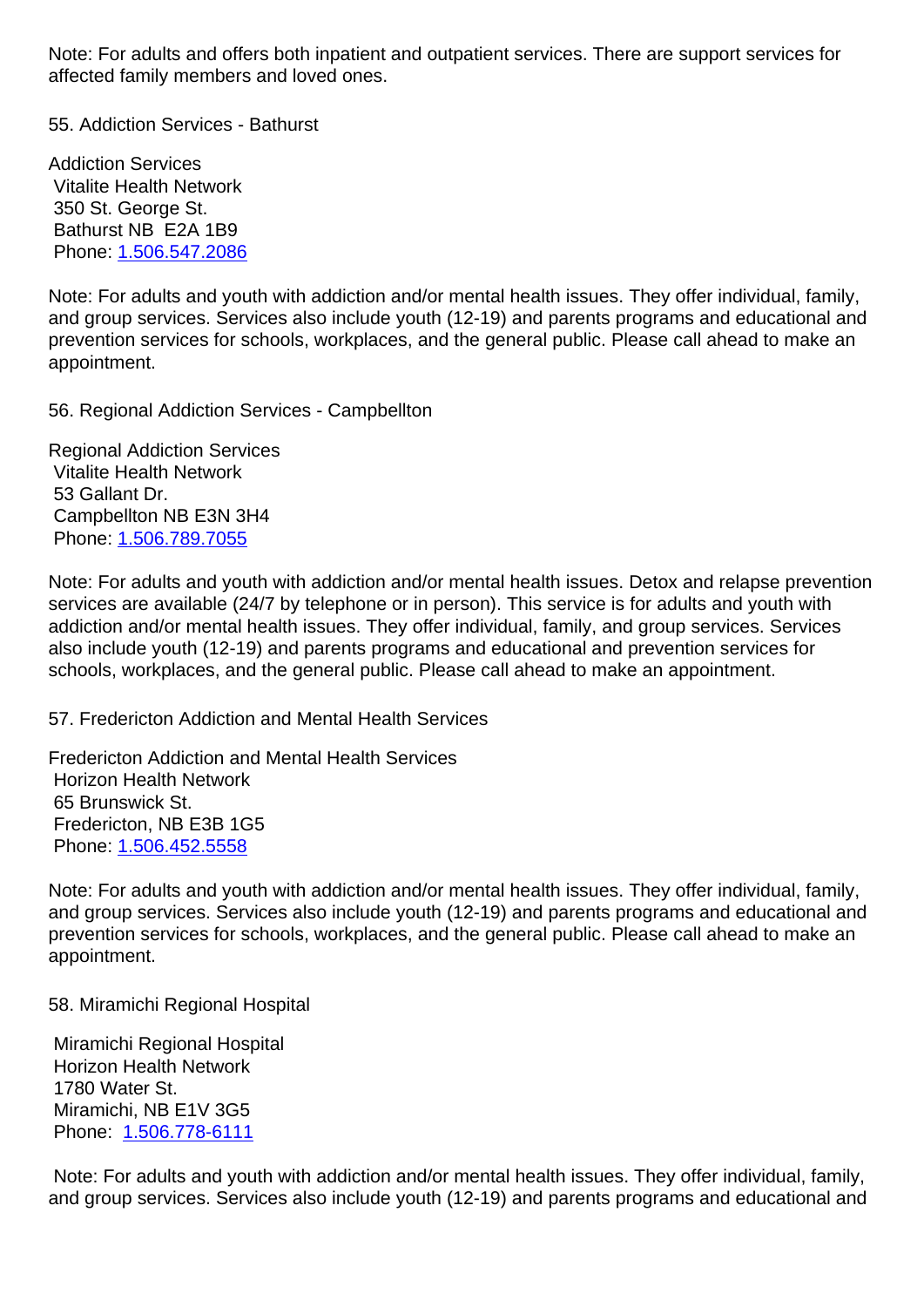Note: For adults and offers both inpatient and outpatient services. There are support services for affected family members and loved ones.

55. Addiction Services - Bathurst

Addiction Services
Vitalite Health Network
350 St. George St.
Bathurst NB E2A 1B9
Phone: 1.506.547.2086

Note: For adults and youth with addiction and/or mental health issues. They offer individual, family, and group services. Services also include youth (12-19) and parents programs and educational and prevention services for schools, workplaces, and the general public. Please call ahead to make an appointment.

56. Regional Addiction Services - Campbellton

Regional Addiction Services
Vitalite Health Network
53 Gallant Dr.
Campbellton NB E3N 3H4
Phone: 1.506.789.7055

Note: For adults and youth with addiction and/or mental health issues. Detox and relapse prevention services are available (24/7 by telephone or in person). This service is for adults and youth with addiction and/or mental health issues. They offer individual, family, and group services. Services also include youth (12-19) and parents programs and educational and prevention services for schools, workplaces, and the general public. Please call ahead to make an appointment.

57. Fredericton Addiction and Mental Health Services

Fredericton Addiction and Mental Health Services
Horizon Health Network
65 Brunswick St.
Fredericton, NB E3B 1G5
Phone: 1.506.452.5558

Note: For adults and youth with addiction and/or mental health issues. They offer individual, family, and group services. Services also include youth (12-19) and parents programs and educational and prevention services for schools, workplaces, and the general public. Please call ahead to make an appointment.

58. Miramichi Regional Hospital

Miramichi Regional Hospital
Horizon Health Network
1780 Water St.
Miramichi, NB E1V 3G5
Phone: 1.506.778-6111

Note: For adults and youth with addiction and/or mental health issues. They offer individual, family, and group services. Services also include youth (12-19) and parents programs and educational and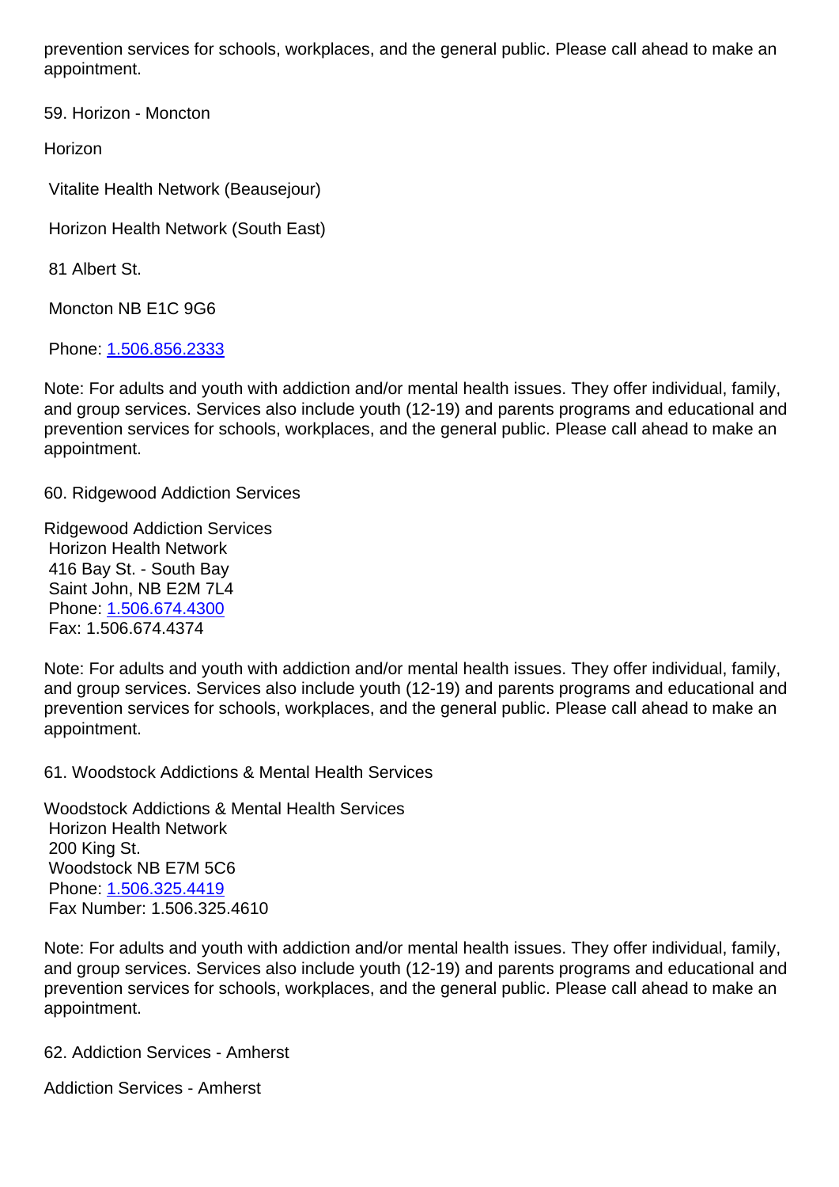prevention services for schools, workplaces, and the general public. Please call ahead to make an appointment.

59. Horizon - Moncton

Horizon

Vitalite Health Network (Beausejour)

Horizon Health Network (South East)

81 Albert St.

Moncton NB E1C 9G6

Phone: 1.506.856.2333

Note: For adults and youth with addiction and/or mental health issues. They offer individual, family, and group services. Services also include youth (12-19) and parents programs and educational and prevention services for schools, workplaces, and the general public. Please call ahead to make an appointment.

60. Ridgewood Addiction Services

Ridgewood Addiction Services
Horizon Health Network
416 Bay St. - South Bay
Saint John, NB E2M 7L4
Phone: 1.506.674.4300
Fax: 1.506.674.4374

Note: For adults and youth with addiction and/or mental health issues. They offer individual, family, and group services. Services also include youth (12-19) and parents programs and educational and prevention services for schools, workplaces, and the general public. Please call ahead to make an appointment.

61. Woodstock Addictions & Mental Health Services

Woodstock Addictions & Mental Health Services
Horizon Health Network
200 King St.
Woodstock NB E7M 5C6
Phone: 1.506.325.4419
Fax Number: 1.506.325.4610

Note: For adults and youth with addiction and/or mental health issues. They offer individual, family, and group services. Services also include youth (12-19) and parents programs and educational and prevention services for schools, workplaces, and the general public. Please call ahead to make an appointment.

62. Addiction Services - Amherst

Addiction Services - Amherst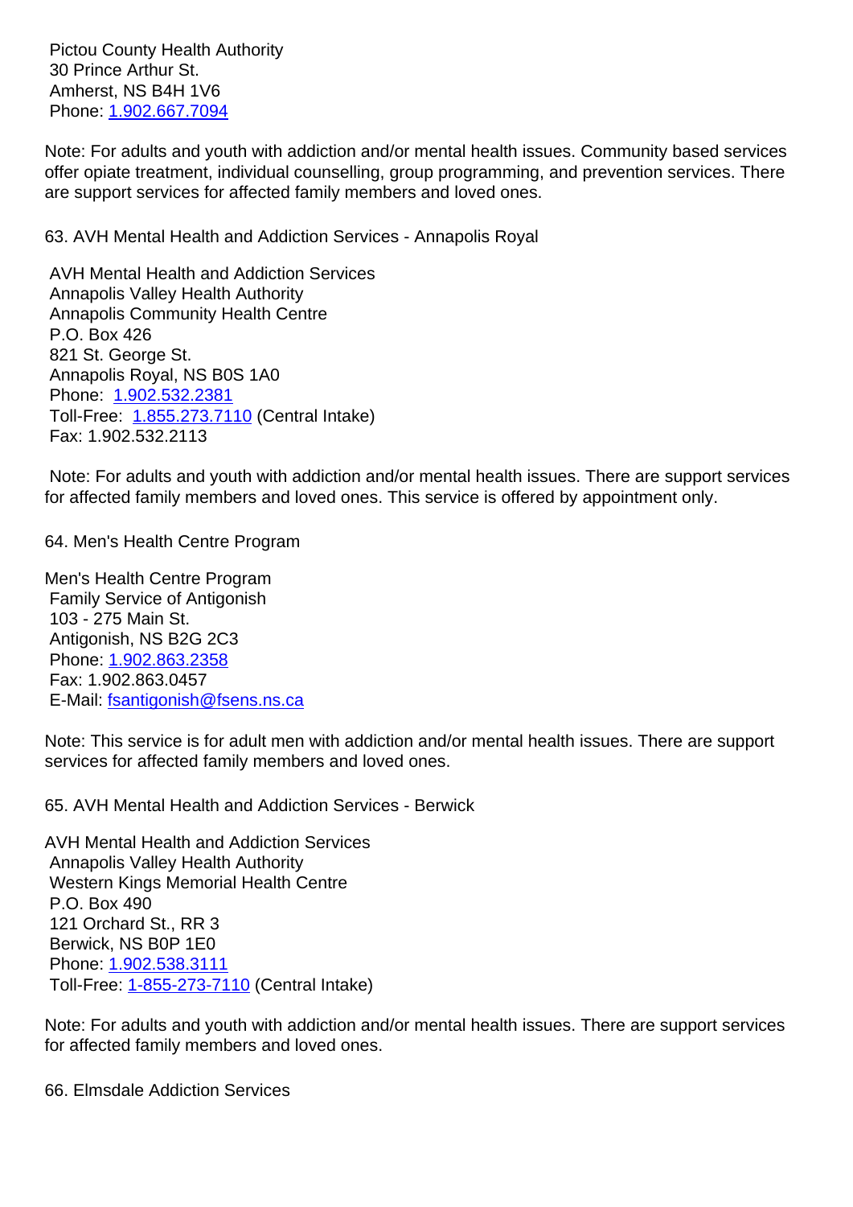Pictou County Health Authority
30 Prince Arthur St.
Amherst, NS B4H 1V6
Phone: 1.902.667.7094

Note: For adults and youth with addiction and/or mental health issues. Community based services offer opiate treatment, individual counselling, group programming, and prevention services. There are support services for affected family members and loved ones.

63. AVH Mental Health and Addiction Services - Annapolis Royal

AVH Mental Health and Addiction Services
Annapolis Valley Health Authority
Annapolis Community Health Centre
P.O. Box 426
821 St. George St.
Annapolis Royal, NS B0S 1A0
Phone: 1.902.532.2381
Toll-Free: 1.855.273.7110 (Central Intake)
Fax: 1.902.532.2113

Note: For adults and youth with addiction and/or mental health issues. There are support services for affected family members and loved ones. This service is offered by appointment only.

64. Men's Health Centre Program

Men's Health Centre Program
Family Service of Antigonish
103 - 275 Main St.
Antigonish, NS B2G 2C3
Phone: 1.902.863.2358
Fax: 1.902.863.0457
E-Mail: fsantigonish@fsens.ns.ca

Note: This service is for adult men with addiction and/or mental health issues. There are support services for affected family members and loved ones.

65. AVH Mental Health and Addiction Services - Berwick

AVH Mental Health and Addiction Services
Annapolis Valley Health Authority
Western Kings Memorial Health Centre
P.O. Box 490
121 Orchard St., RR 3
Berwick, NS B0P 1E0
Phone: 1.902.538.3111
Toll-Free: 1-855-273-7110 (Central Intake)

Note: For adults and youth with addiction and/or mental health issues. There are support services for affected family members and loved ones.

66. Elmsdale Addiction Services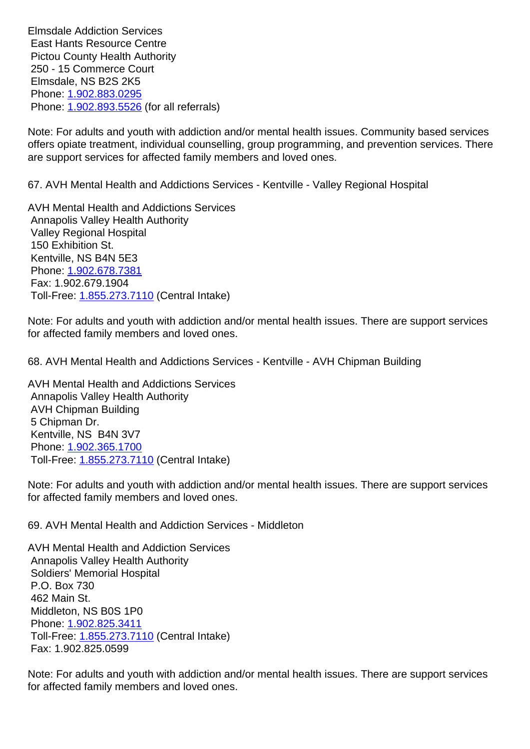Elmsdale Addiction Services
East Hants Resource Centre
Pictou County Health Authority
250 - 15 Commerce Court
Elmsdale, NS B2S 2K5
Phone: 1.902.883.0295
Phone: 1.902.893.5526 (for all referrals)

Note: For adults and youth with addiction and/or mental health issues. Community based services offers opiate treatment, individual counselling, group programming, and prevention services. There are support services for affected family members and loved ones.

67. AVH Mental Health and Addictions Services - Kentville - Valley Regional Hospital

AVH Mental Health and Addictions Services
Annapolis Valley Health Authority
Valley Regional Hospital
150 Exhibition St.
Kentville, NS B4N 5E3
Phone: 1.902.678.7381
Fax: 1.902.679.1904
Toll-Free: 1.855.273.7110 (Central Intake)

Note: For adults and youth with addiction and/or mental health issues. There are support services for affected family members and loved ones.

68. AVH Mental Health and Addictions Services - Kentville - AVH Chipman Building

AVH Mental Health and Addictions Services
Annapolis Valley Health Authority
AVH Chipman Building
5 Chipman Dr.
Kentville, NS B4N 3V7
Phone: 1.902.365.1700
Toll-Free: 1.855.273.7110 (Central Intake)

Note: For adults and youth with addiction and/or mental health issues. There are support services for affected family members and loved ones.

69. AVH Mental Health and Addiction Services - Middleton

AVH Mental Health and Addiction Services
Annapolis Valley Health Authority
Soldiers' Memorial Hospital
P.O. Box 730
462 Main St.
Middleton, NS B0S 1P0
Phone: 1.902.825.3411
Toll-Free: 1.855.273.7110 (Central Intake)
Fax: 1.902.825.0599

Note: For adults and youth with addiction and/or mental health issues. There are support services for affected family members and loved ones.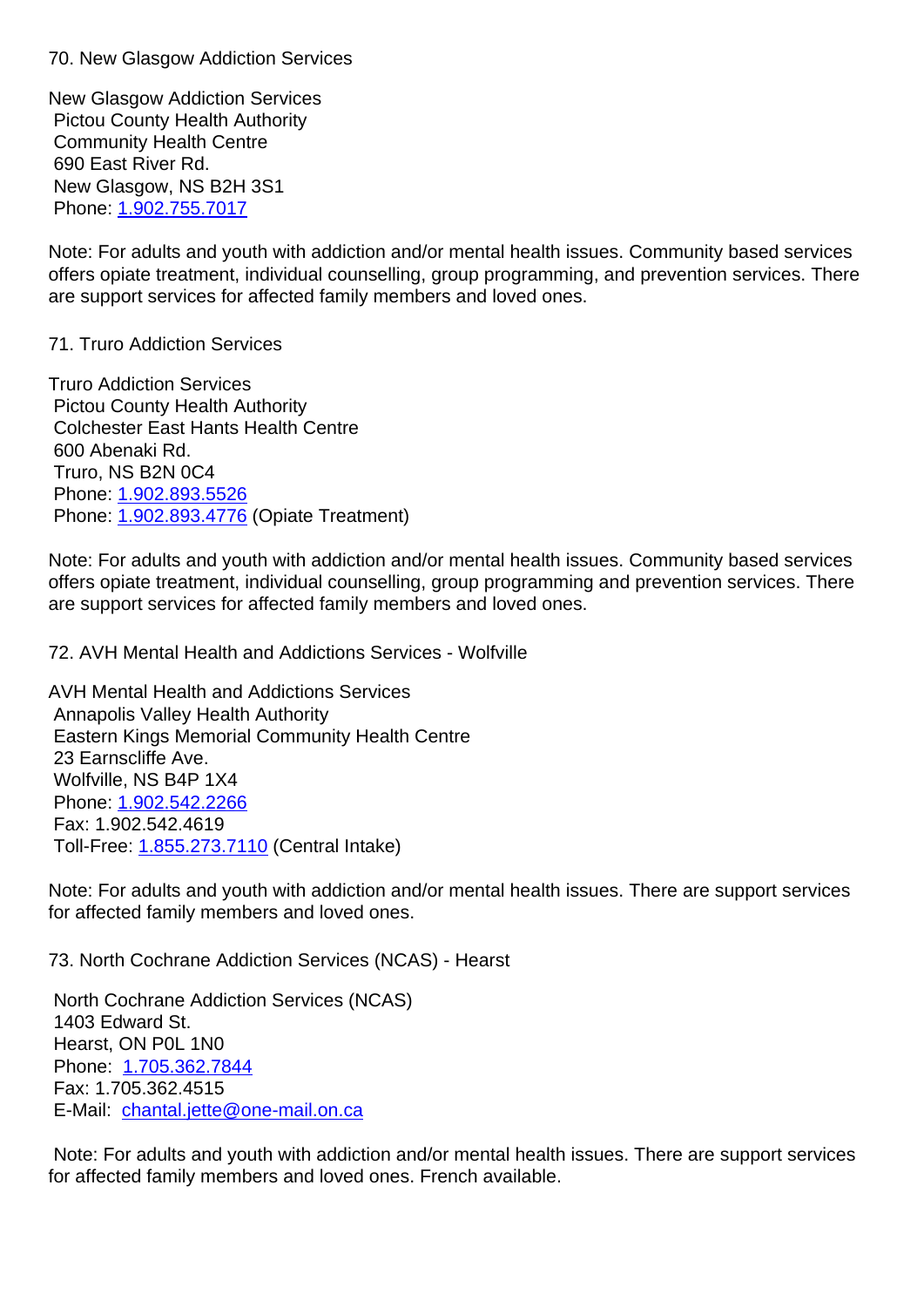70. New Glasgow Addiction Services

New Glasgow Addiction Services
Pictou County Health Authority
Community Health Centre
690 East River Rd.
New Glasgow, NS B2H 3S1
Phone: 1.902.755.7017

Note: For adults and youth with addiction and/or mental health issues. Community based services offers opiate treatment, individual counselling, group programming, and prevention services. There are support services for affected family members and loved ones.

71. Truro Addiction Services

Truro Addiction Services
Pictou County Health Authority
Colchester East Hants Health Centre
600 Abenaki Rd.
Truro, NS B2N 0C4
Phone: 1.902.893.5526
Phone: 1.902.893.4776 (Opiate Treatment)

Note: For adults and youth with addiction and/or mental health issues. Community based services offers opiate treatment, individual counselling, group programming and prevention services. There are support services for affected family members and loved ones.

72. AVH Mental Health and Addictions Services - Wolfville

AVH Mental Health and Addictions Services
Annapolis Valley Health Authority
Eastern Kings Memorial Community Health Centre
23 Earnscliffe Ave.
Wolfville, NS B4P 1X4
Phone: 1.902.542.2266
Fax: 1.902.542.4619
Toll-Free: 1.855.273.7110 (Central Intake)

Note: For adults and youth with addiction and/or mental health issues. There are support services for affected family members and loved ones.

73. North Cochrane Addiction Services (NCAS) - Hearst

North Cochrane Addiction Services (NCAS)
1403 Edward St.
Hearst, ON P0L 1N0
Phone: 1.705.362.7844
Fax: 1.705.362.4515
E-Mail: chantal.jette@one-mail.on.ca

Note: For adults and youth with addiction and/or mental health issues. There are support services for affected family members and loved ones. French available.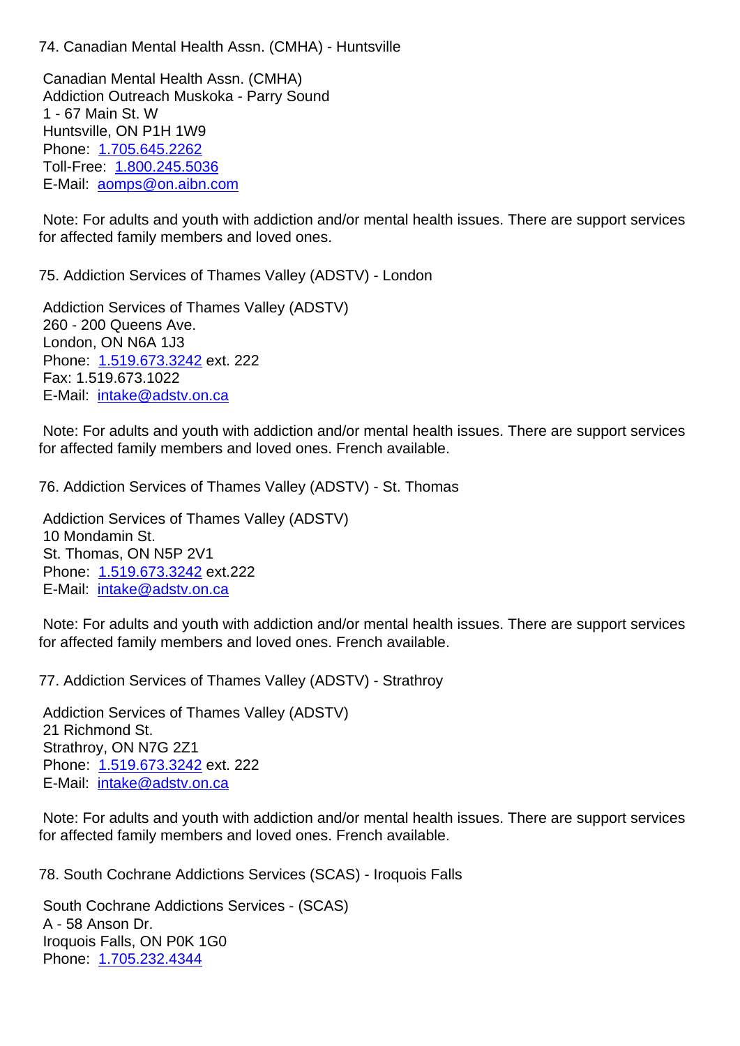74. Canadian Mental Health Assn. (CMHA) - Huntsville

Canadian Mental Health Assn. (CMHA)
Addiction Outreach Muskoka - Parry Sound
1 - 67 Main St. W
Huntsville, ON P1H 1W9
Phone: 1.705.645.2262
Toll-Free: 1.800.245.5036
E-Mail: aomps@on.aibn.com

Note: For adults and youth with addiction and/or mental health issues. There are support services for affected family members and loved ones.

75. Addiction Services of Thames Valley (ADSTV) - London

Addiction Services of Thames Valley (ADSTV)
260 - 200 Queens Ave.
London, ON N6A 1J3
Phone: 1.519.673.3242 ext. 222
Fax: 1.519.673.1022
E-Mail: intake@adstv.on.ca

Note: For adults and youth with addiction and/or mental health issues. There are support services for affected family members and loved ones. French available.

76. Addiction Services of Thames Valley (ADSTV) - St. Thomas

Addiction Services of Thames Valley (ADSTV)
10 Mondamin St.
St. Thomas, ON N5P 2V1
Phone: 1.519.673.3242 ext.222
E-Mail: intake@adstv.on.ca

Note: For adults and youth with addiction and/or mental health issues. There are support services for affected family members and loved ones. French available.

77. Addiction Services of Thames Valley (ADSTV) - Strathroy

Addiction Services of Thames Valley (ADSTV)
21 Richmond St.
Strathroy, ON N7G 2Z1
Phone: 1.519.673.3242 ext. 222
E-Mail: intake@adstv.on.ca

Note: For adults and youth with addiction and/or mental health issues. There are support services for affected family members and loved ones. French available.

78. South Cochrane Addictions Services (SCAS) - Iroquois Falls

South Cochrane Addictions Services - (SCAS)
A - 58 Anson Dr.
Iroquois Falls, ON P0K 1G0
Phone: 1.705.232.4344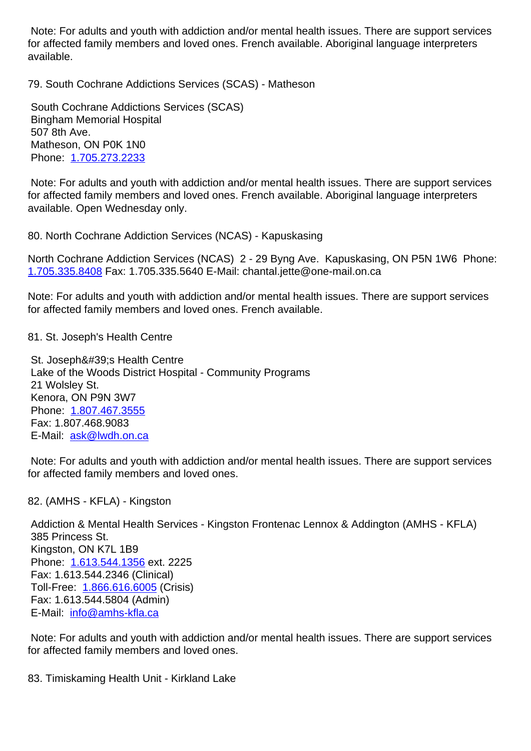Note: For adults and youth with addiction and/or mental health issues. There are support services for affected family members and loved ones. French available. Aboriginal language interpreters available.

79. South Cochrane Addictions Services (SCAS) - Matheson

South Cochrane Addictions Services (SCAS)
Bingham Memorial Hospital
507 8th Ave.
Matheson, ON P0K 1N0
Phone: 1.705.273.2233

Note: For adults and youth with addiction and/or mental health issues. There are support services for affected family members and loved ones. French available. Aboriginal language interpreters available. Open Wednesday only.

80. North Cochrane Addiction Services (NCAS) - Kapuskasing

North Cochrane Addiction Services (NCAS) 2 - 29 Byng Ave. Kapuskasing, ON P5N 1W6 Phone: 1.705.335.8408 Fax: 1.705.335.5640 E-Mail: chantal.jette@one-mail.on.ca

Note: For adults and youth with addiction and/or mental health issues. There are support services for affected family members and loved ones. French available.

81. St. Joseph's Health Centre

St. Joseph&#39;s Health Centre
Lake of the Woods District Hospital - Community Programs
21 Wolsley St.
Kenora, ON P9N 3W7
Phone: 1.807.467.3555
Fax: 1.807.468.9083
E-Mail: ask@lwdh.on.ca

Note: For adults and youth with addiction and/or mental health issues. There are support services for affected family members and loved ones.

82. (AMHS - KFLA) - Kingston

Addiction & Mental Health Services - Kingston Frontenac Lennox & Addington (AMHS - KFLA)
385 Princess St.
Kingston, ON K7L 1B9
Phone: 1.613.544.1356 ext. 2225
Fax: 1.613.544.2346 (Clinical)
Toll-Free: 1.866.616.6005 (Crisis)
Fax: 1.613.544.5804 (Admin)
E-Mail: info@amhs-kfla.ca

Note: For adults and youth with addiction and/or mental health issues. There are support services for affected family members and loved ones.

83. Timiskaming Health Unit - Kirkland Lake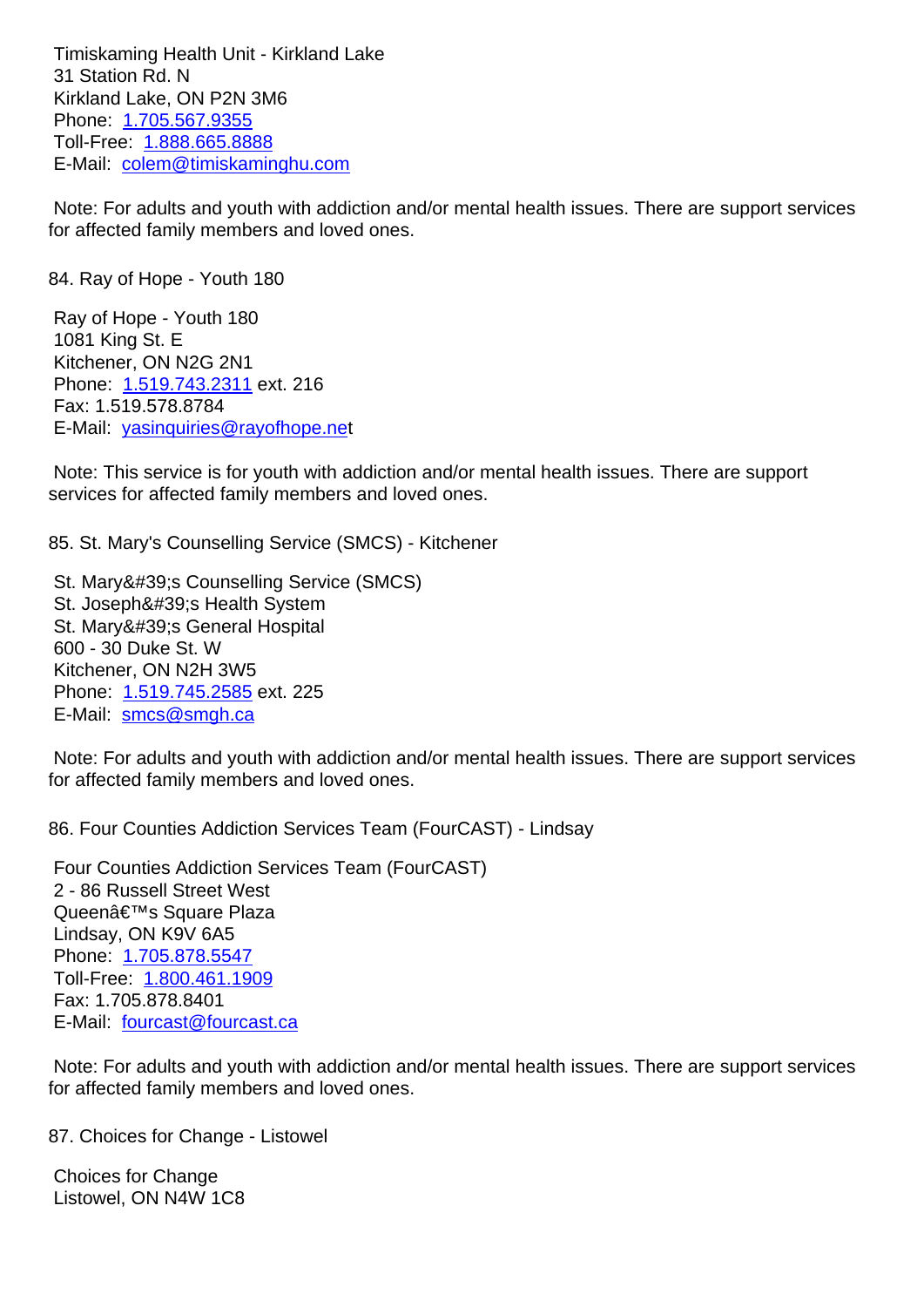Timiskaming Health Unit - Kirkland Lake
31 Station Rd. N
Kirkland Lake, ON P2N 3M6
Phone: 1.705.567.9355
Toll-Free: 1.888.665.8888
E-Mail: colem@timiskaminghu.com

Note: For adults and youth with addiction and/or mental health issues. There are support services for affected family members and loved ones.

84. Ray of Hope - Youth 180

Ray of Hope - Youth 180
1081 King St. E
Kitchener, ON N2G 2N1
Phone: 1.519.743.2311 ext. 216
Fax: 1.519.578.8784
E-Mail: yasinquiries@rayofhope.net

Note: This service is for youth with addiction and/or mental health issues. There are support services for affected family members and loved ones.

85. St. Mary's Counselling Service (SMCS) - Kitchener

St. Mary&#39;s Counselling Service (SMCS)
St. Joseph&#39;s Health System
St. Mary&#39;s General Hospital
600 - 30 Duke St. W
Kitchener, ON N2H 3W5
Phone: 1.519.745.2585 ext. 225
E-Mail: smcs@smgh.ca

Note: For adults and youth with addiction and/or mental health issues. There are support services for affected family members and loved ones.

86. Four Counties Addiction Services Team (FourCAST) - Lindsay

Four Counties Addiction Services Team (FourCAST)
2 - 86 Russell Street West
Queenâ€™s Square Plaza
Lindsay, ON K9V 6A5
Phone: 1.705.878.5547
Toll-Free: 1.800.461.1909
Fax: 1.705.878.8401
E-Mail: fourcast@fourcast.ca

Note: For adults and youth with addiction and/or mental health issues. There are support services for affected family members and loved ones.

87. Choices for Change - Listowel

Choices for Change
Listowel, ON N4W 1C8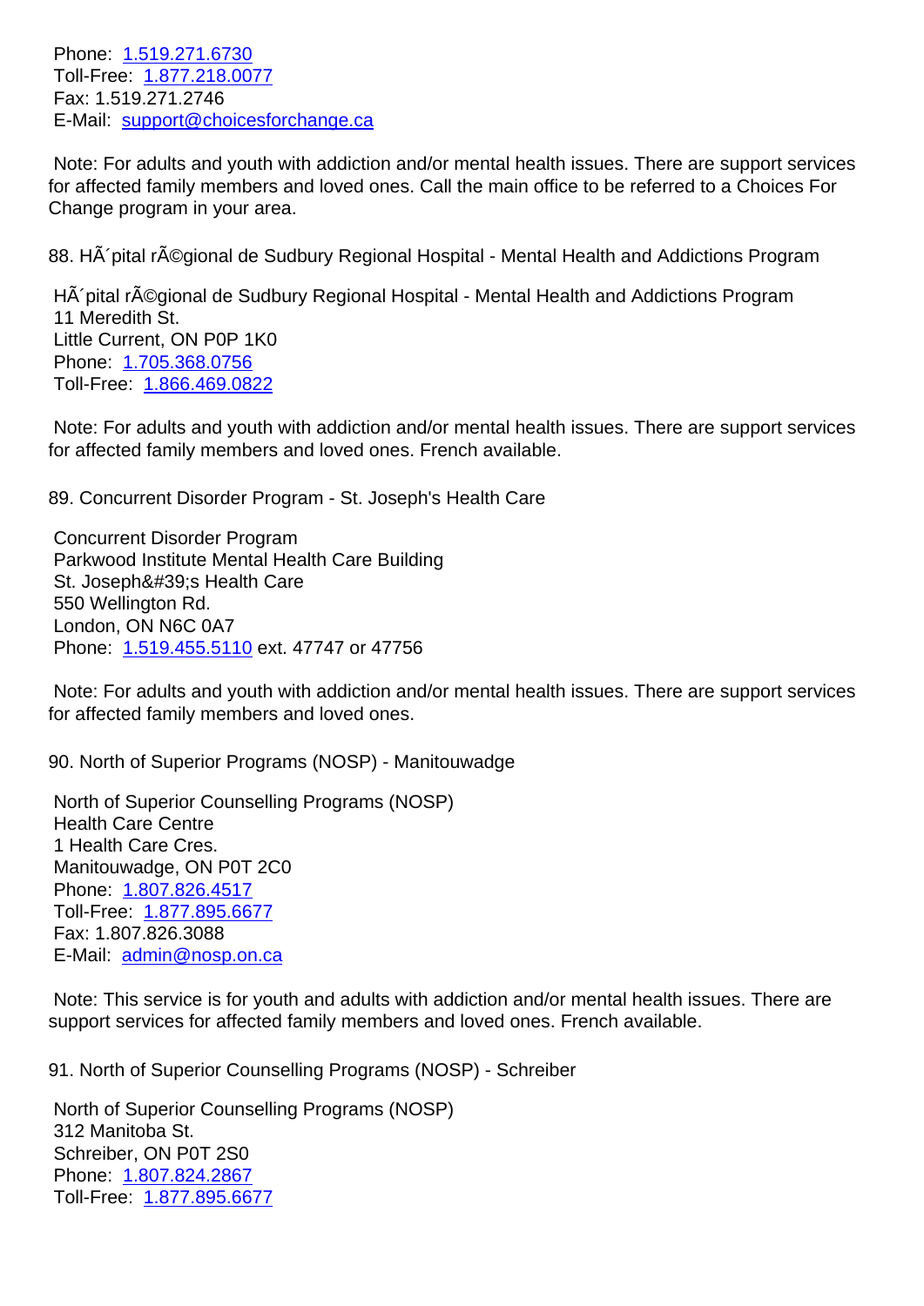Phone: 1.519.271.6730
Toll-Free: 1.877.218.0077
Fax: 1.519.271.2746
E-Mail: support@choicesforchange.ca

Note: For adults and youth with addiction and/or mental health issues. There are support services for affected family members and loved ones. Call the main office to be referred to a Choices For Change program in your area.

88. HÃ´pital rÃ©gional de Sudbury Regional Hospital - Mental Health and Addictions Program

HÃ´pital rÃ©gional de Sudbury Regional Hospital - Mental Health and Addictions Program
11 Meredith St.
Little Current, ON P0P 1K0
Phone: 1.705.368.0756
Toll-Free: 1.866.469.0822

Note: For adults and youth with addiction and/or mental health issues. There are support services for affected family members and loved ones. French available.

89. Concurrent Disorder Program - St. Joseph's Health Care

Concurrent Disorder Program
Parkwood Institute Mental Health Care Building
St. Joseph&#39;s Health Care
550 Wellington Rd.
London, ON N6C 0A7
Phone: 1.519.455.5110 ext. 47747 or 47756

Note: For adults and youth with addiction and/or mental health issues. There are support services for affected family members and loved ones.

90. North of Superior Programs (NOSP) - Manitouwadge

North of Superior Counselling Programs (NOSP)
Health Care Centre
1 Health Care Cres.
Manitouwadge, ON P0T 2C0
Phone: 1.807.826.4517
Toll-Free: 1.877.895.6677
Fax: 1.807.826.3088
E-Mail: admin@nosp.on.ca

Note: This service is for youth and adults with addiction and/or mental health issues. There are support services for affected family members and loved ones. French available.

91. North of Superior Counselling Programs (NOSP) - Schreiber

North of Superior Counselling Programs (NOSP)
312 Manitoba St.
Schreiber, ON P0T 2S0
Phone: 1.807.824.2867
Toll-Free: 1.877.895.6677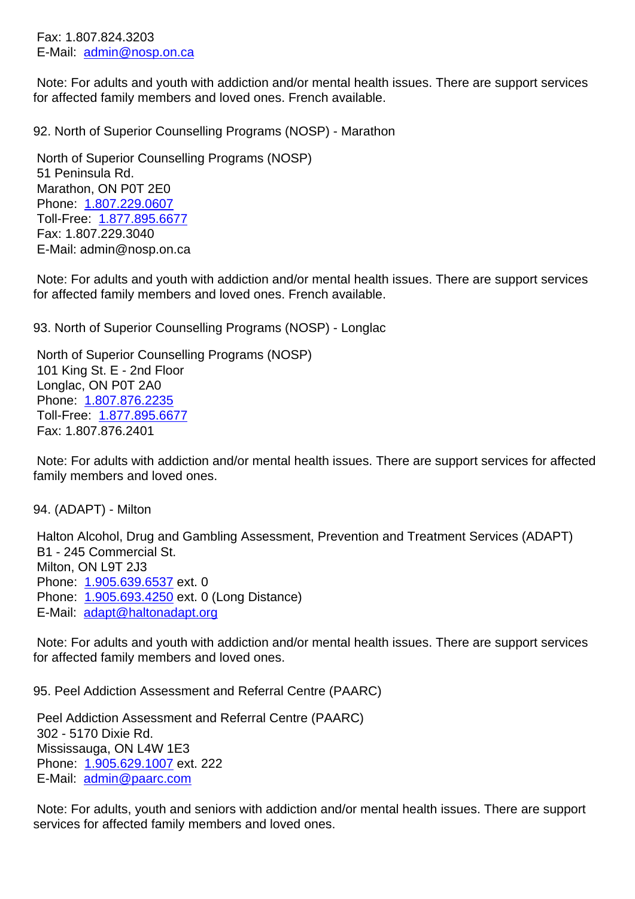Fax: 1.807.824.3203
E-Mail: admin@nosp.on.ca

Note: For adults and youth with addiction and/or mental health issues. There are support services for affected family members and loved ones. French available.

92. North of Superior Counselling Programs (NOSP) - Marathon

North of Superior Counselling Programs (NOSP)
51 Peninsula Rd.
Marathon, ON P0T 2E0
Phone: 1.807.229.0607
Toll-Free: 1.877.895.6677
Fax: 1.807.229.3040
E-Mail: admin@nosp.on.ca

Note: For adults and youth with addiction and/or mental health issues. There are support services for affected family members and loved ones. French available.

93. North of Superior Counselling Programs (NOSP) - Longlac

North of Superior Counselling Programs (NOSP)
101 King St. E - 2nd Floor
Longlac, ON P0T 2A0
Phone: 1.807.876.2235
Toll-Free: 1.877.895.6677
Fax: 1.807.876.2401

Note: For adults with addiction and/or mental health issues. There are support services for affected family members and loved ones.

94. (ADAPT) - Milton

Halton Alcohol, Drug and Gambling Assessment, Prevention and Treatment Services (ADAPT)
B1 - 245 Commercial St.
Milton, ON L9T 2J3
Phone: 1.905.639.6537 ext. 0
Phone: 1.905.693.4250 ext. 0 (Long Distance)
E-Mail: adapt@haltonadapt.org

Note: For adults and youth with addiction and/or mental health issues. There are support services for affected family members and loved ones.

95. Peel Addiction Assessment and Referral Centre (PAARC)

Peel Addiction Assessment and Referral Centre (PAARC)
302 - 5170 Dixie Rd.
Mississauga, ON L4W 1E3
Phone: 1.905.629.1007 ext. 222
E-Mail: admin@paarc.com

Note: For adults, youth and seniors with addiction and/or mental health issues. There are support services for affected family members and loved ones.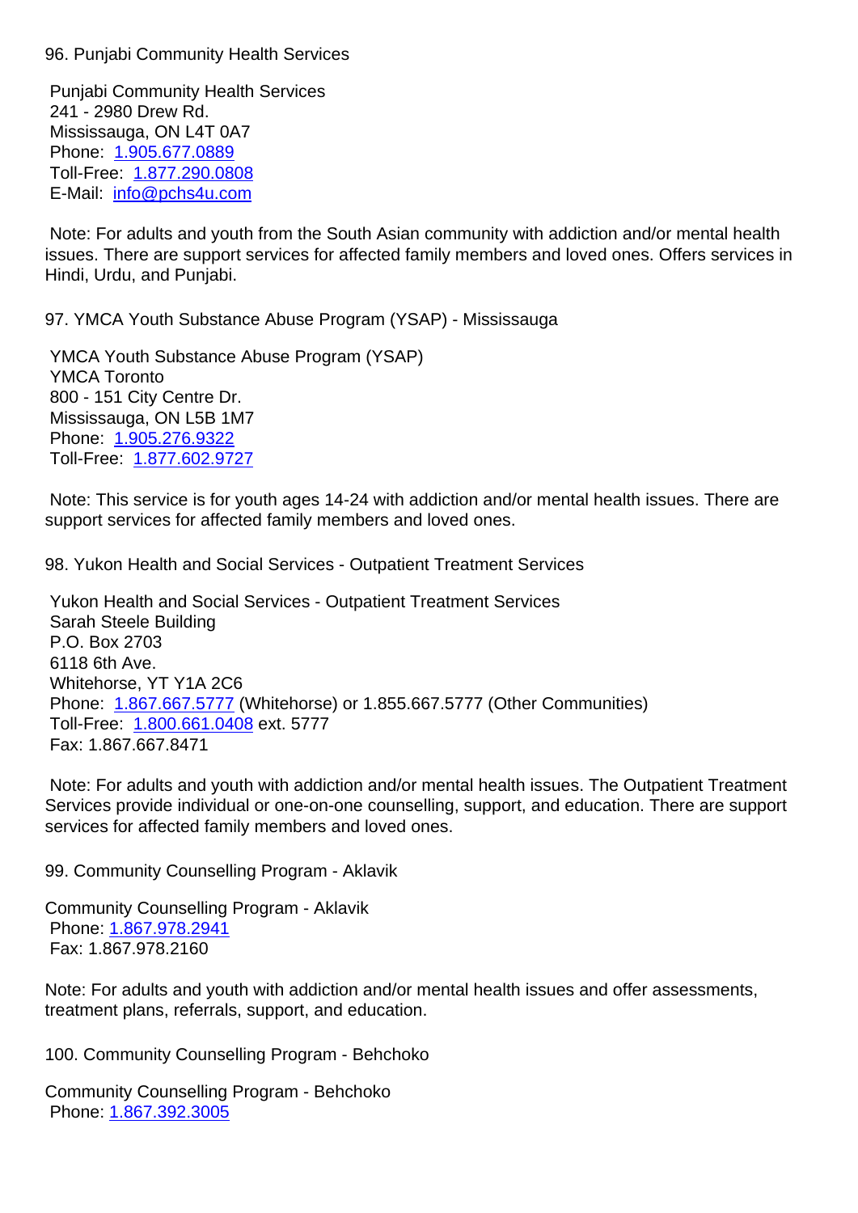96. Punjabi Community Health Services

Punjabi Community Health Services
241 - 2980 Drew Rd.
Mississauga, ON L4T 0A7
Phone: 1.905.677.0889
Toll-Free: 1.877.290.0808
E-Mail: info@pchs4u.com

Note: For adults and youth from the South Asian community with addiction and/or mental health issues. There are support services for affected family members and loved ones. Offers services in Hindi, Urdu, and Punjabi.

97. YMCA Youth Substance Abuse Program (YSAP) - Mississauga

YMCA Youth Substance Abuse Program (YSAP)
YMCA Toronto
800 - 151 City Centre Dr.
Mississauga, ON L5B 1M7
Phone: 1.905.276.9322
Toll-Free: 1.877.602.9727

Note: This service is for youth ages 14-24 with addiction and/or mental health issues. There are support services for affected family members and loved ones.

98. Yukon Health and Social Services - Outpatient Treatment Services

Yukon Health and Social Services - Outpatient Treatment Services
Sarah Steele Building
P.O. Box 2703
6118 6th Ave.
Whitehorse, YT Y1A 2C6
Phone: 1.867.667.5777 (Whitehorse) or 1.855.667.5777 (Other Communities)
Toll-Free: 1.800.661.0408 ext. 5777
Fax: 1.867.667.8471

Note: For adults and youth with addiction and/or mental health issues. The Outpatient Treatment Services provide individual or one-on-one counselling, support, and education. There are support services for affected family members and loved ones.

99. Community Counselling Program - Aklavik

Community Counselling Program - Aklavik
Phone: 1.867.978.2941
Fax: 1.867.978.2160

Note: For adults and youth with addiction and/or mental health issues and offer assessments, treatment plans, referrals, support, and education.

100. Community Counselling Program - Behchoko

Community Counselling Program - Behchoko
Phone: 1.867.392.3005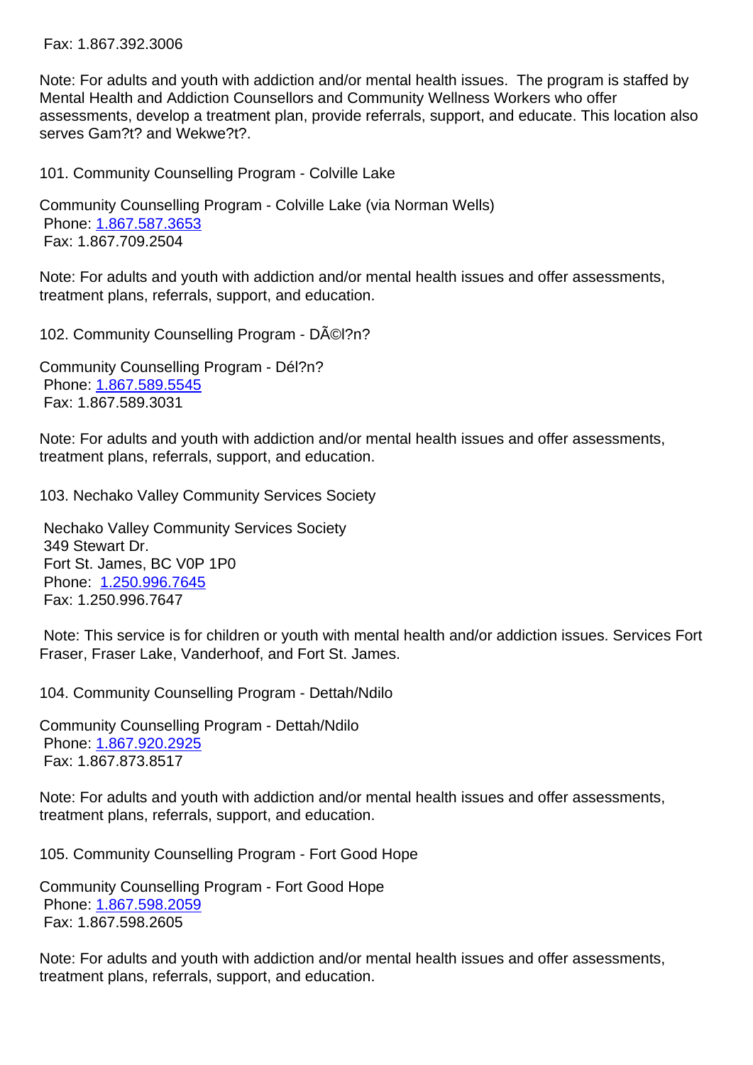Fax: 1.867.392.3006

Note: For adults and youth with addiction and/or mental health issues. The program is staffed by Mental Health and Addiction Counsellors and Community Wellness Workers who offer assessments, develop a treatment plan, provide referrals, support, and educate. This location also serves Gam?t? and Wekwe?t?.

101. Community Counselling Program - Colville Lake

Community Counselling Program - Colville Lake (via Norman Wells)
Phone: 1.867.587.3653
Fax: 1.867.709.2504

Note: For adults and youth with addiction and/or mental health issues and offer assessments, treatment plans, referrals, support, and education.

102. Community Counselling Program - DÃ©l?n?

Community Counselling Program - Dél?n?
Phone: 1.867.589.5545
Fax: 1.867.589.3031

Note: For adults and youth with addiction and/or mental health issues and offer assessments, treatment plans, referrals, support, and education.

103. Nechako Valley Community Services Society

Nechako Valley Community Services Society
349 Stewart Dr.
Fort St. James, BC V0P 1P0
Phone: 1.250.996.7645
Fax: 1.250.996.7647

Note: This service is for children or youth with mental health and/or addiction issues. Services Fort Fraser, Fraser Lake, Vanderhoof, and Fort St. James.

104. Community Counselling Program - Dettah/Ndilo

Community Counselling Program - Dettah/Ndilo
Phone: 1.867.920.2925
Fax: 1.867.873.8517

Note: For adults and youth with addiction and/or mental health issues and offer assessments, treatment plans, referrals, support, and education.

105. Community Counselling Program - Fort Good Hope

Community Counselling Program - Fort Good Hope
Phone: 1.867.598.2059
Fax: 1.867.598.2605

Note: For adults and youth with addiction and/or mental health issues and offer assessments, treatment plans, referrals, support, and education.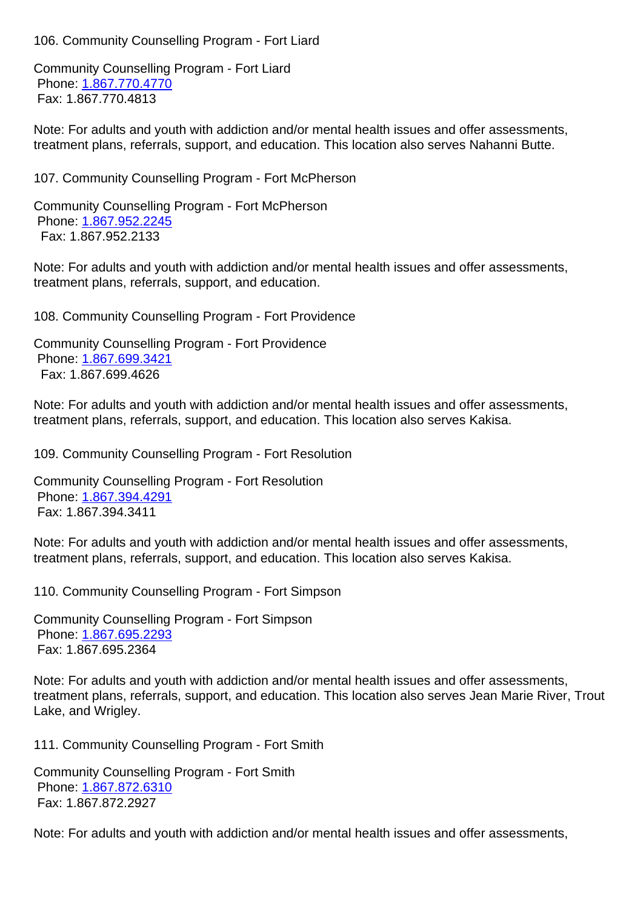106. Community Counselling Program - Fort Liard

Community Counselling Program - Fort Liard
Phone: 1.867.770.4770
Fax: 1.867.770.4813

Note: For adults and youth with addiction and/or mental health issues and offer assessments, treatment plans, referrals, support, and education. This location also serves Nahanni Butte.

107. Community Counselling Program - Fort McPherson

Community Counselling Program - Fort McPherson
Phone: 1.867.952.2245
Fax: 1.867.952.2133

Note: For adults and youth with addiction and/or mental health issues and offer assessments, treatment plans, referrals, support, and education.

108. Community Counselling Program - Fort Providence

Community Counselling Program - Fort Providence
Phone: 1.867.699.3421
Fax: 1.867.699.4626

Note: For adults and youth with addiction and/or mental health issues and offer assessments, treatment plans, referrals, support, and education. This location also serves Kakisa.

109. Community Counselling Program - Fort Resolution

Community Counselling Program - Fort Resolution
Phone: 1.867.394.4291
Fax: 1.867.394.3411

Note: For adults and youth with addiction and/or mental health issues and offer assessments, treatment plans, referrals, support, and education. This location also serves Kakisa.

110. Community Counselling Program - Fort Simpson

Community Counselling Program - Fort Simpson
Phone: 1.867.695.2293
Fax: 1.867.695.2364

Note: For adults and youth with addiction and/or mental health issues and offer assessments, treatment plans, referrals, support, and education. This location also serves Jean Marie River, Trout Lake, and Wrigley.

111. Community Counselling Program - Fort Smith

Community Counselling Program - Fort Smith
Phone: 1.867.872.6310
Fax: 1.867.872.2927

Note: For adults and youth with addiction and/or mental health issues and offer assessments,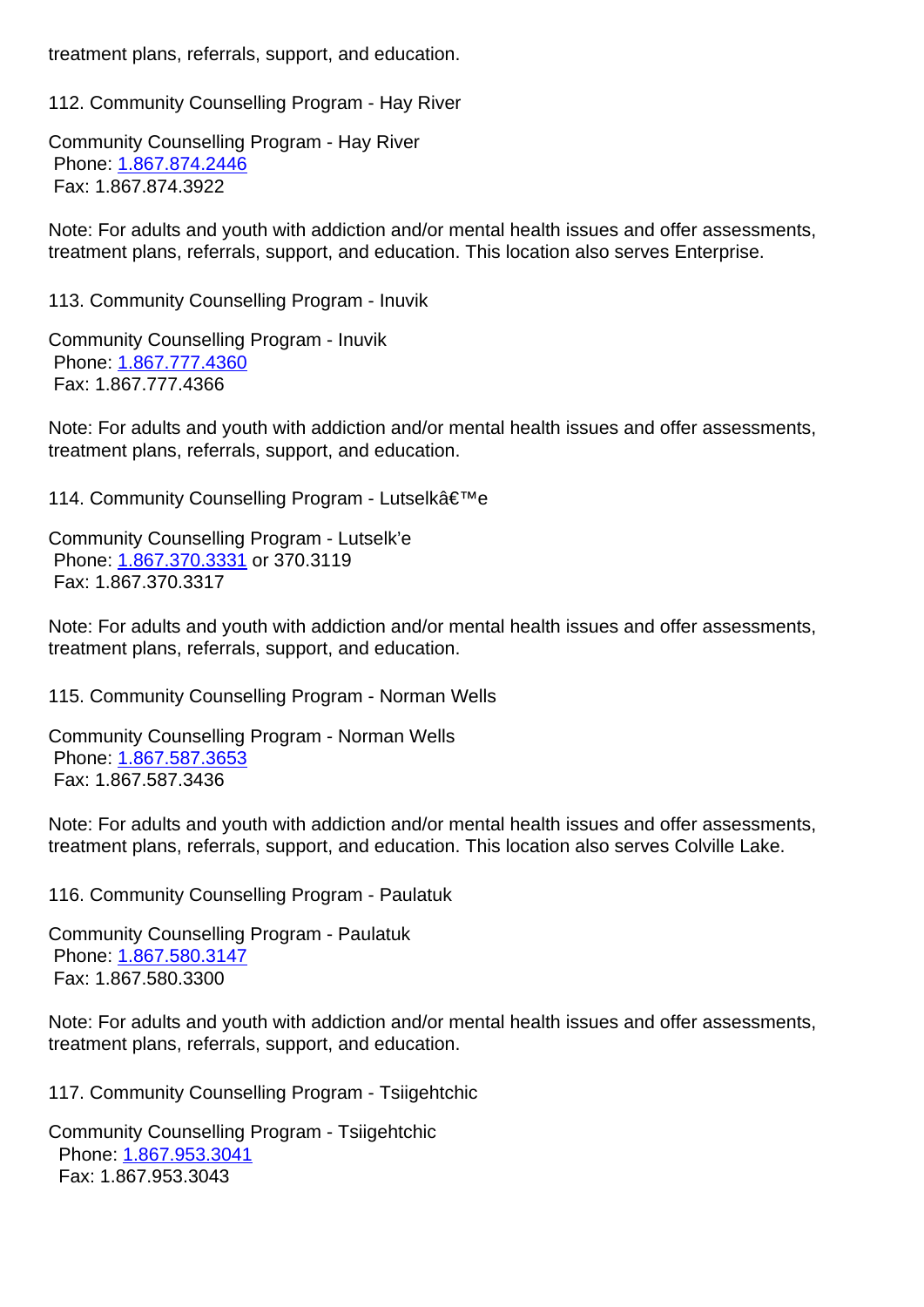treatment plans, referrals, support, and education.

112. Community Counselling Program - Hay River

Community Counselling Program - Hay River
Phone: 1.867.874.2446
Fax: 1.867.874.3922

Note: For adults and youth with addiction and/or mental health issues and offer assessments, treatment plans, referrals, support, and education. This location also serves Enterprise.

113. Community Counselling Program - Inuvik

Community Counselling Program - Inuvik
Phone: 1.867.777.4360
Fax: 1.867.777.4366

Note: For adults and youth with addiction and/or mental health issues and offer assessments, treatment plans, referrals, support, and education.

114. Community Counselling Program - Lutselkâ€™e

Community Counselling Program - Lutselk'e
Phone: 1.867.370.3331 or 370.3119
Fax: 1.867.370.3317

Note: For adults and youth with addiction and/or mental health issues and offer assessments, treatment plans, referrals, support, and education.

115. Community Counselling Program - Norman Wells

Community Counselling Program - Norman Wells
Phone: 1.867.587.3653
Fax: 1.867.587.3436

Note: For adults and youth with addiction and/or mental health issues and offer assessments, treatment plans, referrals, support, and education. This location also serves Colville Lake.

116. Community Counselling Program - Paulatuk

Community Counselling Program - Paulatuk
Phone: 1.867.580.3147
Fax: 1.867.580.3300

Note: For adults and youth with addiction and/or mental health issues and offer assessments, treatment plans, referrals, support, and education.

117. Community Counselling Program - Tsiigehtchic

Community Counselling Program - Tsiigehtchic
Phone: 1.867.953.3041
Fax: 1.867.953.3043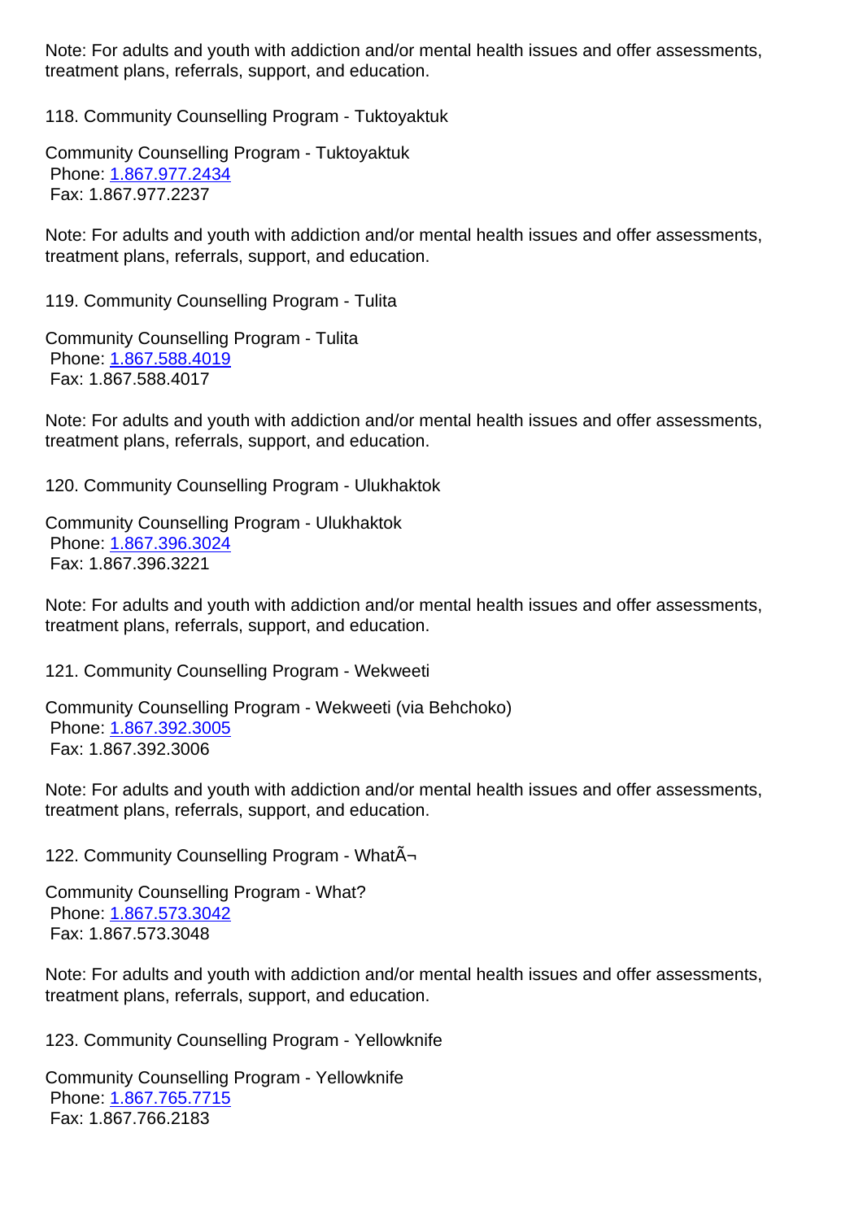Note: For adults and youth with addiction and/or mental health issues and offer assessments, treatment plans, referrals, support, and education.

118. Community Counselling Program - Tuktoyaktuk

Community Counselling Program - Tuktoyaktuk
Phone: 1.867.977.2434
Fax: 1.867.977.2237

Note: For adults and youth with addiction and/or mental health issues and offer assessments, treatment plans, referrals, support, and education.

119. Community Counselling Program - Tulita

Community Counselling Program - Tulita
Phone: 1.867.588.4019
Fax: 1.867.588.4017

Note: For adults and youth with addiction and/or mental health issues and offer assessments, treatment plans, referrals, support, and education.

120. Community Counselling Program - Ulukhaktok

Community Counselling Program - Ulukhaktok
Phone: 1.867.396.3024
Fax: 1.867.396.3221

Note: For adults and youth with addiction and/or mental health issues and offer assessments, treatment plans, referrals, support, and education.

121. Community Counselling Program - Wekweeti

Community Counselling Program - Wekweeti (via Behchoko)
Phone: 1.867.392.3005
Fax: 1.867.392.3006

Note: For adults and youth with addiction and/or mental health issues and offer assessments, treatment plans, referrals, support, and education.

122. Community Counselling Program - WhatÃ¬

Community Counselling Program - What?
Phone: 1.867.573.3042
Fax: 1.867.573.3048

Note: For adults and youth with addiction and/or mental health issues and offer assessments, treatment plans, referrals, support, and education.

123. Community Counselling Program - Yellowknife

Community Counselling Program - Yellowknife
Phone: 1.867.765.7715
Fax: 1.867.766.2183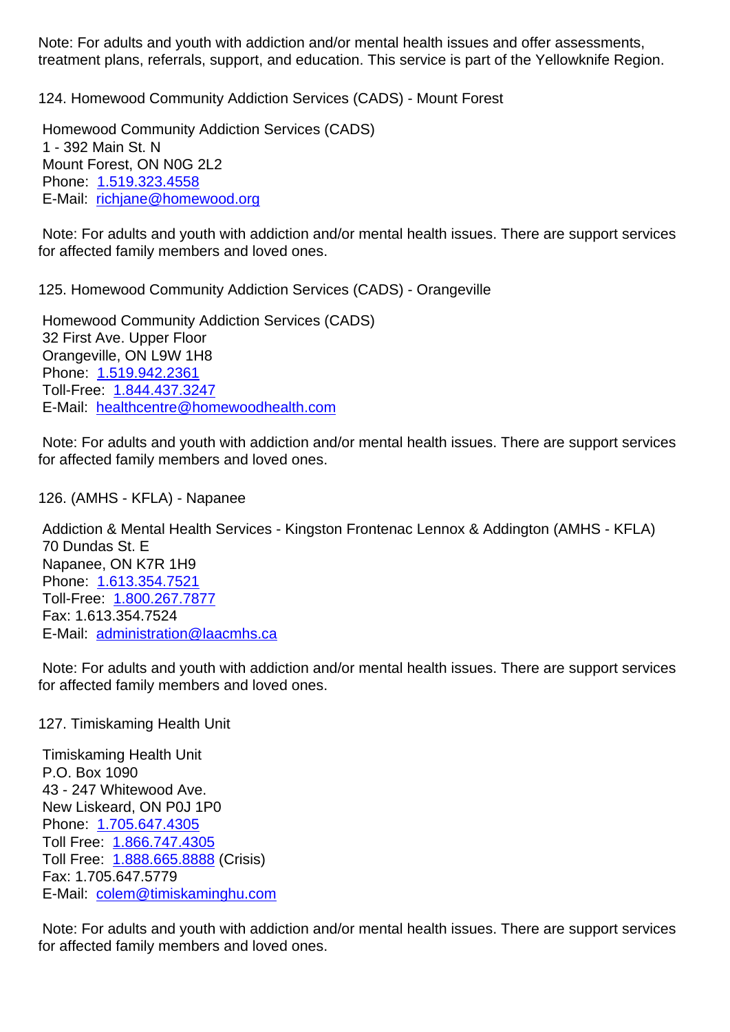Note: For adults and youth with addiction and/or mental health issues and offer assessments, treatment plans, referrals, support, and education. This service is part of the Yellowknife Region.

124. Homewood Community Addiction Services (CADS) - Mount Forest

Homewood Community Addiction Services (CADS)
1 - 392 Main St. N
Mount Forest, ON N0G 2L2
Phone: 1.519.323.4558
E-Mail: richjane@homewood.org

Note: For adults and youth with addiction and/or mental health issues. There are support services for affected family members and loved ones.

125. Homewood Community Addiction Services (CADS) - Orangeville

Homewood Community Addiction Services (CADS)
32 First Ave. Upper Floor
Orangeville, ON L9W 1H8
Phone: 1.519.942.2361
Toll-Free: 1.844.437.3247
E-Mail: healthcentre@homewoodhealth.com

Note: For adults and youth with addiction and/or mental health issues. There are support services for affected family members and loved ones.

126. (AMHS - KFLA) - Napanee

Addiction & Mental Health Services - Kingston Frontenac Lennox & Addington (AMHS - KFLA)
70 Dundas St. E
Napanee, ON K7R 1H9
Phone: 1.613.354.7521
Toll-Free: 1.800.267.7877
Fax: 1.613.354.7524
E-Mail: administration@laacmhs.ca

Note: For adults and youth with addiction and/or mental health issues. There are support services for affected family members and loved ones.

127. Timiskaming Health Unit

Timiskaming Health Unit
P.O. Box 1090
43 - 247 Whitewood Ave.
New Liskeard, ON P0J 1P0
Phone: 1.705.647.4305
Toll Free: 1.866.747.4305
Toll Free: 1.888.665.8888 (Crisis)
Fax: 1.705.647.5779
E-Mail: colem@timiskaminghu.com

Note: For adults and youth with addiction and/or mental health issues. There are support services for affected family members and loved ones.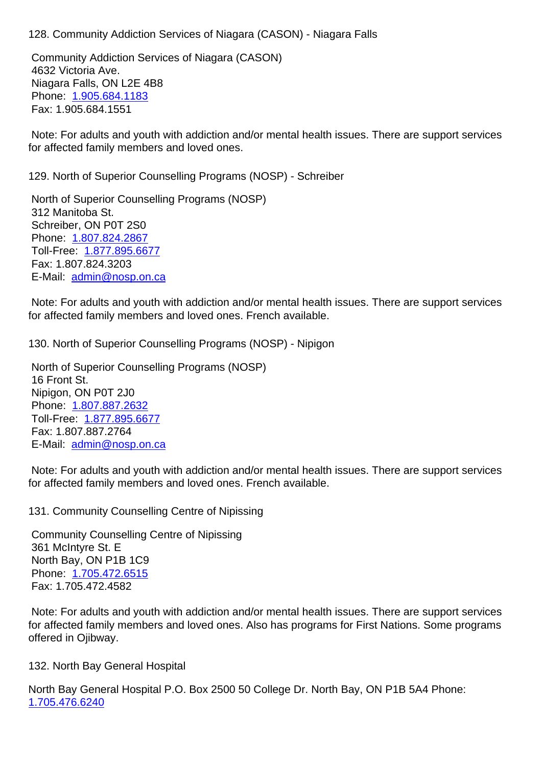128. Community Addiction Services of Niagara (CASON) - Niagara Falls

Community Addiction Services of Niagara (CASON)
4632 Victoria Ave.
Niagara Falls, ON L2E 4B8
Phone: 1.905.684.1183
Fax: 1.905.684.1551

Note: For adults and youth with addiction and/or mental health issues. There are support services for affected family members and loved ones.

129. North of Superior Counselling Programs (NOSP) - Schreiber

North of Superior Counselling Programs (NOSP)
312 Manitoba St.
Schreiber, ON P0T 2S0
Phone: 1.807.824.2867
Toll-Free: 1.877.895.6677
Fax: 1.807.824.3203
E-Mail: admin@nosp.on.ca

Note: For adults and youth with addiction and/or mental health issues. There are support services for affected family members and loved ones. French available.

130. North of Superior Counselling Programs (NOSP) - Nipigon

North of Superior Counselling Programs (NOSP)
16 Front St.
Nipigon, ON P0T 2J0
Phone: 1.807.887.2632
Toll-Free: 1.877.895.6677
Fax: 1.807.887.2764
E-Mail: admin@nosp.on.ca

Note: For adults and youth with addiction and/or mental health issues. There are support services for affected family members and loved ones. French available.

131. Community Counselling Centre of Nipissing

Community Counselling Centre of Nipissing
361 McIntyre St. E
North Bay, ON P1B 1C9
Phone: 1.705.472.6515
Fax: 1.705.472.4582

Note: For adults and youth with addiction and/or mental health issues. There are support services for affected family members and loved ones. Also has programs for First Nations. Some programs offered in Ojibway.

132. North Bay General Hospital

North Bay General Hospital P.O. Box 2500 50 College Dr. North Bay, ON P1B 5A4 Phone: 1.705.476.6240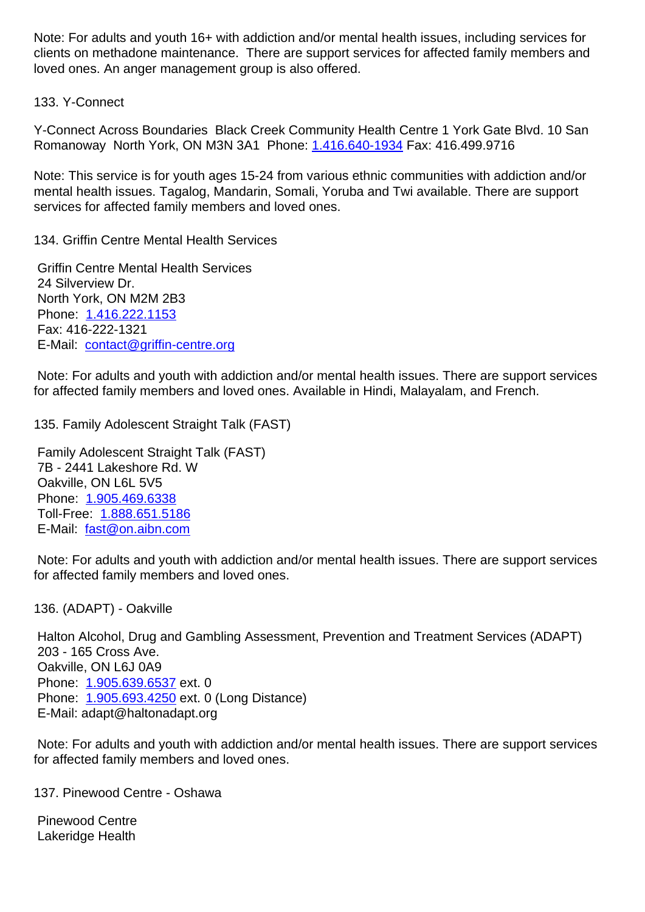Note: For adults and youth 16+ with addiction and/or mental health issues, including services for clients on methadone maintenance. There are support services for affected family members and loved ones. An anger management group is also offered.

133. Y-Connect

Y-Connect Across Boundaries Black Creek Community Health Centre 1 York Gate Blvd. 10 San Romanoway North York, ON M3N 3A1 Phone: 1.416.640-1934 Fax: 416.499.9716

Note: This service is for youth ages 15-24 from various ethnic communities with addiction and/or mental health issues. Tagalog, Mandarin, Somali, Yoruba and Twi available. There are support services for affected family members and loved ones.

134. Griffin Centre Mental Health Services

Griffin Centre Mental Health Services
24 Silverview Dr.
North York, ON M2M 2B3
Phone: 1.416.222.1153
Fax: 416-222-1321
E-Mail: contact@griffin-centre.org

Note: For adults and youth with addiction and/or mental health issues. There are support services for affected family members and loved ones. Available in Hindi, Malayalam, and French.

135. Family Adolescent Straight Talk (FAST)

Family Adolescent Straight Talk (FAST)
7B - 2441 Lakeshore Rd. W
Oakville, ON L6L 5V5
Phone: 1.905.469.6338
Toll-Free: 1.888.651.5186
E-Mail: fast@on.aibn.com

Note: For adults and youth with addiction and/or mental health issues. There are support services for affected family members and loved ones.

136. (ADAPT) - Oakville

Halton Alcohol, Drug and Gambling Assessment, Prevention and Treatment Services (ADAPT)
203 - 165 Cross Ave.
Oakville, ON L6J 0A9
Phone: 1.905.639.6537 ext. 0
Phone: 1.905.693.4250 ext. 0 (Long Distance)
E-Mail: adapt@haltonadapt.org

Note: For adults and youth with addiction and/or mental health issues. There are support services for affected family members and loved ones.

137. Pinewood Centre - Oshawa

Pinewood Centre
Lakeridge Health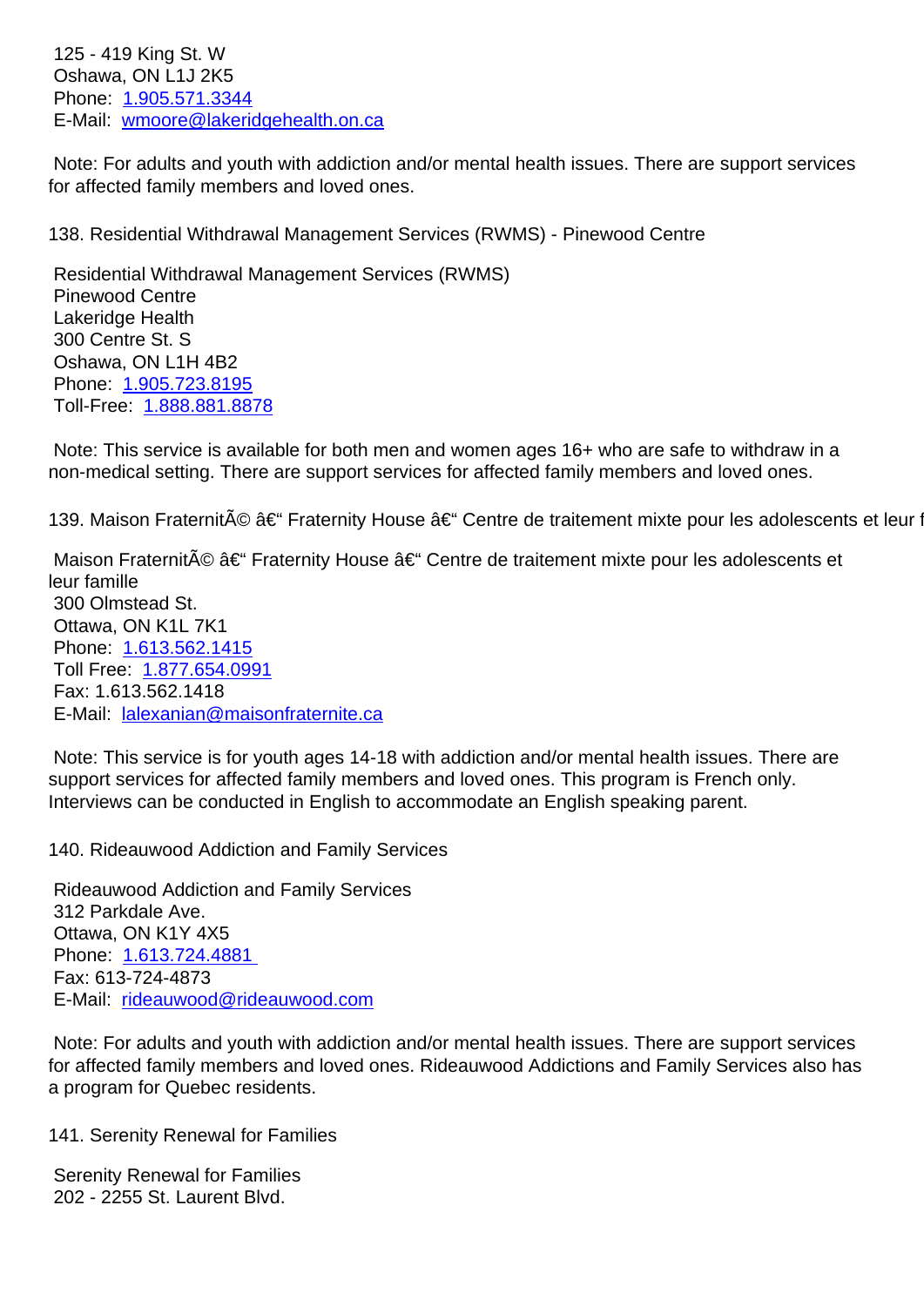125 - 419 King St. W
Oshawa, ON L1J 2K5
Phone: 1.905.571.3344
E-Mail: wmoore@lakeridgehealth.on.ca

Note: For adults and youth with addiction and/or mental health issues. There are support services for affected family members and loved ones.

138. Residential Withdrawal Management Services (RWMS) - Pinewood Centre

Residential Withdrawal Management Services (RWMS)
Pinewood Centre
Lakeridge Health
300 Centre St. S
Oshawa, ON L1H 4B2
Phone: 1.905.723.8195
Toll-Free: 1.888.881.8878

Note: This service is available for both men and women ages 16+ who are safe to withdraw in a non-medical setting. There are support services for affected family members and loved ones.

139. Maison FraternitÃ© â€“ Fraternity House â€“ Centre de traitement mixte pour les adolescents et leur f

Maison FraternitÃ© â€“ Fraternity House â€“ Centre de traitement mixte pour les adolescents et leur famille
300 Olmstead St.
Ottawa, ON K1L 7K1
Phone: 1.613.562.1415
Toll Free: 1.877.654.0991
Fax: 1.613.562.1418
E-Mail: lalexanian@maisonfraternite.ca

Note: This service is for youth ages 14-18 with addiction and/or mental health issues. There are support services for affected family members and loved ones. This program is French only. Interviews can be conducted in English to accommodate an English speaking parent.

140. Rideauwood Addiction and Family Services

Rideauwood Addiction and Family Services
312 Parkdale Ave.
Ottawa, ON K1Y 4X5
Phone: 1.613.724.4881
Fax: 613-724-4873
E-Mail: rideauwood@rideauwood.com

Note: For adults and youth with addiction and/or mental health issues. There are support services for affected family members and loved ones. Rideauwood Addictions and Family Services also has a program for Quebec residents.

141. Serenity Renewal for Families

Serenity Renewal for Families
202 - 2255 St. Laurent Blvd.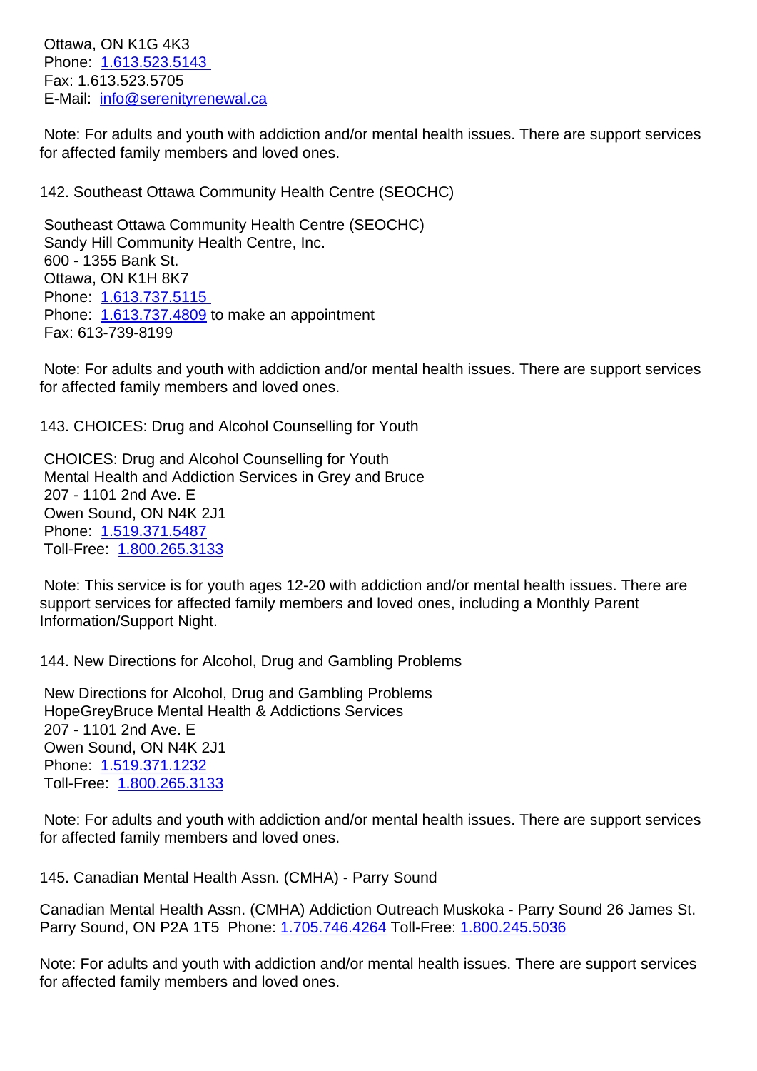Ottawa, ON K1G 4K3
Phone: 1.613.523.5143
Fax: 1.613.523.5705
E-Mail: info@serenityrenewal.ca

Note: For adults and youth with addiction and/or mental health issues. There are support services for affected family members and loved ones.

142. Southeast Ottawa Community Health Centre (SEOCHC)

Southeast Ottawa Community Health Centre (SEOCHC)
Sandy Hill Community Health Centre, Inc.
600 - 1355 Bank St.
Ottawa, ON K1H 8K7
Phone: 1.613.737.5115
Phone: 1.613.737.4809 to make an appointment
Fax: 613-739-8199

Note: For adults and youth with addiction and/or mental health issues. There are support services for affected family members and loved ones.

143. CHOICES: Drug and Alcohol Counselling for Youth

CHOICES: Drug and Alcohol Counselling for Youth
Mental Health and Addiction Services in Grey and Bruce
207 - 1101 2nd Ave. E
Owen Sound, ON N4K 2J1
Phone: 1.519.371.5487
Toll-Free: 1.800.265.3133

Note: This service is for youth ages 12-20 with addiction and/or mental health issues. There are support services for affected family members and loved ones, including a Monthly Parent Information/Support Night.

144. New Directions for Alcohol, Drug and Gambling Problems

New Directions for Alcohol, Drug and Gambling Problems
HopeGreyBruce Mental Health & Addictions Services
207 - 1101 2nd Ave. E
Owen Sound, ON N4K 2J1
Phone: 1.519.371.1232
Toll-Free: 1.800.265.3133

Note: For adults and youth with addiction and/or mental health issues. There are support services for affected family members and loved ones.

145. Canadian Mental Health Assn. (CMHA) - Parry Sound

Canadian Mental Health Assn. (CMHA) Addiction Outreach Muskoka - Parry Sound 26 James St. Parry Sound, ON P2A 1T5 Phone: 1.705.746.4264 Toll-Free: 1.800.245.5036

Note: For adults and youth with addiction and/or mental health issues. There are support services for affected family members and loved ones.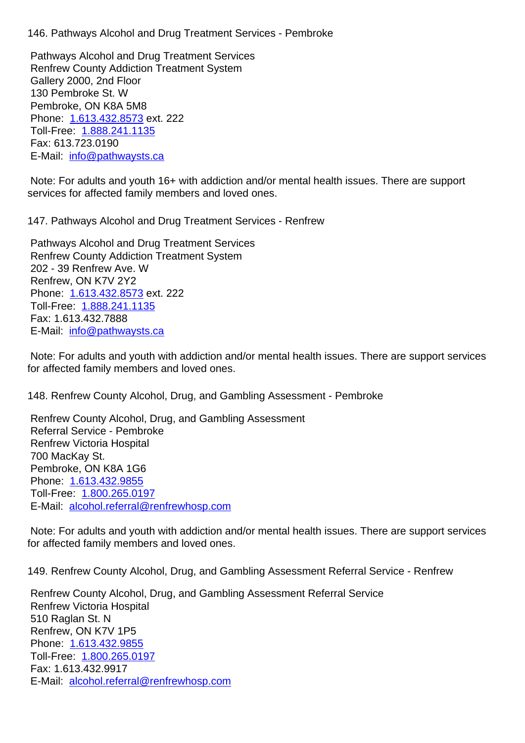146. Pathways Alcohol and Drug Treatment Services - Pembroke

Pathways Alcohol and Drug Treatment Services
Renfrew County Addiction Treatment System
Gallery 2000, 2nd Floor
130 Pembroke St. W
Pembroke, ON K8A 5M8
Phone: 1.613.432.8573 ext. 222
Toll-Free: 1.888.241.1135
Fax: 613.723.0190
E-Mail: info@pathwaysts.ca

Note: For adults and youth 16+ with addiction and/or mental health issues. There are support services for affected family members and loved ones.

147. Pathways Alcohol and Drug Treatment Services - Renfrew

Pathways Alcohol and Drug Treatment Services
Renfrew County Addiction Treatment System
202 - 39 Renfrew Ave. W
Renfrew, ON K7V 2Y2
Phone: 1.613.432.8573 ext. 222
Toll-Free: 1.888.241.1135
Fax: 1.613.432.7888
E-Mail: info@pathwaysts.ca

Note: For adults and youth with addiction and/or mental health issues. There are support services for affected family members and loved ones.

148. Renfrew County Alcohol, Drug, and Gambling Assessment - Pembroke

Renfrew County Alcohol, Drug, and Gambling Assessment
Referral Service - Pembroke
Renfrew Victoria Hospital
700 MacKay St.
Pembroke, ON K8A 1G6
Phone: 1.613.432.9855
Toll-Free: 1.800.265.0197
E-Mail: alcohol.referral@renfrewhosp.com

Note: For adults and youth with addiction and/or mental health issues. There are support services for affected family members and loved ones.

149. Renfrew County Alcohol, Drug, and Gambling Assessment Referral Service - Renfrew

Renfrew County Alcohol, Drug, and Gambling Assessment Referral Service
Renfrew Victoria Hospital
510 Raglan St. N
Renfrew, ON K7V 1P5
Phone: 1.613.432.9855
Toll-Free: 1.800.265.0197
Fax: 1.613.432.9917
E-Mail: alcohol.referral@renfrewhosp.com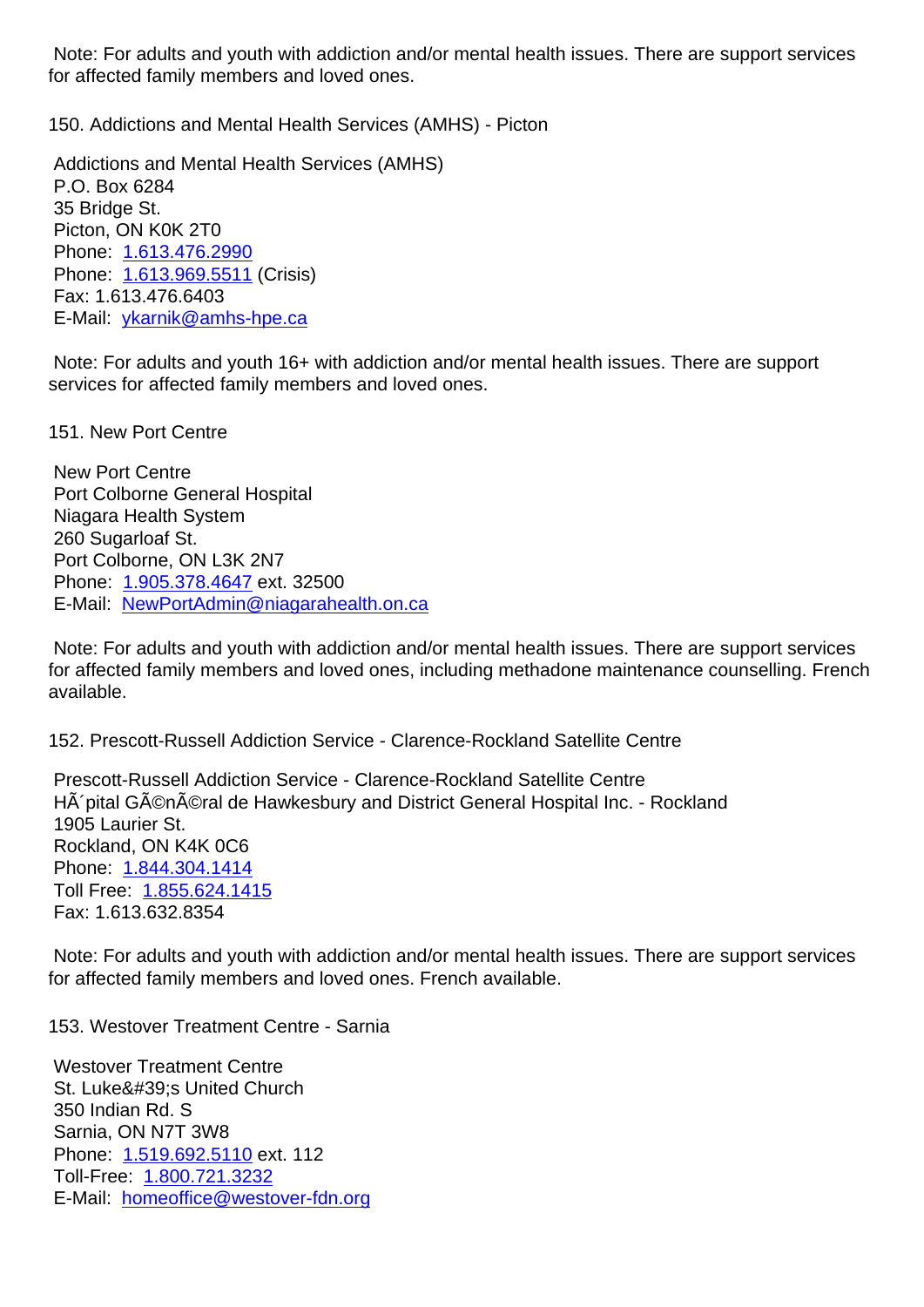Note: For adults and youth with addiction and/or mental health issues. There are support services for affected family members and loved ones.

150. Addictions and Mental Health Services (AMHS) - Picton

Addictions and Mental Health Services (AMHS)
P.O. Box 6284
35 Bridge St.
Picton, ON K0K 2T0
Phone: 1.613.476.2990
Phone: 1.613.969.5511 (Crisis)
Fax: 1.613.476.6403
E-Mail: ykarnik@amhs-hpe.ca

Note: For adults and youth 16+ with addiction and/or mental health issues. There are support services for affected family members and loved ones.

151. New Port Centre

New Port Centre
Port Colborne General Hospital
Niagara Health System
260 Sugarloaf St.
Port Colborne, ON L3K 2N7
Phone: 1.905.378.4647 ext. 32500
E-Mail: NewPortAdmin@niagarahealth.on.ca

Note: For adults and youth with addiction and/or mental health issues. There are support services for affected family members and loved ones, including methadone maintenance counselling. French available.

152. Prescott-Russell Addiction Service - Clarence-Rockland Satellite Centre

Prescott-Russell Addiction Service - Clarence-Rockland Satellite Centre
HÃ´pital GÃ©nÃ©ral de Hawkesbury and District General Hospital Inc. - Rockland
1905 Laurier St.
Rockland, ON K4K 0C6
Phone: 1.844.304.1414
Toll Free: 1.855.624.1415
Fax: 1.613.632.8354

Note: For adults and youth with addiction and/or mental health issues. There are support services for affected family members and loved ones. French available.

153. Westover Treatment Centre - Sarnia

Westover Treatment Centre
St. Luke&#39;s United Church
350 Indian Rd. S
Sarnia, ON N7T 3W8
Phone: 1.519.692.5110 ext. 112
Toll-Free: 1.800.721.3232
E-Mail: homeoffice@westover-fdn.org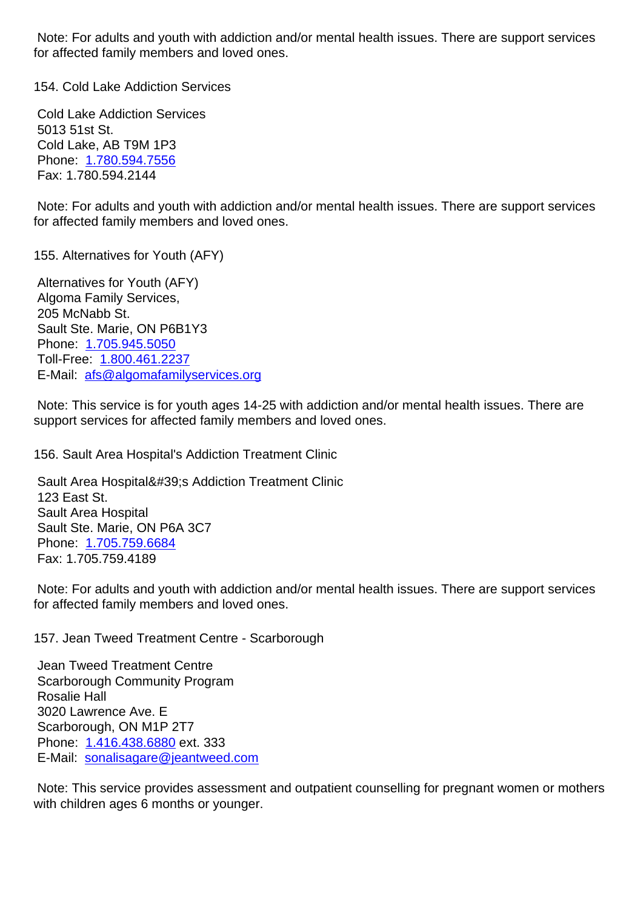Note: For adults and youth with addiction and/or mental health issues. There are support services for affected family members and loved ones.

154. Cold Lake Addiction Services

Cold Lake Addiction Services
5013 51st St.
Cold Lake, AB T9M 1P3
Phone: 1.780.594.7556
Fax: 1.780.594.2144

Note: For adults and youth with addiction and/or mental health issues. There are support services for affected family members and loved ones.

155. Alternatives for Youth (AFY)

Alternatives for Youth (AFY)
Algoma Family Services,
205 McNabb St.
Sault Ste. Marie, ON P6B1Y3
Phone: 1.705.945.5050
Toll-Free: 1.800.461.2237
E-Mail: afs@algomafamilyservices.org

Note: This service is for youth ages 14-25 with addiction and/or mental health issues. There are support services for affected family members and loved ones.

156. Sault Area Hospital's Addiction Treatment Clinic

Sault Area Hospital&#39;s Addiction Treatment Clinic
123 East St.
Sault Area Hospital
Sault Ste. Marie, ON P6A 3C7
Phone: 1.705.759.6684
Fax: 1.705.759.4189

Note: For adults and youth with addiction and/or mental health issues. There are support services for affected family members and loved ones.

157. Jean Tweed Treatment Centre - Scarborough

Jean Tweed Treatment Centre
Scarborough Community Program
Rosalie Hall
3020 Lawrence Ave. E
Scarborough, ON M1P 2T7
Phone: 1.416.438.6880 ext. 333
E-Mail: sonalisagare@jeantweed.com

Note: This service provides assessment and outpatient counselling for pregnant women or mothers with children ages 6 months or younger.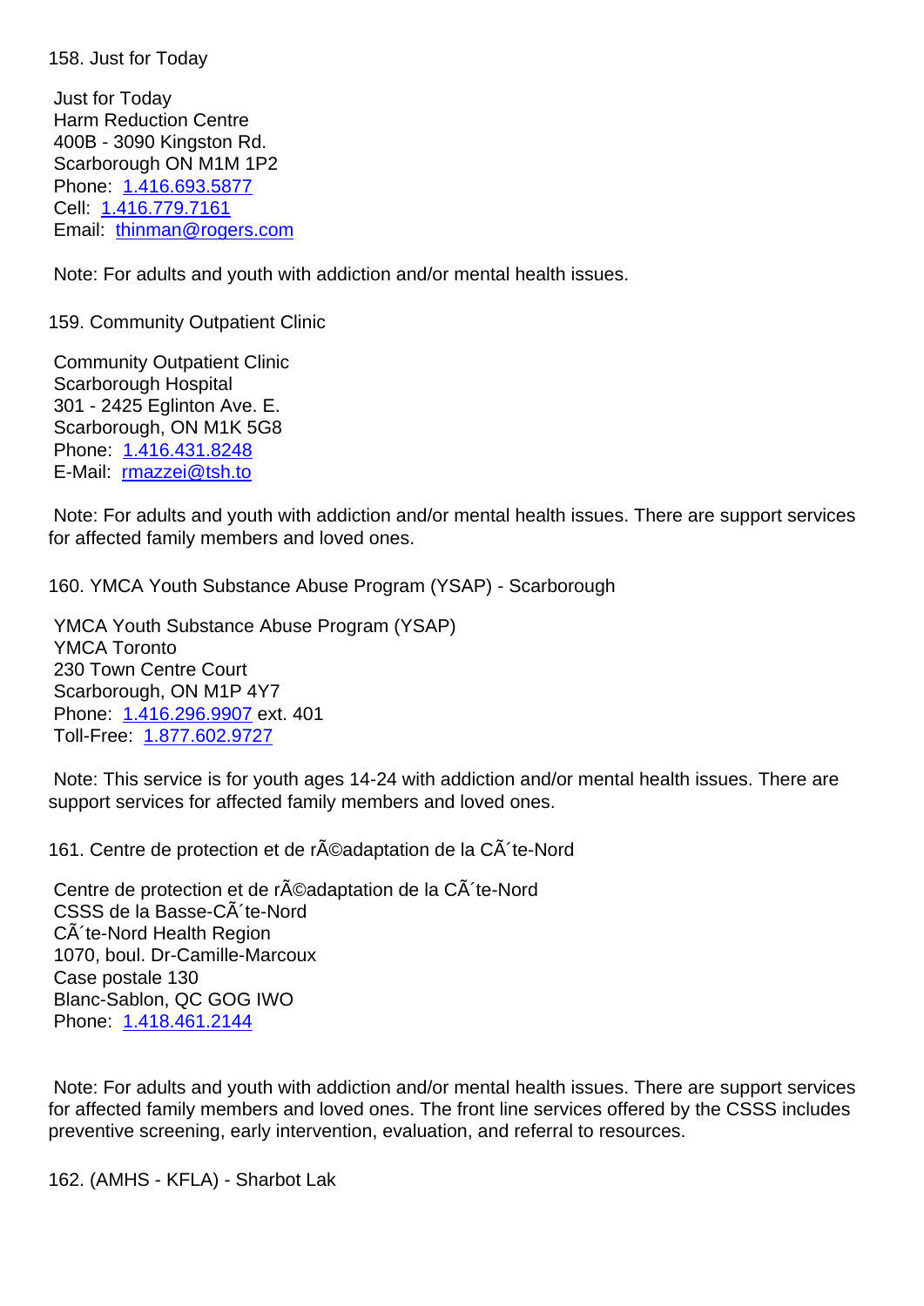158. Just for Today

Just for Today
Harm Reduction Centre
400B - 3090 Kingston Rd.
Scarborough ON M1M 1P2
Phone: 1.416.693.5877
Cell: 1.416.779.7161
Email: thinman@rogers.com

Note: For adults and youth with addiction and/or mental health issues.

159. Community Outpatient Clinic

Community Outpatient Clinic
Scarborough Hospital
301 - 2425 Eglinton Ave. E.
Scarborough, ON M1K 5G8
Phone: 1.416.431.8248
E-Mail: rmazzei@tsh.to

Note: For adults and youth with addiction and/or mental health issues. There are support services for affected family members and loved ones.

160. YMCA Youth Substance Abuse Program (YSAP) - Scarborough

YMCA Youth Substance Abuse Program (YSAP)
YMCA Toronto
230 Town Centre Court
Scarborough, ON M1P 4Y7
Phone: 1.416.296.9907 ext. 401
Toll-Free: 1.877.602.9727

Note: This service is for youth ages 14-24 with addiction and/or mental health issues. There are support services for affected family members and loved ones.

161. Centre de protection et de rÃ©adaptation de la CÃ´te-Nord

Centre de protection et de rÃ©adaptation de la CÃ´te-Nord
CSSS de la Basse-CÃ´te-Nord
CÃ´te-Nord Health Region
1070, boul. Dr-Camille-Marcoux
Case postale 130
Blanc-Sablon, QC GOG IWO
Phone: 1.418.461.2144

Note: For adults and youth with addiction and/or mental health issues. There are support services for affected family members and loved ones. The front line services offered by the CSSS includes preventive screening, early intervention, evaluation, and referral to resources.

162. (AMHS - KFLA) - Sharbot Lak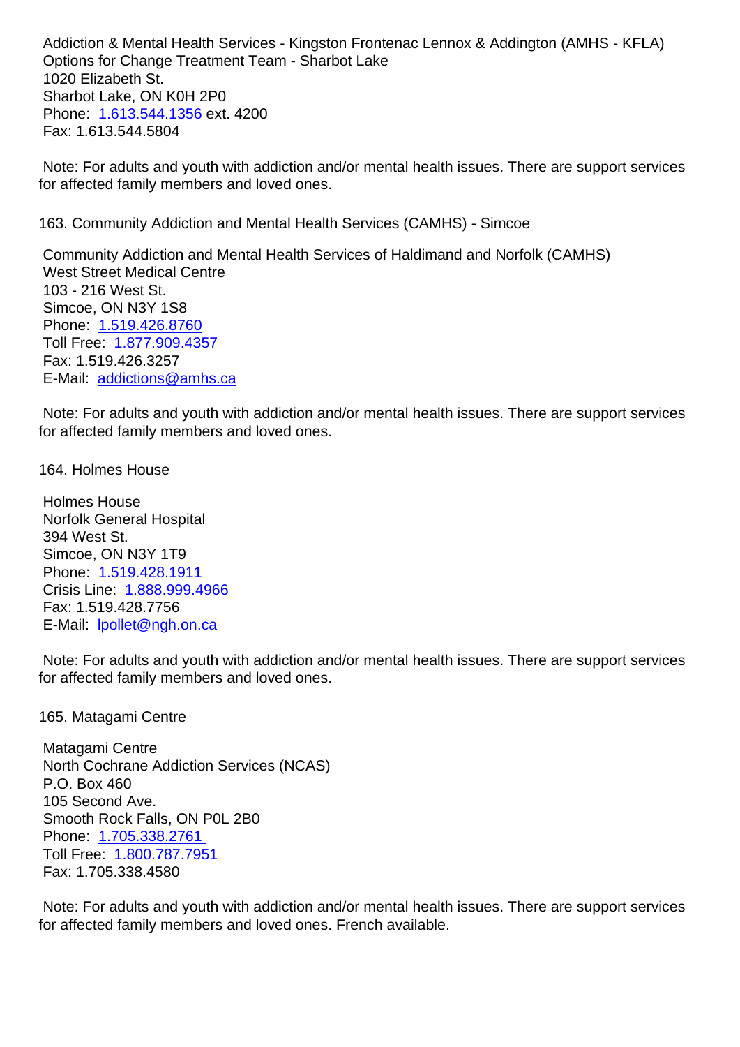Addiction & Mental Health Services - Kingston Frontenac Lennox & Addington (AMHS - KFLA)
Options for Change Treatment Team - Sharbot Lake
1020 Elizabeth St.
Sharbot Lake, ON K0H 2P0
Phone: 1.613.544.1356 ext. 4200
Fax: 1.613.544.5804

Note: For adults and youth with addiction and/or mental health issues. There are support services for affected family members and loved ones.

163. Community Addiction and Mental Health Services (CAMHS) - Simcoe

Community Addiction and Mental Health Services of Haldimand and Norfolk (CAMHS)
West Street Medical Centre
103 - 216 West St.
Simcoe, ON N3Y 1S8
Phone: 1.519.426.8760
Toll Free: 1.877.909.4357
Fax: 1.519.426.3257
E-Mail: addictions@amhs.ca

Note: For adults and youth with addiction and/or mental health issues. There are support services for affected family members and loved ones.

164. Holmes House

Holmes House
Norfolk General Hospital
394 West St.
Simcoe, ON N3Y 1T9
Phone: 1.519.428.1911
Crisis Line: 1.888.999.4966
Fax: 1.519.428.7756
E-Mail: lpollet@ngh.on.ca

Note: For adults and youth with addiction and/or mental health issues. There are support services for affected family members and loved ones.

165. Matagami Centre

Matagami Centre
North Cochrane Addiction Services (NCAS)
P.O. Box 460
105 Second Ave.
Smooth Rock Falls, ON P0L 2B0
Phone: 1.705.338.2761
Toll Free: 1.800.787.7951
Fax: 1.705.338.4580

Note: For adults and youth with addiction and/or mental health issues. There are support services for affected family members and loved ones. French available.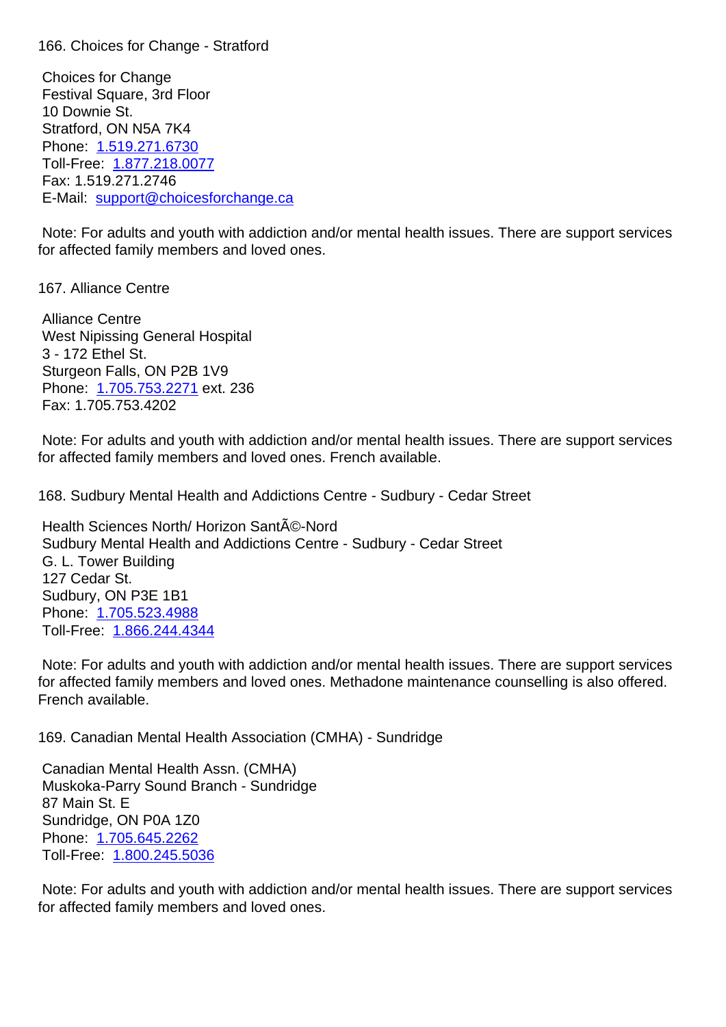166. Choices for Change - Stratford

Choices for Change
Festival Square, 3rd Floor
10 Downie St.
Stratford, ON N5A 7K4
Phone: 1.519.271.6730
Toll-Free: 1.877.218.0077
Fax: 1.519.271.2746
E-Mail: support@choicesforchange.ca

Note: For adults and youth with addiction and/or mental health issues. There are support services for affected family members and loved ones.

167. Alliance Centre

Alliance Centre
West Nipissing General Hospital
3 - 172 Ethel St.
Sturgeon Falls, ON P2B 1V9
Phone: 1.705.753.2271 ext. 236
Fax: 1.705.753.4202

Note: For adults and youth with addiction and/or mental health issues. There are support services for affected family members and loved ones. French available.

168. Sudbury Mental Health and Addictions Centre - Sudbury - Cedar Street

Health Sciences North/ Horizon SantÃ©-Nord
Sudbury Mental Health and Addictions Centre - Sudbury - Cedar Street
G. L. Tower Building
127 Cedar St.
Sudbury, ON P3E 1B1
Phone: 1.705.523.4988
Toll-Free: 1.866.244.4344

Note: For adults and youth with addiction and/or mental health issues. There are support services for affected family members and loved ones. Methadone maintenance counselling is also offered. French available.

169. Canadian Mental Health Association (CMHA) - Sundridge

Canadian Mental Health Assn. (CMHA)
Muskoka-Parry Sound Branch - Sundridge
87 Main St. E
Sundridge, ON P0A 1Z0
Phone: 1.705.645.2262
Toll-Free: 1.800.245.5036

Note: For adults and youth with addiction and/or mental health issues. There are support services for affected family members and loved ones.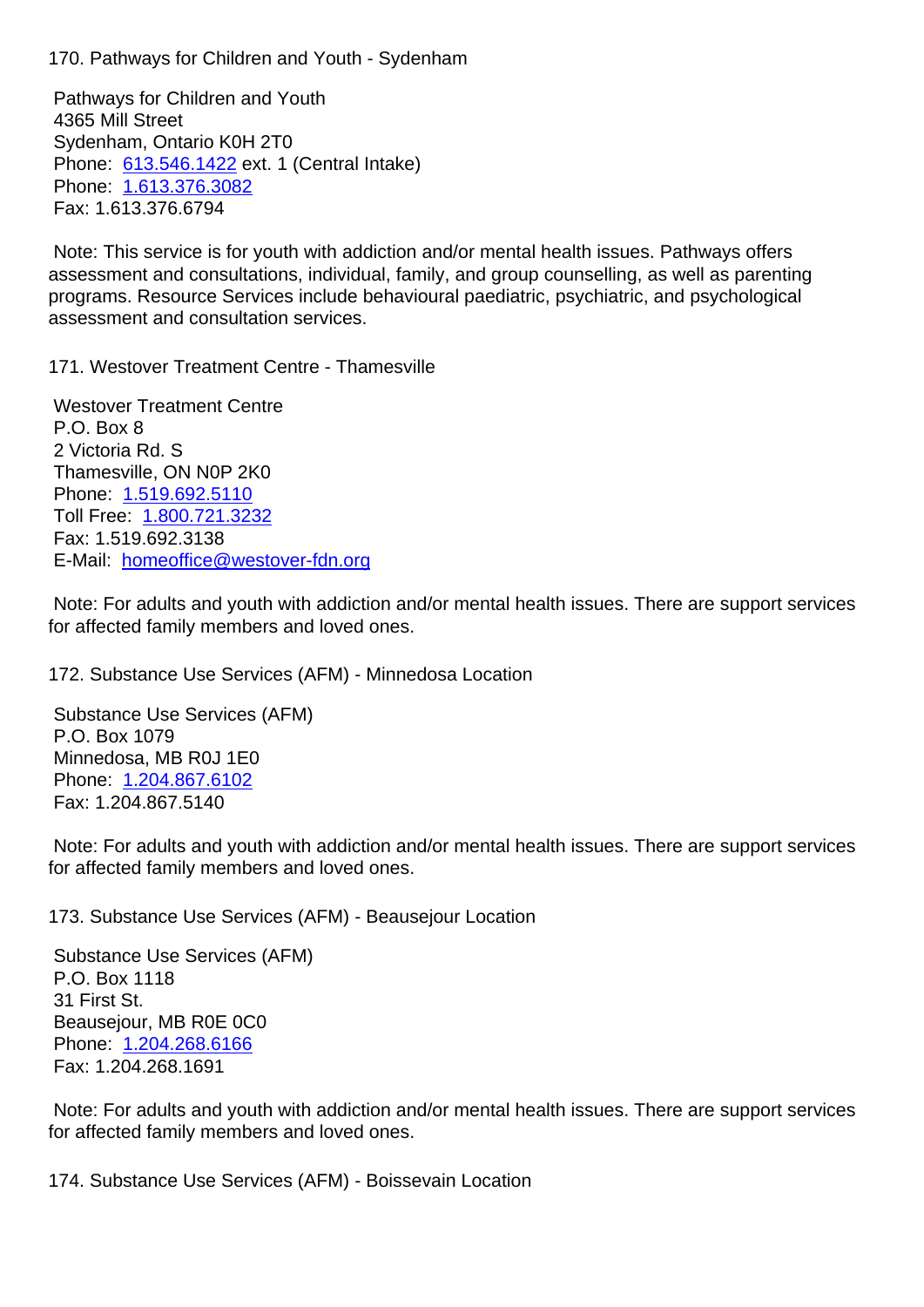### 170. Pathways for Children and Youth - Sydenham

Pathways for Children and Youth
4365 Mill Street
Sydenham, Ontario K0H 2T0
Phone: 613.546.1422 ext. 1 (Central Intake)
Phone: 1.613.376.3082
Fax: 1.613.376.6794

Note: This service is for youth with addiction and/or mental health issues. Pathways offers assessment and consultations, individual, family, and group counselling, as well as parenting programs. Resource Services include behavioural paediatric, psychiatric, and psychological assessment and consultation services.

### 171. Westover Treatment Centre - Thamesville

Westover Treatment Centre
P.O. Box 8
2 Victoria Rd. S
Thamesville, ON N0P 2K0
Phone: 1.519.692.5110
Toll Free: 1.800.721.3232
Fax: 1.519.692.3138
E-Mail: homeoffice@westover-fdn.org

Note: For adults and youth with addiction and/or mental health issues. There are support services for affected family members and loved ones.

### 172. Substance Use Services (AFM) - Minnedosa Location

Substance Use Services (AFM)
P.O. Box 1079
Minnedosa, MB R0J 1E0
Phone: 1.204.867.6102
Fax: 1.204.867.5140

Note: For adults and youth with addiction and/or mental health issues. There are support services for affected family members and loved ones.

### 173. Substance Use Services (AFM) - Beausejour Location

Substance Use Services (AFM)
P.O. Box 1118
31 First St.
Beausejour, MB R0E 0C0
Phone: 1.204.268.6166
Fax: 1.204.268.1691

Note: For adults and youth with addiction and/or mental health issues. There are support services for affected family members and loved ones.

### 174. Substance Use Services (AFM) - Boissevain Location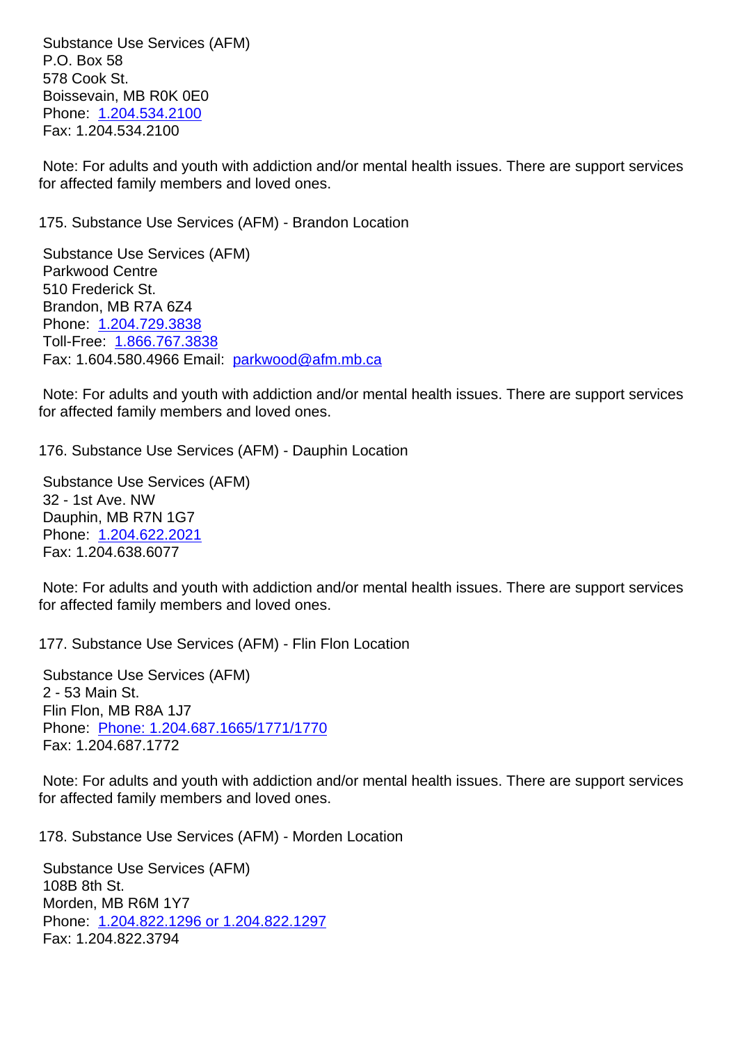Substance Use Services (AFM)
P.O. Box 58
578 Cook St.
Boissevain, MB R0K 0E0
Phone: 1.204.534.2100
Fax: 1.204.534.2100

Note: For adults and youth with addiction and/or mental health issues. There are support services for affected family members and loved ones.

175. Substance Use Services (AFM) - Brandon Location

Substance Use Services (AFM)
Parkwood Centre
510 Frederick St.
Brandon, MB R7A 6Z4
Phone: 1.204.729.3838
Toll-Free: 1.866.767.3838
Fax: 1.604.580.4966 Email: parkwood@afm.mb.ca

Note: For adults and youth with addiction and/or mental health issues. There are support services for affected family members and loved ones.

176. Substance Use Services (AFM) - Dauphin Location

Substance Use Services (AFM)
32 - 1st Ave. NW
Dauphin, MB R7N 1G7
Phone: 1.204.622.2021
Fax: 1.204.638.6077

Note: For adults and youth with addiction and/or mental health issues. There are support services for affected family members and loved ones.

177. Substance Use Services (AFM) - Flin Flon Location

Substance Use Services (AFM)
2 - 53 Main St.
Flin Flon, MB R8A 1J7
Phone: Phone: 1.204.687.1665/1771/1770
Fax: 1.204.687.1772

Note: For adults and youth with addiction and/or mental health issues. There are support services for affected family members and loved ones.

178. Substance Use Services (AFM) - Morden Location

Substance Use Services (AFM)
108B 8th St.
Morden, MB R6M 1Y7
Phone: 1.204.822.1296 or 1.204.822.1297
Fax: 1.204.822.3794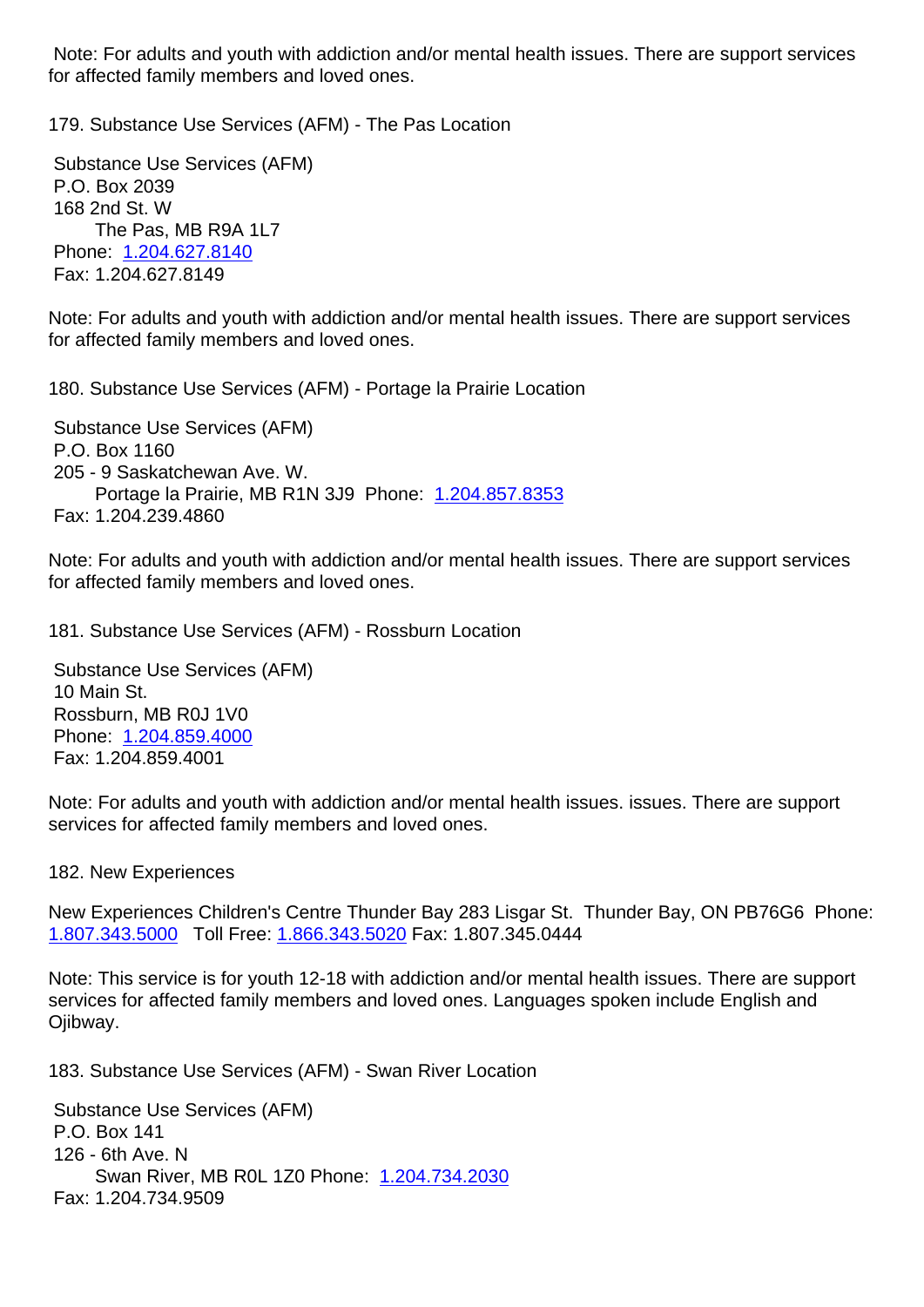Note: For adults and youth with addiction and/or mental health issues. There are support services for affected family members and loved ones.

179. Substance Use Services (AFM) - The Pas Location

Substance Use Services (AFM)
P.O. Box 2039
168 2nd St. W
The Pas, MB R9A 1L7
Phone: 1.204.627.8140
Fax: 1.204.627.8149

Note: For adults and youth with addiction and/or mental health issues. There are support services for affected family members and loved ones.

180. Substance Use Services (AFM) - Portage la Prairie Location

Substance Use Services (AFM)
P.O. Box 1160
205 - 9 Saskatchewan Ave. W.
Portage la Prairie, MB R1N 3J9 Phone: 1.204.857.8353
Fax: 1.204.239.4860

Note: For adults and youth with addiction and/or mental health issues. There are support services for affected family members and loved ones.

181. Substance Use Services (AFM) - Rossburn Location

Substance Use Services (AFM)
10 Main St.
Rossburn, MB R0J 1V0
Phone: 1.204.859.4000
Fax: 1.204.859.4001

Note: For adults and youth with addiction and/or mental health issues. issues. There are support services for affected family members and loved ones.

182. New Experiences

New Experiences Children's Centre Thunder Bay 283 Lisgar St. Thunder Bay, ON PB76G6 Phone: 1.807.343.5000 Toll Free: 1.866.343.5020 Fax: 1.807.345.0444

Note: This service is for youth 12-18 with addiction and/or mental health issues. There are support services for affected family members and loved ones. Languages spoken include English and Ojibway.

183. Substance Use Services (AFM) - Swan River Location

Substance Use Services (AFM)
P.O. Box 141
126 - 6th Ave. N
Swan River, MB R0L 1Z0 Phone: 1.204.734.2030
Fax: 1.204.734.9509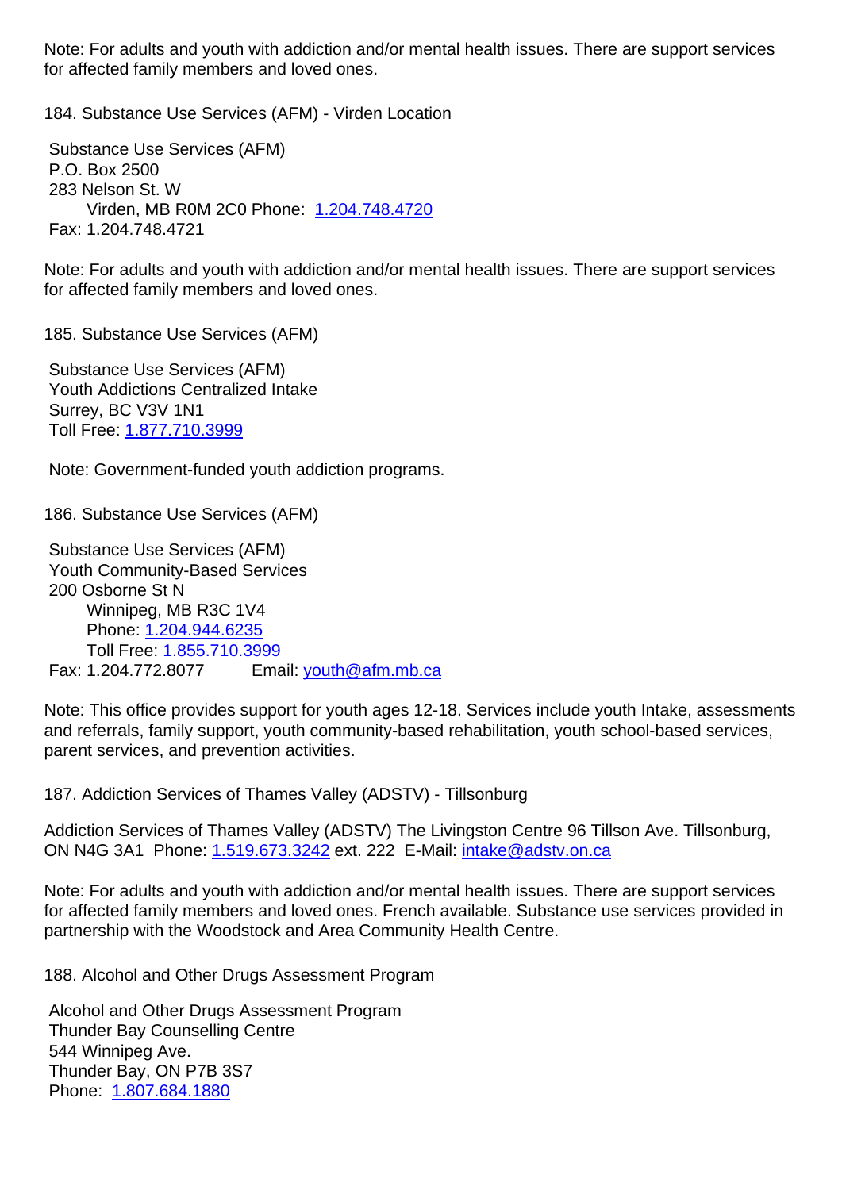Note: For adults and youth with addiction and/or mental health issues. There are support services for affected family members and loved ones.

184. Substance Use Services (AFM) - Virden Location

Substance Use Services (AFM)
P.O. Box 2500
283 Nelson St. W
Virden, MB R0M 2C0 Phone: 1.204.748.4720
Fax: 1.204.748.4721

Note: For adults and youth with addiction and/or mental health issues. There are support services for affected family members and loved ones.

185. Substance Use Services (AFM)

Substance Use Services (AFM)
Youth Addictions Centralized Intake
Surrey, BC V3V 1N1
Toll Free: 1.877.710.3999

Note: Government-funded youth addiction programs.

186. Substance Use Services (AFM)

Substance Use Services (AFM)
Youth Community-Based Services
200 Osborne St N
Winnipeg, MB R3C 1V4
Phone: 1.204.944.6235
Toll Free: 1.855.710.3999
Fax: 1.204.772.8077 Email: youth@afm.mb.ca

Note: This office provides support for youth ages 12-18. Services include youth Intake, assessments and referrals, family support, youth community-based rehabilitation, youth school-based services, parent services, and prevention activities.

187. Addiction Services of Thames Valley (ADSTV) - Tillsonburg

Addiction Services of Thames Valley (ADSTV) The Livingston Centre 96 Tillson Ave. Tillsonburg, ON N4G 3A1 Phone: 1.519.673.3242 ext. 222 E-Mail: intake@adstv.on.ca

Note: For adults and youth with addiction and/or mental health issues. There are support services for affected family members and loved ones. French available. Substance use services provided in partnership with the Woodstock and Area Community Health Centre.

188. Alcohol and Other Drugs Assessment Program

Alcohol and Other Drugs Assessment Program
Thunder Bay Counselling Centre
544 Winnipeg Ave.
Thunder Bay, ON P7B 3S7
Phone: 1.807.684.1880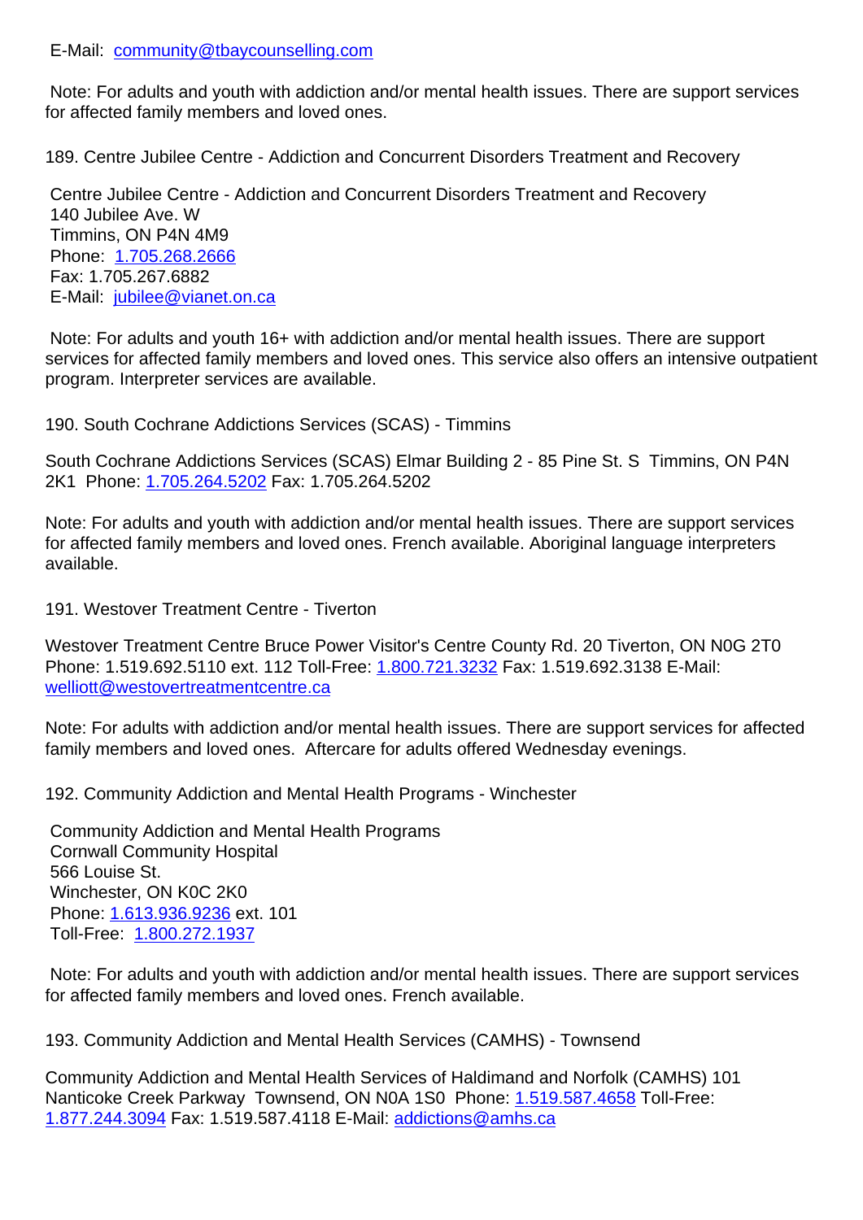E-Mail: community@tbaycounselling.com

Note: For adults and youth with addiction and/or mental health issues. There are support services for affected family members and loved ones.

189. Centre Jubilee Centre - Addiction and Concurrent Disorders Treatment and Recovery

Centre Jubilee Centre - Addiction and Concurrent Disorders Treatment and Recovery
140 Jubilee Ave. W
Timmins, ON P4N 4M9
Phone: 1.705.268.2666
Fax: 1.705.267.6882
E-Mail: jubilee@vianet.on.ca

Note: For adults and youth 16+ with addiction and/or mental health issues. There are support services for affected family members and loved ones. This service also offers an intensive outpatient program. Interpreter services are available.

190. South Cochrane Addictions Services (SCAS) - Timmins

South Cochrane Addictions Services (SCAS) Elmar Building 2 - 85 Pine St. S Timmins, ON P4N 2K1 Phone: 1.705.264.5202 Fax: 1.705.264.5202

Note: For adults and youth with addiction and/or mental health issues. There are support services for affected family members and loved ones. French available. Aboriginal language interpreters available.

191. Westover Treatment Centre - Tiverton

Westover Treatment Centre Bruce Power Visitor's Centre County Rd. 20 Tiverton, ON N0G 2T0 Phone: 1.519.692.5110 ext. 112 Toll-Free: 1.800.721.3232 Fax: 1.519.692.3138 E-Mail: welliott@westovertreatmentcentre.ca

Note: For adults with addiction and/or mental health issues. There are support services for affected family members and loved ones. Aftercare for adults offered Wednesday evenings.

192. Community Addiction and Mental Health Programs - Winchester

Community Addiction and Mental Health Programs
Cornwall Community Hospital
566 Louise St.
Winchester, ON K0C 2K0
Phone: 1.613.936.9236 ext. 101
Toll-Free: 1.800.272.1937

Note: For adults and youth with addiction and/or mental health issues. There are support services for affected family members and loved ones. French available.

193. Community Addiction and Mental Health Services (CAMHS) - Townsend

Community Addiction and Mental Health Services of Haldimand and Norfolk (CAMHS) 101 Nanticoke Creek Parkway Townsend, ON N0A 1S0 Phone: 1.519.587.4658 Toll-Free: 1.877.244.3094 Fax: 1.519.587.4118 E-Mail: addictions@amhs.ca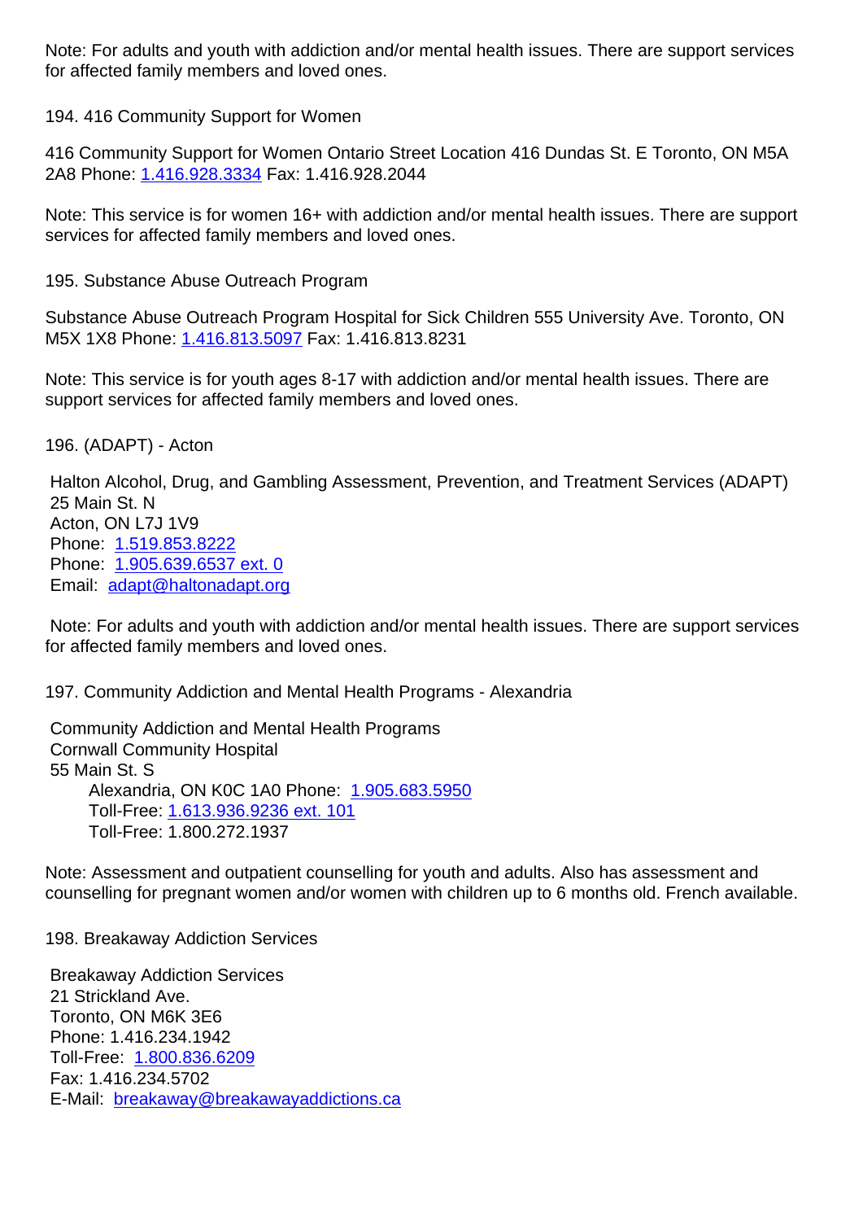Note: For adults and youth with addiction and/or mental health issues. There are support services for affected family members and loved ones.

194. 416 Community Support for Women

416 Community Support for Women Ontario Street Location 416 Dundas St. E Toronto, ON M5A 2A8 Phone: 1.416.928.3334 Fax: 1.416.928.2044

Note: This service is for women 16+ with addiction and/or mental health issues. There are support services for affected family members and loved ones.

195. Substance Abuse Outreach Program

Substance Abuse Outreach Program Hospital for Sick Children 555 University Ave. Toronto, ON M5X 1X8 Phone: 1.416.813.5097 Fax: 1.416.813.8231

Note: This service is for youth ages 8-17 with addiction and/or mental health issues. There are support services for affected family members and loved ones.

196. (ADAPT) - Acton

Halton Alcohol, Drug, and Gambling Assessment, Prevention, and Treatment Services (ADAPT)
25 Main St. N
Acton, ON L7J 1V9
Phone: 1.519.853.8222
Phone: 1.905.639.6537 ext. 0
Email: adapt@haltonadapt.org

Note: For adults and youth with addiction and/or mental health issues. There are support services for affected family members and loved ones.

197. Community Addiction and Mental Health Programs - Alexandria

Community Addiction and Mental Health Programs
Cornwall Community Hospital
55 Main St. S
Alexandria, ON K0C 1A0 Phone: 1.905.683.5950
Toll-Free: 1.613.936.9236 ext. 101
Toll-Free: 1.800.272.1937

Note: Assessment and outpatient counselling for youth and adults. Also has assessment and counselling for pregnant women and/or women with children up to 6 months old. French available.

198. Breakaway Addiction Services

Breakaway Addiction Services
21 Strickland Ave.
Toronto, ON M6K 3E6
Phone: 1.416.234.1942
Toll-Free: 1.800.836.6209
Fax: 1.416.234.5702
E-Mail: breakaway@breakawayaddictions.ca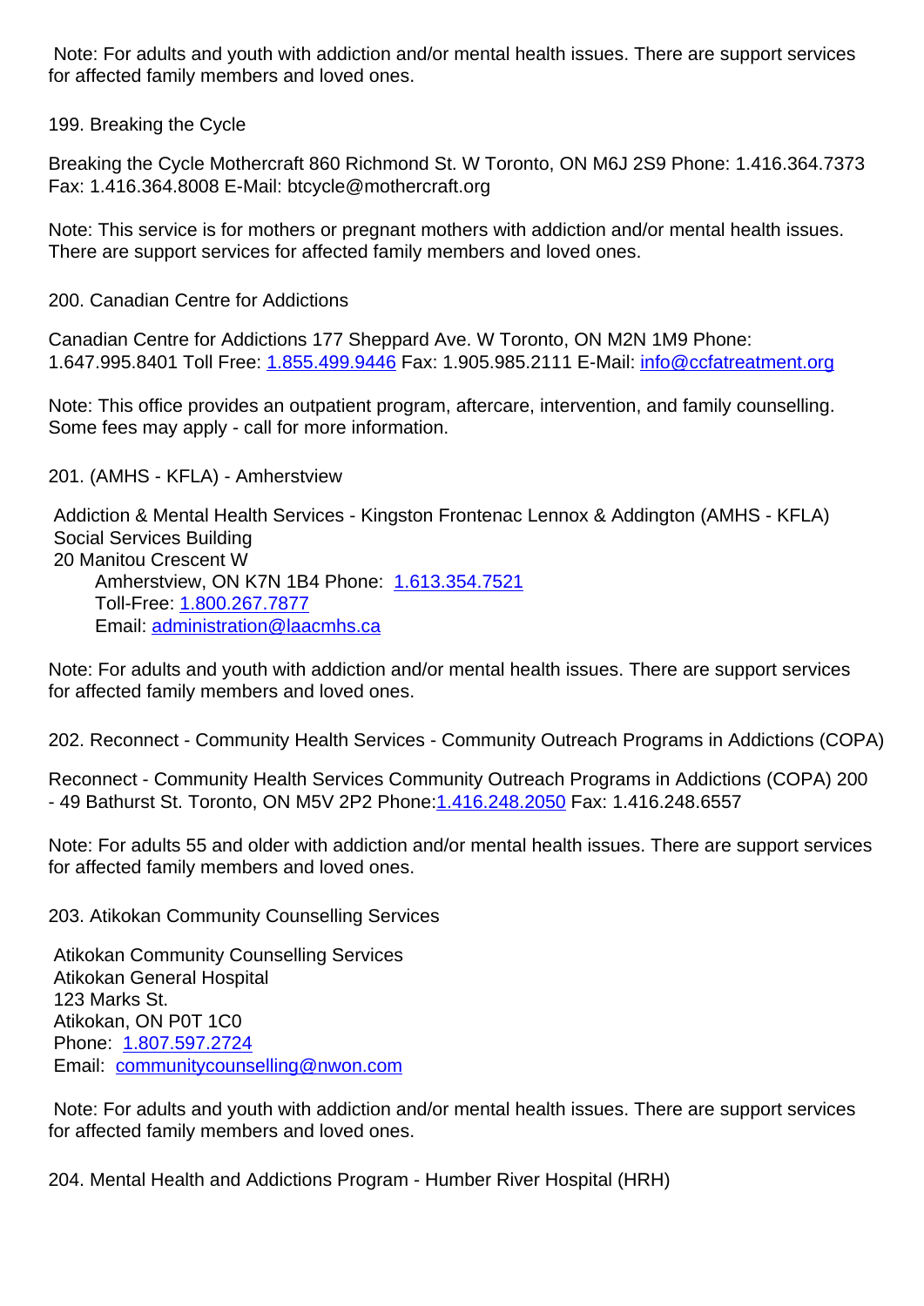Note: For adults and youth with addiction and/or mental health issues. There are support services for affected family members and loved ones.

199. Breaking the Cycle

Breaking the Cycle Mothercraft 860 Richmond St. W Toronto, ON M6J 2S9 Phone: 1.416.364.7373 Fax: 1.416.364.8008 E-Mail: btcycle@mothercraft.org

Note: This service is for mothers or pregnant mothers with addiction and/or mental health issues. There are support services for affected family members and loved ones.

200. Canadian Centre for Addictions

Canadian Centre for Addictions 177 Sheppard Ave. W Toronto, ON M2N 1M9 Phone: 1.647.995.8401 Toll Free: 1.855.499.9446 Fax: 1.905.985.2111 E-Mail: info@ccfatreatment.org

Note: This office provides an outpatient program, aftercare, intervention, and family counselling. Some fees may apply - call for more information.

201. (AMHS - KFLA) - Amherstview

Addiction & Mental Health Services - Kingston Frontenac Lennox & Addington (AMHS - KFLA)
Social Services Building
20 Manitou Crescent W
Amherstview, ON K7N 1B4 Phone: 1.613.354.7521
Toll-Free: 1.800.267.7877
Email: administration@laacmhs.ca

Note: For adults and youth with addiction and/or mental health issues. There are support services for affected family members and loved ones.

202. Reconnect - Community Health Services - Community Outreach Programs in Addictions (COPA)

Reconnect - Community Health Services Community Outreach Programs in Addictions (COPA) 200 - 49 Bathurst St. Toronto, ON M5V 2P2 Phone:1.416.248.2050 Fax: 1.416.248.6557

Note: For adults 55 and older with addiction and/or mental health issues. There are support services for affected family members and loved ones.

203. Atikokan Community Counselling Services

Atikokan Community Counselling Services
Atikokan General Hospital
123 Marks St.
Atikokan, ON P0T 1C0
Phone: 1.807.597.2724
Email: communitycounselling@nwon.com

Note: For adults and youth with addiction and/or mental health issues. There are support services for affected family members and loved ones.

204. Mental Health and Addictions Program - Humber River Hospital (HRH)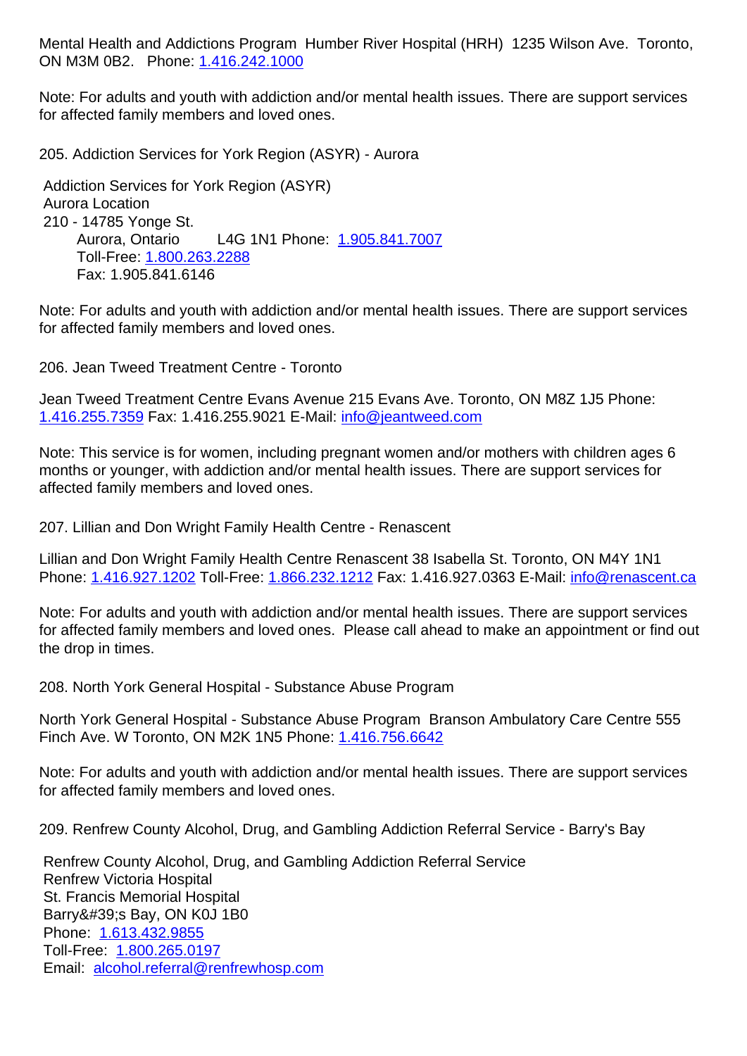Mental Health and Addictions Program Humber River Hospital (HRH) 1235 Wilson Ave. Toronto, ON M3M 0B2. Phone: 1.416.242.1000

Note: For adults and youth with addiction and/or mental health issues. There are support services for affected family members and loved ones.

205. Addiction Services for York Region (ASYR) - Aurora

Addiction Services for York Region (ASYR)
Aurora Location
210 - 14785 Yonge St.
Aurora, Ontario L4G 1N1 Phone: 1.905.841.7007
Toll-Free: 1.800.263.2288
Fax: 1.905.841.6146

Note: For adults and youth with addiction and/or mental health issues. There are support services for affected family members and loved ones.

206. Jean Tweed Treatment Centre - Toronto

Jean Tweed Treatment Centre Evans Avenue 215 Evans Ave. Toronto, ON M8Z 1J5 Phone: 1.416.255.7359 Fax: 1.416.255.9021 E-Mail: info@jeantweed.com

Note: This service is for women, including pregnant women and/or mothers with children ages 6 months or younger, with addiction and/or mental health issues. There are support services for affected family members and loved ones.

207. Lillian and Don Wright Family Health Centre - Renascent

Lillian and Don Wright Family Health Centre Renascent 38 Isabella St. Toronto, ON M4Y 1N1 Phone: 1.416.927.1202 Toll-Free: 1.866.232.1212 Fax: 1.416.927.0363 E-Mail: info@renascent.ca

Note: For adults and youth with addiction and/or mental health issues. There are support services for affected family members and loved ones. Please call ahead to make an appointment or find out the drop in times.

208. North York General Hospital - Substance Abuse Program

North York General Hospital - Substance Abuse Program Branson Ambulatory Care Centre 555 Finch Ave. W Toronto, ON M2K 1N5 Phone: 1.416.756.6642

Note: For adults and youth with addiction and/or mental health issues. There are support services for affected family members and loved ones.

209. Renfrew County Alcohol, Drug, and Gambling Addiction Referral Service - Barry's Bay

Renfrew County Alcohol, Drug, and Gambling Addiction Referral Service
Renfrew Victoria Hospital
St. Francis Memorial Hospital
Barry&#39;s Bay, ON K0J 1B0
Phone: 1.613.432.9855
Toll-Free: 1.800.265.0197
Email: alcohol.referral@renfrewhosp.com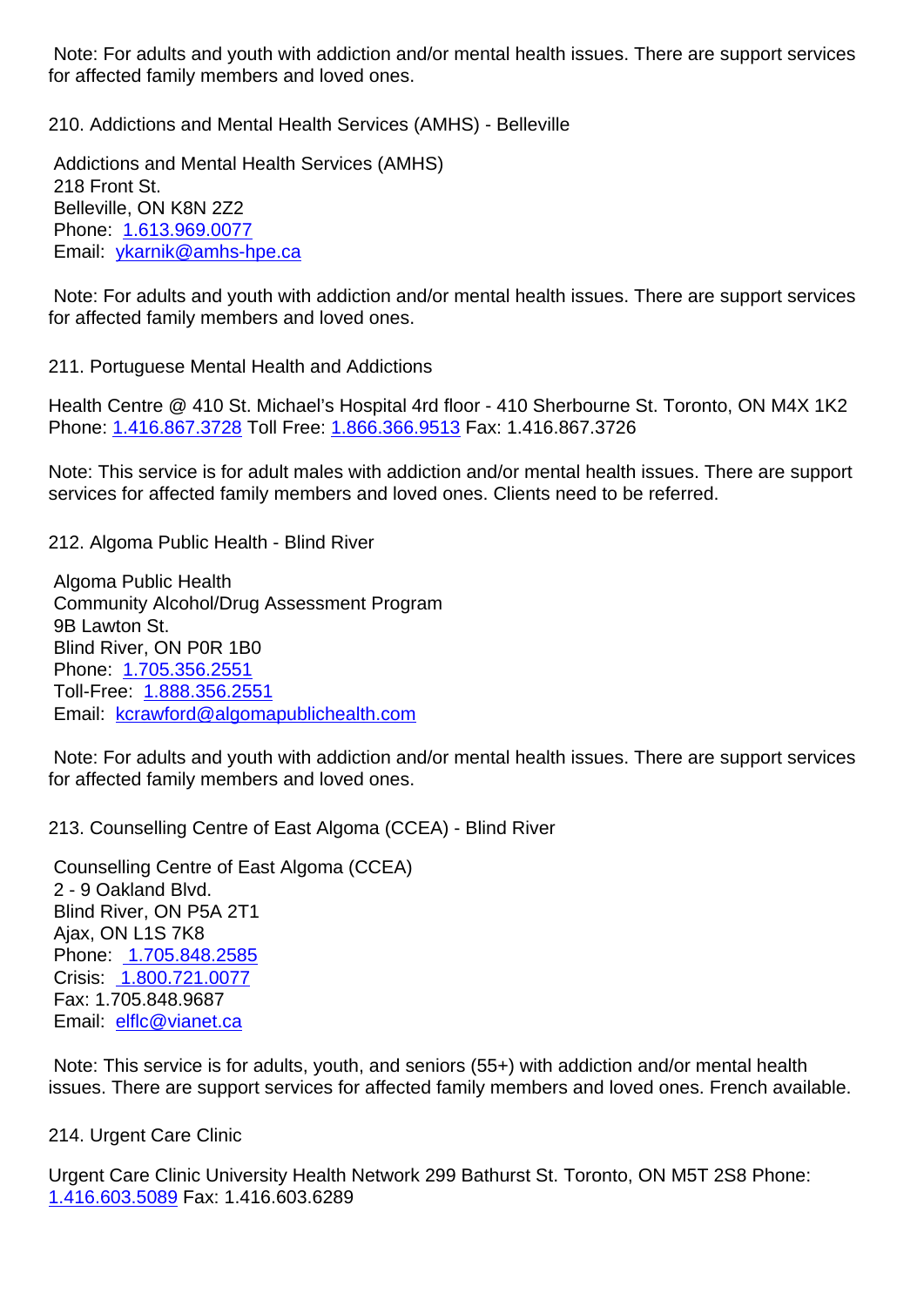Note: For adults and youth with addiction and/or mental health issues. There are support services for affected family members and loved ones.

210. Addictions and Mental Health Services (AMHS) - Belleville

Addictions and Mental Health Services (AMHS)
218 Front St.
Belleville, ON K8N 2Z2
Phone: 1.613.969.0077
Email: ykarnik@amhs-hpe.ca

Note: For adults and youth with addiction and/or mental health issues. There are support services for affected family members and loved ones.

211. Portuguese Mental Health and Addictions

Health Centre @ 410 St. Michael's Hospital 4rd floor - 410 Sherbourne St. Toronto, ON M4X 1K2
Phone: 1.416.867.3728 Toll Free: 1.866.366.9513 Fax: 1.416.867.3726

Note: This service is for adult males with addiction and/or mental health issues. There are support services for affected family members and loved ones. Clients need to be referred.

212. Algoma Public Health - Blind River

Algoma Public Health
Community Alcohol/Drug Assessment Program
9B Lawton St.
Blind River, ON P0R 1B0
Phone: 1.705.356.2551
Toll-Free: 1.888.356.2551
Email: kcrawford@algomapublichealth.com

Note: For adults and youth with addiction and/or mental health issues. There are support services for affected family members and loved ones.

213. Counselling Centre of East Algoma (CCEA) - Blind River

Counselling Centre of East Algoma (CCEA)
2 - 9 Oakland Blvd.
Blind River, ON P5A 2T1
Ajax, ON L1S 7K8
Phone: 1.705.848.2585
Crisis: 1.800.721.0077
Fax: 1.705.848.9687
Email: elflc@vianet.ca

Note: This service is for adults, youth, and seniors (55+) with addiction and/or mental health issues. There are support services for affected family members and loved ones. French available.

214. Urgent Care Clinic

Urgent Care Clinic University Health Network 299 Bathurst St. Toronto, ON M5T 2S8 Phone: 1.416.603.5089 Fax: 1.416.603.6289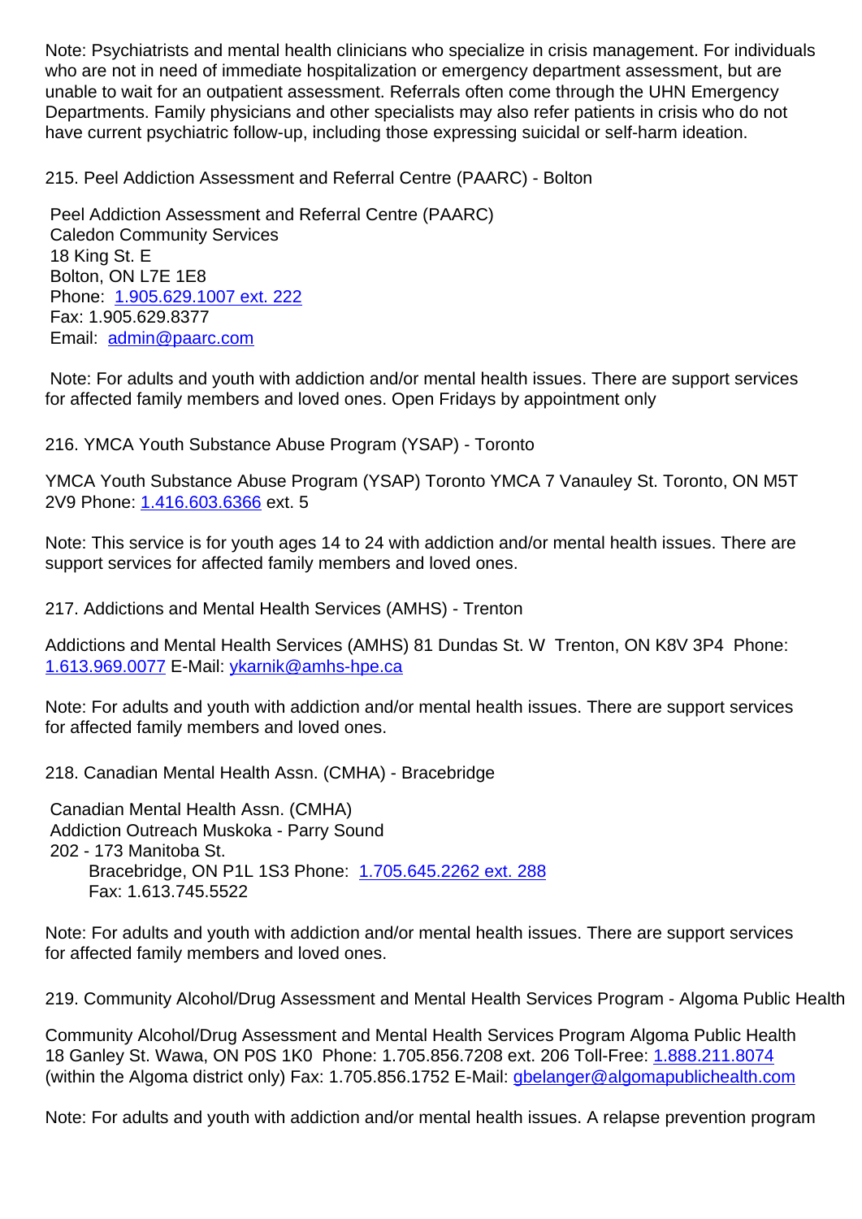Note: Psychiatrists and mental health clinicians who specialize in crisis management. For individuals who are not in need of immediate hospitalization or emergency department assessment, but are unable to wait for an outpatient assessment. Referrals often come through the UHN Emergency Departments. Family physicians and other specialists may also refer patients in crisis who do not have current psychiatric follow-up, including those expressing suicidal or self-harm ideation.

215. Peel Addiction Assessment and Referral Centre (PAARC) - Bolton

Peel Addiction Assessment and Referral Centre (PAARC)
Caledon Community Services
18 King St. E
Bolton, ON L7E 1E8
Phone: 1.905.629.1007 ext. 222
Fax: 1.905.629.8377
Email: admin@paarc.com

Note: For adults and youth with addiction and/or mental health issues. There are support services for affected family members and loved ones. Open Fridays by appointment only

216. YMCA Youth Substance Abuse Program (YSAP) - Toronto

YMCA Youth Substance Abuse Program (YSAP) Toronto YMCA 7 Vanauley St. Toronto, ON M5T 2V9 Phone: 1.416.603.6366 ext. 5

Note: This service is for youth ages 14 to 24 with addiction and/or mental health issues. There are support services for affected family members and loved ones.

217. Addictions and Mental Health Services (AMHS) - Trenton

Addictions and Mental Health Services (AMHS) 81 Dundas St. W Trenton, ON K8V 3P4 Phone: 1.613.969.0077 E-Mail: ykarnik@amhs-hpe.ca

Note: For adults and youth with addiction and/or mental health issues. There are support services for affected family members and loved ones.

218. Canadian Mental Health Assn. (CMHA) - Bracebridge

Canadian Mental Health Assn. (CMHA)
Addiction Outreach Muskoka - Parry Sound
202 - 173 Manitoba St.
Bracebridge, ON P1L 1S3 Phone: 1.705.645.2262 ext. 288
Fax: 1.613.745.5522

Note: For adults and youth with addiction and/or mental health issues. There are support services for affected family members and loved ones.

219. Community Alcohol/Drug Assessment and Mental Health Services Program - Algoma Public Health

Community Alcohol/Drug Assessment and Mental Health Services Program Algoma Public Health 18 Ganley St. Wawa, ON P0S 1K0 Phone: 1.705.856.7208 ext. 206 Toll-Free: 1.888.211.8074 (within the Algoma district only) Fax: 1.705.856.1752 E-Mail: gbelanger@algomapublichealth.com

Note: For adults and youth with addiction and/or mental health issues. A relapse prevention program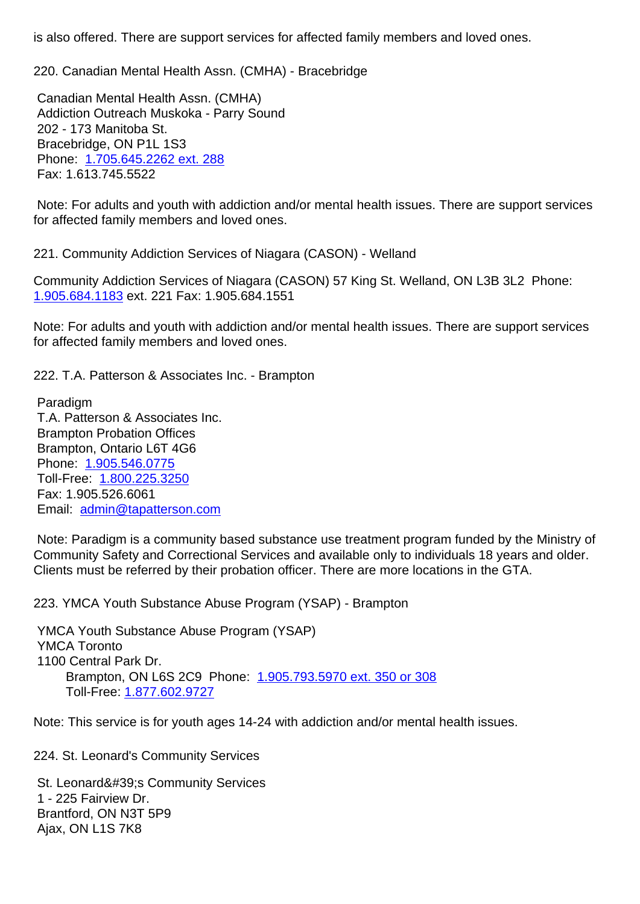is also offered. There are support services for affected family members and loved ones.

220. Canadian Mental Health Assn. (CMHA) - Bracebridge

Canadian Mental Health Assn. (CMHA)
Addiction Outreach Muskoka - Parry Sound
202 - 173 Manitoba St.
Bracebridge, ON P1L 1S3
Phone: 1.705.645.2262 ext. 288
Fax: 1.613.745.5522

Note: For adults and youth with addiction and/or mental health issues. There are support services for affected family members and loved ones.

221. Community Addiction Services of Niagara (CASON) - Welland

Community Addiction Services of Niagara (CASON) 57 King St. Welland, ON L3B 3L2 Phone: 1.905.684.1183 ext. 221 Fax: 1.905.684.1551

Note: For adults and youth with addiction and/or mental health issues. There are support services for affected family members and loved ones.

222. T.A. Patterson & Associates Inc. - Brampton

Paradigm
T.A. Patterson & Associates Inc.
Brampton Probation Offices
Brampton, Ontario L6T 4G6
Phone: 1.905.546.0775
Toll-Free: 1.800.225.3250
Fax: 1.905.526.6061
Email: admin@tapatterson.com

Note: Paradigm is a community based substance use treatment program funded by the Ministry of Community Safety and Correctional Services and available only to individuals 18 years and older. Clients must be referred by their probation officer. There are more locations in the GTA.

223. YMCA Youth Substance Abuse Program (YSAP) - Brampton

YMCA Youth Substance Abuse Program (YSAP)
YMCA Toronto
1100 Central Park Dr.
Brampton, ON L6S 2C9 Phone: 1.905.793.5970 ext. 350 or 308
Toll-Free: 1.877.602.9727

Note: This service is for youth ages 14-24 with addiction and/or mental health issues.

224. St. Leonard's Community Services

St. Leonard&#39;s Community Services
1 - 225 Fairview Dr.
Brantford, ON N3T 5P9
Ajax, ON L1S 7K8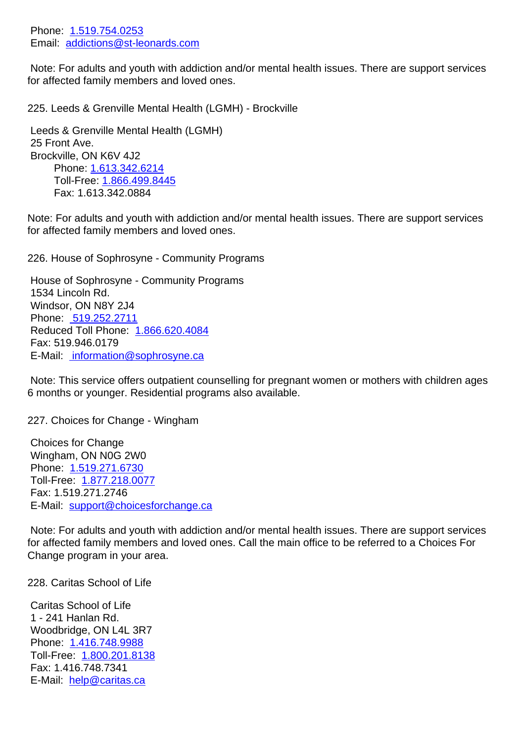Phone: 1.519.754.0253
Email: addictions@st-leonards.com

Note: For adults and youth with addiction and/or mental health issues. There are support services for affected family members and loved ones.

225. Leeds & Grenville Mental Health (LGMH) - Brockville

Leeds & Grenville Mental Health (LGMH)
25 Front Ave.
Brockville, ON K6V 4J2
Phone: 1.613.342.6214
Toll-Free: 1.866.499.8445
Fax: 1.613.342.0884

Note: For adults and youth with addiction and/or mental health issues. There are support services for affected family members and loved ones.

226. House of Sophrosyne - Community Programs

House of Sophrosyne - Community Programs
1534 Lincoln Rd.
Windsor, ON N8Y 2J4
Phone: 519.252.2711
Reduced Toll Phone: 1.866.620.4084
Fax: 519.946.0179
E-Mail: information@sophrosyne.ca

Note: This service offers outpatient counselling for pregnant women or mothers with children ages 6 months or younger. Residential programs also available.

227. Choices for Change - Wingham

Choices for Change
Wingham, ON N0G 2W0
Phone: 1.519.271.6730
Toll-Free: 1.877.218.0077
Fax: 1.519.271.2746
E-Mail: support@choicesforchange.ca

Note: For adults and youth with addiction and/or mental health issues. There are support services for affected family members and loved ones. Call the main office to be referred to a Choices For Change program in your area.

228. Caritas School of Life

Caritas School of Life
1 - 241 Hanlan Rd.
Woodbridge, ON L4L 3R7
Phone: 1.416.748.9988
Toll-Free: 1.800.201.8138
Fax: 1.416.748.7341
E-Mail: help@caritas.ca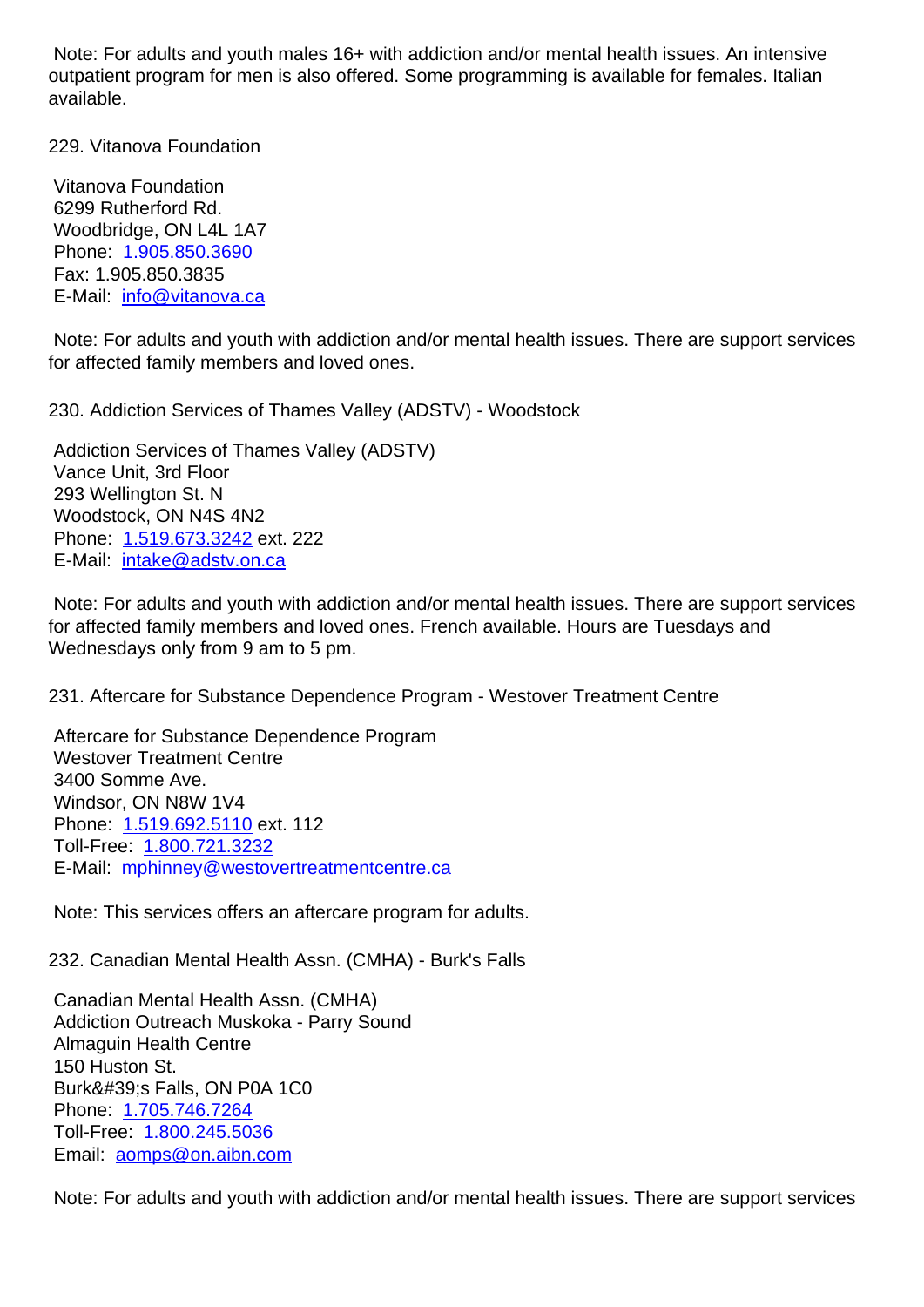Note: For adults and youth males 16+ with addiction and/or mental health issues. An intensive outpatient program for men is also offered. Some programming is available for females. Italian available.

229. Vitanova Foundation

Vitanova Foundation
6299 Rutherford Rd.
Woodbridge, ON L4L 1A7
Phone: 1.905.850.3690
Fax: 1.905.850.3835
E-Mail: info@vitanova.ca

Note: For adults and youth with addiction and/or mental health issues. There are support services for affected family members and loved ones.

230. Addiction Services of Thames Valley (ADSTV) - Woodstock

Addiction Services of Thames Valley (ADSTV)
Vance Unit, 3rd Floor
293 Wellington St. N
Woodstock, ON N4S 4N2
Phone: 1.519.673.3242 ext. 222
E-Mail: intake@adstv.on.ca

Note: For adults and youth with addiction and/or mental health issues. There are support services for affected family members and loved ones. French available. Hours are Tuesdays and Wednesdays only from 9 am to 5 pm.

231. Aftercare for Substance Dependence Program - Westover Treatment Centre

Aftercare for Substance Dependence Program
Westover Treatment Centre
3400 Somme Ave.
Windsor, ON N8W 1V4
Phone: 1.519.692.5110 ext. 112
Toll-Free: 1.800.721.3232
E-Mail: mphinney@westovertreatmentcentre.ca

Note: This services offers an aftercare program for adults.

232. Canadian Mental Health Assn. (CMHA) - Burk's Falls

Canadian Mental Health Assn. (CMHA)
Addiction Outreach Muskoka - Parry Sound
Almaguin Health Centre
150 Huston St.
Burk&#39;s Falls, ON P0A 1C0
Phone: 1.705.746.7264
Toll-Free: 1.800.245.5036
Email: aomps@on.aibn.com

Note: For adults and youth with addiction and/or mental health issues. There are support services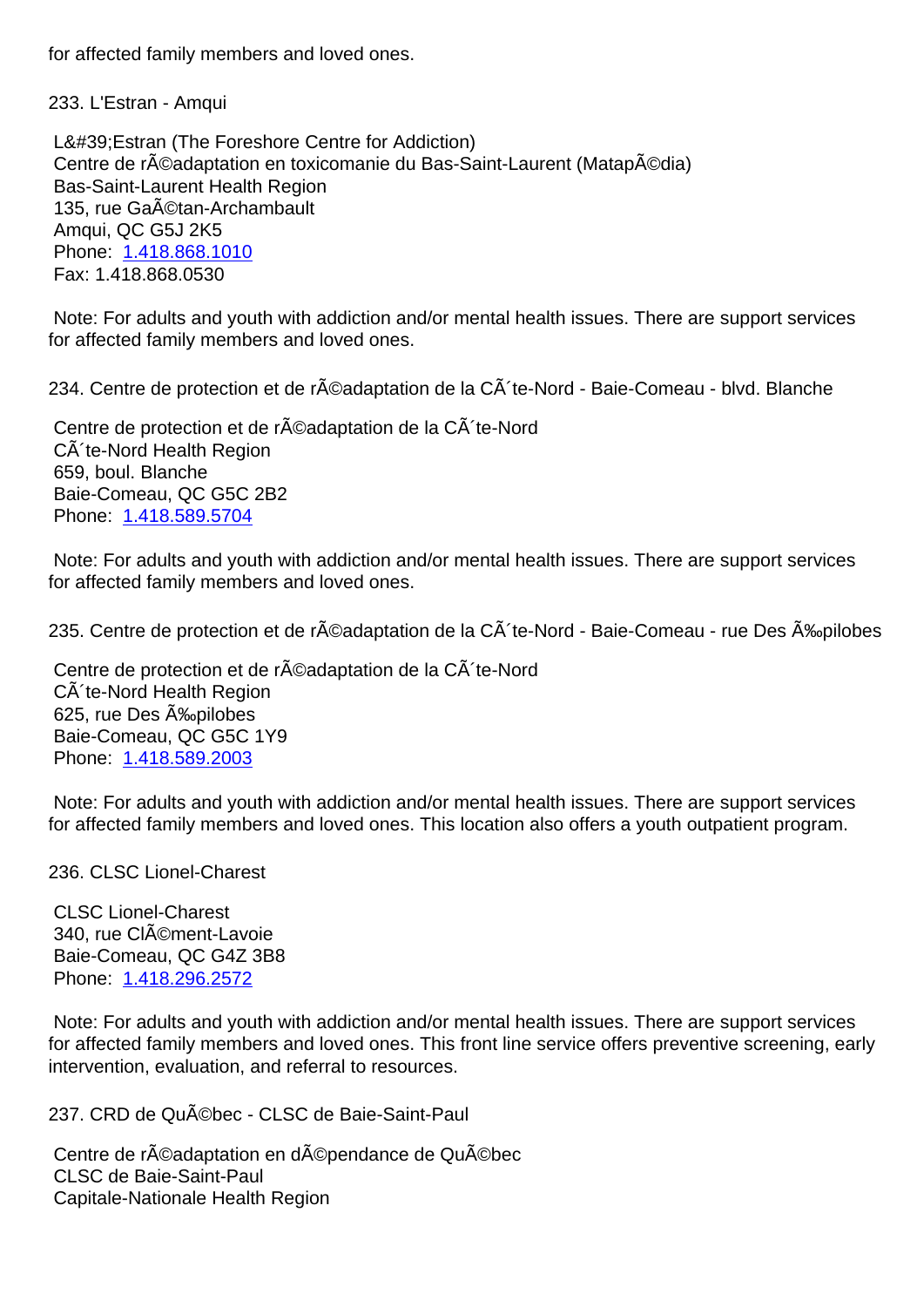for affected family members and loved ones.

233. L'Estran - Amqui

L&#39;Estran (The Foreshore Centre for Addiction)
Centre de rÃ©adaptation en toxicomanie du Bas-Saint-Laurent (MatapÃ©dia)
Bas-Saint-Laurent Health Region
135, rue GaÃ©tan-Archambault
Amqui, QC G5J 2K5
Phone: 1.418.868.1010
Fax: 1.418.868.0530

Note: For adults and youth with addiction and/or mental health issues. There are support services for affected family members and loved ones.

234. Centre de protection et de rÃ©adaptation de la CÃ´te-Nord - Baie-Comeau - blvd. Blanche

Centre de protection et de rÃ©adaptation de la CÃ´te-Nord
CÃ´te-Nord Health Region
659, boul. Blanche
Baie-Comeau, QC G5C 2B2
Phone: 1.418.589.5704

Note: For adults and youth with addiction and/or mental health issues. There are support services for affected family members and loved ones.

235. Centre de protection et de rÃ©adaptation de la CÃ´te-Nord - Baie-Comeau - rue Des Ã‰pilobes

Centre de protection et de rÃ©adaptation de la CÃ´te-Nord
CÃ´te-Nord Health Region
625, rue Des Ã‰pilobes
Baie-Comeau, QC G5C 1Y9
Phone: 1.418.589.2003

Note: For adults and youth with addiction and/or mental health issues. There are support services for affected family members and loved ones. This location also offers a youth outpatient program.

236. CLSC Lionel-Charest

CLSC Lionel-Charest
340, rue ClÃ©ment-Lavoie
Baie-Comeau, QC G4Z 3B8
Phone: 1.418.296.2572

Note: For adults and youth with addiction and/or mental health issues. There are support services for affected family members and loved ones. This front line service offers preventive screening, early intervention, evaluation, and referral to resources.

237. CRD de QuÃ©bec - CLSC de Baie-Saint-Paul

Centre de rÃ©adaptation en dÃ©pendance de QuÃ©bec
CLSC de Baie-Saint-Paul
Capitale-Nationale Health Region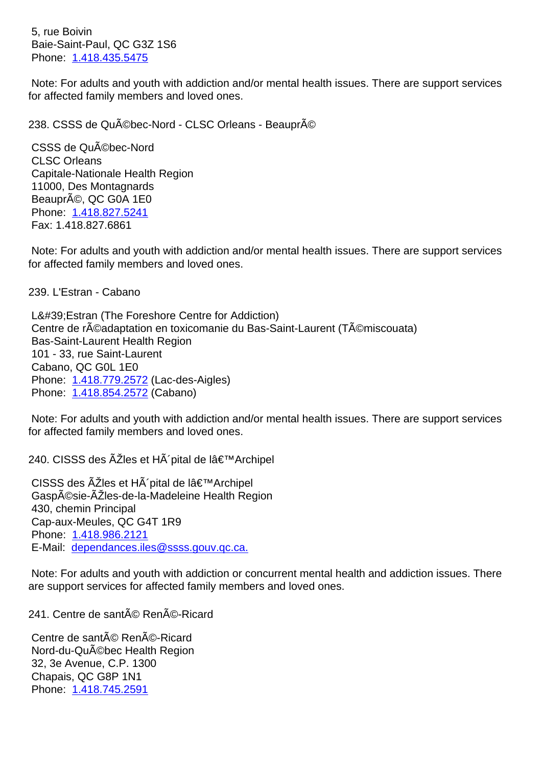5, rue Boivin
Baie-Saint-Paul, QC G3Z 1S6
Phone: 1.418.435.5475

Note: For adults and youth with addiction and/or mental health issues. There are support services for affected family members and loved ones.

238. CSSS de QuÃ©bec-Nord - CLSC Orleans - BeauprÃ©

CSSS de QuÃ©bec-Nord
CLSC Orleans
Capitale-Nationale Health Region
11000, Des Montagnards
BeauprÃ©, QC G0A 1E0
Phone: 1.418.827.5241
Fax: 1.418.827.6861

Note: For adults and youth with addiction and/or mental health issues. There are support services for affected family members and loved ones.

239. L'Estran - Cabano

L&#39;Estran (The Foreshore Centre for Addiction)
Centre de rÃ©adaptation en toxicomanie du Bas-Saint-Laurent (TÃ©miscouata)
Bas-Saint-Laurent Health Region
101 - 33, rue Saint-Laurent
Cabano, QC G0L 1E0
Phone: 1.418.779.2572 (Lac-des-Aigles)
Phone: 1.418.854.2572 (Cabano)

Note: For adults and youth with addiction and/or mental health issues. There are support services for affected family members and loved ones.

240. CISSS des ÃŽles et HÃ´pital de lâ€™Archipel

CISSS des ÃŽles et HÃ´pital de lâ€™Archipel
GaspÃ©sie-ÃŽles-de-la-Madeleine Health Region
430, chemin Principal
Cap-aux-Meules, QC G4T 1R9
Phone: 1.418.986.2121
E-Mail: dependances.iles@ssss.gouv.qc.ca.

Note: For adults and youth with addiction or concurrent mental health and addiction issues. There are support services for affected family members and loved ones.

241. Centre de santÃ© RenÃ©-Ricard

Centre de santÃ© RenÃ©-Ricard
Nord-du-QuÃ©bec Health Region
32, 3e Avenue, C.P. 1300
Chapais, QC G8P 1N1
Phone: 1.418.745.2591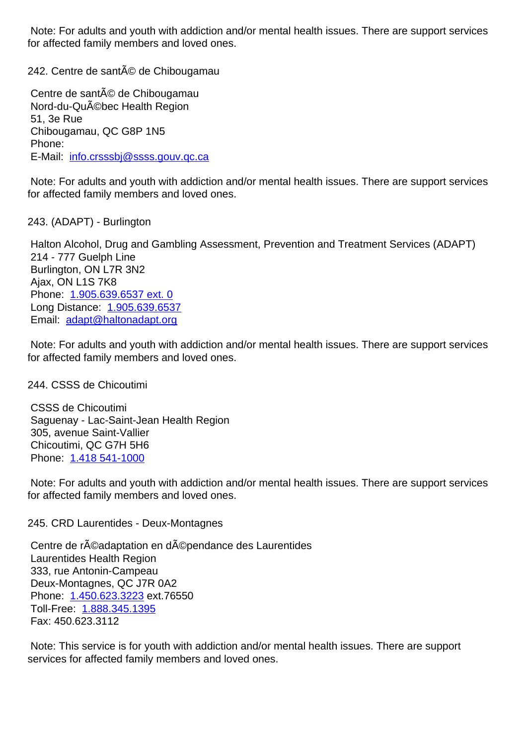Note: For adults and youth with addiction and/or mental health issues. There are support services for affected family members and loved ones.

242. Centre de santÃ© de Chibougamau

Centre de santÃ© de Chibougamau
Nord-du-QuÃ©bec Health Region
51, 3e Rue
Chibougamau, QC G8P 1N5
Phone:
E-Mail: info.crsssbj@ssss.gouv.qc.ca

Note: For adults and youth with addiction and/or mental health issues. There are support services for affected family members and loved ones.

243. (ADAPT) - Burlington

Halton Alcohol, Drug and Gambling Assessment, Prevention and Treatment Services (ADAPT)
214 - 777 Guelph Line
Burlington, ON L7R 3N2
Ajax, ON L1S 7K8
Phone: 1.905.639.6537 ext. 0
Long Distance: 1.905.639.6537
Email: adapt@haltonadapt.org

Note: For adults and youth with addiction and/or mental health issues. There are support services for affected family members and loved ones.

244. CSSS de Chicoutimi

CSSS de Chicoutimi
Saguenay - Lac-Saint-Jean Health Region
305, avenue Saint-Vallier
Chicoutimi, QC G7H 5H6
Phone: 1.418 541-1000

Note: For adults and youth with addiction and/or mental health issues. There are support services for affected family members and loved ones.

245. CRD Laurentides - Deux-Montagnes

Centre de rÃ©adaptation en dÃ©pendance des Laurentides
Laurentides Health Region
333, rue Antonin-Campeau
Deux-Montagnes, QC J7R 0A2
Phone: 1.450.623.3223 ext.76550
Toll-Free: 1.888.345.1395
Fax: 450.623.3112

Note: This service is for youth with addiction and/or mental health issues. There are support services for affected family members and loved ones.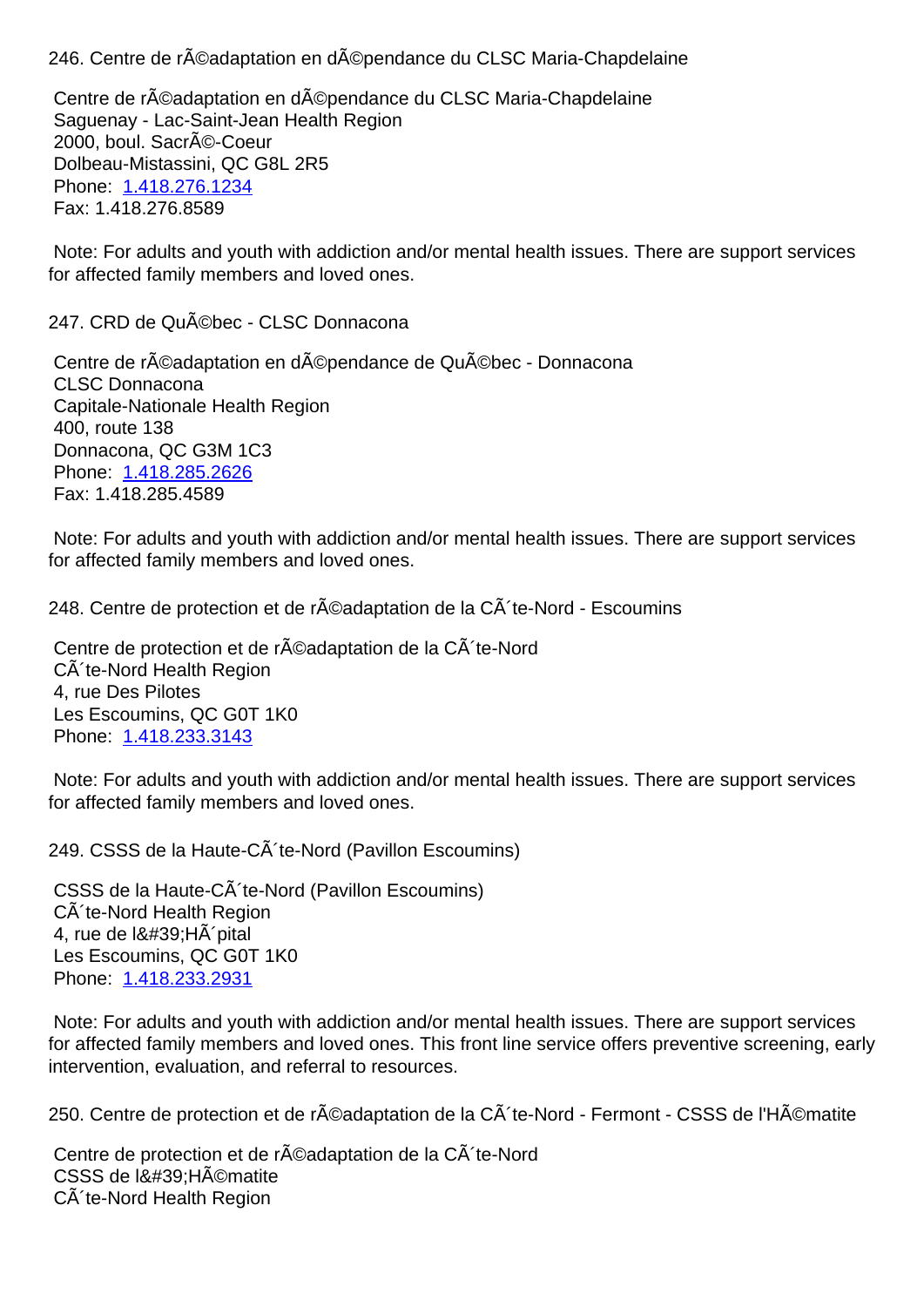246. Centre de rÃ©adaptation en dÃ©pendance du CLSC Maria-Chapdelaine

Centre de rÃ©adaptation en dÃ©pendance du CLSC Maria-Chapdelaine
Saguenay - Lac-Saint-Jean Health Region
2000, boul. SacrÃ©-Coeur
Dolbeau-Mistassini, QC G8L 2R5
Phone: 1.418.276.1234
Fax: 1.418.276.8589

Note: For adults and youth with addiction and/or mental health issues. There are support services for affected family members and loved ones.

247. CRD de QuÃ©bec - CLSC Donnacona

Centre de rÃ©adaptation en dÃ©pendance de QuÃ©bec - Donnacona
CLSC Donnacona
Capitale-Nationale Health Region
400, route 138
Donnacona, QC G3M 1C3
Phone: 1.418.285.2626
Fax: 1.418.285.4589

Note: For adults and youth with addiction and/or mental health issues. There are support services for affected family members and loved ones.

248. Centre de protection et de rÃ©adaptation de la CÃ´te-Nord - Escoumins

Centre de protection et de rÃ©adaptation de la CÃ´te-Nord
CÃ´te-Nord Health Region
4, rue Des Pilotes
Les Escoumins, QC G0T 1K0
Phone: 1.418.233.3143

Note: For adults and youth with addiction and/or mental health issues. There are support services for affected family members and loved ones.

249. CSSS de la Haute-CÃ´te-Nord (Pavillon Escoumins)

CSSS de la Haute-CÃ´te-Nord (Pavillon Escoumins)
CÃ´te-Nord Health Region
4, rue de l&#39;HÃ´pital
Les Escoumins, QC G0T 1K0
Phone: 1.418.233.2931

Note: For adults and youth with addiction and/or mental health issues. There are support services for affected family members and loved ones. This front line service offers preventive screening, early intervention, evaluation, and referral to resources.

250. Centre de protection et de rÃ©adaptation de la CÃ´te-Nord - Fermont - CSSS de l'HÃ©matite

Centre de protection et de rÃ©adaptation de la CÃ´te-Nord
CSSS de l&#39;HÃ©matite
CÃ´te-Nord Health Region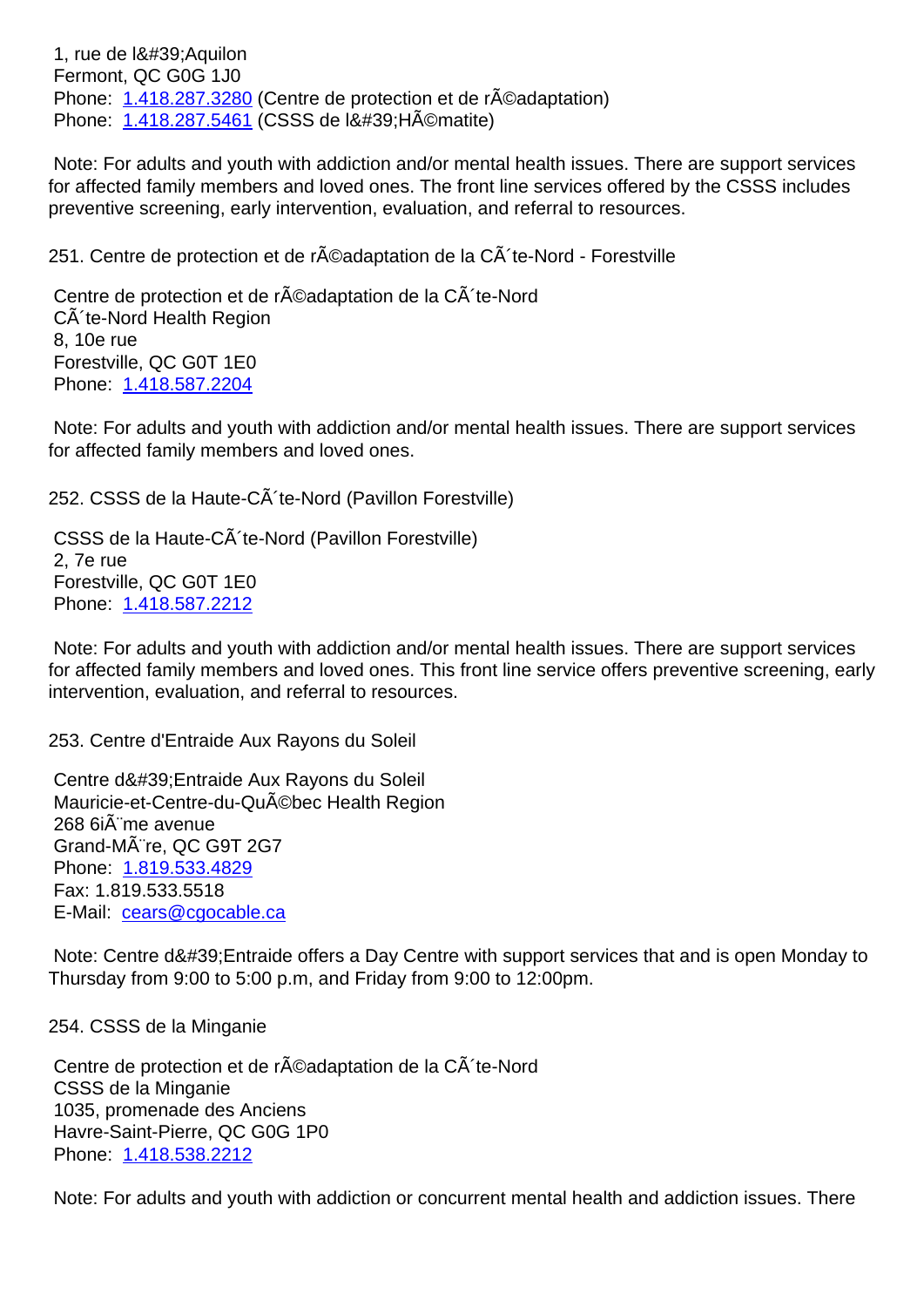1, rue de l&#39;Aquilon
Fermont, QC G0G 1J0
Phone: 1.418.287.3280 (Centre de protection et de rÃ©adaptation)
Phone: 1.418.287.5461 (CSSS de l&#39;HÃ©matite)

Note: For adults and youth with addiction and/or mental health issues. There are support services for affected family members and loved ones. The front line services offered by the CSSS includes preventive screening, early intervention, evaluation, and referral to resources.

251. Centre de protection et de rÃ©adaptation de la CÃ´te-Nord - Forestville

Centre de protection et de rÃ©adaptation de la CÃ´te-Nord
CÃ´te-Nord Health Region
8, 10e rue
Forestville, QC G0T 1E0
Phone: 1.418.587.2204

Note: For adults and youth with addiction and/or mental health issues. There are support services for affected family members and loved ones.

252. CSSS de la Haute-CÃ´te-Nord (Pavillon Forestville)

CSSS de la Haute-CÃ´te-Nord (Pavillon Forestville)
2, 7e rue
Forestville, QC G0T 1E0
Phone: 1.418.587.2212

Note: For adults and youth with addiction and/or mental health issues. There are support services for affected family members and loved ones. This front line service offers preventive screening, early intervention, evaluation, and referral to resources.

253. Centre d'Entraide Aux Rayons du Soleil

Centre d&#39;Entraide Aux Rayons du Soleil
Mauricie-et-Centre-du-QuÃ©bec Health Region
268 6iÃ¨me avenue
Grand-MÃ¨re, QC G9T 2G7
Phone: 1.819.533.4829
Fax: 1.819.533.5518
E-Mail: cears@cgocable.ca

Note: Centre d&#39;Entraide offers a Day Centre with support services that and is open Monday to Thursday from 9:00 to 5:00 p.m, and Friday from 9:00 to 12:00pm.

254. CSSS de la Minganie

Centre de protection et de rÃ©adaptation de la CÃ´te-Nord
CSSS de la Minganie
1035, promenade des Anciens
Havre-Saint-Pierre, QC G0G 1P0
Phone: 1.418.538.2212

Note: For adults and youth with addiction or concurrent mental health and addiction issues. There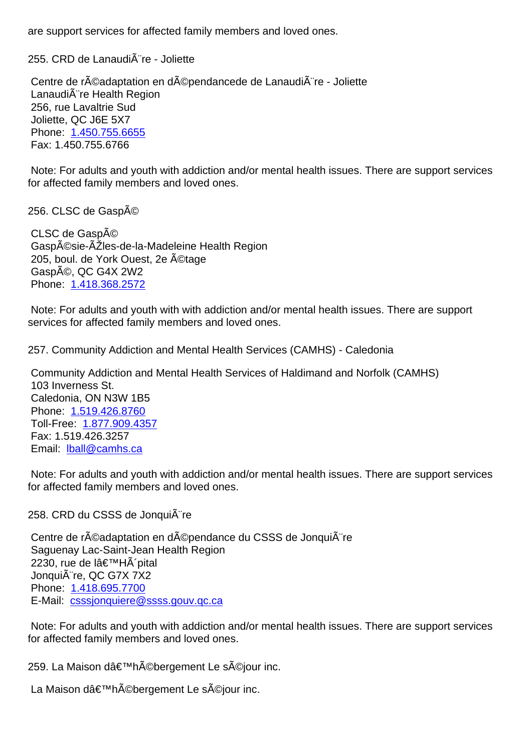are support services for affected family members and loved ones.

255. CRD de LanaudiÃ¨re - Joliette

Centre de rÃ©adaptation en dÃ©pendancede de LanaudiÃ¨re - Joliette
LanaudiÃ¨re Health Region
256, rue Lavaltrie Sud
Joliette, QC J6E 5X7
Phone: 1.450.755.6655
Fax: 1.450.755.6766

Note: For adults and youth with addiction and/or mental health issues. There are support services for affected family members and loved ones.

256. CLSC de GaspÃ©

CLSC de GaspÃ©
GaspÃ©sie-ÃŽles-de-la-Madeleine Health Region
205, boul. de York Ouest, 2e Ã©tage
GaspÃ©, QC G4X 2W2
Phone: 1.418.368.2572

Note: For adults and youth with with addiction and/or mental health issues. There are support services for affected family members and loved ones.

257. Community Addiction and Mental Health Services (CAMHS) - Caledonia

Community Addiction and Mental Health Services of Haldimand and Norfolk (CAMHS)
103 Inverness St.
Caledonia, ON N3W 1B5
Phone: 1.519.426.8760
Toll-Free: 1.877.909.4357
Fax: 1.519.426.3257
Email: lball@camhs.ca

Note: For adults and youth with addiction and/or mental health issues. There are support services for affected family members and loved ones.

258. CRD du CSSS de JonquiÃ¨re

Centre de rÃ©adaptation en dÃ©pendance du CSSS de JonquiÃ¨re
Saguenay Lac-Saint-Jean Health Region
2230, rue de lâ€™HÃ´pital
JonquiÃ¨re, QC G7X 7X2
Phone: 1.418.695.7700
E-Mail: csssjonquiere@ssss.gouv.qc.ca

Note: For adults and youth with addiction and/or mental health issues. There are support services for affected family members and loved ones.

259. La Maison dâ€™hÃ©bergement Le sÃ©jour inc.

La Maison dâ€™hÃ©bergement Le sÃ©jour inc.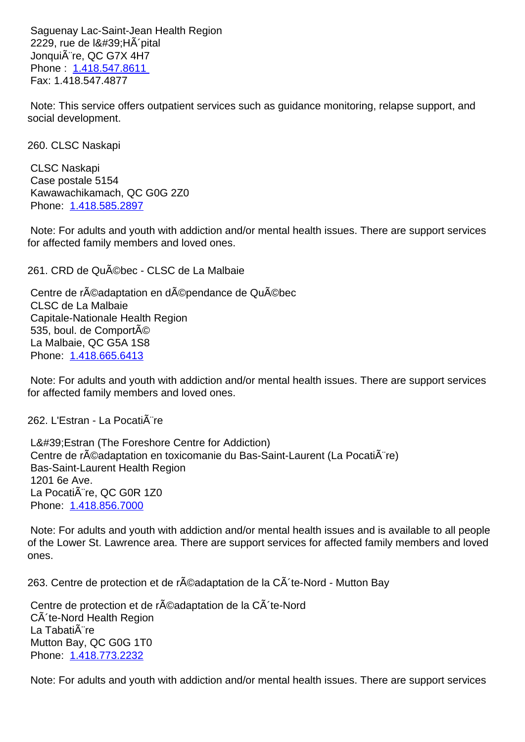Saguenay Lac-Saint-Jean Health Region
2229, rue de l&#39;HÃ´pital
JonquiÃ¨re, QC G7X 4H7
Phone : [1.418.547.8611](tel:1.418.547.8611)
Fax: 1.418.547.4877

Note: This service offers outpatient services such as guidance monitoring, relapse support, and social development.

260. CLSC Naskapi

CLSC Naskapi
Case postale 5154
Kawawachikamach, QC G0G 2Z0
Phone: [1.418.585.2897](tel:1.418.585.2897)

Note: For adults and youth with addiction and/or mental health issues. There are support services for affected family members and loved ones.

261. CRD de QuÃ©bec - CLSC de La Malbaie

Centre de rÃ©adaptation en dÃ©pendance de QuÃ©bec
CLSC de La Malbaie
Capitale-Nationale Health Region
535, boul. de ComportÃ©
La Malbaie, QC G5A 1S8
Phone: [1.418.665.6413](tel:1.418.665.6413)

Note: For adults and youth with addiction and/or mental health issues. There are support services for affected family members and loved ones.

262. L'Estran - La PocatiÃ¨re

L&#39;Estran (The Foreshore Centre for Addiction)
Centre de rÃ©adaptation en toxicomanie du Bas-Saint-Laurent (La PocatiÃ¨re)
Bas-Saint-Laurent Health Region
1201 6e Ave.
La PocatiÃ¨re, QC G0R 1Z0
Phone: [1.418.856.7000](tel:1.418.856.7000)

Note: For adults and youth with addiction and/or mental health issues and is available to all people of the Lower St. Lawrence area. There are support services for affected family members and loved ones.

263. Centre de protection et de rÃ©adaptation de la CÃ´te-Nord - Mutton Bay

Centre de protection et de rÃ©adaptation de la CÃ´te-Nord
CÃ´te-Nord Health Region
La TabatiÃ¨re
Mutton Bay, QC G0G 1T0
Phone: [1.418.773.2232](tel:1.418.773.2232)

Note: For adults and youth with addiction and/or mental health issues. There are support services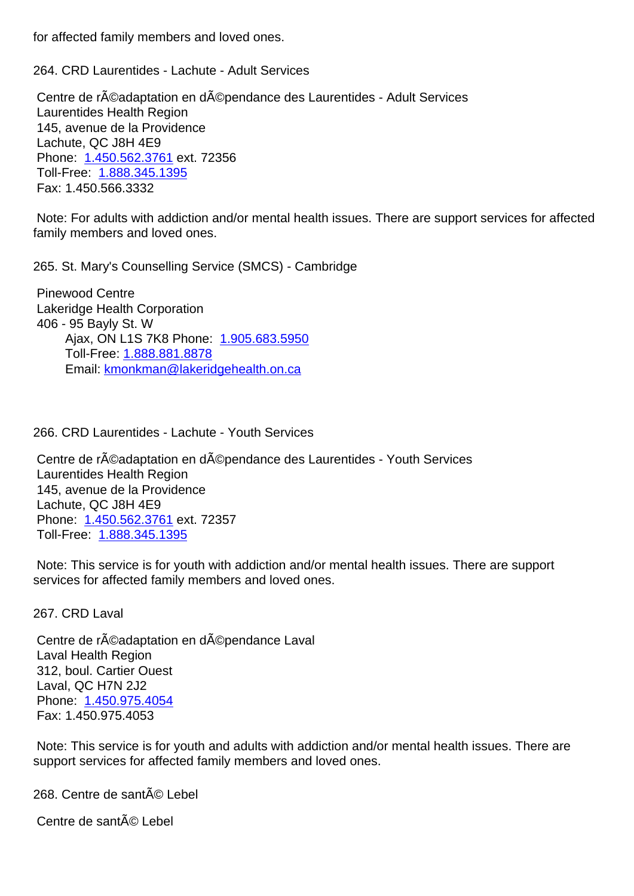for affected family members and loved ones.

264. CRD Laurentides - Lachute - Adult Services

Centre de rÃ©adaptation en dÃ©pendance des Laurentides - Adult Services
Laurentides Health Region
145, avenue de la Providence
Lachute, QC J8H 4E9
Phone: 1.450.562.3761 ext. 72356
Toll-Free: 1.888.345.1395
Fax: 1.450.566.3332

Note: For adults with addiction and/or mental health issues. There are support services for affected family members and loved ones.

265. St. Mary's Counselling Service (SMCS) - Cambridge

Pinewood Centre
Lakeridge Health Corporation
406 - 95 Bayly St. W
Ajax, ON L1S 7K8 Phone: 1.905.683.5950
Toll-Free: 1.888.881.8878
Email: kmonkman@lakeridgehealth.on.ca

266. CRD Laurentides - Lachute - Youth Services

Centre de rÃ©adaptation en dÃ©pendance des Laurentides - Youth Services
Laurentides Health Region
145, avenue de la Providence
Lachute, QC J8H 4E9
Phone: 1.450.562.3761 ext. 72357
Toll-Free: 1.888.345.1395

Note: This service is for youth with addiction and/or mental health issues. There are support services for affected family members and loved ones.

267. CRD Laval

Centre de rÃ©adaptation en dÃ©pendance Laval
Laval Health Region
312, boul. Cartier Ouest
Laval, QC H7N 2J2
Phone: 1.450.975.4054
Fax: 1.450.975.4053

Note: This service is for youth and adults with addiction and/or mental health issues. There are support services for affected family members and loved ones.

268. Centre de santÃ© Lebel

Centre de santÃ© Lebel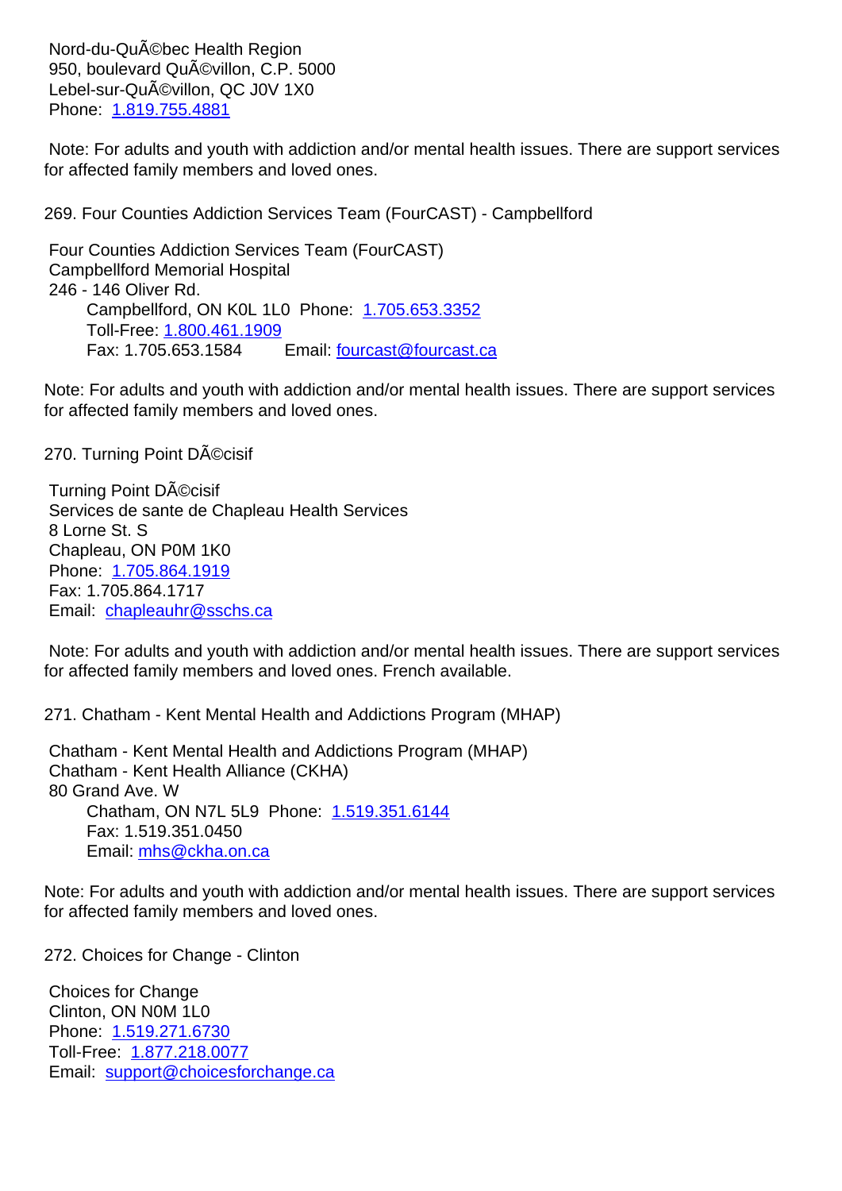Nord-du-QuÃ©bec Health Region
950, boulevard QuÃ©villon, C.P. 5000
Lebel-sur-QuÃ©villon, QC J0V 1X0
Phone: 1.819.755.4881

Note: For adults and youth with addiction and/or mental health issues. There are support services for affected family members and loved ones.

269. Four Counties Addiction Services Team (FourCAST) - Campbellford

Four Counties Addiction Services Team (FourCAST)
Campbellford Memorial Hospital
246 - 146 Oliver Rd.
Campbellford, ON K0L 1L0 Phone: 1.705.653.3352
Toll-Free: 1.800.461.1909
Fax: 1.705.653.1584 Email: fourcast@fourcast.ca

Note: For adults and youth with addiction and/or mental health issues. There are support services for affected family members and loved ones.

270. Turning Point DÃ©cisif

Turning Point DÃ©cisif
Services de sante de Chapleau Health Services
8 Lorne St. S
Chapleau, ON P0M 1K0
Phone: 1.705.864.1919
Fax: 1.705.864.1717
Email: chapleauhr@sschs.ca

Note: For adults and youth with addiction and/or mental health issues. There are support services for affected family members and loved ones. French available.

271. Chatham - Kent Mental Health and Addictions Program (MHAP)

Chatham - Kent Mental Health and Addictions Program (MHAP)
Chatham - Kent Health Alliance (CKHA)
80 Grand Ave. W
Chatham, ON N7L 5L9 Phone: 1.519.351.6144
Fax: 1.519.351.0450
Email: mhs@ckha.on.ca

Note: For adults and youth with addiction and/or mental health issues. There are support services for affected family members and loved ones.

272. Choices for Change - Clinton

Choices for Change
Clinton, ON N0M 1L0
Phone: 1.519.271.6730
Toll-Free: 1.877.218.0077
Email: support@choicesforchange.ca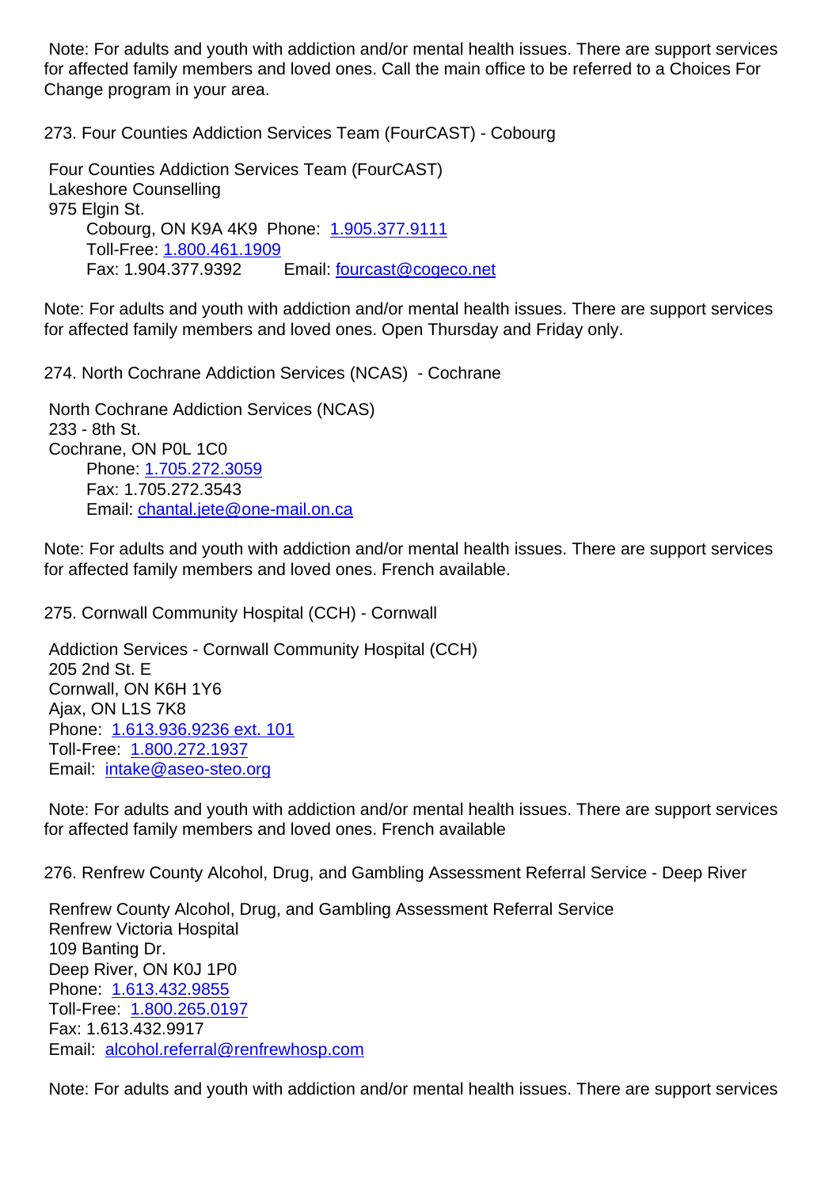Note: For adults and youth with addiction and/or mental health issues. There are support services for affected family members and loved ones. Call the main office to be referred to a Choices For Change program in your area.

273. Four Counties Addiction Services Team (FourCAST) - Cobourg

Four Counties Addiction Services Team (FourCAST)
Lakeshore Counselling
975 Elgin St.
Cobourg, ON K9A 4K9 Phone: 1.905.377.9111
Toll-Free: 1.800.461.1909
Fax: 1.904.377.9392 Email: fourcast@cogeco.net

Note: For adults and youth with addiction and/or mental health issues. There are support services for affected family members and loved ones. Open Thursday and Friday only.

274. North Cochrane Addiction Services (NCAS) - Cochrane

North Cochrane Addiction Services (NCAS)
233 - 8th St.
Cochrane, ON P0L 1C0
Phone: 1.705.272.3059
Fax: 1.705.272.3543
Email: chantal.jete@one-mail.on.ca

Note: For adults and youth with addiction and/or mental health issues. There are support services for affected family members and loved ones. French available.

275. Cornwall Community Hospital (CCH) - Cornwall

Addiction Services - Cornwall Community Hospital (CCH)
205 2nd St. E
Cornwall, ON K6H 1Y6
Ajax, ON L1S 7K8
Phone: 1.613.936.9236 ext. 101
Toll-Free: 1.800.272.1937
Email: intake@aseo-steo.org

Note: For adults and youth with addiction and/or mental health issues. There are support services for affected family members and loved ones. French available

276. Renfrew County Alcohol, Drug, and Gambling Assessment Referral Service - Deep River

Renfrew County Alcohol, Drug, and Gambling Assessment Referral Service
Renfrew Victoria Hospital
109 Banting Dr.
Deep River, ON K0J 1P0
Phone: 1.613.432.9855
Toll-Free: 1.800.265.0197
Fax: 1.613.432.9917
Email: alcohol.referral@renfrewhosp.com

Note: For adults and youth with addiction and/or mental health issues. There are support services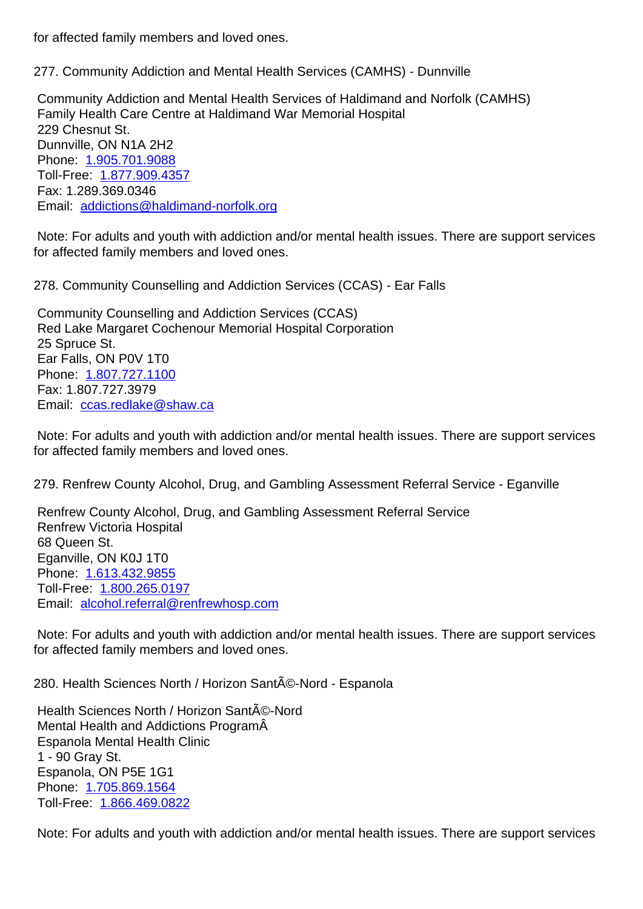for affected family members and loved ones.

277. Community Addiction and Mental Health Services (CAMHS) - Dunnville

Community Addiction and Mental Health Services of Haldimand and Norfolk (CAMHS)
Family Health Care Centre at Haldimand War Memorial Hospital
229 Chesnut St.
Dunnville, ON N1A 2H2
Phone: 1.905.701.9088
Toll-Free: 1.877.909.4357
Fax: 1.289.369.0346
Email: addictions@haldimand-norfolk.org

Note: For adults and youth with addiction and/or mental health issues. There are support services for affected family members and loved ones.

278. Community Counselling and Addiction Services (CCAS) - Ear Falls

Community Counselling and Addiction Services (CCAS)
Red Lake Margaret Cochenour Memorial Hospital Corporation
25 Spruce St.
Ear Falls, ON P0V 1T0
Phone: 1.807.727.1100
Fax: 1.807.727.3979
Email: ccas.redlake@shaw.ca

Note: For adults and youth with addiction and/or mental health issues. There are support services for affected family members and loved ones.

279. Renfrew County Alcohol, Drug, and Gambling Assessment Referral Service - Eganville

Renfrew County Alcohol, Drug, and Gambling Assessment Referral Service
Renfrew Victoria Hospital
68 Queen St.
Eganville, ON K0J 1T0
Phone: 1.613.432.9855
Toll-Free: 1.800.265.0197
Email: alcohol.referral@renfrewhosp.com

Note: For adults and youth with addiction and/or mental health issues. There are support services for affected family members and loved ones.

280. Health Sciences North / Horizon SantÃ©-Nord - Espanola

Health Sciences North / Horizon SantÃ©-Nord
Mental Health and Addictions ProgramÂ
Espanola Mental Health Clinic
1 - 90 Gray St.
Espanola, ON P5E 1G1
Phone: 1.705.869.1564
Toll-Free: 1.866.469.0822

Note: For adults and youth with addiction and/or mental health issues. There are support services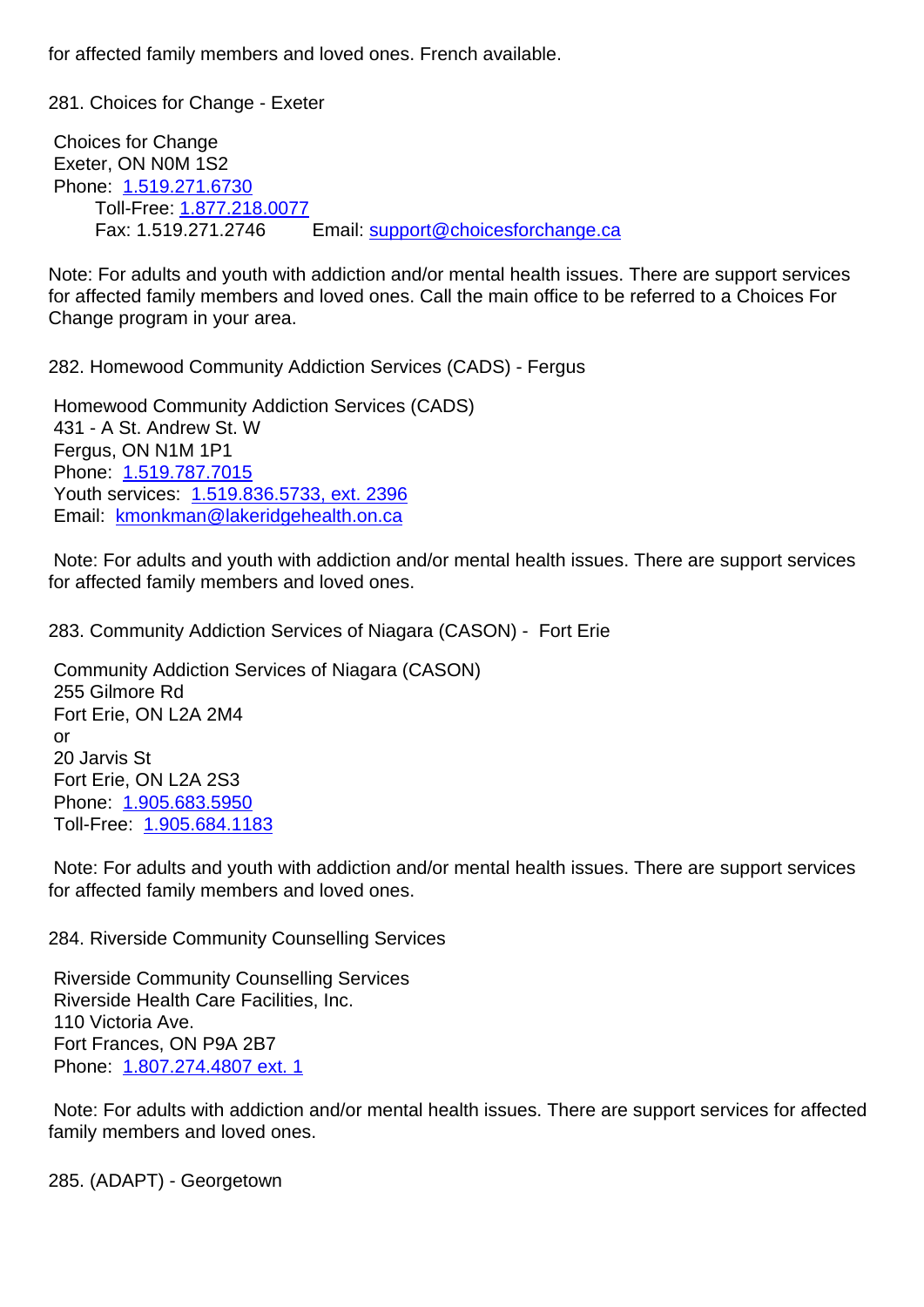for affected family members and loved ones. French available.

281. Choices for Change - Exeter

Choices for Change
Exeter, ON N0M 1S2
Phone: 1.519.271.6730
Toll-Free: 1.877.218.0077
Fax: 1.519.271.2746 Email: support@choicesforchange.ca

Note: For adults and youth with addiction and/or mental health issues. There are support services for affected family members and loved ones. Call the main office to be referred to a Choices For Change program in your area.

282. Homewood Community Addiction Services (CADS) - Fergus

Homewood Community Addiction Services (CADS)
431 - A St. Andrew St. W
Fergus, ON N1M 1P1
Phone: 1.519.787.7015
Youth services: 1.519.836.5733, ext. 2396
Email: kmonkman@lakeridgehealth.on.ca

Note: For adults and youth with addiction and/or mental health issues. There are support services for affected family members and loved ones.

283. Community Addiction Services of Niagara (CASON) - Fort Erie

Community Addiction Services of Niagara (CASON)
255 Gilmore Rd
Fort Erie, ON L2A 2M4
or
20 Jarvis St
Fort Erie, ON L2A 2S3
Phone: 1.905.683.5950
Toll-Free: 1.905.684.1183

Note: For adults and youth with addiction and/or mental health issues. There are support services for affected family members and loved ones.

284. Riverside Community Counselling Services

Riverside Community Counselling Services
Riverside Health Care Facilities, Inc.
110 Victoria Ave.
Fort Frances, ON P9A 2B7
Phone: 1.807.274.4807 ext. 1

Note: For adults with addiction and/or mental health issues. There are support services for affected family members and loved ones.

285. (ADAPT) - Georgetown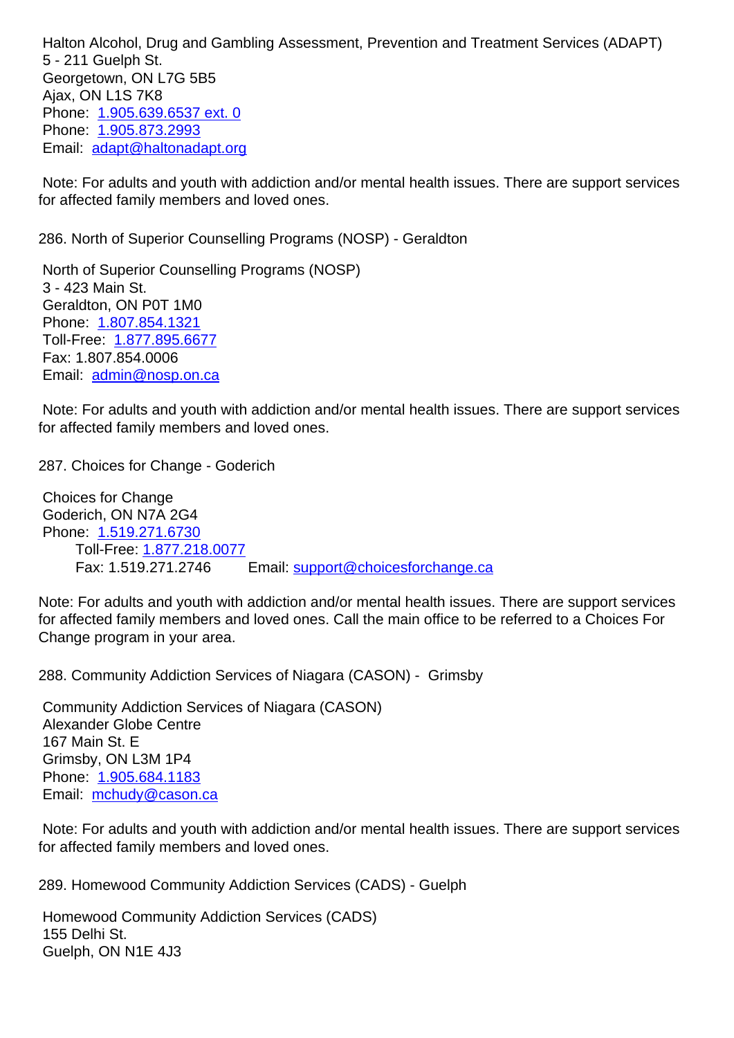Halton Alcohol, Drug and Gambling Assessment, Prevention and Treatment Services (ADAPT)
5 - 211 Guelph St.
Georgetown, ON L7G 5B5
Ajax, ON L1S 7K8
Phone: 1.905.639.6537 ext. 0
Phone: 1.905.873.2993
Email: adapt@haltonadapt.org

Note: For adults and youth with addiction and/or mental health issues. There are support services for affected family members and loved ones.

286. North of Superior Counselling Programs (NOSP) - Geraldton

North of Superior Counselling Programs (NOSP)
3 - 423 Main St.
Geraldton, ON P0T 1M0
Phone: 1.807.854.1321
Toll-Free: 1.877.895.6677
Fax: 1.807.854.0006
Email: admin@nosp.on.ca

Note: For adults and youth with addiction and/or mental health issues. There are support services for affected family members and loved ones.

287. Choices for Change - Goderich

Choices for Change
Goderich, ON N7A 2G4
Phone: 1.519.271.6730
Toll-Free: 1.877.218.0077
Fax: 1.519.271.2746 Email: support@choicesforchange.ca

Note: For adults and youth with addiction and/or mental health issues. There are support services for affected family members and loved ones. Call the main office to be referred to a Choices For Change program in your area.

288. Community Addiction Services of Niagara (CASON) - Grimsby

Community Addiction Services of Niagara (CASON)
Alexander Globe Centre
167 Main St. E
Grimsby, ON L3M 1P4
Phone: 1.905.684.1183
Email: mchudy@cason.ca

Note: For adults and youth with addiction and/or mental health issues. There are support services for affected family members and loved ones.

289. Homewood Community Addiction Services (CADS) - Guelph

Homewood Community Addiction Services (CADS)
155 Delhi St.
Guelph, ON N1E 4J3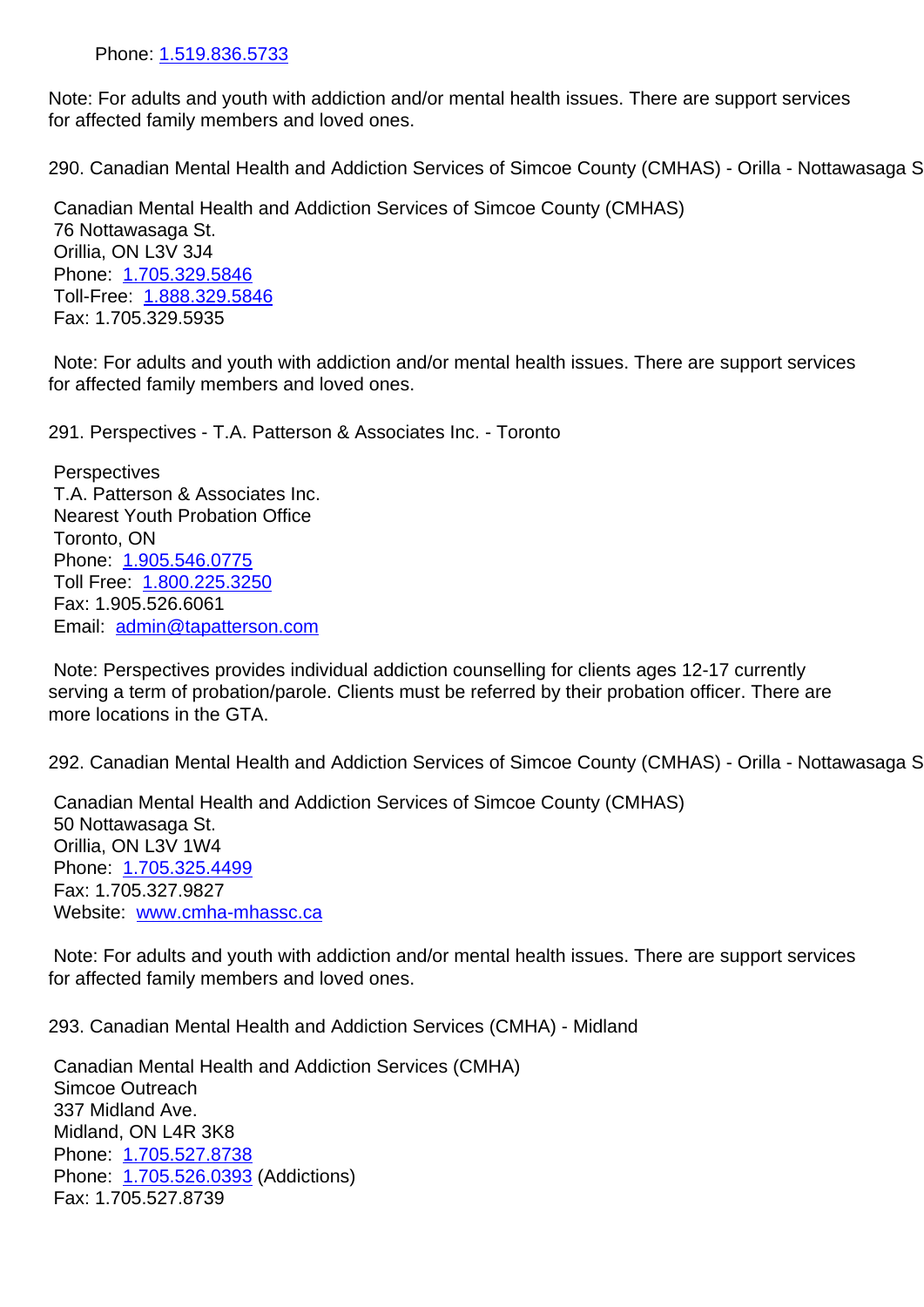Phone: 1.519.836.5733

Note: For adults and youth with addiction and/or mental health issues. There are support services for affected family members and loved ones.

290. Canadian Mental Health and Addiction Services of Simcoe County (CMHAS) - Orilla - Nottawasaga S

Canadian Mental Health and Addiction Services of Simcoe County (CMHAS)
76 Nottawasaga St.
Orillia, ON L3V 3J4
Phone: 1.705.329.5846
Toll-Free: 1.888.329.5846
Fax: 1.705.329.5935

Note: For adults and youth with addiction and/or mental health issues. There are support services for affected family members and loved ones.

291. Perspectives - T.A. Patterson & Associates Inc. - Toronto

Perspectives
T.A. Patterson & Associates Inc.
Nearest Youth Probation Office
Toronto, ON
Phone: 1.905.546.0775
Toll Free: 1.800.225.3250
Fax: 1.905.526.6061
Email: admin@tapatterson.com

Note: Perspectives provides individual addiction counselling for clients ages 12-17 currently serving a term of probation/parole. Clients must be referred by their probation officer. There are more locations in the GTA.

292. Canadian Mental Health and Addiction Services of Simcoe County (CMHAS) - Orilla - Nottawasaga S

Canadian Mental Health and Addiction Services of Simcoe County (CMHAS)
50 Nottawasaga St.
Orillia, ON L3V 1W4
Phone: 1.705.325.4499
Fax: 1.705.327.9827
Website: www.cmha-mhassc.ca

Note: For adults and youth with addiction and/or mental health issues. There are support services for affected family members and loved ones.

293. Canadian Mental Health and Addiction Services (CMHA) - Midland

Canadian Mental Health and Addiction Services (CMHA)
Simcoe Outreach
337 Midland Ave.
Midland, ON L4R 3K8
Phone: 1.705.527.8738
Phone: 1.705.526.0393 (Addictions)
Fax: 1.705.527.8739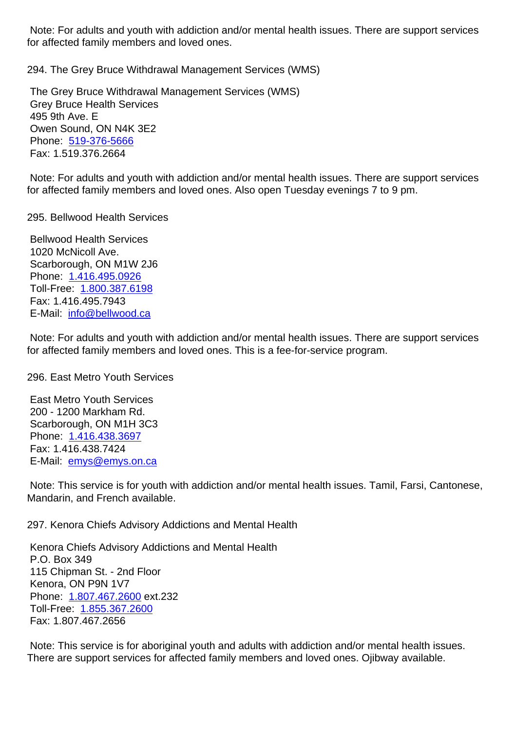Note: For adults and youth with addiction and/or mental health issues. There are support services for affected family members and loved ones.

## 294. The Grey Bruce Withdrawal Management Services (WMS)

The Grey Bruce Withdrawal Management Services (WMS)
Grey Bruce Health Services
495 9th Ave. E
Owen Sound, ON N4K 3E2
Phone: 519-376-5666
Fax: 1.519.376.2664

Note: For adults and youth with addiction and/or mental health issues. There are support services for affected family members and loved ones. Also open Tuesday evenings 7 to 9 pm.

## 295. Bellwood Health Services

Bellwood Health Services
1020 McNicoll Ave.
Scarborough, ON M1W 2J6
Phone: 1.416.495.0926
Toll-Free: 1.800.387.6198
Fax: 1.416.495.7943
E-Mail: info@bellwood.ca

Note: For adults and youth with addiction and/or mental health issues. There are support services for affected family members and loved ones. This is a fee-for-service program.

## 296. East Metro Youth Services

East Metro Youth Services
200 - 1200 Markham Rd.
Scarborough, ON M1H 3C3
Phone: 1.416.438.3697
Fax: 1.416.438.7424
E-Mail: emys@emys.on.ca

Note: This service is for youth with addiction and/or mental health issues. Tamil, Farsi, Cantonese, Mandarin, and French available.

## 297. Kenora Chiefs Advisory Addictions and Mental Health

Kenora Chiefs Advisory Addictions and Mental Health
P.O. Box 349
115 Chipman St. - 2nd Floor
Kenora, ON P9N 1V7
Phone: 1.807.467.2600 ext.232
Toll-Free: 1.855.367.2600
Fax: 1.807.467.2656

Note: This service is for aboriginal youth and adults with addiction and/or mental health issues. There are support services for affected family members and loved ones. Ojibway available.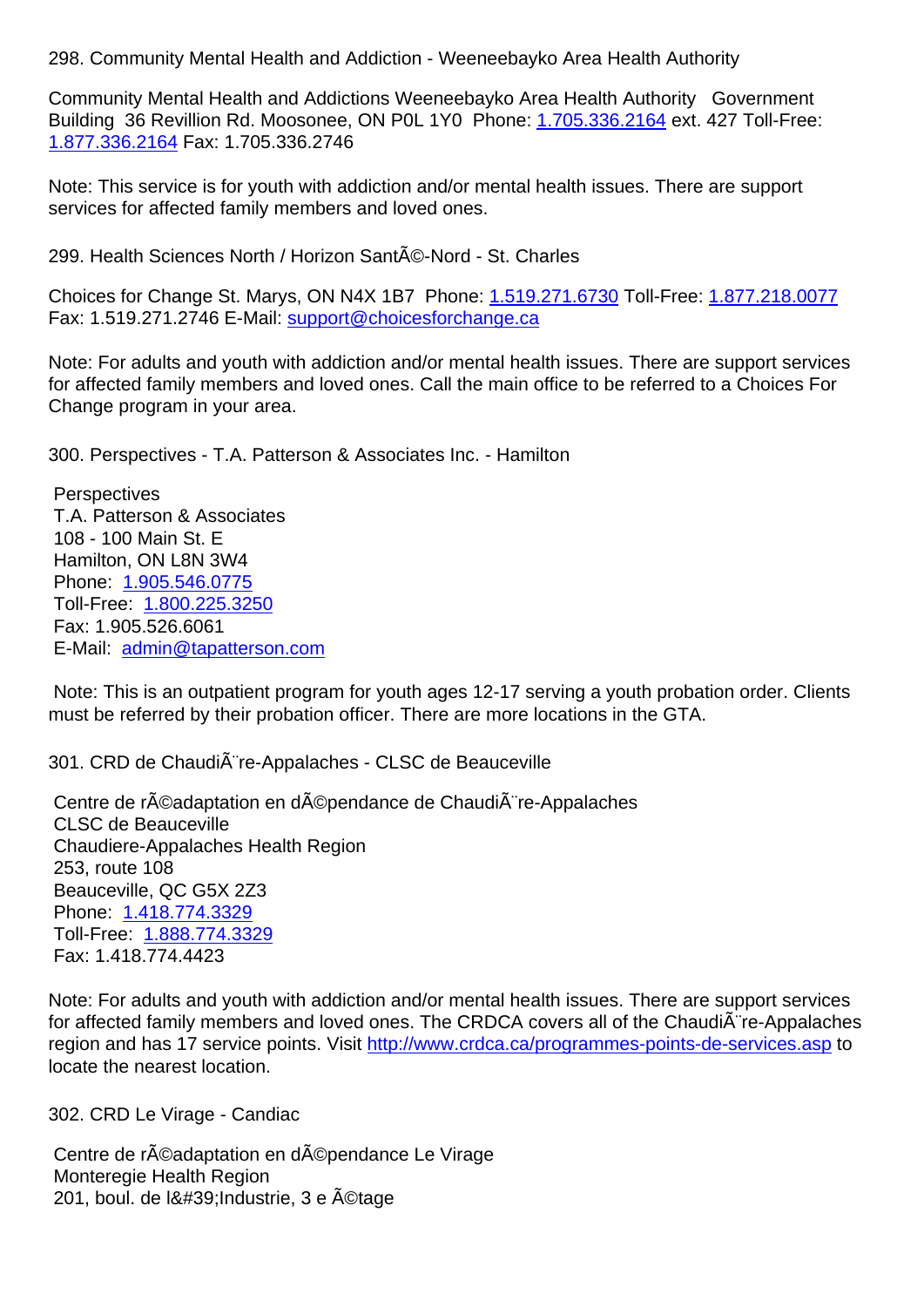298. Community Mental Health and Addiction - Weeneebayko Area Health Authority

Community Mental Health and Addictions Weeneebayko Area Health Authority  Government Building  36 Revillion Rd. Moosonee, ON P0L 1Y0  Phone: 1.705.336.2164 ext. 427 Toll-Free: 1.877.336.2164 Fax: 1.705.336.2746

Note: This service is for youth with addiction and/or mental health issues. There are support services for affected family members and loved ones.

299. Health Sciences North / Horizon SantÃ©-Nord - St. Charles

Choices for Change St. Marys, ON N4X 1B7  Phone: 1.519.271.6730 Toll-Free: 1.877.218.0077 Fax: 1.519.271.2746 E-Mail: support@choicesforchange.ca

Note: For adults and youth with addiction and/or mental health issues. There are support services for affected family members and loved ones. Call the main office to be referred to a Choices For Change program in your area.

300. Perspectives - T.A. Patterson & Associates Inc. - Hamilton

Perspectives
T.A. Patterson & Associates
108 - 100 Main St. E
Hamilton, ON L8N 3W4
Phone: 1.905.546.0775
Toll-Free: 1.800.225.3250
Fax: 1.905.526.6061
E-Mail: admin@tapatterson.com

Note: This is an outpatient program for youth ages 12-17 serving a youth probation order. Clients must be referred by their probation officer. There are more locations in the GTA.

301. CRD de ChaudiÃ¨re-Appalaches - CLSC de Beauceville

Centre de rÃ©adaptation en dÃ©pendance de ChaudiÃ¨re-Appalaches
CLSC de Beauceville
Chaudiere-Appalaches Health Region
253, route 108
Beauceville, QC G5X 2Z3
Phone: 1.418.774.3329
Toll-Free: 1.888.774.3329
Fax: 1.418.774.4423

Note: For adults and youth with addiction and/or mental health issues. There are support services for affected family members and loved ones. The CRDCA covers all of the ChaudiÃ¨re-Appalaches region and has 17 service points. Visit http://www.crdca.ca/programmes-points-de-services.asp to locate the nearest location.

302. CRD Le Virage - Candiac

Centre de rÃ©adaptation en dÃ©pendance Le Virage
Monteregie Health Region
201, boul. de l&#39;Industrie, 3 e Ã©tage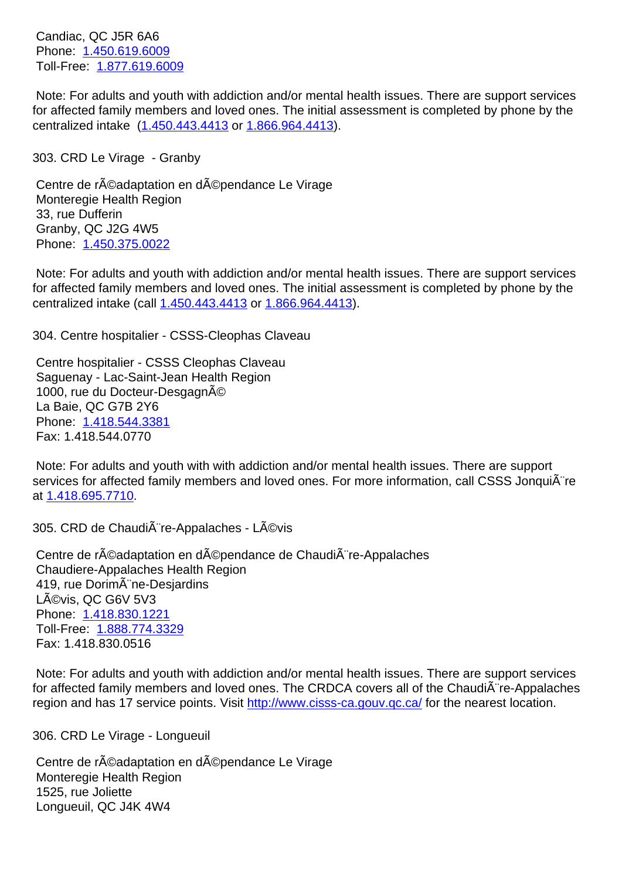Candiac, QC J5R 6A6
Phone: 1.450.619.6009
Toll-Free: 1.877.619.6009

Note: For adults and youth with addiction and/or mental health issues. There are support services for affected family members and loved ones. The initial assessment is completed by phone by the centralized intake (1.450.443.4413 or 1.866.964.4413).

303. CRD Le Virage - Granby

Centre de rÃ©adaptation en dÃ©pendance Le Virage
Monteregie Health Region
33, rue Dufferin
Granby, QC J2G 4W5
Phone: 1.450.375.0022

Note: For adults and youth with addiction and/or mental health issues. There are support services for affected family members and loved ones. The initial assessment is completed by phone by the centralized intake (call 1.450.443.4413 or 1.866.964.4413).

304. Centre hospitalier - CSSS-Cleophas Claveau

Centre hospitalier - CSSS Cleophas Claveau
Saguenay - Lac-Saint-Jean Health Region
1000, rue du Docteur-DesgagnÃ©
La Baie, QC G7B 2Y6
Phone: 1.418.544.3381
Fax: 1.418.544.0770

Note: For adults and youth with with addiction and/or mental health issues. There are support services for affected family members and loved ones. For more information, call CSSS JonquiÃ¨re at 1.418.695.7710.

305. CRD de ChaudiÃ¨re-Appalaches - LÃ©vis

Centre de rÃ©adaptation en dÃ©pendance de ChaudiÃ¨re-Appalaches
Chaudiere-Appalaches Health Region
419, rue DorimÃ¨ne-Desjardins
LÃ©vis, QC G6V 5V3
Phone: 1.418.830.1221
Toll-Free: 1.888.774.3329
Fax: 1.418.830.0516

Note: For adults and youth with addiction and/or mental health issues. There are support services for affected family members and loved ones. The CRDCA covers all of the ChaudiÃ¨re-Appalaches region and has 17 service points. Visit http://www.cisss-ca.gouv.qc.ca/ for the nearest location.

306. CRD Le Virage - Longueuil

Centre de rÃ©adaptation en dÃ©pendance Le Virage
Monteregie Health Region
1525, rue Joliette
Longueuil, QC J4K 4W4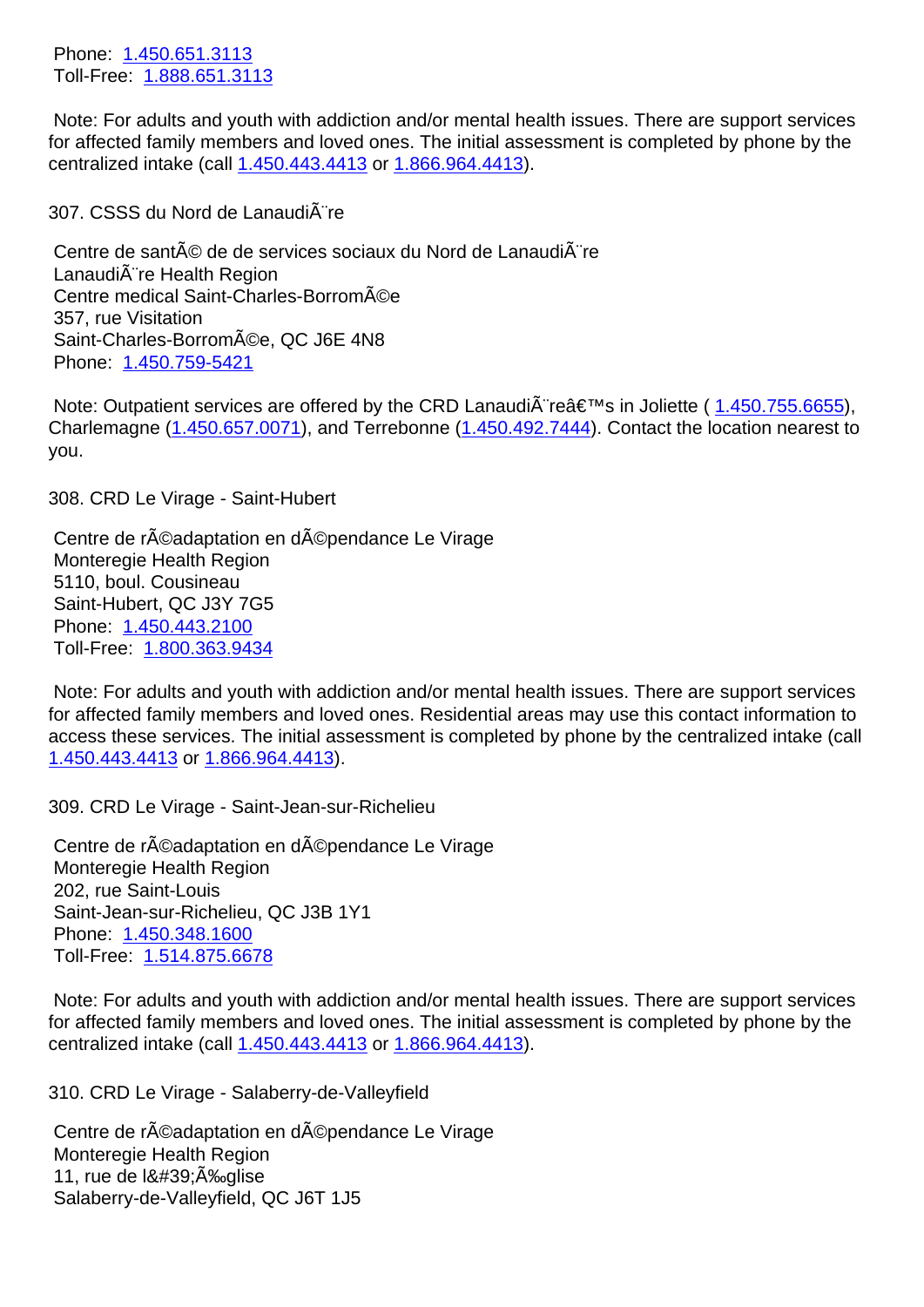Phone: 1.450.651.3113
Toll-Free: 1.888.651.3113

Note: For adults and youth with addiction and/or mental health issues. There are support services for affected family members and loved ones. The initial assessment is completed by phone by the centralized intake (call 1.450.443.4413 or 1.866.964.4413).

307. CSSS du Nord de LanaudiÃ¨re

Centre de santÃ© de de services sociaux du Nord de LanaudiÃ¨re
LanaudiÃ¨re Health Region
Centre medical Saint-Charles-BorromÃ©e
357, rue Visitation
Saint-Charles-BorromÃ©e, QC J6E 4N8
Phone: 1.450.759-5421

Note: Outpatient services are offered by the CRD LanaudiÃ¨reâ€™s in Joliette ( 1.450.755.6655), Charlemagne (1.450.657.0071), and Terrebonne (1.450.492.7444). Contact the location nearest to you.

308. CRD Le Virage - Saint-Hubert

Centre de rÃ©adaptation en dÃ©pendance Le Virage
Monteregie Health Region
5110, boul. Cousineau
Saint-Hubert, QC J3Y 7G5
Phone: 1.450.443.2100
Toll-Free: 1.800.363.9434

Note: For adults and youth with addiction and/or mental health issues. There are support services for affected family members and loved ones. Residential areas may use this contact information to access these services. The initial assessment is completed by phone by the centralized intake (call 1.450.443.4413 or 1.866.964.4413).

309. CRD Le Virage - Saint-Jean-sur-Richelieu

Centre de rÃ©adaptation en dÃ©pendance Le Virage
Monteregie Health Region
202, rue Saint-Louis
Saint-Jean-sur-Richelieu, QC J3B 1Y1
Phone: 1.450.348.1600
Toll-Free: 1.514.875.6678

Note: For adults and youth with addiction and/or mental health issues. There are support services for affected family members and loved ones. The initial assessment is completed by phone by the centralized intake (call 1.450.443.4413 or 1.866.964.4413).

310. CRD Le Virage - Salaberry-de-Valleyfield

Centre de rÃ©adaptation en dÃ©pendance Le Virage
Monteregie Health Region
11, rue de l&#39;Ã‰glise
Salaberry-de-Valleyfield, QC J6T 1J5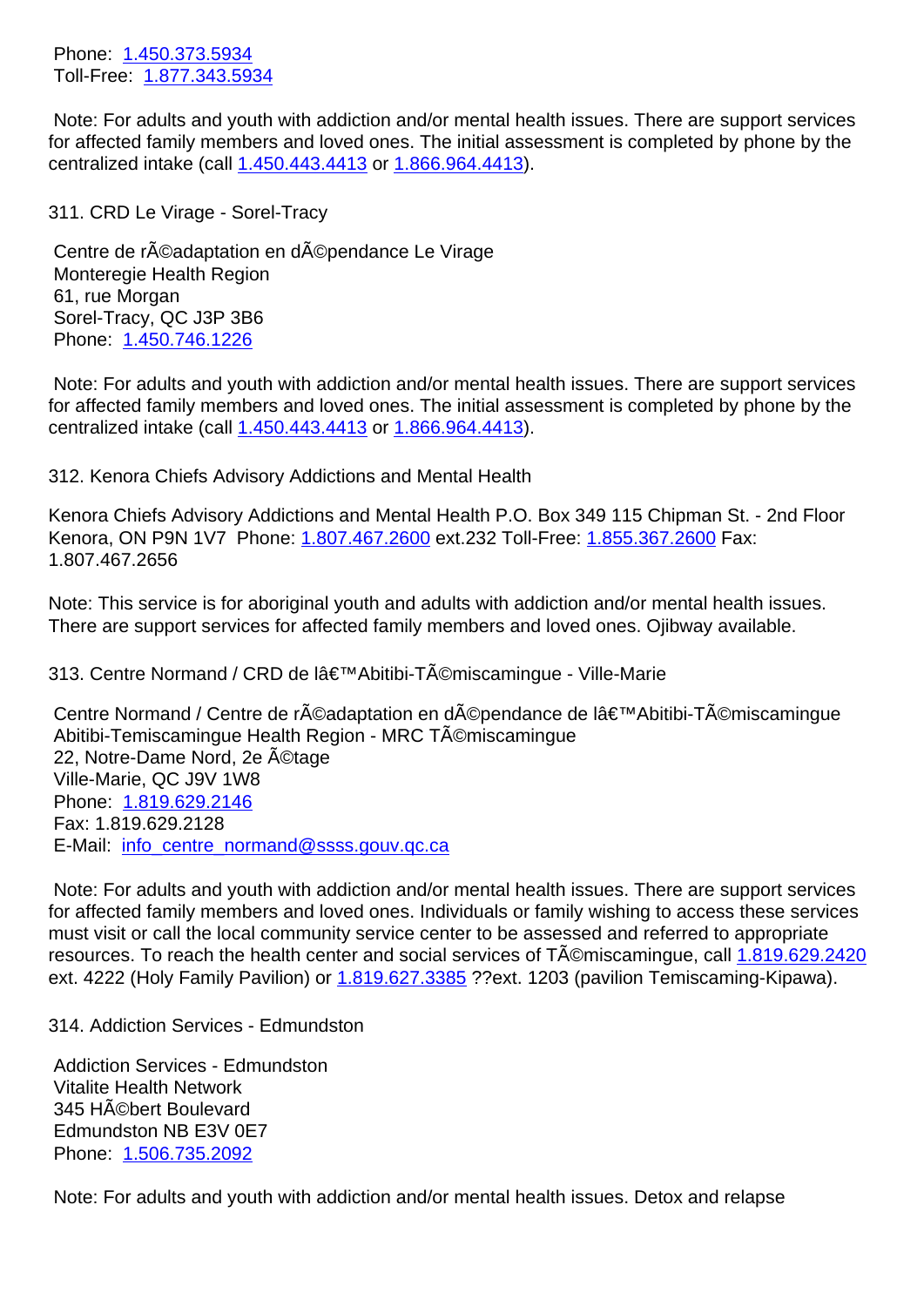Phone: 1.450.373.5934
Toll-Free: 1.877.343.5934

Note: For adults and youth with addiction and/or mental health issues. There are support services for affected family members and loved ones. The initial assessment is completed by phone by the centralized intake (call 1.450.443.4413 or 1.866.964.4413).

311. CRD Le Virage - Sorel-Tracy

Centre de rÃ©adaptation en dÃ©pendance Le Virage
Monteregie Health Region
61, rue Morgan
Sorel-Tracy, QC J3P 3B6
Phone: 1.450.746.1226

Note: For adults and youth with addiction and/or mental health issues. There are support services for affected family members and loved ones. The initial assessment is completed by phone by the centralized intake (call 1.450.443.4413 or 1.866.964.4413).

312. Kenora Chiefs Advisory Addictions and Mental Health

Kenora Chiefs Advisory Addictions and Mental Health P.O. Box 349 115 Chipman St. - 2nd Floor Kenora, ON P9N 1V7 Phone: 1.807.467.2600 ext.232 Toll-Free: 1.855.367.2600 Fax: 1.807.467.2656

Note: This service is for aboriginal youth and adults with addiction and/or mental health issues. There are support services for affected family members and loved ones. Ojibway available.

313. Centre Normand / CRD de lâ€™Abitibi-TÃ©miscamingue - Ville-Marie

Centre Normand / Centre de rÃ©adaptation en dÃ©pendance de lâ€™Abitibi-TÃ©miscamingue
Abitibi-Temiscamingue Health Region - MRC TÃ©miscamingue
22, Notre-Dame Nord, 2e Ã©tage
Ville-Marie, QC J9V 1W8
Phone: 1.819.629.2146
Fax: 1.819.629.2128
E-Mail: info_centre_normand@ssss.gouv.qc.ca

Note: For adults and youth with addiction and/or mental health issues. There are support services for affected family members and loved ones. Individuals or family wishing to access these services must visit or call the local community service center to be assessed and referred to appropriate resources. To reach the health center and social services of TÃ©miscamingue, call 1.819.629.2420 ext. 4222 (Holy Family Pavilion) or 1.819.627.3385 ??ext. 1203 (pavilion Temiscaming-Kipawa).

314. Addiction Services - Edmundston

Addiction Services - Edmundston
Vitalite Health Network
345 HÃ©bert Boulevard
Edmundston NB E3V 0E7
Phone: 1.506.735.2092

Note: For adults and youth with addiction and/or mental health issues. Detox and relapse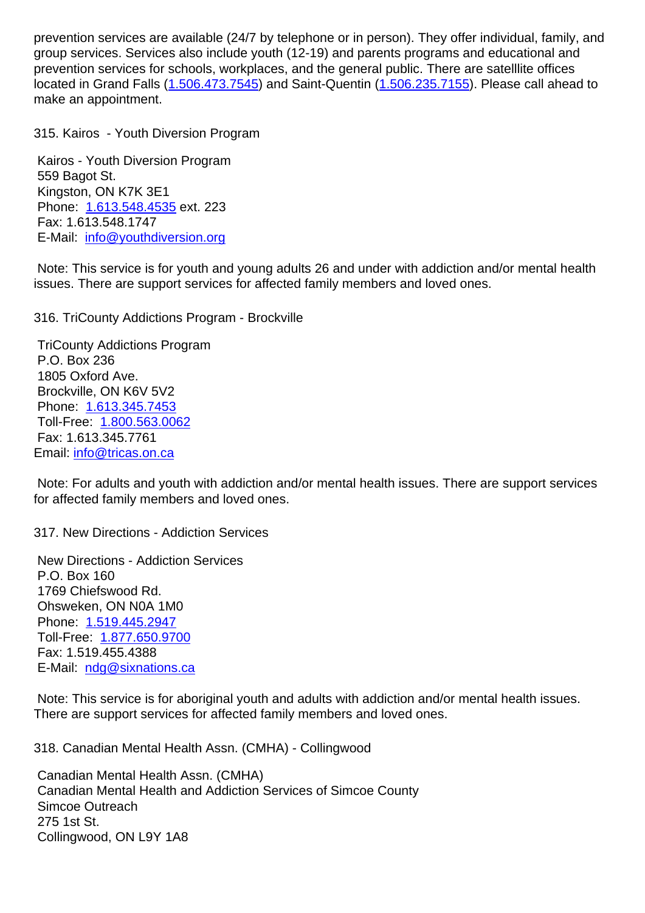prevention services are available (24/7 by telephone or in person). They offer individual, family, and group services. Services also include youth (12-19) and parents programs and educational and prevention services for schools, workplaces, and the general public. There are satelllite offices located in Grand Falls (1.506.473.7545) and Saint-Quentin (1.506.235.7155). Please call ahead to make an appointment.

315. Kairos - Youth Diversion Program

Kairos - Youth Diversion Program  
559 Bagot St.  
Kingston, ON K7K 3E1  
Phone: 1.613.548.4535 ext. 223  
Fax: 1.613.548.1747  
E-Mail: info@youthdiversion.org

Note: This service is for youth and young adults 26 and under with addiction and/or mental health issues. There are support services for affected family members and loved ones.

316. TriCounty Addictions Program - Brockville

TriCounty Addictions Program  
P.O. Box 236  
1805 Oxford Ave.  
Brockville, ON K6V 5V2  
Phone: 1.613.345.7453  
Toll-Free: 1.800.563.0062  
Fax: 1.613.345.7761  
Email: info@tricas.on.ca

Note: For adults and youth with addiction and/or mental health issues. There are support services for affected family members and loved ones.

317. New Directions - Addiction Services

New Directions - Addiction Services  
P.O. Box 160  
1769 Chiefswood Rd.  
Ohsweken, ON N0A 1M0  
Phone: 1.519.445.2947  
Toll-Free: 1.877.650.9700  
Fax: 1.519.455.4388  
E-Mail: ndg@sixnations.ca

Note: This service is for aboriginal youth and adults with addiction and/or mental health issues. There are support services for affected family members and loved ones.

318. Canadian Mental Health Assn. (CMHA) - Collingwood

Canadian Mental Health Assn. (CMHA)  
Canadian Mental Health and Addiction Services of Simcoe County  
Simcoe Outreach  
275 1st St.  
Collingwood, ON L9Y 1A8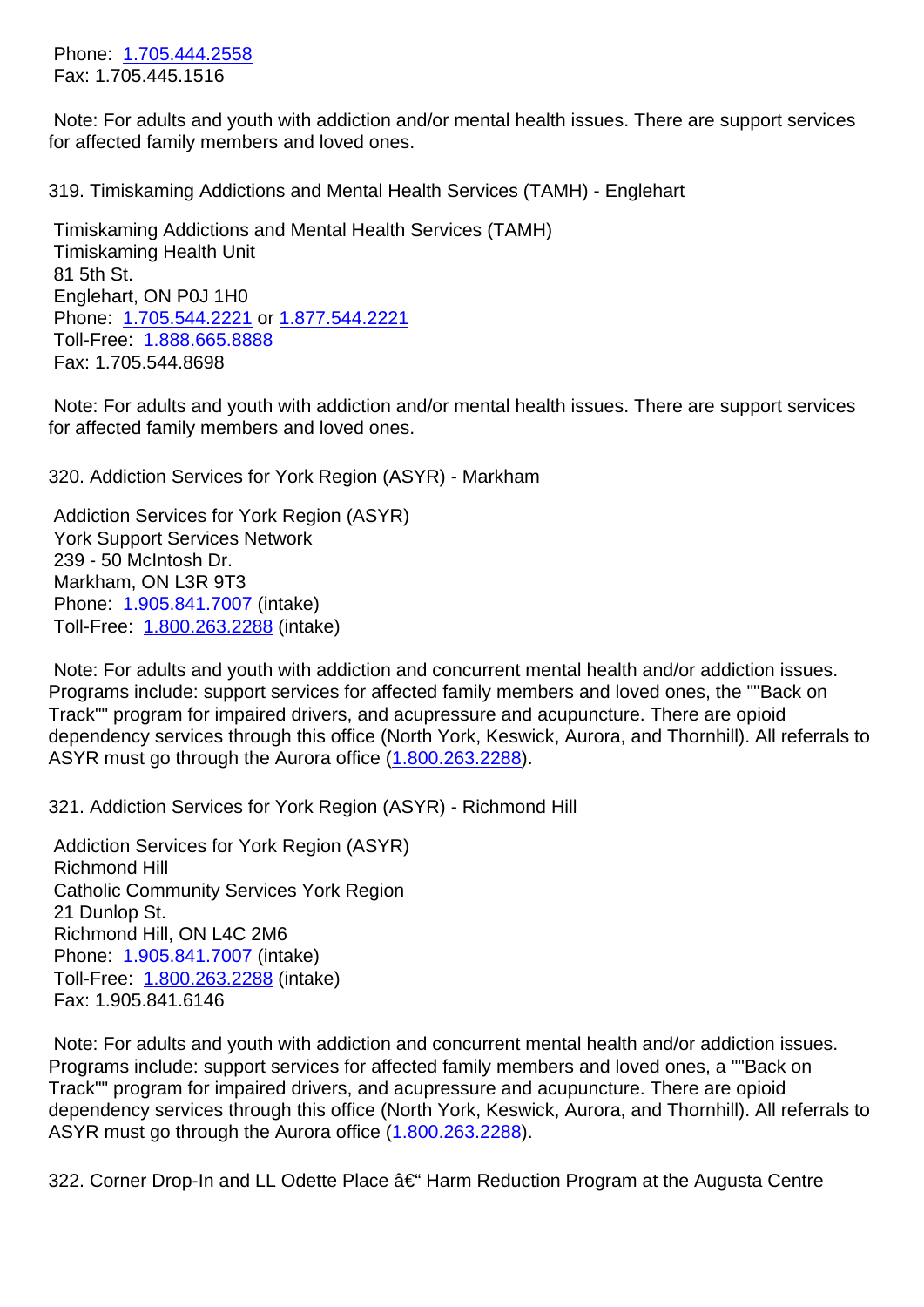Phone: 1.705.444.2558
Fax: 1.705.445.1516

Note: For adults and youth with addiction and/or mental health issues. There are support services for affected family members and loved ones.

319. Timiskaming Addictions and Mental Health Services (TAMH) - Englehart

Timiskaming Addictions and Mental Health Services (TAMH)
Timiskaming Health Unit
81 5th St.
Englehart, ON P0J 1H0
Phone: 1.705.544.2221 or 1.877.544.2221
Toll-Free: 1.888.665.8888
Fax: 1.705.544.8698

Note: For adults and youth with addiction and/or mental health issues. There are support services for affected family members and loved ones.

320. Addiction Services for York Region (ASYR) - Markham

Addiction Services for York Region (ASYR)
York Support Services Network
239 - 50 McIntosh Dr.
Markham, ON L3R 9T3
Phone: 1.905.841.7007 (intake)
Toll-Free: 1.800.263.2288 (intake)

Note: For adults and youth with addiction and concurrent mental health and/or addiction issues. Programs include: support services for affected family members and loved ones, the ""Back on Track"" program for impaired drivers, and acupressure and acupuncture. There are opioid dependency services through this office (North York, Keswick, Aurora, and Thornhill). All referrals to ASYR must go through the Aurora office (1.800.263.2288).

321. Addiction Services for York Region (ASYR) - Richmond Hill

Addiction Services for York Region (ASYR)
Richmond Hill
Catholic Community Services York Region
21 Dunlop St.
Richmond Hill, ON L4C 2M6
Phone: 1.905.841.7007 (intake)
Toll-Free: 1.800.263.2288 (intake)
Fax: 1.905.841.6146

Note: For adults and youth with addiction and concurrent mental health and/or addiction issues. Programs include: support services for affected family members and loved ones, a ""Back on Track"" program for impaired drivers, and acupressure and acupuncture. There are opioid dependency services through this office (North York, Keswick, Aurora, and Thornhill). All referrals to ASYR must go through the Aurora office (1.800.263.2288).

322. Corner Drop-In and LL Odette Place â€“ Harm Reduction Program at the Augusta Centre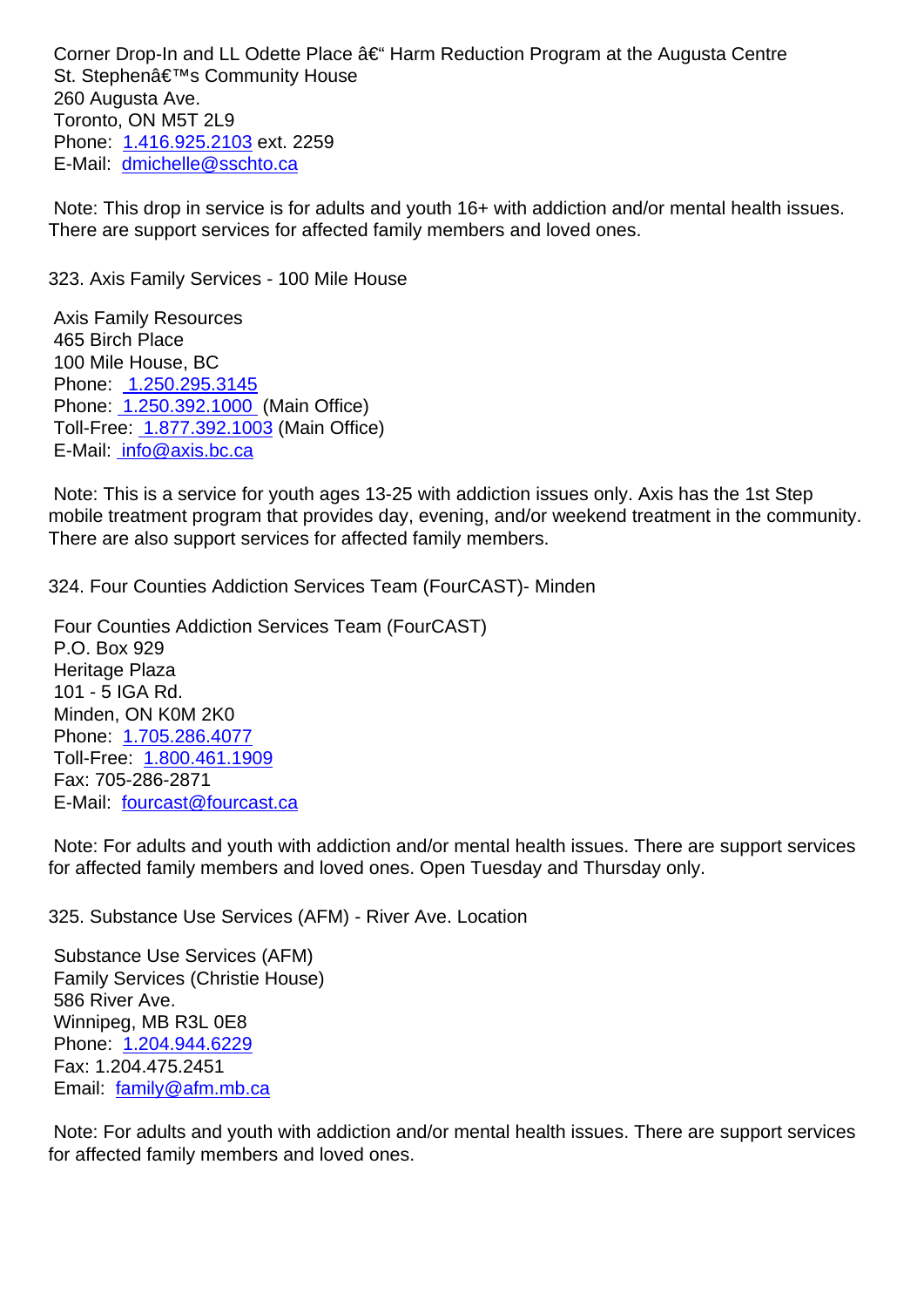Corner Drop-In and LL Odette Place â€“ Harm Reduction Program at the Augusta Centre
St. Stephenâ€™s Community House
260 Augusta Ave.
Toronto, ON M5T 2L9
Phone: 1.416.925.2103 ext. 2259
E-Mail: dmichelle@sschto.ca

Note: This drop in service is for adults and youth 16+ with addiction and/or mental health issues. There are support services for affected family members and loved ones.

323. Axis Family Services - 100 Mile House

Axis Family Resources
465 Birch Place
100 Mile House, BC
Phone: 1.250.295.3145
Phone: 1.250.392.1000 (Main Office)
Toll-Free: 1.877.392.1003 (Main Office)
E-Mail: info@axis.bc.ca

Note: This is a service for youth ages 13-25 with addiction issues only. Axis has the 1st Step mobile treatment program that provides day, evening, and/or weekend treatment in the community. There are also support services for affected family members.

324. Four Counties Addiction Services Team (FourCAST)- Minden

Four Counties Addiction Services Team (FourCAST)
P.O. Box 929
Heritage Plaza
101 - 5 IGA Rd.
Minden, ON K0M 2K0
Phone: 1.705.286.4077
Toll-Free: 1.800.461.1909
Fax: 705-286-2871
E-Mail: fourcast@fourcast.ca

Note: For adults and youth with addiction and/or mental health issues. There are support services for affected family members and loved ones. Open Tuesday and Thursday only.

325. Substance Use Services (AFM) - River Ave. Location

Substance Use Services (AFM)
Family Services (Christie House)
586 River Ave.
Winnipeg, MB R3L 0E8
Phone: 1.204.944.6229
Fax: 1.204.475.2451
Email: family@afm.mb.ca

Note: For adults and youth with addiction and/or mental health issues. There are support services for affected family members and loved ones.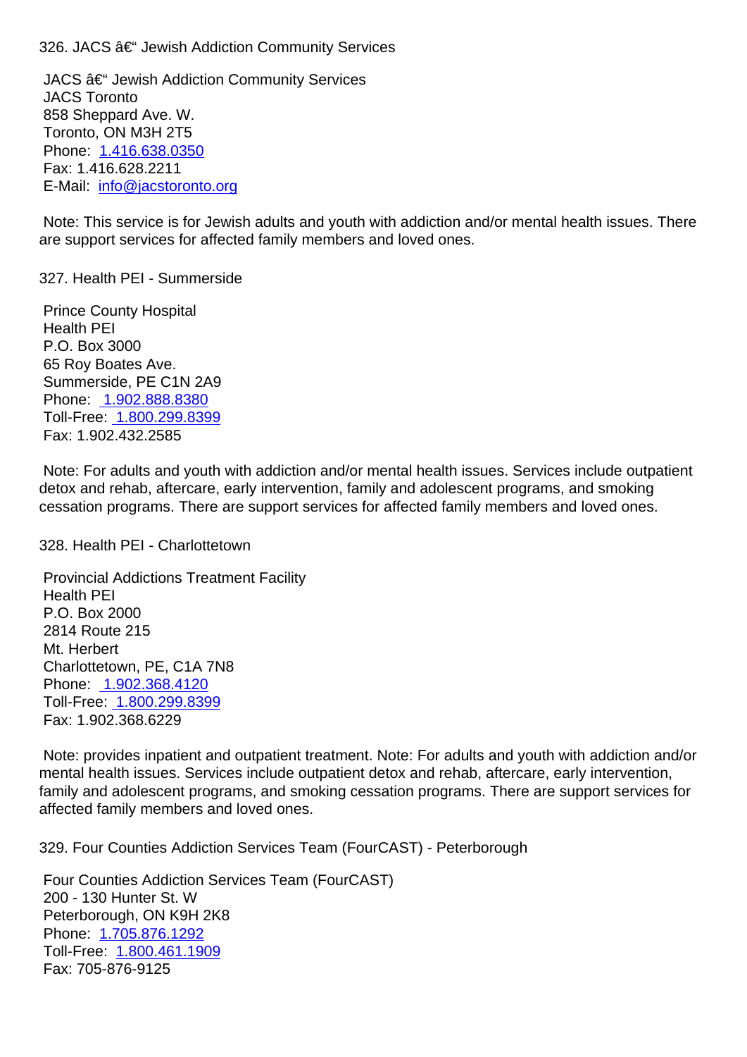326. JACS â€“ Jewish Addiction Community Services

JACS â€“ Jewish Addiction Community Services
JACS Toronto
858 Sheppard Ave. W.
Toronto, ON M3H 2T5
Phone: 1.416.638.0350
Fax: 1.416.628.2211
E-Mail: info@jacstoronto.org

Note: This service is for Jewish adults and youth with addiction and/or mental health issues. There are support services for affected family members and loved ones.

327. Health PEI - Summerside

Prince County Hospital
Health PEI
P.O. Box 3000
65 Roy Boates Ave.
Summerside, PE C1N 2A9
Phone: 1.902.888.8380
Toll-Free: 1.800.299.8399
Fax: 1.902.432.2585

Note: For adults and youth with addiction and/or mental health issues. Services include outpatient detox and rehab, aftercare, early intervention, family and adolescent programs, and smoking cessation programs. There are support services for affected family members and loved ones.

328. Health PEI - Charlottetown

Provincial Addictions Treatment Facility
Health PEI
P.O. Box 2000
2814 Route 215
Mt. Herbert
Charlottetown, PE, C1A 7N8
Phone: 1.902.368.4120
Toll-Free: 1.800.299.8399
Fax: 1.902.368.6229

Note: provides inpatient and outpatient treatment. Note: For adults and youth with addiction and/or mental health issues. Services include outpatient detox and rehab, aftercare, early intervention, family and adolescent programs, and smoking cessation programs. There are support services for affected family members and loved ones.

329. Four Counties Addiction Services Team (FourCAST) - Peterborough

Four Counties Addiction Services Team (FourCAST)
200 - 130 Hunter St. W
Peterborough, ON K9H 2K8
Phone: 1.705.876.1292
Toll-Free: 1.800.461.1909
Fax: 705-876-9125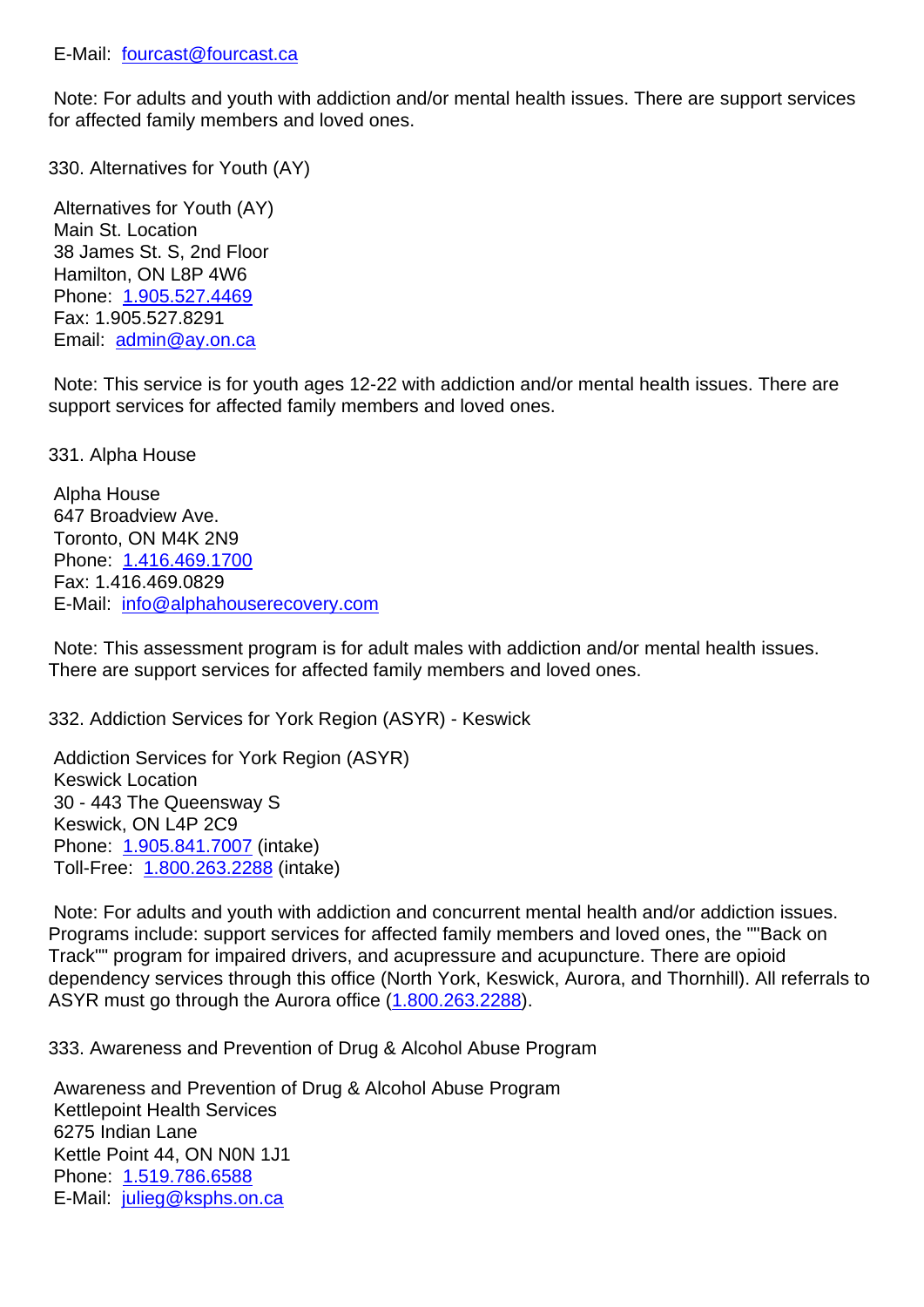E-Mail: fourcast@fourcast.ca

Note: For adults and youth with addiction and/or mental health issues. There are support services for affected family members and loved ones.

330. Alternatives for Youth (AY)

Alternatives for Youth (AY)
Main St. Location
38 James St. S, 2nd Floor
Hamilton, ON L8P 4W6
Phone: 1.905.527.4469
Fax: 1.905.527.8291
Email: admin@ay.on.ca

Note: This service is for youth ages 12-22 with addiction and/or mental health issues. There are support services for affected family members and loved ones.

331. Alpha House

Alpha House
647 Broadview Ave.
Toronto, ON M4K 2N9
Phone: 1.416.469.1700
Fax: 1.416.469.0829
E-Mail: info@alphahouserecovery.com

Note: This assessment program is for adult males with addiction and/or mental health issues. There are support services for affected family members and loved ones.

332. Addiction Services for York Region (ASYR) - Keswick

Addiction Services for York Region (ASYR)
Keswick Location
30 - 443 The Queensway S
Keswick, ON L4P 2C9
Phone: 1.905.841.7007 (intake)
Toll-Free: 1.800.263.2288 (intake)

Note: For adults and youth with addiction and concurrent mental health and/or addiction issues. Programs include: support services for affected family members and loved ones, the ""Back on Track"" program for impaired drivers, and acupressure and acupuncture. There are opioid dependency services through this office (North York, Keswick, Aurora, and Thornhill). All referrals to ASYR must go through the Aurora office (1.800.263.2288).

333. Awareness and Prevention of Drug & Alcohol Abuse Program

Awareness and Prevention of Drug & Alcohol Abuse Program
Kettlepoint Health Services
6275 Indian Lane
Kettle Point 44, ON N0N 1J1
Phone: 1.519.786.6588
E-Mail: julieg@ksphs.on.ca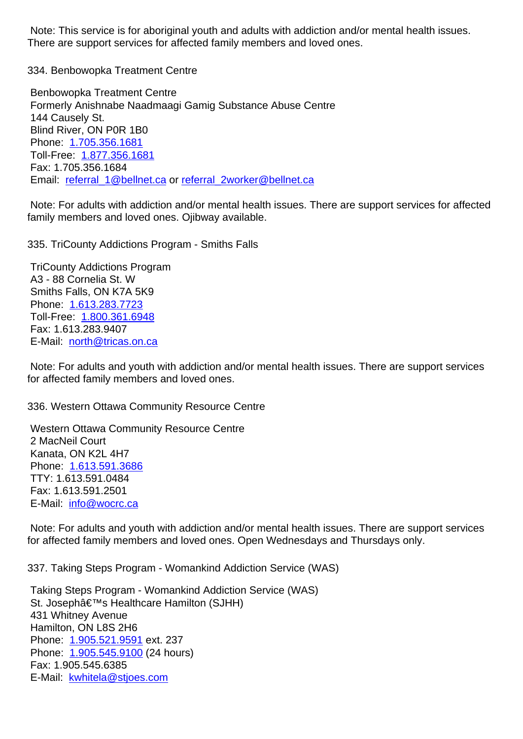Note: This service is for aboriginal youth and adults with addiction and/or mental health issues. There are support services for affected family members and loved ones.

334. Benbowopka Treatment Centre

Benbowopka Treatment Centre
Formerly Anishnabe Naadmaagi Gamig Substance Abuse Centre
144 Causely St.
Blind River, ON P0R 1B0
Phone: 1.705.356.1681
Toll-Free: 1.877.356.1681
Fax: 1.705.356.1684
Email: referral_1@bellnet.ca or referral_2worker@bellnet.ca

Note: For adults with addiction and/or mental health issues. There are support services for affected family members and loved ones. Ojibway available.

335. TriCounty Addictions Program - Smiths Falls

TriCounty Addictions Program
A3 - 88 Cornelia St. W
Smiths Falls, ON K7A 5K9
Phone: 1.613.283.7723
Toll-Free: 1.800.361.6948
Fax: 1.613.283.9407
E-Mail: north@tricas.on.ca

Note: For adults and youth with addiction and/or mental health issues. There are support services for affected family members and loved ones.

336. Western Ottawa Community Resource Centre

Western Ottawa Community Resource Centre
2 MacNeil Court
Kanata, ON K2L 4H7
Phone: 1.613.591.3686
TTY: 1.613.591.0484
Fax: 1.613.591.2501
E-Mail: info@wocrc.ca

Note: For adults and youth with addiction and/or mental health issues. There are support services for affected family members and loved ones. Open Wednesdays and Thursdays only.

337. Taking Steps Program - Womankind Addiction Service (WAS)

Taking Steps Program - Womankind Addiction Service (WAS)
St. Josephâ€™s Healthcare Hamilton (SJHH)
431 Whitney Avenue
Hamilton, ON L8S 2H6
Phone: 1.905.521.9591 ext. 237
Phone: 1.905.545.9100 (24 hours)
Fax: 1.905.545.6385
E-Mail: kwhitela@stjoes.com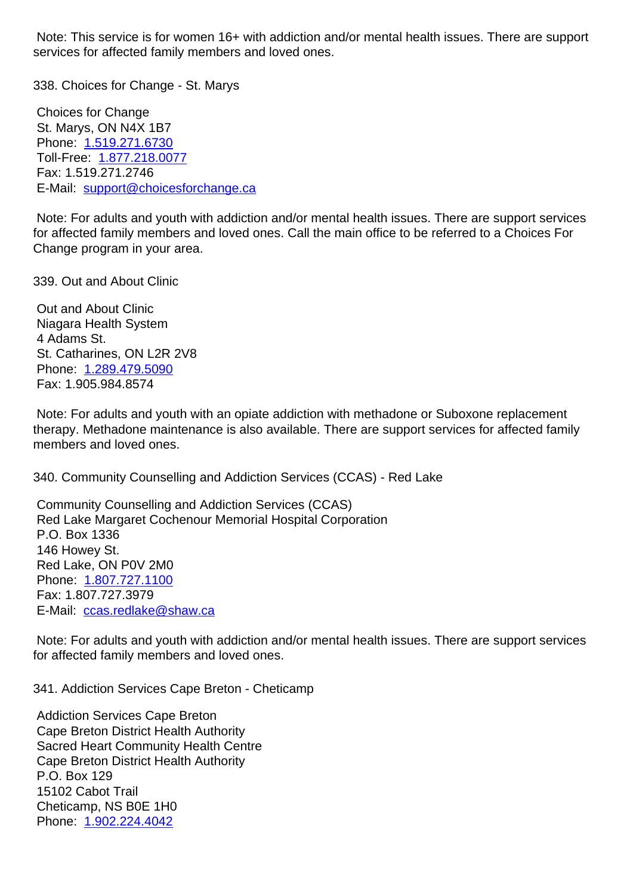Note: This service is for women 16+ with addiction and/or mental health issues. There are support services for affected family members and loved ones.

338. Choices for Change - St. Marys

Choices for Change
St. Marys, ON N4X 1B7
Phone: 1.519.271.6730
Toll-Free: 1.877.218.0077
Fax: 1.519.271.2746
E-Mail: support@choicesforchange.ca

Note: For adults and youth with addiction and/or mental health issues. There are support services for affected family members and loved ones. Call the main office to be referred to a Choices For Change program in your area.

339. Out and About Clinic

Out and About Clinic
Niagara Health System
4 Adams St.
St. Catharines, ON L2R 2V8
Phone: 1.289.479.5090
Fax: 1.905.984.8574

Note: For adults and youth with an opiate addiction with methadone or Suboxone replacement therapy. Methadone maintenance is also available. There are support services for affected family members and loved ones.

340. Community Counselling and Addiction Services (CCAS) - Red Lake

Community Counselling and Addiction Services (CCAS)
Red Lake Margaret Cochenour Memorial Hospital Corporation
P.O. Box 1336
146 Howey St.
Red Lake, ON P0V 2M0
Phone: 1.807.727.1100
Fax: 1.807.727.3979
E-Mail: ccas.redlake@shaw.ca

Note: For adults and youth with addiction and/or mental health issues. There are support services for affected family members and loved ones.

341. Addiction Services Cape Breton - Cheticamp

Addiction Services Cape Breton
Cape Breton District Health Authority
Sacred Heart Community Health Centre
Cape Breton District Health Authority
P.O. Box 129
15102 Cabot Trail
Cheticamp, NS B0E 1H0
Phone: 1.902.224.4042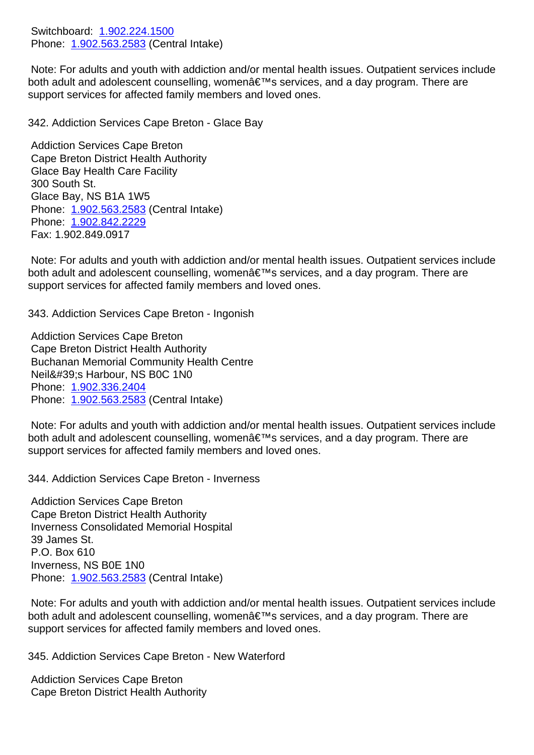Switchboard: 1.902.224.1500
Phone: 1.902.563.2583 (Central Intake)

Note: For adults and youth with addiction and/or mental health issues. Outpatient services include both adult and adolescent counselling, womenâ€™s services, and a day program. There are support services for affected family members and loved ones.

342. Addiction Services Cape Breton - Glace Bay

Addiction Services Cape Breton
Cape Breton District Health Authority
Glace Bay Health Care Facility
300 South St.
Glace Bay, NS B1A 1W5
Phone: 1.902.563.2583 (Central Intake)
Phone: 1.902.842.2229
Fax: 1.902.849.0917

Note: For adults and youth with addiction and/or mental health issues. Outpatient services include both adult and adolescent counselling, womenâ€™s services, and a day program. There are support services for affected family members and loved ones.

343. Addiction Services Cape Breton - Ingonish

Addiction Services Cape Breton
Cape Breton District Health Authority
Buchanan Memorial Community Health Centre
Neil&#39;s Harbour, NS B0C 1N0
Phone: 1.902.336.2404
Phone: 1.902.563.2583 (Central Intake)

Note: For adults and youth with addiction and/or mental health issues. Outpatient services include both adult and adolescent counselling, womenâ€™s services, and a day program. There are support services for affected family members and loved ones.

344. Addiction Services Cape Breton - Inverness

Addiction Services Cape Breton
Cape Breton District Health Authority
Inverness Consolidated Memorial Hospital
39 James St.
P.O. Box 610
Inverness, NS B0E 1N0
Phone: 1.902.563.2583 (Central Intake)

Note: For adults and youth with addiction and/or mental health issues. Outpatient services include both adult and adolescent counselling, womenâ€™s services, and a day program. There are support services for affected family members and loved ones.

345. Addiction Services Cape Breton - New Waterford

Addiction Services Cape Breton
Cape Breton District Health Authority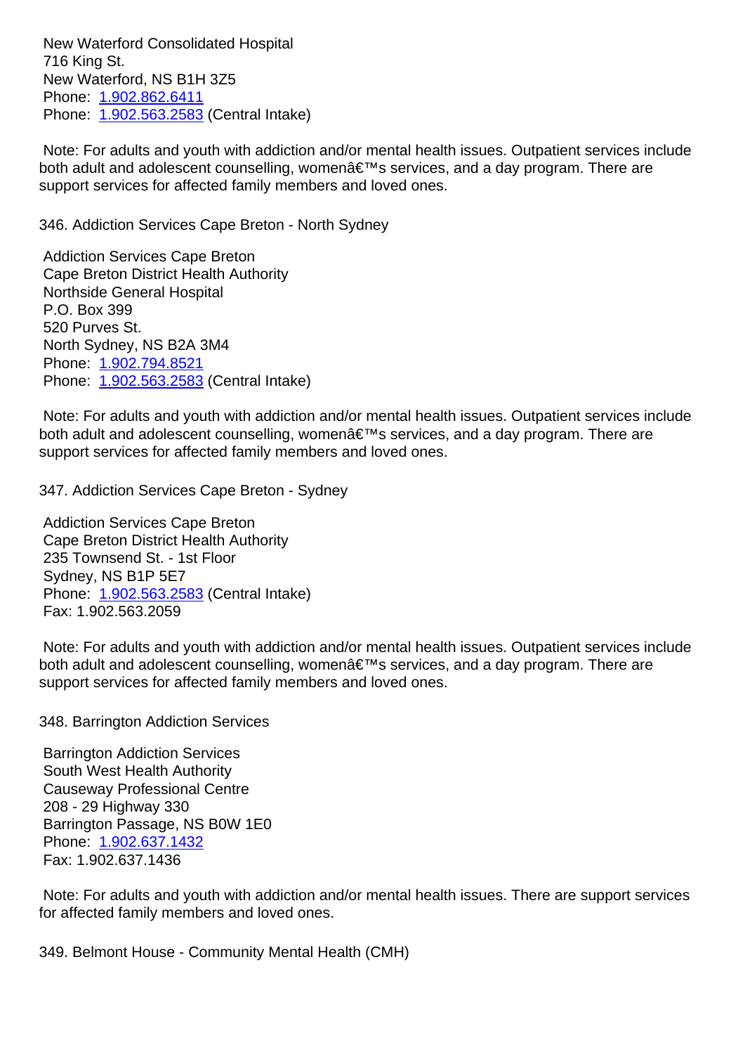New Waterford Consolidated Hospital
716 King St.
New Waterford, NS B1H 3Z5
Phone: 1.902.862.6411
Phone: 1.902.563.2583 (Central Intake)

Note: For adults and youth with addiction and/or mental health issues. Outpatient services include both adult and adolescent counselling, womenâ€™s services, and a day program. There are support services for affected family members and loved ones.

346. Addiction Services Cape Breton - North Sydney

Addiction Services Cape Breton
Cape Breton District Health Authority
Northside General Hospital
P.O. Box 399
520 Purves St.
North Sydney, NS B2A 3M4
Phone: 1.902.794.8521
Phone: 1.902.563.2583 (Central Intake)

Note: For adults and youth with addiction and/or mental health issues. Outpatient services include both adult and adolescent counselling, womenâ€™s services, and a day program. There are support services for affected family members and loved ones.

347. Addiction Services Cape Breton - Sydney

Addiction Services Cape Breton
Cape Breton District Health Authority
235 Townsend St. - 1st Floor
Sydney, NS B1P 5E7
Phone: 1.902.563.2583 (Central Intake)
Fax: 1.902.563.2059

Note: For adults and youth with addiction and/or mental health issues. Outpatient services include both adult and adolescent counselling, womenâ€™s services, and a day program. There are support services for affected family members and loved ones.

348. Barrington Addiction Services

Barrington Addiction Services
South West Health Authority
Causeway Professional Centre
208 - 29 Highway 330
Barrington Passage, NS B0W 1E0
Phone: 1.902.637.1432
Fax: 1.902.637.1436

Note: For adults and youth with addiction and/or mental health issues. There are support services for affected family members and loved ones.

349. Belmont House - Community Mental Health (CMH)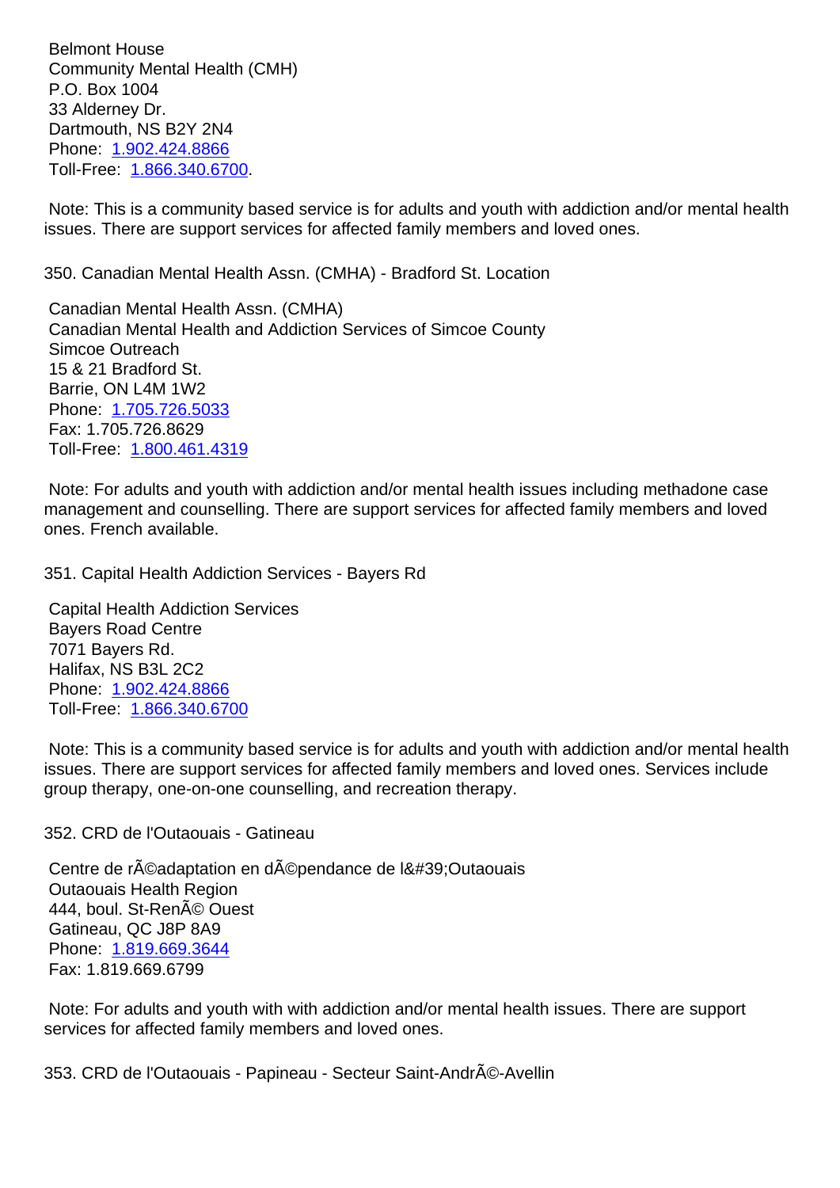Belmont House
Community Mental Health (CMH)
P.O. Box 1004
33 Alderney Dr.
Dartmouth, NS B2Y 2N4
Phone: 1.902.424.8866
Toll-Free: 1.866.340.6700.

Note: This is a community based service is for adults and youth with addiction and/or mental health issues. There are support services for affected family members and loved ones.

350. Canadian Mental Health Assn. (CMHA) - Bradford St. Location

Canadian Mental Health Assn. (CMHA)
Canadian Mental Health and Addiction Services of Simcoe County
Simcoe Outreach
15 & 21 Bradford St.
Barrie, ON L4M 1W2
Phone: 1.705.726.5033
Fax: 1.705.726.8629
Toll-Free: 1.800.461.4319

Note: For adults and youth with addiction and/or mental health issues including methadone case management and counselling. There are support services for affected family members and loved ones. French available.

351. Capital Health Addiction Services - Bayers Rd

Capital Health Addiction Services
Bayers Road Centre
7071 Bayers Rd.
Halifax, NS B3L 2C2
Phone: 1.902.424.8866
Toll-Free: 1.866.340.6700

Note: This is a community based service is for adults and youth with addiction and/or mental health issues. There are support services for affected family members and loved ones. Services include group therapy, one-on-one counselling, and recreation therapy.

352. CRD de l'Outaouais - Gatineau

Centre de rÃ©adaptation en dÃ©pendance de l&#39;Outaouais
Outaouais Health Region
444, boul. St-RenÃ© Ouest
Gatineau, QC J8P 8A9
Phone: 1.819.669.3644
Fax: 1.819.669.6799

Note: For adults and youth with with addiction and/or mental health issues. There are support services for affected family members and loved ones.

353. CRD de l'Outaouais - Papineau - Secteur Saint-AndrÃ©-Avellin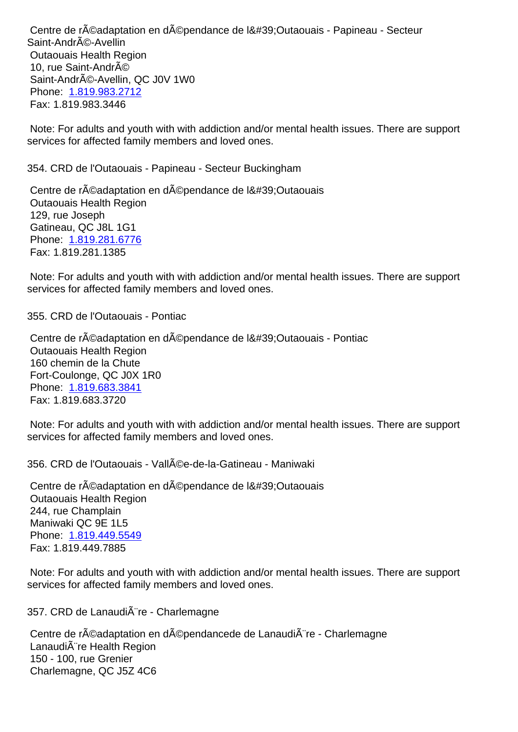Centre de rÃ©adaptation en dÃ©pendance de l&#39;Outaouais - Papineau - Secteur Saint-AndrÃ©-Avellin
Outaouais Health Region
10, rue Saint-AndrÃ©
Saint-AndrÃ©-Avellin, QC J0V 1W0
Phone: 1.819.983.2712
Fax: 1.819.983.3446

Note: For adults and youth with with addiction and/or mental health issues. There are support services for affected family members and loved ones.

354. CRD de l'Outaouais - Papineau - Secteur Buckingham

Centre de rÃ©adaptation en dÃ©pendance de l&#39;Outaouais
Outaouais Health Region
129, rue Joseph
Gatineau, QC J8L 1G1
Phone: 1.819.281.6776
Fax: 1.819.281.1385

Note: For adults and youth with with addiction and/or mental health issues. There are support services for affected family members and loved ones.

355. CRD de l'Outaouais - Pontiac

Centre de rÃ©adaptation en dÃ©pendance de l&#39;Outaouais - Pontiac
Outaouais Health Region
160 chemin de la Chute
Fort-Coulonge, QC J0X 1R0
Phone: 1.819.683.3841
Fax: 1.819.683.3720

Note: For adults and youth with with addiction and/or mental health issues. There are support services for affected family members and loved ones.

356. CRD de l'Outaouais - VallÃ©e-de-la-Gatineau - Maniwaki

Centre de rÃ©adaptation en dÃ©pendance de l&#39;Outaouais
Outaouais Health Region
244, rue Champlain
Maniwaki QC 9E 1L5
Phone: 1.819.449.5549
Fax: 1.819.449.7885

Note: For adults and youth with with addiction and/or mental health issues. There are support services for affected family members and loved ones.

357. CRD de LanaudiÃ¨re - Charlemagne

Centre de rÃ©adaptation en dÃ©pendancede de LanaudiÃ¨re - Charlemagne
LanaudiÃ¨re Health Region
150 - 100, rue Grenier
Charlemagne, QC J5Z 4C6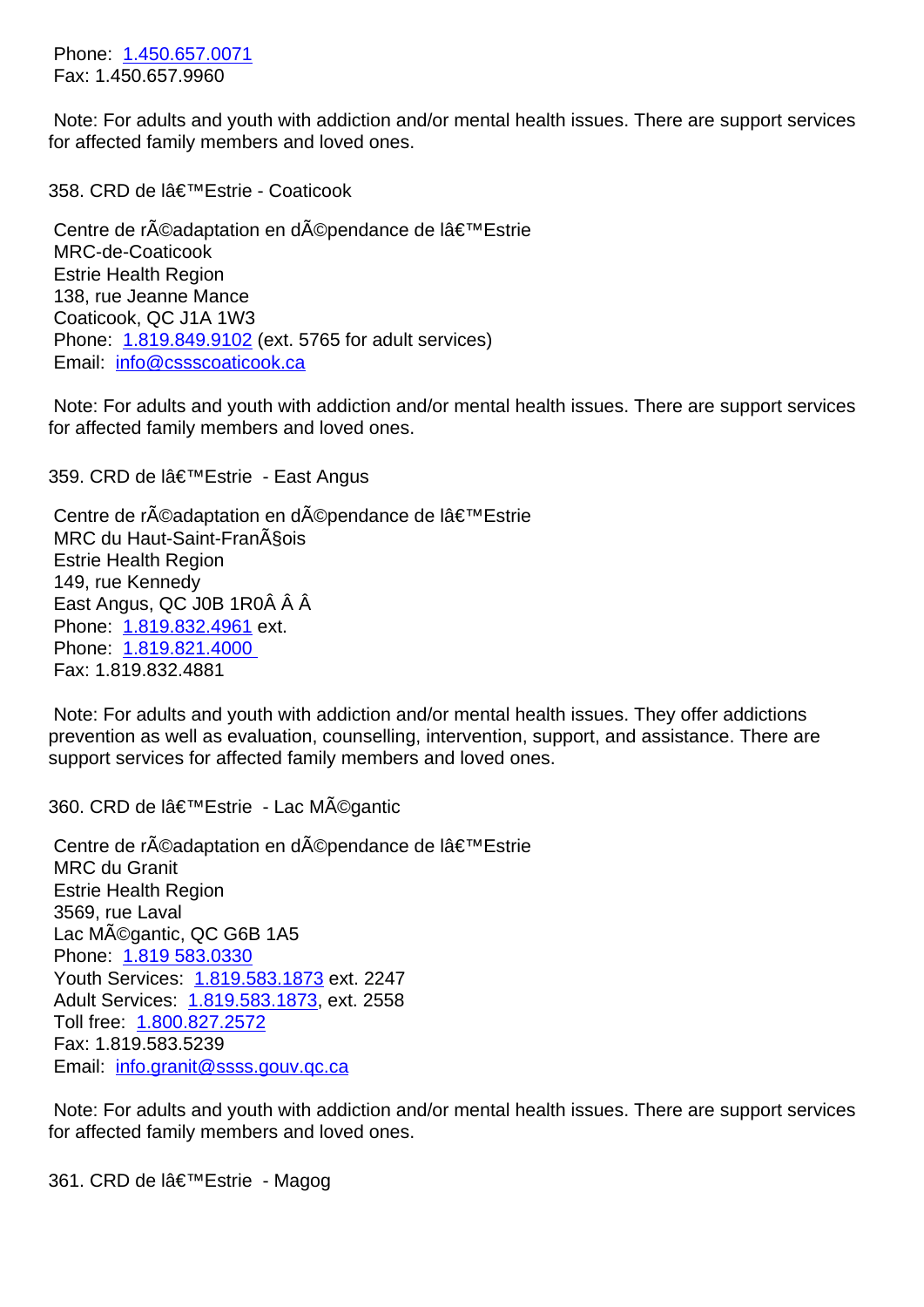Phone: 1.450.657.0071
Fax: 1.450.657.9960

Note: For adults and youth with addiction and/or mental health issues. There are support services for affected family members and loved ones.

358. CRD de lâ€™Estrie - Coaticook

Centre de rÃ©adaptation en dÃ©pendance de lâ€™Estrie
MRC-de-Coaticook
Estrie Health Region
138, rue Jeanne Mance
Coaticook, QC J1A 1W3
Phone: 1.819.849.9102 (ext. 5765 for adult services)
Email: info@cssscoaticook.ca

Note: For adults and youth with addiction and/or mental health issues. There are support services for affected family members and loved ones.

359. CRD de lâ€™Estrie - East Angus

Centre de rÃ©adaptation en dÃ©pendance de lâ€™Estrie
MRC du Haut-Saint-FranÃ§ois
Estrie Health Region
149, rue Kennedy
East Angus, QC J0B 1R0Â Â Â
Phone: 1.819.832.4961 ext.
Phone: 1.819.821.4000
Fax: 1.819.832.4881

Note: For adults and youth with addiction and/or mental health issues. They offer addictions prevention as well as evaluation, counselling, intervention, support, and assistance. There are support services for affected family members and loved ones.

360. CRD de lâ€™Estrie - Lac MÃ©gantic

Centre de rÃ©adaptation en dÃ©pendance de lâ€™Estrie
MRC du Granit
Estrie Health Region
3569, rue Laval
Lac MÃ©gantic, QC G6B 1A5
Phone: 1.819 583.0330
Youth Services: 1.819.583.1873 ext. 2247
Adult Services: 1.819.583.1873, ext. 2558
Toll free: 1.800.827.2572
Fax: 1.819.583.5239
Email: info.granit@ssss.gouv.qc.ca

Note: For adults and youth with addiction and/or mental health issues. There are support services for affected family members and loved ones.

361. CRD de lâ€™Estrie - Magog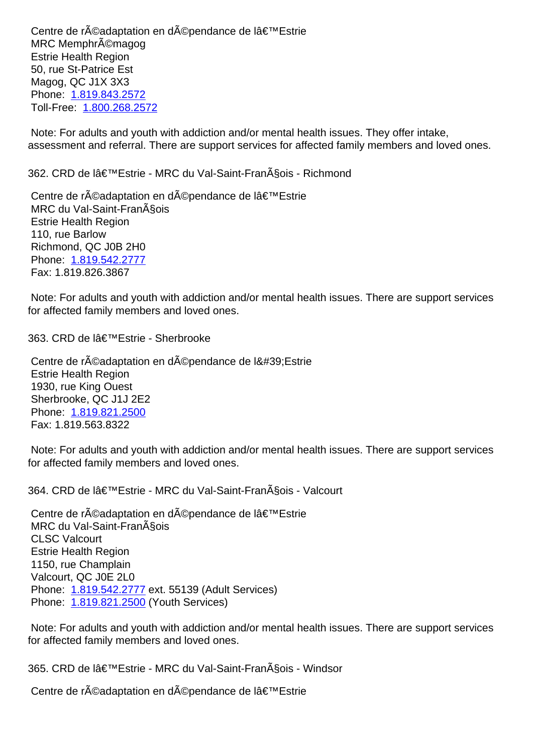Centre de rÃ©adaptation en dÃ©pendance de lâ€™Estrie
MRC MemphrÃ©magog
Estrie Health Region
50, rue St-Patrice Est
Magog, QC J1X 3X3
Phone: 1.819.843.2572
Toll-Free: 1.800.268.2572

Note: For adults and youth with addiction and/or mental health issues. They offer intake, assessment and referral. There are support services for affected family members and loved ones.

362. CRD de lâ€™Estrie - MRC du Val-Saint-FranÃ§ois - Richmond

Centre de rÃ©adaptation en dÃ©pendance de lâ€™Estrie
MRC du Val-Saint-FranÃ§ois
Estrie Health Region
110, rue Barlow
Richmond, QC J0B 2H0
Phone: 1.819.542.2777
Fax: 1.819.826.3867

Note: For adults and youth with addiction and/or mental health issues. There are support services for affected family members and loved ones.

363. CRD de lâ€™Estrie - Sherbrooke

Centre de rÃ©adaptation en dÃ©pendance de l&#39;Estrie
Estrie Health Region
1930, rue King Ouest
Sherbrooke, QC J1J 2E2
Phone: 1.819.821.2500
Fax: 1.819.563.8322

Note: For adults and youth with addiction and/or mental health issues. There are support services for affected family members and loved ones.

364. CRD de lâ€™Estrie - MRC du Val-Saint-FranÃ§ois - Valcourt

Centre de rÃ©adaptation en dÃ©pendance de lâ€™Estrie
MRC du Val-Saint-FranÃ§ois
CLSC Valcourt
Estrie Health Region
1150, rue Champlain
Valcourt, QC J0E 2L0
Phone: 1.819.542.2777 ext. 55139 (Adult Services)
Phone: 1.819.821.2500 (Youth Services)

Note: For adults and youth with addiction and/or mental health issues. There are support services for affected family members and loved ones.

365. CRD de lâ€™Estrie - MRC du Val-Saint-FranÃ§ois - Windsor

Centre de rÃ©adaptation en dÃ©pendance de lâ€™Estrie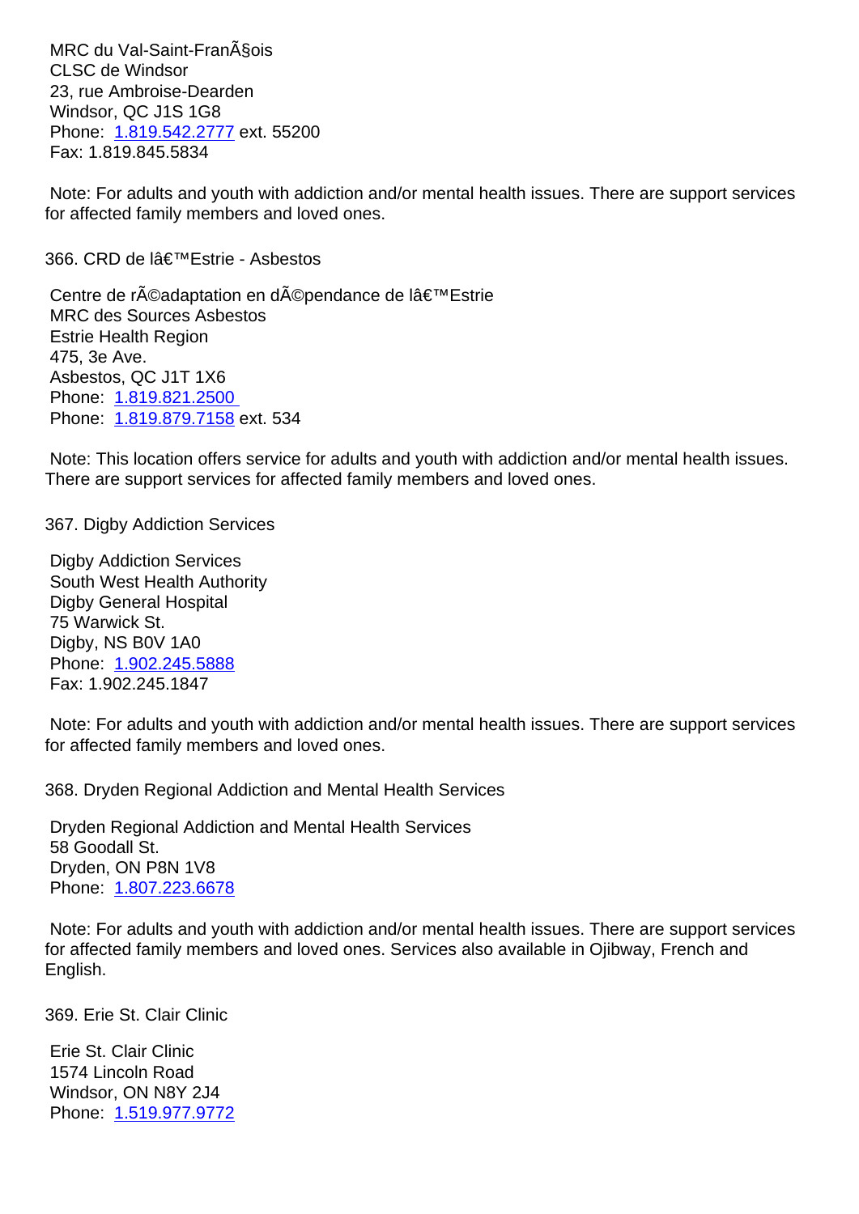MRC du Val-Saint-FranÃ§ois
CLSC de Windsor
23, rue Ambroise-Dearden
Windsor, QC J1S 1G8
Phone: 1.819.542.2777 ext. 55200
Fax: 1.819.845.5834

Note: For adults and youth with addiction and/or mental health issues. There are support services for affected family members and loved ones.

366. CRD de lâ€™Estrie - Asbestos

Centre de rÃ©adaptation en dÃ©pendance de lâ€™Estrie
MRC des Sources Asbestos
Estrie Health Region
475, 3e Ave.
Asbestos, QC J1T 1X6
Phone: 1.819.821.2500
Phone: 1.819.879.7158 ext. 534

Note: This location offers service for adults and youth with addiction and/or mental health issues. There are support services for affected family members and loved ones.

367. Digby Addiction Services

Digby Addiction Services
South West Health Authority
Digby General Hospital
75 Warwick St.
Digby, NS B0V 1A0
Phone: 1.902.245.5888
Fax: 1.902.245.1847

Note: For adults and youth with addiction and/or mental health issues. There are support services for affected family members and loved ones.

368. Dryden Regional Addiction and Mental Health Services

Dryden Regional Addiction and Mental Health Services
58 Goodall St.
Dryden, ON P8N 1V8
Phone: 1.807.223.6678

Note: For adults and youth with addiction and/or mental health issues. There are support services for affected family members and loved ones. Services also available in Ojibway, French and English.

369. Erie St. Clair Clinic

Erie St. Clair Clinic
1574 Lincoln Road
Windsor, ON N8Y 2J4
Phone: 1.519.977.9772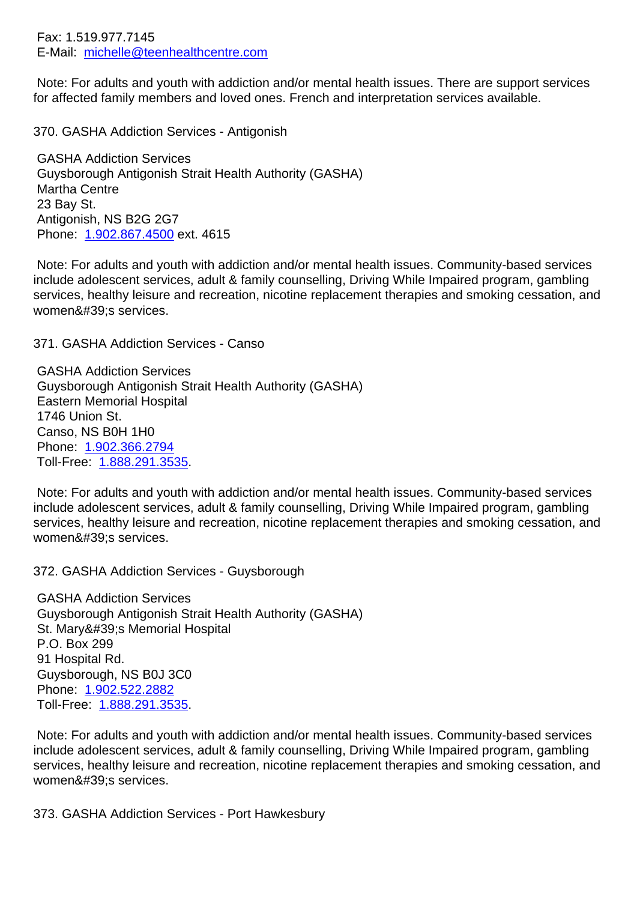Fax: 1.519.977.7145
E-Mail: michelle@teenhealthcentre.com

Note: For adults and youth with addiction and/or mental health issues. There are support services for affected family members and loved ones. French and interpretation services available.

370. GASHA Addiction Services - Antigonish

GASHA Addiction Services
Guysborough Antigonish Strait Health Authority (GASHA)
Martha Centre
23 Bay St.
Antigonish, NS B2G 2G7
Phone: 1.902.867.4500 ext. 4615

Note: For adults and youth with addiction and/or mental health issues. Community-based services include adolescent services, adult & family counselling, Driving While Impaired program, gambling services, healthy leisure and recreation, nicotine replacement therapies and smoking cessation, and women&#39;s services.

371. GASHA Addiction Services - Canso

GASHA Addiction Services
Guysborough Antigonish Strait Health Authority (GASHA)
Eastern Memorial Hospital
1746 Union St.
Canso, NS B0H 1H0
Phone: 1.902.366.2794
Toll-Free: 1.888.291.3535.

Note: For adults and youth with addiction and/or mental health issues. Community-based services include adolescent services, adult & family counselling, Driving While Impaired program, gambling services, healthy leisure and recreation, nicotine replacement therapies and smoking cessation, and women&#39;s services.

372. GASHA Addiction Services - Guysborough

GASHA Addiction Services
Guysborough Antigonish Strait Health Authority (GASHA)
St. Mary&#39;s Memorial Hospital
P.O. Box 299
91 Hospital Rd.
Guysborough, NS B0J 3C0
Phone: 1.902.522.2882
Toll-Free: 1.888.291.3535.

Note: For adults and youth with addiction and/or mental health issues. Community-based services include adolescent services, adult & family counselling, Driving While Impaired program, gambling services, healthy leisure and recreation, nicotine replacement therapies and smoking cessation, and women&#39;s services.

373. GASHA Addiction Services - Port Hawkesbury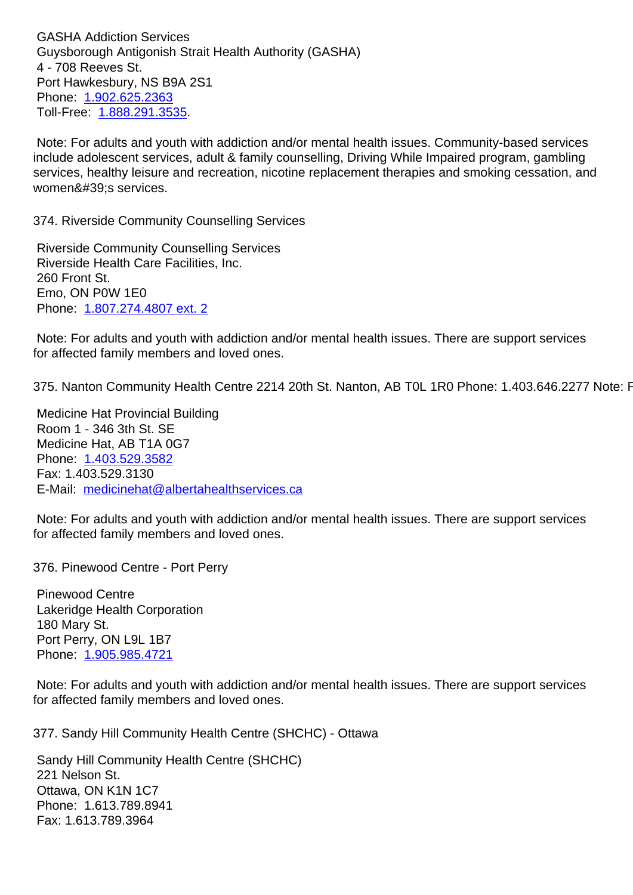GASHA Addiction Services
Guysborough Antigonish Strait Health Authority (GASHA)
4 - 708 Reeves St.
Port Hawkesbury, NS B9A 2S1
Phone: 1.902.625.2363
Toll-Free: 1.888.291.3535.

Note: For adults and youth with addiction and/or mental health issues. Community-based services include adolescent services, adult & family counselling, Driving While Impaired program, gambling services, healthy leisure and recreation, nicotine replacement therapies and smoking cessation, and women&#39;s services.

374. Riverside Community Counselling Services

Riverside Community Counselling Services
Riverside Health Care Facilities, Inc.
260 Front St.
Emo, ON P0W 1E0
Phone: 1.807.274.4807 ext. 2

Note: For adults and youth with addiction and/or mental health issues. There are support services for affected family members and loved ones.

375. Nanton Community Health Centre 2214 20th St. Nanton, AB T0L 1R0 Phone: 1.403.646.2277 Note: F

Medicine Hat Provincial Building
Room 1 - 346 3th St. SE
Medicine Hat, AB T1A 0G7
Phone: 1.403.529.3582
Fax: 1.403.529.3130
E-Mail: medicinehat@albertahealthservices.ca

Note: For adults and youth with addiction and/or mental health issues. There are support services for affected family members and loved ones.

376. Pinewood Centre - Port Perry

Pinewood Centre
Lakeridge Health Corporation
180 Mary St.
Port Perry, ON L9L 1B7
Phone: 1.905.985.4721

Note: For adults and youth with addiction and/or mental health issues. There are support services for affected family members and loved ones.

377. Sandy Hill Community Health Centre (SHCHC) - Ottawa

Sandy Hill Community Health Centre (SHCHC)
221 Nelson St.
Ottawa, ON K1N 1C7
Phone: 1.613.789.8941
Fax: 1.613.789.3964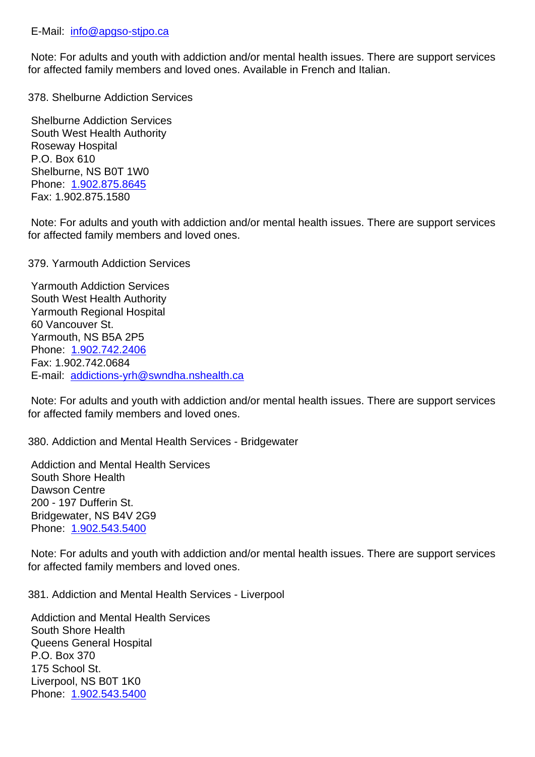E-Mail: info@apgso-stjpo.ca

Note: For adults and youth with addiction and/or mental health issues. There are support services for affected family members and loved ones. Available in French and Italian.

378. Shelburne Addiction Services

Shelburne Addiction Services
South West Health Authority
Roseway Hospital
P.O. Box 610
Shelburne, NS B0T 1W0
Phone: 1.902.875.8645
Fax: 1.902.875.1580

Note: For adults and youth with addiction and/or mental health issues. There are support services for affected family members and loved ones.

379. Yarmouth Addiction Services

Yarmouth Addiction Services
South West Health Authority
Yarmouth Regional Hospital
60 Vancouver St.
Yarmouth, NS B5A 2P5
Phone: 1.902.742.2406
Fax: 1.902.742.0684
E-mail: addictions-yrh@swndha.nshealth.ca

Note: For adults and youth with addiction and/or mental health issues. There are support services for affected family members and loved ones.

380. Addiction and Mental Health Services - Bridgewater

Addiction and Mental Health Services
South Shore Health
Dawson Centre
200 - 197 Dufferin St.
Bridgewater, NS B4V 2G9
Phone: 1.902.543.5400

Note: For adults and youth with addiction and/or mental health issues. There are support services for affected family members and loved ones.

381. Addiction and Mental Health Services - Liverpool

Addiction and Mental Health Services
South Shore Health
Queens General Hospital
P.O. Box 370
175 School St.
Liverpool, NS B0T 1K0
Phone: 1.902.543.5400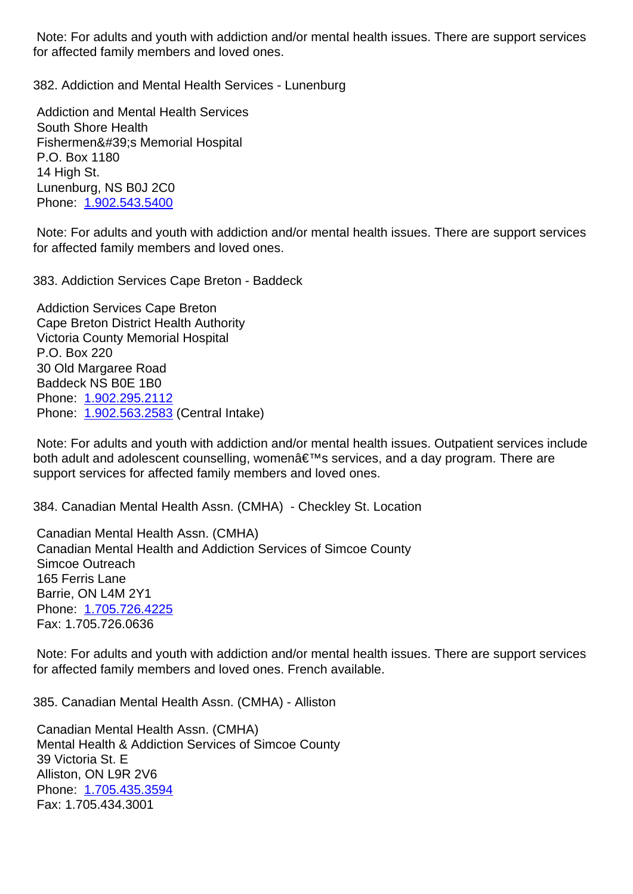Note: For adults and youth with addiction and/or mental health issues. There are support services for affected family members and loved ones.

382. Addiction and Mental Health Services - Lunenburg

Addiction and Mental Health Services
South Shore Health
Fishermen&#39;s Memorial Hospital
P.O. Box 1180
14 High St.
Lunenburg, NS B0J 2C0
Phone: 1.902.543.5400

Note: For adults and youth with addiction and/or mental health issues. There are support services for affected family members and loved ones.

383. Addiction Services Cape Breton - Baddeck

Addiction Services Cape Breton
Cape Breton District Health Authority
Victoria County Memorial Hospital
P.O. Box 220
30 Old Margaree Road
Baddeck NS B0E 1B0
Phone: 1.902.295.2112
Phone: 1.902.563.2583 (Central Intake)

Note: For adults and youth with addiction and/or mental health issues. Outpatient services include both adult and adolescent counselling, womenâ€™s services, and a day program. There are support services for affected family members and loved ones.

384. Canadian Mental Health Assn. (CMHA) - Checkley St. Location

Canadian Mental Health Assn. (CMHA)
Canadian Mental Health and Addiction Services of Simcoe County
Simcoe Outreach
165 Ferris Lane
Barrie, ON L4M 2Y1
Phone: 1.705.726.4225
Fax: 1.705.726.0636

Note: For adults and youth with addiction and/or mental health issues. There are support services for affected family members and loved ones. French available.

385. Canadian Mental Health Assn. (CMHA) - Alliston

Canadian Mental Health Assn. (CMHA)
Mental Health & Addiction Services of Simcoe County
39 Victoria St. E
Alliston, ON L9R 2V6
Phone: 1.705.435.3594
Fax: 1.705.434.3001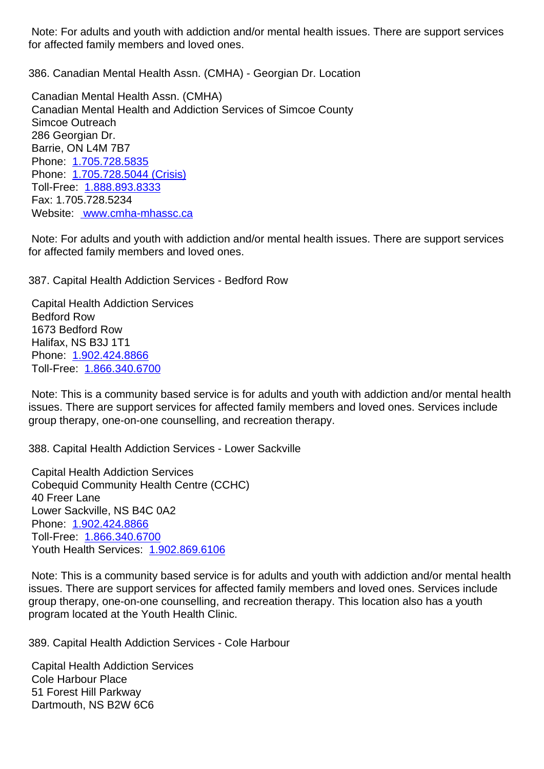Note: For adults and youth with addiction and/or mental health issues. There are support services for affected family members and loved ones.

386. Canadian Mental Health Assn. (CMHA) - Georgian Dr. Location

Canadian Mental Health Assn. (CMHA)
Canadian Mental Health and Addiction Services of Simcoe County
Simcoe Outreach
286 Georgian Dr.
Barrie, ON L4M 7B7
Phone: 1.705.728.5835
Phone: 1.705.728.5044 (Crisis)
Toll-Free: 1.888.893.8333
Fax: 1.705.728.5234
Website: www.cmha-mhassc.ca

Note: For adults and youth with addiction and/or mental health issues. There are support services for affected family members and loved ones.

387. Capital Health Addiction Services - Bedford Row

Capital Health Addiction Services
Bedford Row
1673 Bedford Row
Halifax, NS B3J 1T1
Phone: 1.902.424.8866
Toll-Free: 1.866.340.6700

Note: This is a community based service is for adults and youth with addiction and/or mental health issues. There are support services for affected family members and loved ones. Services include group therapy, one-on-one counselling, and recreation therapy.

388. Capital Health Addiction Services - Lower Sackville

Capital Health Addiction Services
Cobequid Community Health Centre (CCHC)
40 Freer Lane
Lower Sackville, NS B4C 0A2
Phone: 1.902.424.8866
Toll-Free: 1.866.340.6700
Youth Health Services: 1.902.869.6106

Note: This is a community based service is for adults and youth with addiction and/or mental health issues. There are support services for affected family members and loved ones. Services include group therapy, one-on-one counselling, and recreation therapy. This location also has a youth program located at the Youth Health Clinic.

389. Capital Health Addiction Services - Cole Harbour

Capital Health Addiction Services
Cole Harbour Place
51 Forest Hill Parkway
Dartmouth, NS B2W 6C6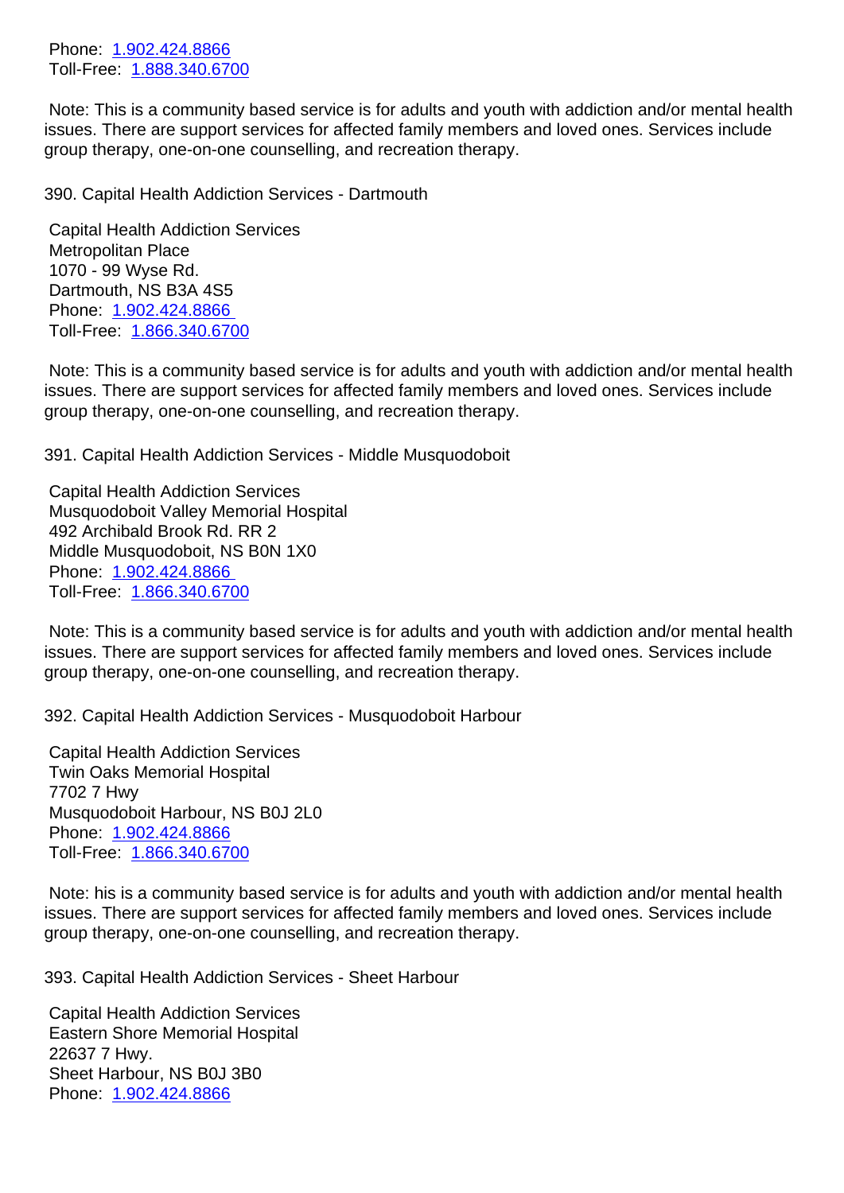Phone: 1.902.424.8866
Toll-Free: 1.888.340.6700

Note: This is a community based service is for adults and youth with addiction and/or mental health issues. There are support services for affected family members and loved ones. Services include group therapy, one-on-one counselling, and recreation therapy.

390. Capital Health Addiction Services - Dartmouth

Capital Health Addiction Services
Metropolitan Place
1070 - 99 Wyse Rd.
Dartmouth, NS B3A 4S5
Phone: 1.902.424.8866
Toll-Free: 1.866.340.6700

Note: This is a community based service is for adults and youth with addiction and/or mental health issues. There are support services for affected family members and loved ones. Services include group therapy, one-on-one counselling, and recreation therapy.

391. Capital Health Addiction Services - Middle Musquodoboit

Capital Health Addiction Services
Musquodoboit Valley Memorial Hospital
492 Archibald Brook Rd. RR 2
Middle Musquodoboit, NS B0N 1X0
Phone: 1.902.424.8866
Toll-Free: 1.866.340.6700

Note: This is a community based service is for adults and youth with addiction and/or mental health issues. There are support services for affected family members and loved ones. Services include group therapy, one-on-one counselling, and recreation therapy.

392. Capital Health Addiction Services - Musquodoboit Harbour

Capital Health Addiction Services
Twin Oaks Memorial Hospital
7702 7 Hwy
Musquodoboit Harbour, NS B0J 2L0
Phone: 1.902.424.8866
Toll-Free: 1.866.340.6700

Note: his is a community based service is for adults and youth with addiction and/or mental health issues. There are support services for affected family members and loved ones. Services include group therapy, one-on-one counselling, and recreation therapy.

393. Capital Health Addiction Services - Sheet Harbour

Capital Health Addiction Services
Eastern Shore Memorial Hospital
22637 7 Hwy.
Sheet Harbour, NS B0J 3B0
Phone: 1.902.424.8866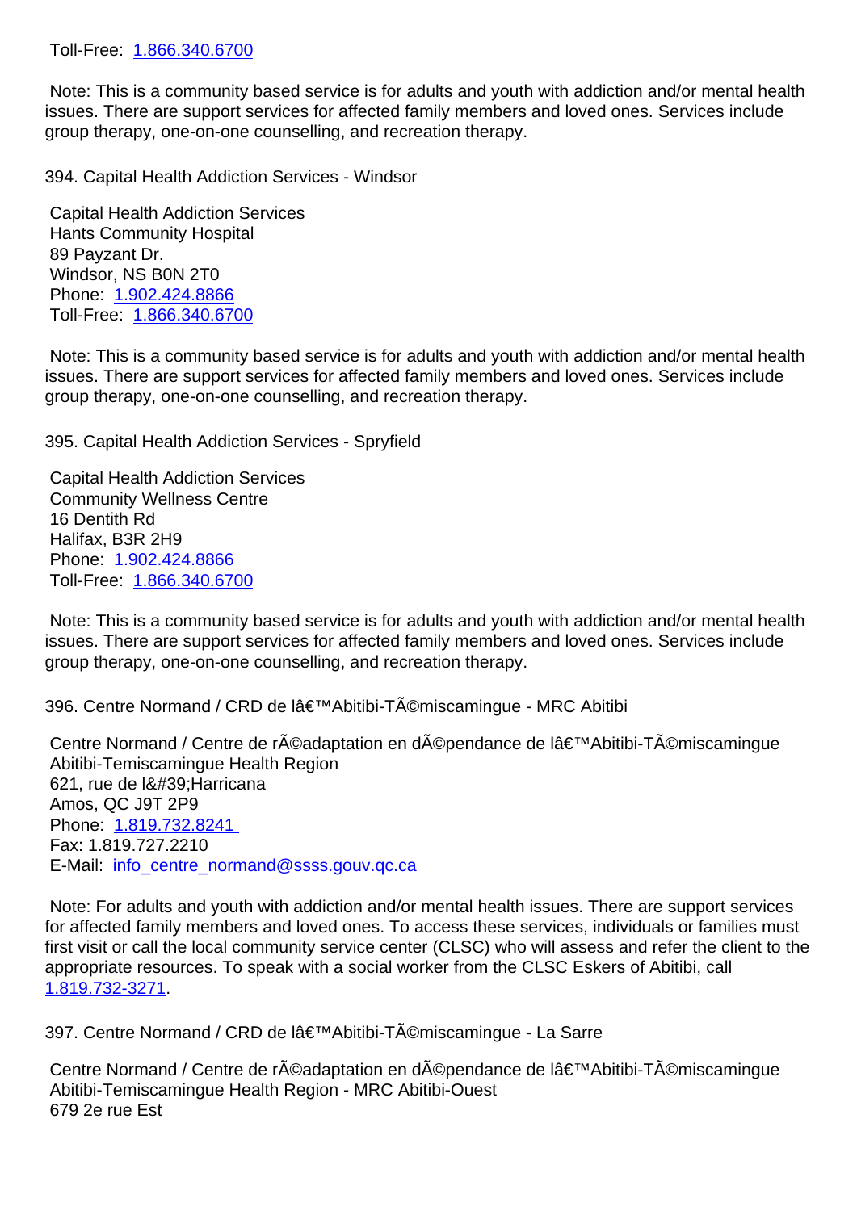Toll-Free: 1.866.340.6700

Note: This is a community based service is for adults and youth with addiction and/or mental health issues. There are support services for affected family members and loved ones. Services include group therapy, one-on-one counselling, and recreation therapy.

394. Capital Health Addiction Services - Windsor

Capital Health Addiction Services
Hants Community Hospital
89 Payzant Dr.
Windsor, NS B0N 2T0
Phone: 1.902.424.8866
Toll-Free: 1.866.340.6700

Note: This is a community based service is for adults and youth with addiction and/or mental health issues. There are support services for affected family members and loved ones. Services include group therapy, one-on-one counselling, and recreation therapy.

395. Capital Health Addiction Services - Spryfield

Capital Health Addiction Services
Community Wellness Centre
16 Dentith Rd
Halifax, B3R 2H9
Phone: 1.902.424.8866
Toll-Free: 1.866.340.6700

Note: This is a community based service is for adults and youth with addiction and/or mental health issues. There are support services for affected family members and loved ones. Services include group therapy, one-on-one counselling, and recreation therapy.

396. Centre Normand / CRD de lâ€™Abitibi-TÃ©miscamingue - MRC Abitibi

Centre Normand / Centre de rÃ©adaptation en dÃ©pendance de lâ€™Abitibi-TÃ©miscamingue
Abitibi-Temiscamingue Health Region
621, rue de l&#39;Harricana
Amos, QC J9T 2P9
Phone: 1.819.732.8241
Fax: 1.819.727.2210
E-Mail: info_centre_normand@ssss.gouv.qc.ca

Note: For adults and youth with addiction and/or mental health issues. There are support services for affected family members and loved ones. To access these services, individuals or families must first visit or call the local community service center (CLSC) who will assess and refer the client to the appropriate resources. To speak with a social worker from the CLSC Eskers of Abitibi, call 1.819.732-3271.

397. Centre Normand / CRD de lâ€™Abitibi-TÃ©miscamingue - La Sarre

Centre Normand / Centre de rÃ©adaptation en dÃ©pendance de lâ€™Abitibi-TÃ©miscamingue
Abitibi-Temiscamingue Health Region - MRC Abitibi-Ouest
679 2e rue Est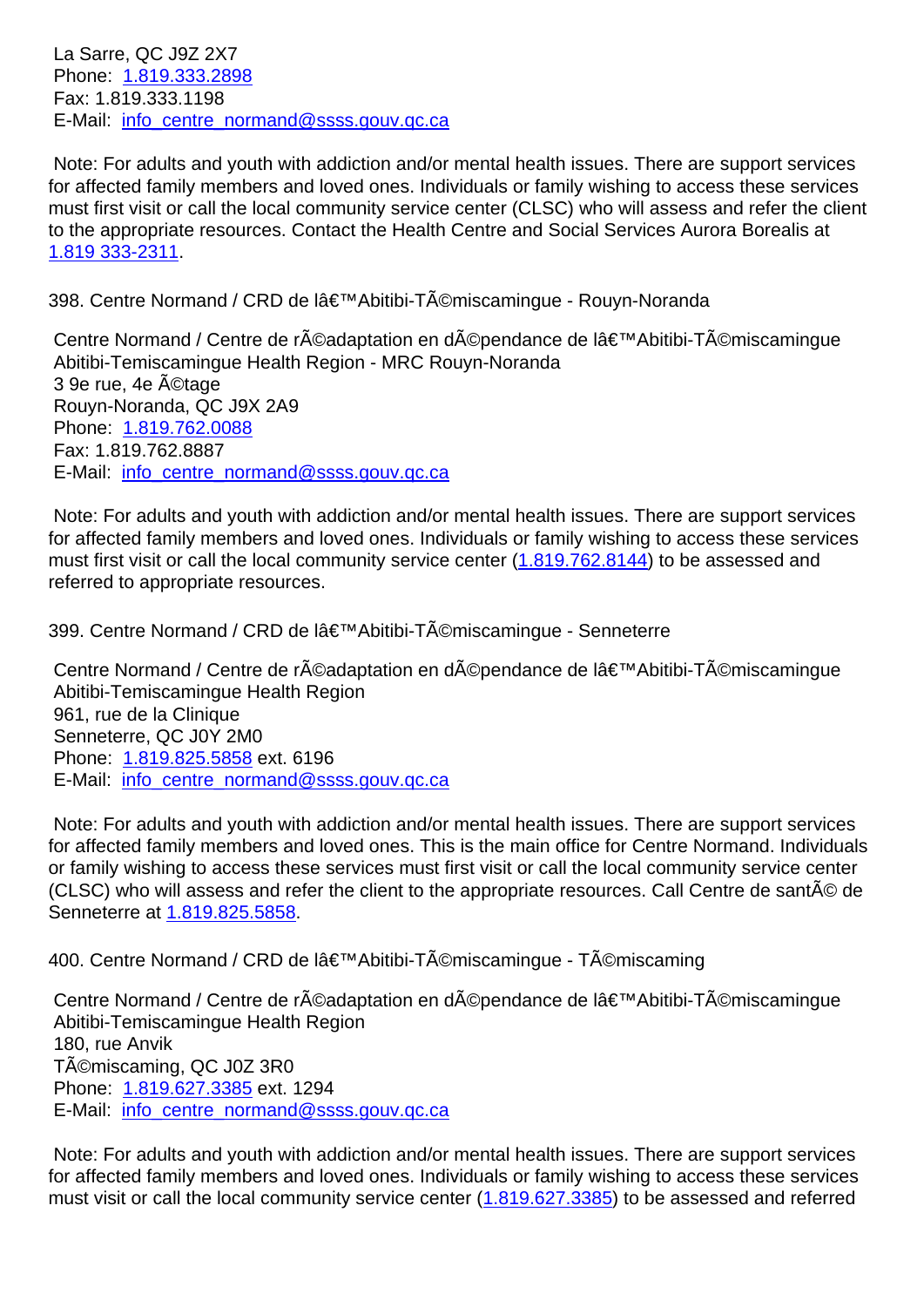La Sarre, QC J9Z 2X7
Phone: 1.819.333.2898
Fax: 1.819.333.1198
E-Mail: info_centre_normand@ssss.gouv.qc.ca

Note: For adults and youth with addiction and/or mental health issues. There are support services for affected family members and loved ones. Individuals or family wishing to access these services must first visit or call the local community service center (CLSC) who will assess and refer the client to the appropriate resources. Contact the Health Centre and Social Services Aurora Borealis at 1.819 333-2311.

398. Centre Normand / CRD de lâ€™Abitibi-TÃ©miscamingue - Rouyn-Noranda

Centre Normand / Centre de rÃ©adaptation en dÃ©pendance de lâ€™Abitibi-TÃ©miscamingue
Abitibi-Temiscamingue Health Region - MRC Rouyn-Noranda
3 9e rue, 4e Ã©tage
Rouyn-Noranda, QC J9X 2A9
Phone: 1.819.762.0088
Fax: 1.819.762.8887
E-Mail: info_centre_normand@ssss.gouv.qc.ca

Note: For adults and youth with addiction and/or mental health issues. There are support services for affected family members and loved ones. Individuals or family wishing to access these services must first visit or call the local community service center (1.819.762.8144) to be assessed and referred to appropriate resources.

399. Centre Normand / CRD de lâ€™Abitibi-TÃ©miscamingue - Senneterre

Centre Normand / Centre de rÃ©adaptation en dÃ©pendance de lâ€™Abitibi-TÃ©miscamingue
Abitibi-Temiscamingue Health Region
961, rue de la Clinique
Senneterre, QC J0Y 2M0
Phone: 1.819.825.5858 ext. 6196
E-Mail: info_centre_normand@ssss.gouv.qc.ca

Note: For adults and youth with addiction and/or mental health issues. There are support services for affected family members and loved ones. This is the main office for Centre Normand. Individuals or family wishing to access these services must first visit or call the local community service center (CLSC) who will assess and refer the client to the appropriate resources. Call Centre de santÃ© de Senneterre at 1.819.825.5858.

400. Centre Normand / CRD de lâ€™Abitibi-TÃ©miscamingue - TÃ©miscaming

Centre Normand / Centre de rÃ©adaptation en dÃ©pendance de lâ€™Abitibi-TÃ©miscamingue
Abitibi-Temiscamingue Health Region
180, rue Anvik
TÃ©miscaming, QC J0Z 3R0
Phone: 1.819.627.3385 ext. 1294
E-Mail: info_centre_normand@ssss.gouv.qc.ca

Note: For adults and youth with addiction and/or mental health issues. There are support services for affected family members and loved ones. Individuals or family wishing to access these services must visit or call the local community service center (1.819.627.3385) to be assessed and referred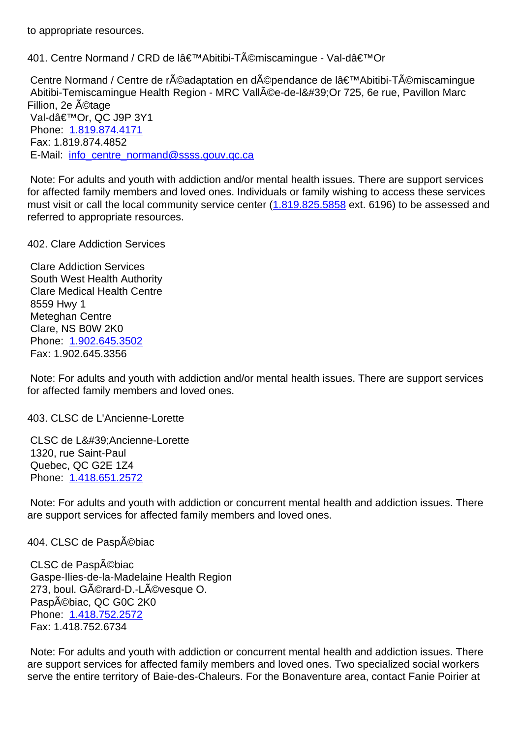to appropriate resources.

401. Centre Normand / CRD de lâ€™Abitibi-TÃ©miscamingue - Val-dâ€™Or

Centre Normand / Centre de rÃ©adaptation en dÃ©pendance de lâ€™Abitibi-TÃ©miscamingue
Abitibi-Temiscamingue Health Region - MRC VallÃ©e-de-l&#39;Or 725, 6e rue, Pavillon Marc Fillion, 2e Ã©tage
Val-dâ€™Or, QC J9P 3Y1
Phone: 1.819.874.4171
Fax: 1.819.874.4852
E-Mail: info_centre_normand@ssss.gouv.qc.ca

Note: For adults and youth with addiction and/or mental health issues. There are support services for affected family members and loved ones. Individuals or family wishing to access these services must visit or call the local community service center (1.819.825.5858 ext. 6196) to be assessed and referred to appropriate resources.

402. Clare Addiction Services

Clare Addiction Services
South West Health Authority
Clare Medical Health Centre
8559 Hwy 1
Meteghan Centre
Clare, NS B0W 2K0
Phone: 1.902.645.3502
Fax: 1.902.645.3356

Note: For adults and youth with addiction and/or mental health issues. There are support services for affected family members and loved ones.

403. CLSC de L'Ancienne-Lorette

CLSC de L&#39;Ancienne-Lorette
1320, rue Saint-Paul
Quebec, QC G2E 1Z4
Phone: 1.418.651.2572

Note: For adults and youth with addiction or concurrent mental health and addiction issues. There are support services for affected family members and loved ones.

404. CLSC de PaspÃ©biac

CLSC de PaspÃ©biac
Gaspe-Ilies-de-la-Madelaine Health Region
273, boul. GÃ©rard-D.-LÃ©vesque O.
PaspÃ©biac, QC G0C 2K0
Phone: 1.418.752.2572
Fax: 1.418.752.6734

Note: For adults and youth with addiction or concurrent mental health and addiction issues. There are support services for affected family members and loved ones. Two specialized social workers serve the entire territory of Baie-des-Chaleurs. For the Bonaventure area, contact Fanie Poirier at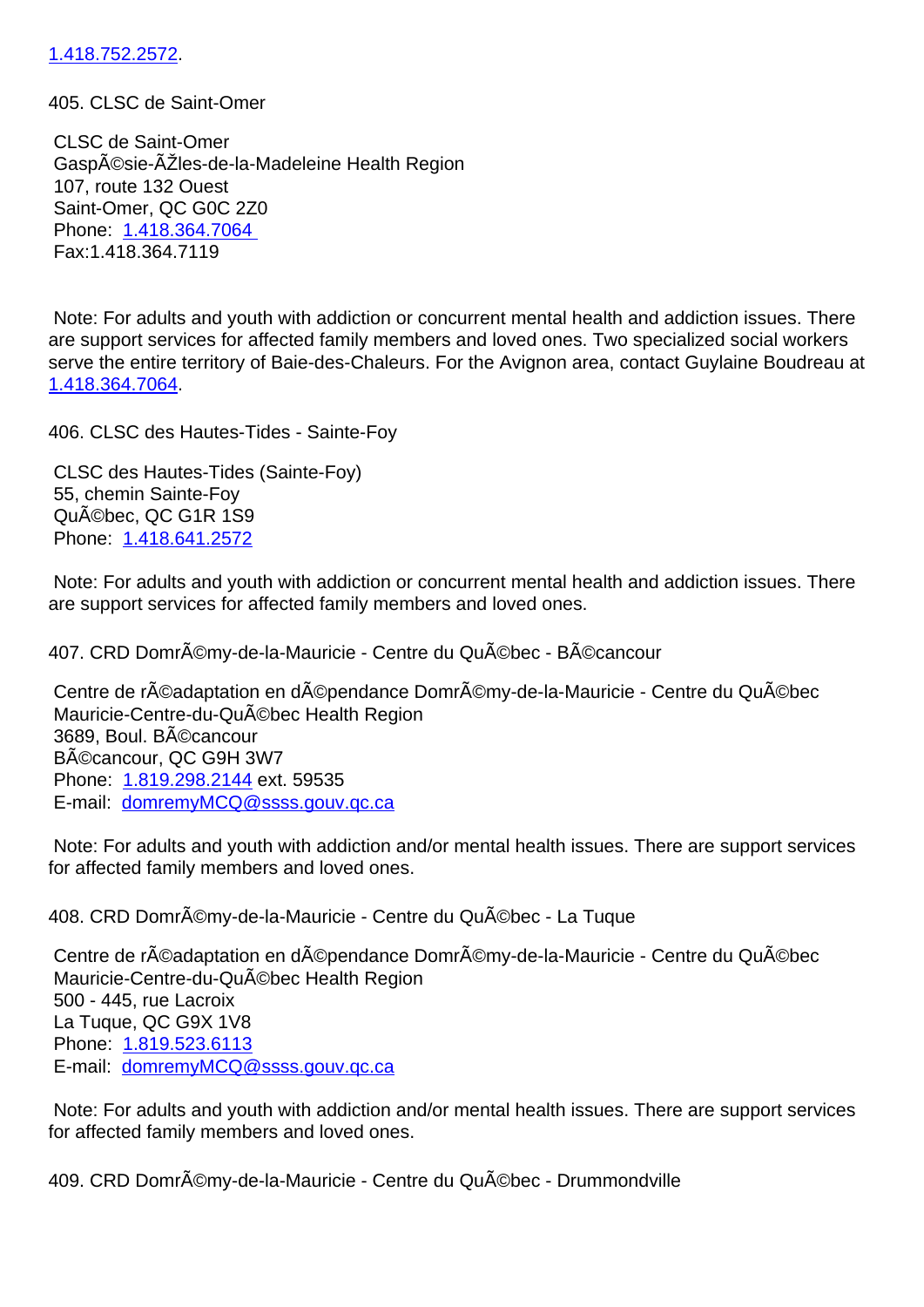1.418.752.2572.

405. CLSC de Saint-Omer

CLSC de Saint-Omer
GaspÃ©sie-ÃŽles-de-la-Madeleine Health Region
107, route 132 Ouest
Saint-Omer, QC G0C 2Z0
Phone: 1.418.364.7064
Fax:1.418.364.7119

Note: For adults and youth with addiction or concurrent mental health and addiction issues. There are support services for affected family members and loved ones. Two specialized social workers serve the entire territory of Baie-des-Chaleurs. For the Avignon area, contact Guylaine Boudreau at 1.418.364.7064.

406. CLSC des Hautes-Tides - Sainte-Foy

CLSC des Hautes-Tides (Sainte-Foy)
55, chemin Sainte-Foy
QuÃ©bec, QC G1R 1S9
Phone: 1.418.641.2572

Note: For adults and youth with addiction or concurrent mental health and addiction issues. There are support services for affected family members and loved ones.

407. CRD DomrÃ©my-de-la-Mauricie - Centre du QuÃ©bec - BÃ©cancour

Centre de rÃ©adaptation en dÃ©pendance DomrÃ©my-de-la-Mauricie - Centre du QuÃ©bec
Mauricie-Centre-du-QuÃ©bec Health Region
3689, Boul. BÃ©cancour
BÃ©cancour, QC G9H 3W7
Phone: 1.819.298.2144 ext. 59535
E-mail: domremyMCQ@ssss.gouv.qc.ca

Note: For adults and youth with addiction and/or mental health issues. There are support services for affected family members and loved ones.

408. CRD DomrÃ©my-de-la-Mauricie - Centre du QuÃ©bec - La Tuque

Centre de rÃ©adaptation en dÃ©pendance DomrÃ©my-de-la-Mauricie - Centre du QuÃ©bec
Mauricie-Centre-du-QuÃ©bec Health Region
500 - 445, rue Lacroix
La Tuque, QC G9X 1V8
Phone: 1.819.523.6113
E-mail: domremyMCQ@ssss.gouv.qc.ca

Note: For adults and youth with addiction and/or mental health issues. There are support services for affected family members and loved ones.

409. CRD DomrÃ©my-de-la-Mauricie - Centre du QuÃ©bec - Drummondville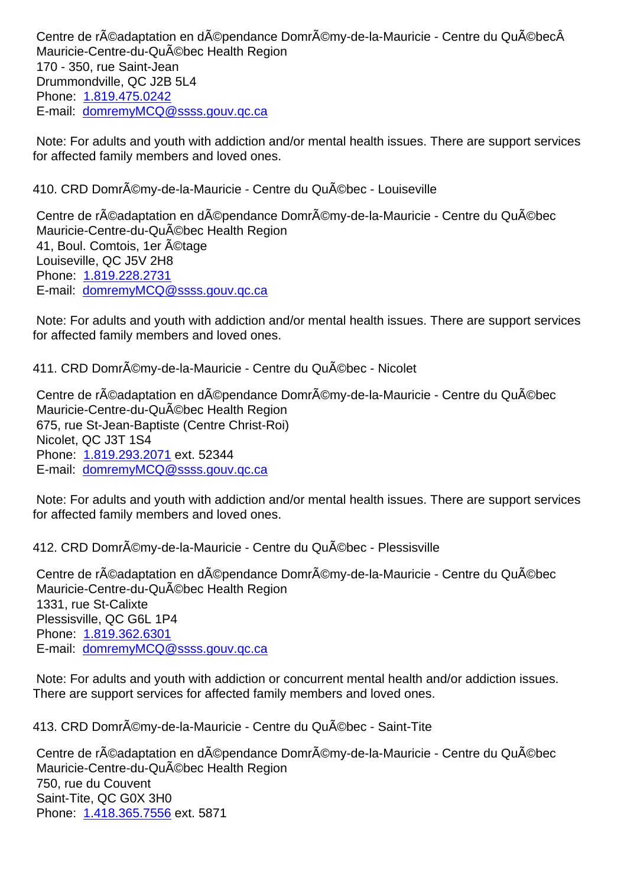Centre de rÃ©adaptation en dÃ©pendance DomrÃ©my-de-la-Mauricie - Centre du QuÃ©becÂ
Mauricie-Centre-du-QuÃ©bec Health Region
170 - 350, rue Saint-Jean
Drummondville, QC J2B 5L4
Phone: 1.819.475.0242
E-mail: domremyMCQ@ssss.gouv.qc.ca

Note: For adults and youth with addiction and/or mental health issues. There are support services for affected family members and loved ones.

410. CRD DomrÃ©my-de-la-Mauricie - Centre du QuÃ©bec - Louiseville

Centre de rÃ©adaptation en dÃ©pendance DomrÃ©my-de-la-Mauricie - Centre du QuÃ©bec
Mauricie-Centre-du-QuÃ©bec Health Region
41, Boul. Comtois, 1er Ã©tage
Louiseville, QC J5V 2H8
Phone: 1.819.228.2731
E-mail: domremyMCQ@ssss.gouv.qc.ca

Note: For adults and youth with addiction and/or mental health issues. There are support services for affected family members and loved ones.

411. CRD DomrÃ©my-de-la-Mauricie - Centre du QuÃ©bec - Nicolet

Centre de rÃ©adaptation en dÃ©pendance DomrÃ©my-de-la-Mauricie - Centre du QuÃ©bec
Mauricie-Centre-du-QuÃ©bec Health Region
675, rue St-Jean-Baptiste (Centre Christ-Roi)
Nicolet, QC J3T 1S4
Phone: 1.819.293.2071 ext. 52344
E-mail: domremyMCQ@ssss.gouv.qc.ca

Note: For adults and youth with addiction and/or mental health issues. There are support services for affected family members and loved ones.

412. CRD DomrÃ©my-de-la-Mauricie - Centre du QuÃ©bec - Plessisville

Centre de rÃ©adaptation en dÃ©pendance DomrÃ©my-de-la-Mauricie - Centre du QuÃ©bec
Mauricie-Centre-du-QuÃ©bec Health Region
1331, rue St-Calixte
Plessisville, QC G6L 1P4
Phone: 1.819.362.6301
E-mail: domremyMCQ@ssss.gouv.qc.ca

Note: For adults and youth with addiction or concurrent mental health and/or addiction issues. There are support services for affected family members and loved ones.

413. CRD DomrÃ©my-de-la-Mauricie - Centre du QuÃ©bec - Saint-Tite

Centre de rÃ©adaptation en dÃ©pendance DomrÃ©my-de-la-Mauricie - Centre du QuÃ©bec
Mauricie-Centre-du-QuÃ©bec Health Region
750, rue du Couvent
Saint-Tite, QC G0X 3H0
Phone: 1.418.365.7556 ext. 5871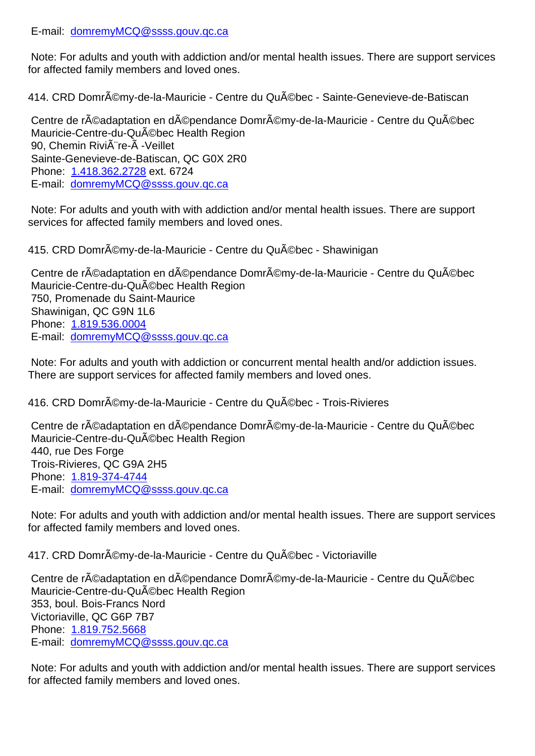E-mail: domremyMCQ@ssss.gouv.qc.ca

Note: For adults and youth with addiction and/or mental health issues. There are support services for affected family members and loved ones.

414. CRD DomrÃ©my-de-la-Mauricie - Centre du QuÃ©bec - Sainte-Genevieve-de-Batiscan

Centre de rÃ©adaptation en dÃ©pendance DomrÃ©my-de-la-Mauricie - Centre du QuÃ©bec
Mauricie-Centre-du-QuÃ©bec Health Region
90, Chemin RiviÃ¨re-Ã -Veillet
Sainte-Genevieve-de-Batiscan, QC G0X 2R0
Phone: 1.418.362.2728 ext. 6724
E-mail: domremyMCQ@ssss.gouv.qc.ca

Note: For adults and youth with with addiction and/or mental health issues. There are support services for affected family members and loved ones.

415. CRD DomrÃ©my-de-la-Mauricie - Centre du QuÃ©bec - Shawinigan

Centre de rÃ©adaptation en dÃ©pendance DomrÃ©my-de-la-Mauricie - Centre du QuÃ©bec
Mauricie-Centre-du-QuÃ©bec Health Region
750, Promenade du Saint-Maurice
Shawinigan, QC G9N 1L6
Phone: 1.819.536.0004
E-mail: domremyMCQ@ssss.gouv.qc.ca

Note: For adults and youth with addiction or concurrent mental health and/or addiction issues. There are support services for affected family members and loved ones.

416. CRD DomrÃ©my-de-la-Mauricie - Centre du QuÃ©bec - Trois-Rivieres

Centre de rÃ©adaptation en dÃ©pendance DomrÃ©my-de-la-Mauricie - Centre du QuÃ©bec
Mauricie-Centre-du-QuÃ©bec Health Region
440, rue Des Forge
Trois-Rivieres, QC G9A 2H5
Phone: 1.819-374-4744
E-mail: domremyMCQ@ssss.gouv.qc.ca

Note: For adults and youth with addiction and/or mental health issues. There are support services for affected family members and loved ones.

417. CRD DomrÃ©my-de-la-Mauricie - Centre du QuÃ©bec - Victoriaville

Centre de rÃ©adaptation en dÃ©pendance DomrÃ©my-de-la-Mauricie - Centre du QuÃ©bec
Mauricie-Centre-du-QuÃ©bec Health Region
353, boul. Bois-Francs Nord
Victoriaville, QC G6P 7B7
Phone: 1.819.752.5668
E-mail: domremyMCQ@ssss.gouv.qc.ca

Note: For adults and youth with addiction and/or mental health issues. There are support services for affected family members and loved ones.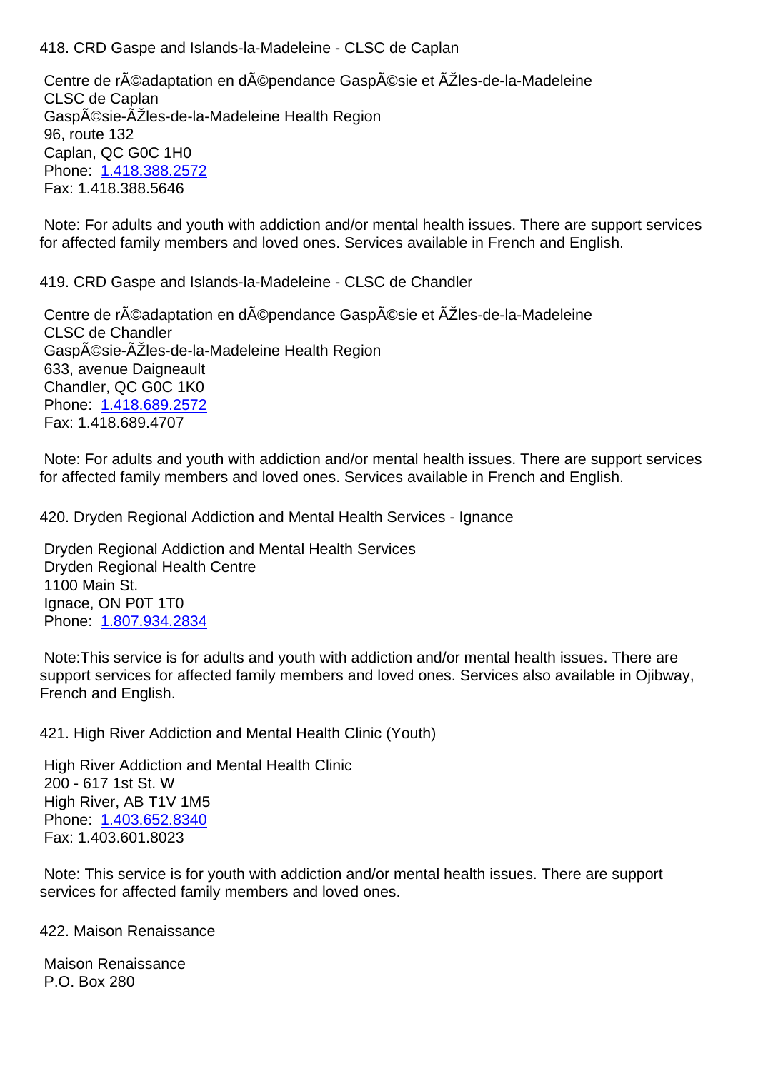418. CRD Gaspe and Islands-la-Madeleine - CLSC de Caplan

Centre de rÃ©adaptation en dÃ©pendance GaspÃ©sie et ÃŽles-de-la-Madeleine
CLSC de Caplan
GaspÃ©sie-ÃŽles-de-la-Madeleine Health Region
96, route 132
Caplan, QC G0C 1H0
Phone: 1.418.388.2572
Fax: 1.418.388.5646

Note: For adults and youth with addiction and/or mental health issues. There are support services for affected family members and loved ones. Services available in French and English.

419. CRD Gaspe and Islands-la-Madeleine - CLSC de Chandler

Centre de rÃ©adaptation en dÃ©pendance GaspÃ©sie et ÃŽles-de-la-Madeleine
CLSC de Chandler
GaspÃ©sie-ÃŽles-de-la-Madeleine Health Region
633, avenue Daigneault
Chandler, QC G0C 1K0
Phone: 1.418.689.2572
Fax: 1.418.689.4707

Note: For adults and youth with addiction and/or mental health issues. There are support services for affected family members and loved ones. Services available in French and English.

420. Dryden Regional Addiction and Mental Health Services - Ignance

Dryden Regional Addiction and Mental Health Services
Dryden Regional Health Centre
1100 Main St.
Ignace, ON P0T 1T0
Phone: 1.807.934.2834

Note:This service is for adults and youth with addiction and/or mental health issues. There are support services for affected family members and loved ones. Services also available in Ojibway, French and English.

421. High River Addiction and Mental Health Clinic (Youth)

High River Addiction and Mental Health Clinic
200 - 617 1st St. W
High River, AB T1V 1M5
Phone: 1.403.652.8340
Fax: 1.403.601.8023

Note: This service is for youth with addiction and/or mental health issues. There are support services for affected family members and loved ones.

422. Maison Renaissance

Maison Renaissance
P.O. Box 280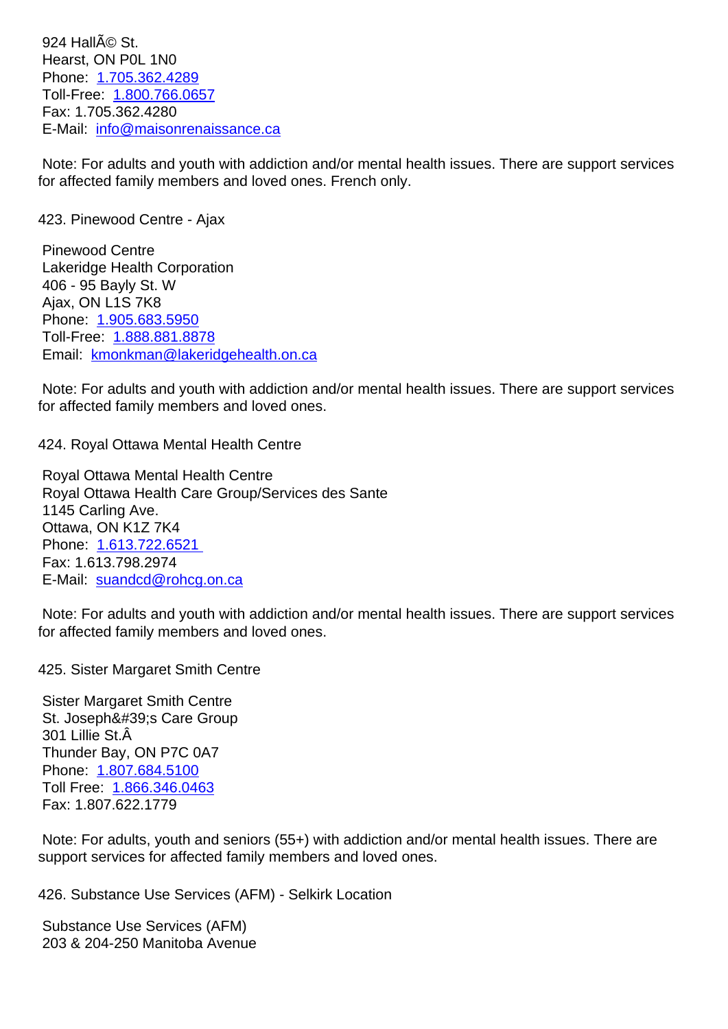924 HallÃ© St.
Hearst, ON P0L 1N0
Phone: 1.705.362.4289
Toll-Free: 1.800.766.0657
Fax: 1.705.362.4280
E-Mail: info@maisonrenaissance.ca

Note: For adults and youth with addiction and/or mental health issues. There are support services for affected family members and loved ones. French only.

423. Pinewood Centre - Ajax

Pinewood Centre
Lakeridge Health Corporation
406 - 95 Bayly St. W
Ajax, ON L1S 7K8
Phone: 1.905.683.5950
Toll-Free: 1.888.881.8878
Email: kmonkman@lakeridgehealth.on.ca

Note: For adults and youth with addiction and/or mental health issues. There are support services for affected family members and loved ones.

424. Royal Ottawa Mental Health Centre

Royal Ottawa Mental Health Centre
Royal Ottawa Health Care Group/Services des Sante
1145 Carling Ave.
Ottawa, ON K1Z 7K4
Phone: 1.613.722.6521
Fax: 1.613.798.2974
E-Mail: suandcd@rohcg.on.ca

Note: For adults and youth with addiction and/or mental health issues. There are support services for affected family members and loved ones.

425. Sister Margaret Smith Centre

Sister Margaret Smith Centre
St. Joseph&#39;s Care Group
301 Lillie St.Â
Thunder Bay, ON P7C 0A7
Phone: 1.807.684.5100
Toll Free: 1.866.346.0463
Fax: 1.807.622.1779

Note: For adults, youth and seniors (55+) with addiction and/or mental health issues. There are support services for affected family members and loved ones.

426. Substance Use Services (AFM) - Selkirk Location

Substance Use Services (AFM)
203 & 204-250 Manitoba Avenue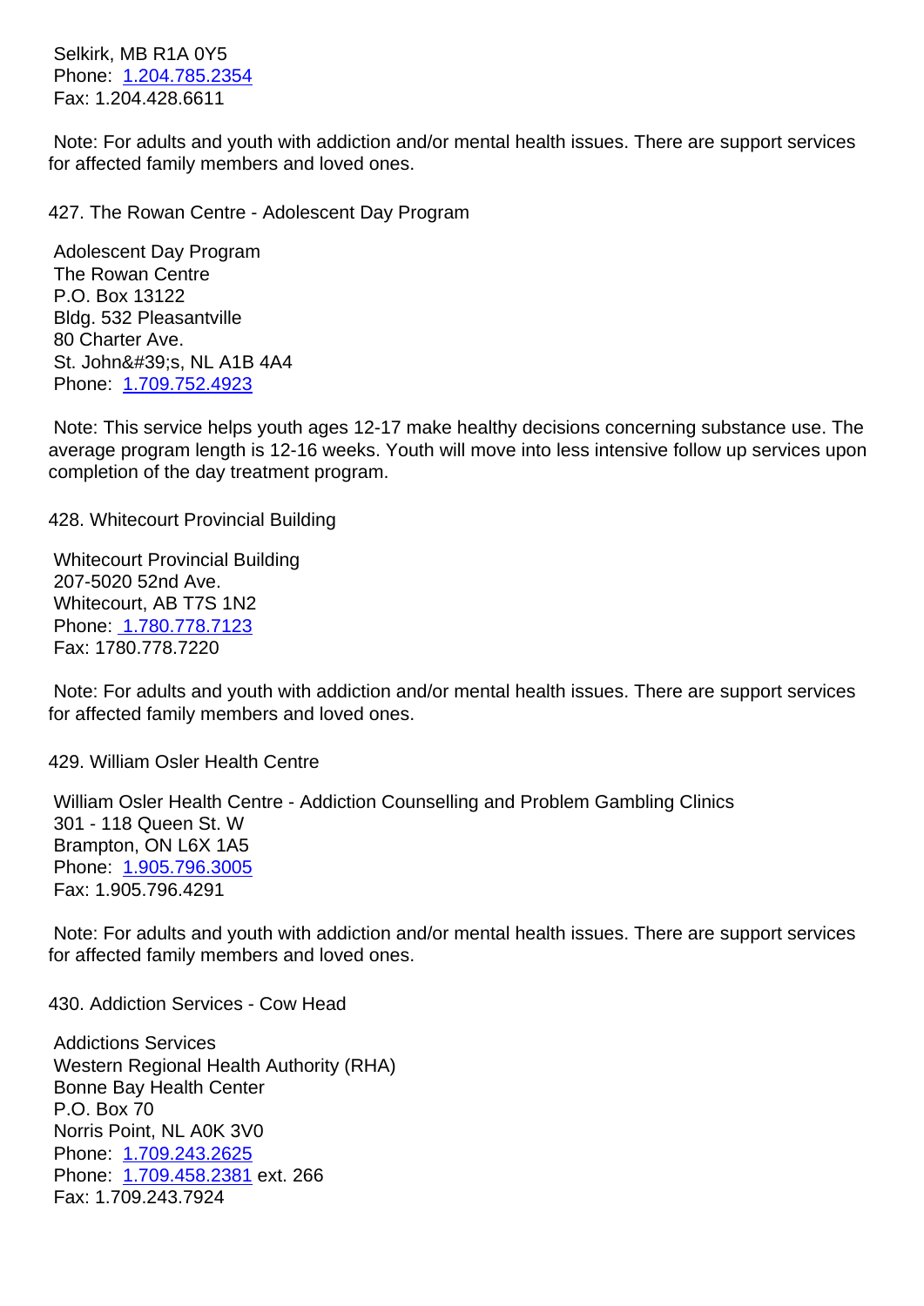Selkirk, MB R1A 0Y5
Phone: 1.204.785.2354
Fax: 1.204.428.6611

Note: For adults and youth with addiction and/or mental health issues. There are support services for affected family members and loved ones.

427. The Rowan Centre - Adolescent Day Program

Adolescent Day Program
The Rowan Centre
P.O. Box 13122
Bldg. 532 Pleasantville
80 Charter Ave.
St. John&#39;s, NL A1B 4A4
Phone: 1.709.752.4923

Note: This service helps youth ages 12-17 make healthy decisions concerning substance use. The average program length is 12-16 weeks. Youth will move into less intensive follow up services upon completion of the day treatment program.

428. Whitecourt Provincial Building

Whitecourt Provincial Building
207-5020 52nd Ave.
Whitecourt, AB T7S 1N2
Phone: 1.780.778.7123
Fax: 1780.778.7220

Note: For adults and youth with addiction and/or mental health issues. There are support services for affected family members and loved ones.

429. William Osler Health Centre

William Osler Health Centre - Addiction Counselling and Problem Gambling Clinics
301 - 118 Queen St. W
Brampton, ON L6X 1A5
Phone: 1.905.796.3005
Fax: 1.905.796.4291

Note: For adults and youth with addiction and/or mental health issues. There are support services for affected family members and loved ones.

430. Addiction Services - Cow Head

Addictions Services
Western Regional Health Authority (RHA)
Bonne Bay Health Center
P.O. Box 70
Norris Point, NL A0K 3V0
Phone: 1.709.243.2625
Phone: 1.709.458.2381 ext. 266
Fax: 1.709.243.7924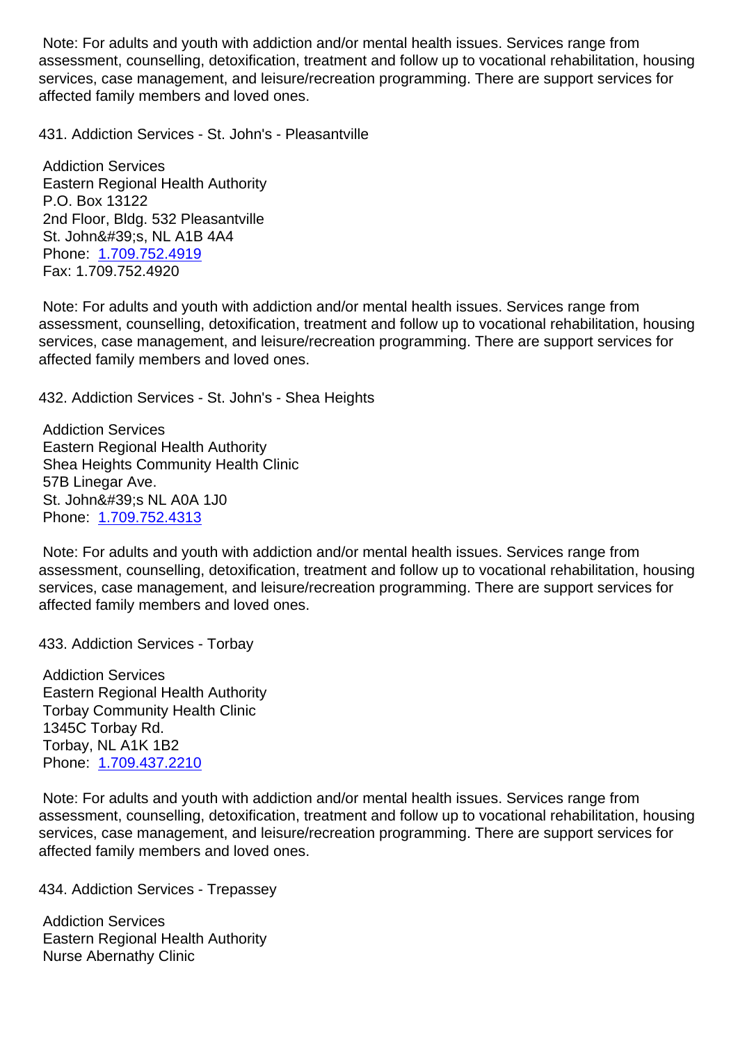Note: For adults and youth with addiction and/or mental health issues. Services range from assessment, counselling, detoxification, treatment and follow up to vocational rehabilitation, housing services, case management, and leisure/recreation programming. There are support services for affected family members and loved ones.

431. Addiction Services - St. John's - Pleasantville

Addiction Services
Eastern Regional Health Authority
P.O. Box 13122
2nd Floor, Bldg. 532 Pleasantville
St. John&#39;s, NL A1B 4A4
Phone: 1.709.752.4919
Fax: 1.709.752.4920

Note: For adults and youth with addiction and/or mental health issues. Services range from assessment, counselling, detoxification, treatment and follow up to vocational rehabilitation, housing services, case management, and leisure/recreation programming. There are support services for affected family members and loved ones.

432. Addiction Services - St. John's - Shea Heights

Addiction Services
Eastern Regional Health Authority
Shea Heights Community Health Clinic
57B Linegar Ave.
St. John&#39;s NL A0A 1J0
Phone: 1.709.752.4313

Note: For adults and youth with addiction and/or mental health issues. Services range from assessment, counselling, detoxification, treatment and follow up to vocational rehabilitation, housing services, case management, and leisure/recreation programming. There are support services for affected family members and loved ones.

433. Addiction Services - Torbay

Addiction Services
Eastern Regional Health Authority
Torbay Community Health Clinic
1345C Torbay Rd.
Torbay, NL A1K 1B2
Phone: 1.709.437.2210

Note: For adults and youth with addiction and/or mental health issues. Services range from assessment, counselling, detoxification, treatment and follow up to vocational rehabilitation, housing services, case management, and leisure/recreation programming. There are support services for affected family members and loved ones.

434. Addiction Services - Trepassey

Addiction Services
Eastern Regional Health Authority
Nurse Abernathy Clinic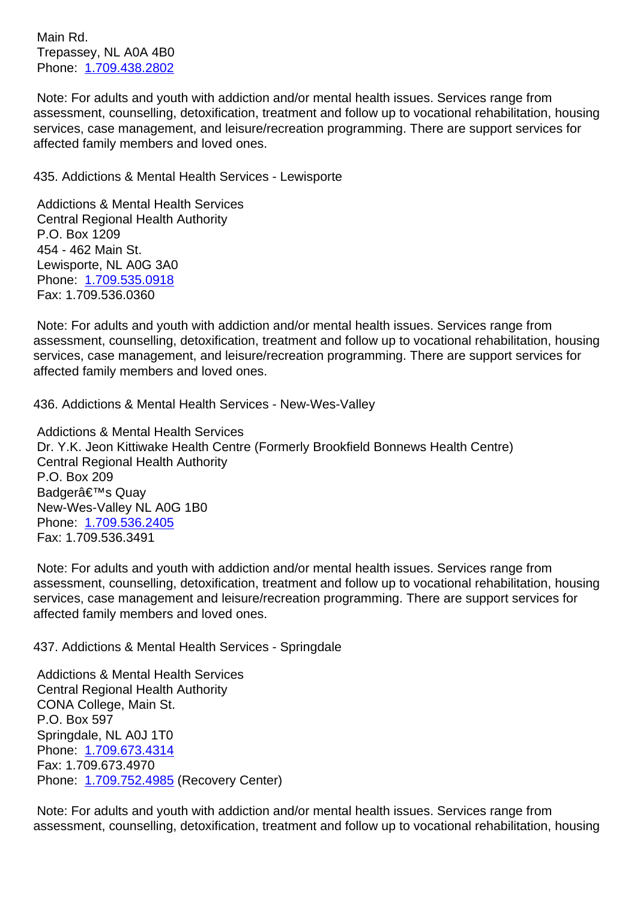Main Rd.
Trepassey, NL A0A 4B0
Phone: 1.709.438.2802

Note: For adults and youth with addiction and/or mental health issues. Services range from assessment, counselling, detoxification, treatment and follow up to vocational rehabilitation, housing services, case management, and leisure/recreation programming. There are support services for affected family members and loved ones.

435. Addictions & Mental Health Services - Lewisporte

Addictions & Mental Health Services
Central Regional Health Authority
P.O. Box 1209
454 - 462 Main St.
Lewisporte, NL A0G 3A0
Phone: 1.709.535.0918
Fax: 1.709.536.0360

Note: For adults and youth with addiction and/or mental health issues. Services range from assessment, counselling, detoxification, treatment and follow up to vocational rehabilitation, housing services, case management, and leisure/recreation programming. There are support services for affected family members and loved ones.

436. Addictions & Mental Health Services - New-Wes-Valley

Addictions & Mental Health Services
Dr. Y.K. Jeon Kittiwake Health Centre (Formerly Brookfield Bonnews Health Centre)
Central Regional Health Authority
P.O. Box 209
Badgerâ€™s Quay
New-Wes-Valley NL A0G 1B0
Phone: 1.709.536.2405
Fax: 1.709.536.3491

Note: For adults and youth with addiction and/or mental health issues. Services range from assessment, counselling, detoxification, treatment and follow up to vocational rehabilitation, housing services, case management and leisure/recreation programming. There are support services for affected family members and loved ones.

437. Addictions & Mental Health Services - Springdale

Addictions & Mental Health Services
Central Regional Health Authority
CONA College, Main St.
P.O. Box 597
Springdale, NL A0J 1T0
Phone: 1.709.673.4314
Fax: 1.709.673.4970
Phone: 1.709.752.4985 (Recovery Center)

Note: For adults and youth with addiction and/or mental health issues. Services range from assessment, counselling, detoxification, treatment and follow up to vocational rehabilitation, housing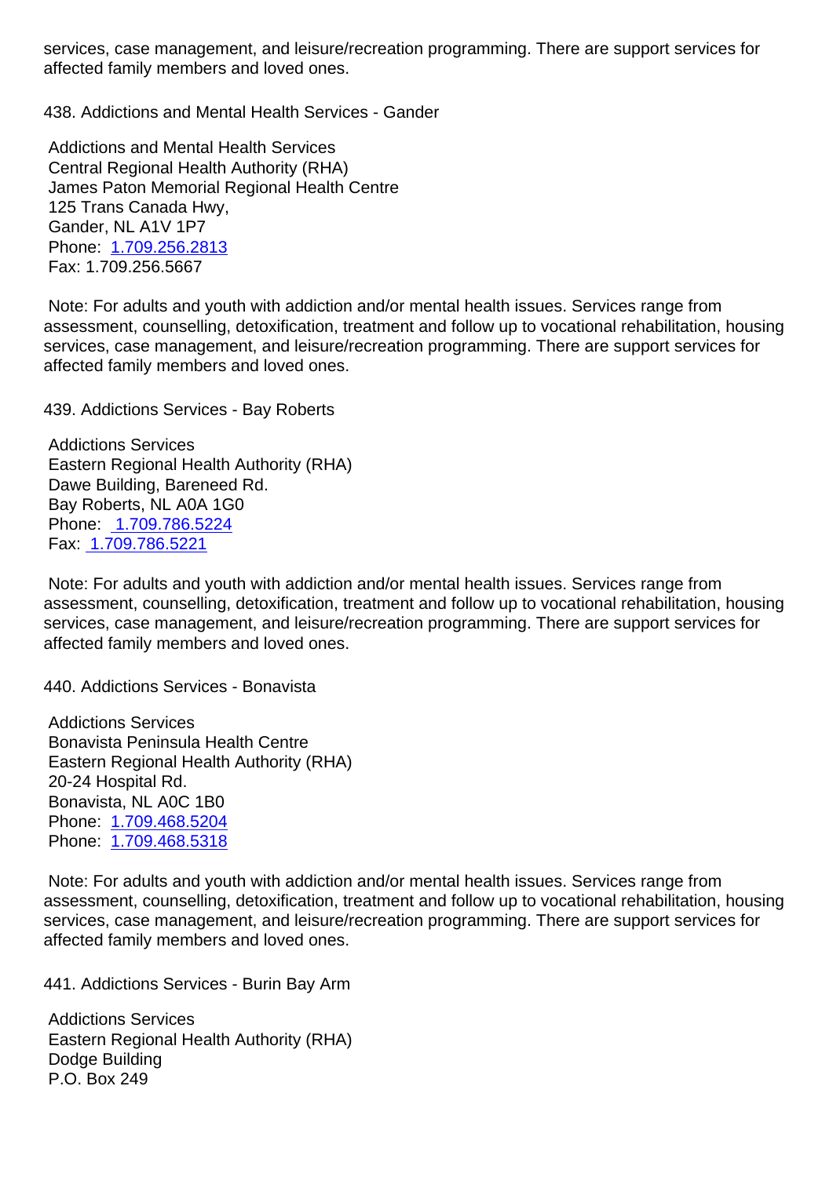services, case management, and leisure/recreation programming. There are support services for affected family members and loved ones.

438. Addictions and Mental Health Services - Gander

Addictions and Mental Health Services
Central Regional Health Authority (RHA)
James Paton Memorial Regional Health Centre
125 Trans Canada Hwy,
Gander, NL A1V 1P7
Phone: 1.709.256.2813
Fax: 1.709.256.5667

Note: For adults and youth with addiction and/or mental health issues. Services range from assessment, counselling, detoxification, treatment and follow up to vocational rehabilitation, housing services, case management, and leisure/recreation programming. There are support services for affected family members and loved ones.

439. Addictions Services - Bay Roberts

Addictions Services
Eastern Regional Health Authority (RHA)
Dawe Building, Bareneed Rd.
Bay Roberts, NL A0A 1G0
Phone: 1.709.786.5224
Fax: 1.709.786.5221

Note: For adults and youth with addiction and/or mental health issues. Services range from assessment, counselling, detoxification, treatment and follow up to vocational rehabilitation, housing services, case management, and leisure/recreation programming. There are support services for affected family members and loved ones.

440. Addictions Services - Bonavista

Addictions Services
Bonavista Peninsula Health Centre
Eastern Regional Health Authority (RHA)
20-24 Hospital Rd.
Bonavista, NL A0C 1B0
Phone: 1.709.468.5204
Phone: 1.709.468.5318

Note: For adults and youth with addiction and/or mental health issues. Services range from assessment, counselling, detoxification, treatment and follow up to vocational rehabilitation, housing services, case management, and leisure/recreation programming. There are support services for affected family members and loved ones.

441. Addictions Services - Burin Bay Arm

Addictions Services
Eastern Regional Health Authority (RHA)
Dodge Building
P.O. Box 249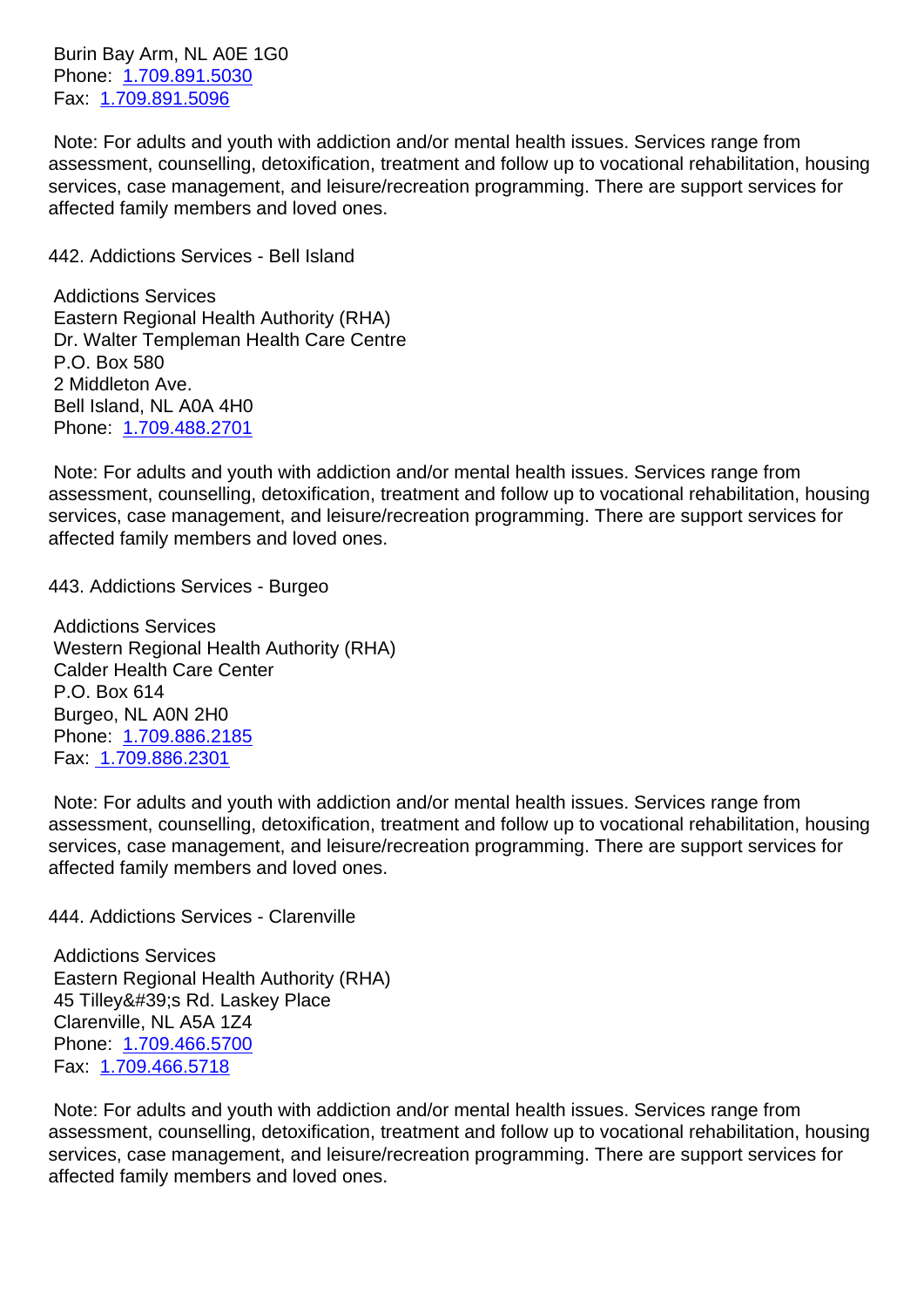Burin Bay Arm, NL A0E 1G0
Phone: 1.709.891.5030
Fax: 1.709.891.5096

Note: For adults and youth with addiction and/or mental health issues. Services range from assessment, counselling, detoxification, treatment and follow up to vocational rehabilitation, housing services, case management, and leisure/recreation programming. There are support services for affected family members and loved ones.

442. Addictions Services - Bell Island

Addictions Services
Eastern Regional Health Authority (RHA)
Dr. Walter Templeman Health Care Centre
P.O. Box 580
2 Middleton Ave.
Bell Island, NL A0A 4H0
Phone: 1.709.488.2701

Note: For adults and youth with addiction and/or mental health issues. Services range from assessment, counselling, detoxification, treatment and follow up to vocational rehabilitation, housing services, case management, and leisure/recreation programming. There are support services for affected family members and loved ones.

443. Addictions Services - Burgeo

Addictions Services
Western Regional Health Authority (RHA)
Calder Health Care Center
P.O. Box 614
Burgeo, NL A0N 2H0
Phone: 1.709.886.2185
Fax: 1.709.886.2301

Note: For adults and youth with addiction and/or mental health issues. Services range from assessment, counselling, detoxification, treatment and follow up to vocational rehabilitation, housing services, case management, and leisure/recreation programming. There are support services for affected family members and loved ones.

444. Addictions Services - Clarenville

Addictions Services
Eastern Regional Health Authority (RHA)
45 Tilley&#39;s Rd. Laskey Place
Clarenville, NL A5A 1Z4
Phone: 1.709.466.5700
Fax: 1.709.466.5718

Note: For adults and youth with addiction and/or mental health issues. Services range from assessment, counselling, detoxification, treatment and follow up to vocational rehabilitation, housing services, case management, and leisure/recreation programming. There are support services for affected family members and loved ones.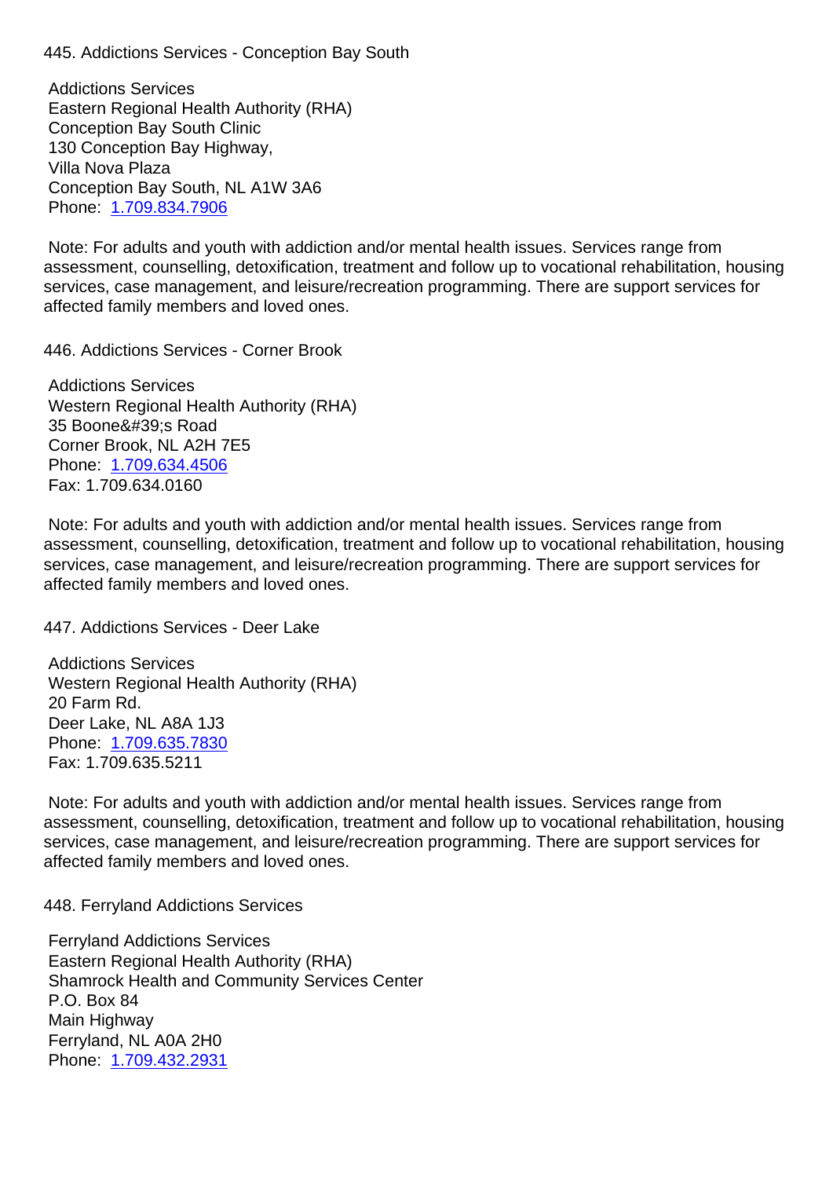445. Addictions Services - Conception Bay South

Addictions Services
Eastern Regional Health Authority (RHA)
Conception Bay South Clinic
130 Conception Bay Highway,
Villa Nova Plaza
Conception Bay South, NL A1W 3A6
Phone: 1.709.834.7906

Note: For adults and youth with addiction and/or mental health issues. Services range from assessment, counselling, detoxification, treatment and follow up to vocational rehabilitation, housing services, case management, and leisure/recreation programming. There are support services for affected family members and loved ones.

446. Addictions Services - Corner Brook

Addictions Services
Western Regional Health Authority (RHA)
35 Boone&#39;s Road
Corner Brook, NL A2H 7E5
Phone: 1.709.634.4506
Fax: 1.709.634.0160

Note: For adults and youth with addiction and/or mental health issues. Services range from assessment, counselling, detoxification, treatment and follow up to vocational rehabilitation, housing services, case management, and leisure/recreation programming. There are support services for affected family members and loved ones.

447. Addictions Services - Deer Lake

Addictions Services
Western Regional Health Authority (RHA)
20 Farm Rd.
Deer Lake, NL A8A 1J3
Phone: 1.709.635.7830
Fax: 1.709.635.5211

Note: For adults and youth with addiction and/or mental health issues. Services range from assessment, counselling, detoxification, treatment and follow up to vocational rehabilitation, housing services, case management, and leisure/recreation programming. There are support services for affected family members and loved ones.

448. Ferryland Addictions Services

Ferryland Addictions Services
Eastern Regional Health Authority (RHA)
Shamrock Health and Community Services Center
P.O. Box 84
Main Highway
Ferryland, NL A0A 2H0
Phone: 1.709.432.2931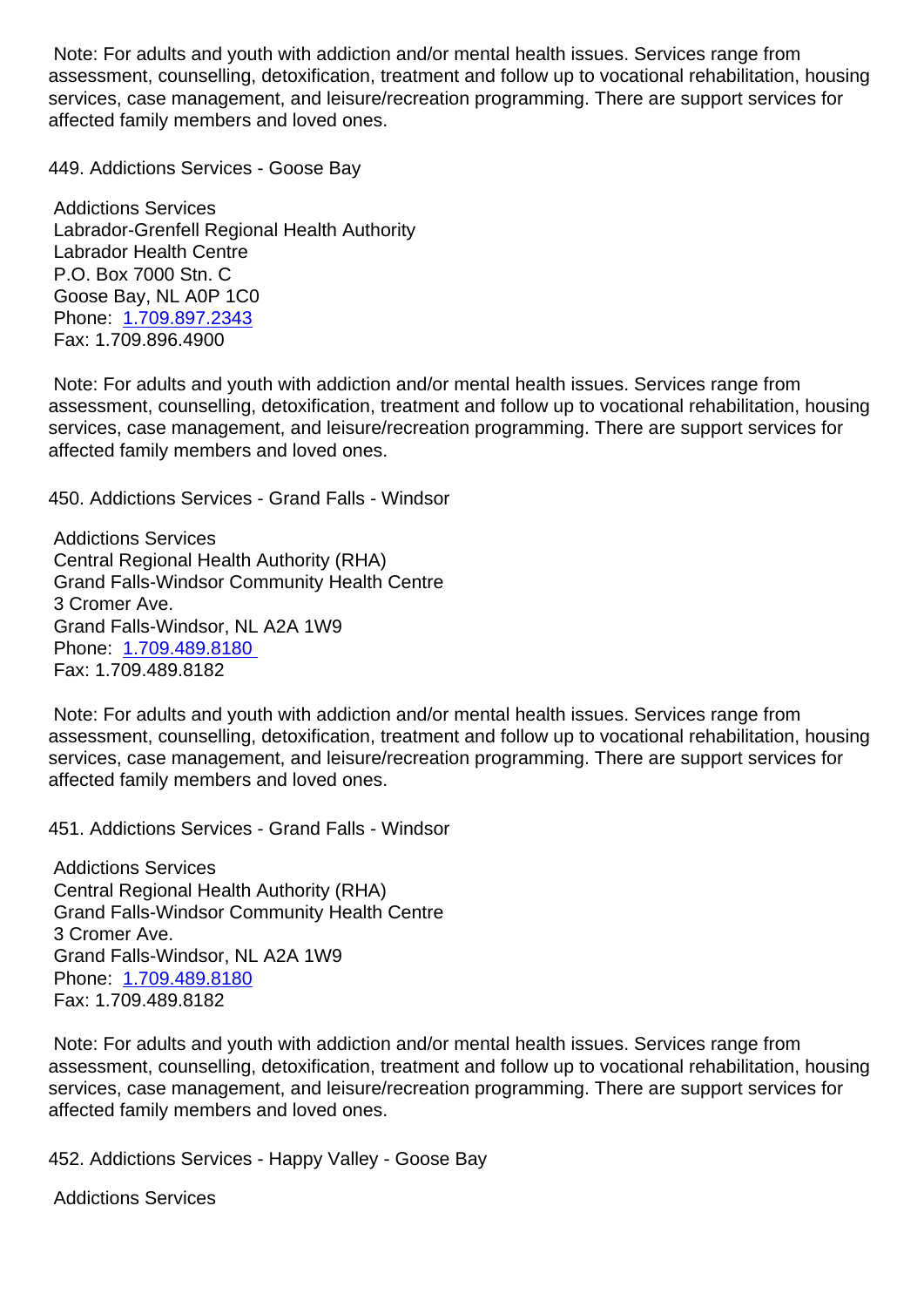Note: For adults and youth with addiction and/or mental health issues. Services range from assessment, counselling, detoxification, treatment and follow up to vocational rehabilitation, housing services, case management, and leisure/recreation programming. There are support services for affected family members and loved ones.

449. Addictions Services - Goose Bay

Addictions Services
Labrador-Grenfell Regional Health Authority
Labrador Health Centre
P.O. Box 7000 Stn. C
Goose Bay, NL A0P 1C0
Phone: 1.709.897.2343
Fax: 1.709.896.4900

Note: For adults and youth with addiction and/or mental health issues. Services range from assessment, counselling, detoxification, treatment and follow up to vocational rehabilitation, housing services, case management, and leisure/recreation programming. There are support services for affected family members and loved ones.

450. Addictions Services - Grand Falls - Windsor

Addictions Services
Central Regional Health Authority (RHA)
Grand Falls-Windsor Community Health Centre
3 Cromer Ave.
Grand Falls-Windsor, NL A2A 1W9
Phone: 1.709.489.8180
Fax: 1.709.489.8182

Note: For adults and youth with addiction and/or mental health issues. Services range from assessment, counselling, detoxification, treatment and follow up to vocational rehabilitation, housing services, case management, and leisure/recreation programming. There are support services for affected family members and loved ones.

451. Addictions Services - Grand Falls - Windsor

Addictions Services
Central Regional Health Authority (RHA)
Grand Falls-Windsor Community Health Centre
3 Cromer Ave.
Grand Falls-Windsor, NL A2A 1W9
Phone: 1.709.489.8180
Fax: 1.709.489.8182

Note: For adults and youth with addiction and/or mental health issues. Services range from assessment, counselling, detoxification, treatment and follow up to vocational rehabilitation, housing services, case management, and leisure/recreation programming. There are support services for affected family members and loved ones.

452. Addictions Services - Happy Valley - Goose Bay

Addictions Services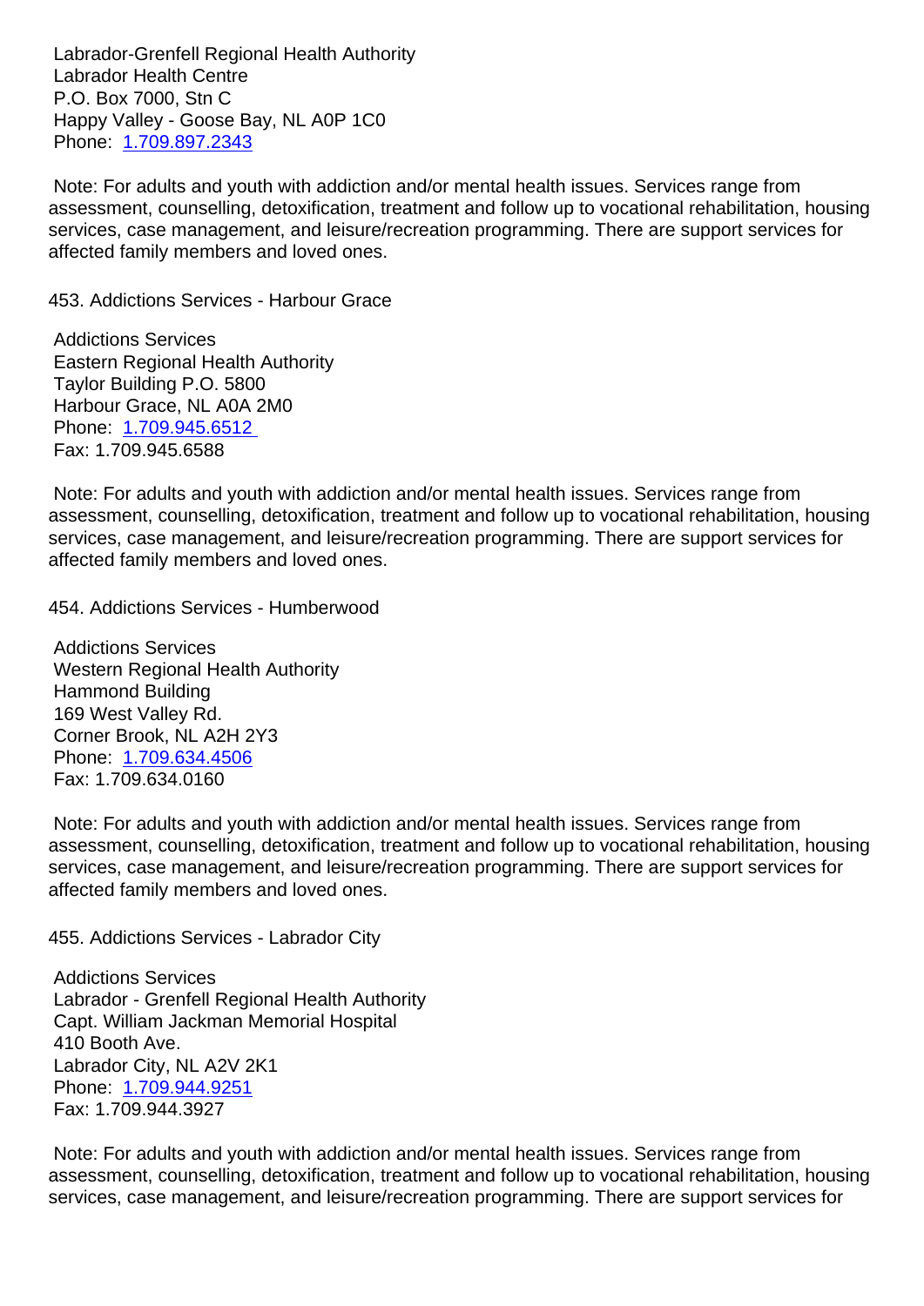Labrador-Grenfell Regional Health Authority
Labrador Health Centre
P.O. Box 7000, Stn C
Happy Valley - Goose Bay, NL A0P 1C0
Phone: 1.709.897.2343

Note: For adults and youth with addiction and/or mental health issues. Services range from assessment, counselling, detoxification, treatment and follow up to vocational rehabilitation, housing services, case management, and leisure/recreation programming. There are support services for affected family members and loved ones.

453. Addictions Services - Harbour Grace

Addictions Services
Eastern Regional Health Authority
Taylor Building P.O. 5800
Harbour Grace, NL A0A 2M0
Phone: 1.709.945.6512
Fax: 1.709.945.6588

Note: For adults and youth with addiction and/or mental health issues. Services range from assessment, counselling, detoxification, treatment and follow up to vocational rehabilitation, housing services, case management, and leisure/recreation programming. There are support services for affected family members and loved ones.

454. Addictions Services - Humberwood

Addictions Services
Western Regional Health Authority
Hammond Building
169 West Valley Rd.
Corner Brook, NL A2H 2Y3
Phone: 1.709.634.4506
Fax: 1.709.634.0160

Note: For adults and youth with addiction and/or mental health issues. Services range from assessment, counselling, detoxification, treatment and follow up to vocational rehabilitation, housing services, case management, and leisure/recreation programming. There are support services for affected family members and loved ones.

455. Addictions Services - Labrador City

Addictions Services
Labrador - Grenfell Regional Health Authority
Capt. William Jackman Memorial Hospital
410 Booth Ave.
Labrador City, NL A2V 2K1
Phone: 1.709.944.9251
Fax: 1.709.944.3927

Note: For adults and youth with addiction and/or mental health issues. Services range from assessment, counselling, detoxification, treatment and follow up to vocational rehabilitation, housing services, case management, and leisure/recreation programming. There are support services for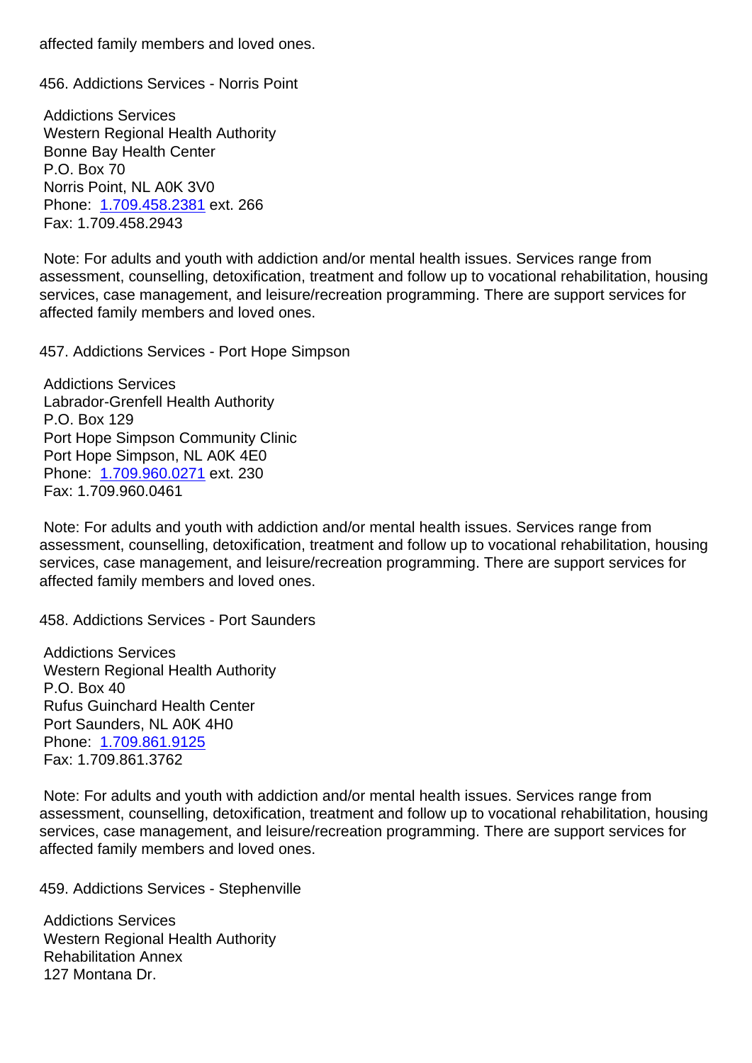affected family members and loved ones.

456. Addictions Services - Norris Point

Addictions Services
Western Regional Health Authority
Bonne Bay Health Center
P.O. Box 70
Norris Point, NL A0K 3V0
Phone: 1.709.458.2381 ext. 266
Fax: 1.709.458.2943

Note: For adults and youth with addiction and/or mental health issues. Services range from assessment, counselling, detoxification, treatment and follow up to vocational rehabilitation, housing services, case management, and leisure/recreation programming. There are support services for affected family members and loved ones.

457. Addictions Services - Port Hope Simpson

Addictions Services
Labrador-Grenfell Health Authority
P.O. Box 129
Port Hope Simpson Community Clinic
Port Hope Simpson, NL A0K 4E0
Phone: 1.709.960.0271 ext. 230
Fax: 1.709.960.0461

Note: For adults and youth with addiction and/or mental health issues. Services range from assessment, counselling, detoxification, treatment and follow up to vocational rehabilitation, housing services, case management, and leisure/recreation programming. There are support services for affected family members and loved ones.

458. Addictions Services - Port Saunders

Addictions Services
Western Regional Health Authority
P.O. Box 40
Rufus Guinchard Health Center
Port Saunders, NL A0K 4H0
Phone: 1.709.861.9125
Fax: 1.709.861.3762

Note: For adults and youth with addiction and/or mental health issues. Services range from assessment, counselling, detoxification, treatment and follow up to vocational rehabilitation, housing services, case management, and leisure/recreation programming. There are support services for affected family members and loved ones.

459. Addictions Services - Stephenville

Addictions Services
Western Regional Health Authority
Rehabilitation Annex
127 Montana Dr.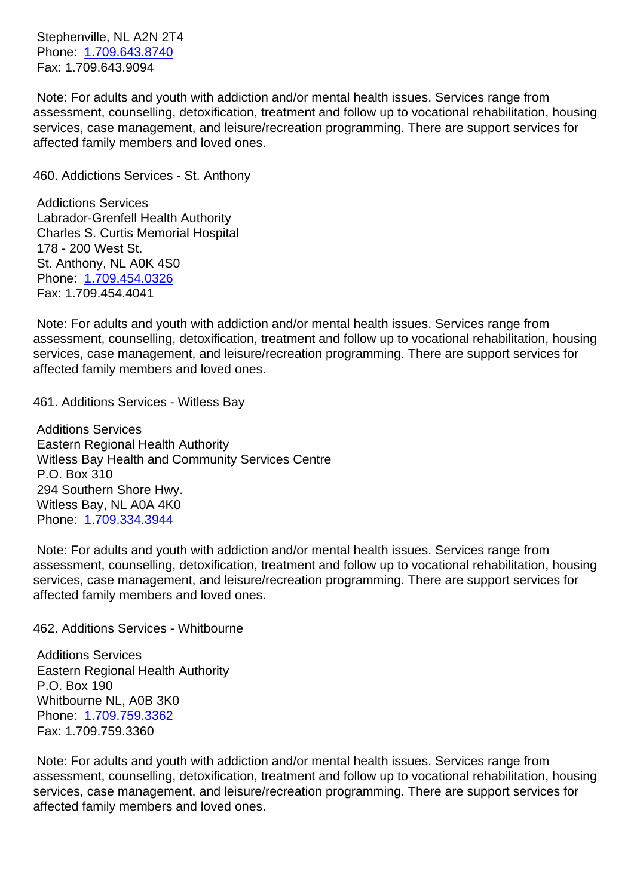Stephenville, NL A2N 2T4
Phone: 1.709.643.8740
Fax: 1.709.643.9094

Note: For adults and youth with addiction and/or mental health issues. Services range from assessment, counselling, detoxification, treatment and follow up to vocational rehabilitation, housing services, case management, and leisure/recreation programming. There are support services for affected family members and loved ones.

460. Addictions Services - St. Anthony

Addictions Services
Labrador-Grenfell Health Authority
Charles S. Curtis Memorial Hospital
178 - 200 West St.
St. Anthony, NL A0K 4S0
Phone: 1.709.454.0326
Fax: 1.709.454.4041

Note: For adults and youth with addiction and/or mental health issues. Services range from assessment, counselling, detoxification, treatment and follow up to vocational rehabilitation, housing services, case management, and leisure/recreation programming. There are support services for affected family members and loved ones.

461. Additions Services - Witless Bay

Additions Services
Eastern Regional Health Authority
Witless Bay Health and Community Services Centre
P.O. Box 310
294 Southern Shore Hwy.
Witless Bay, NL A0A 4K0
Phone: 1.709.334.3944

Note: For adults and youth with addiction and/or mental health issues. Services range from assessment, counselling, detoxification, treatment and follow up to vocational rehabilitation, housing services, case management, and leisure/recreation programming. There are support services for affected family members and loved ones.

462. Additions Services - Whitbourne

Additions Services
Eastern Regional Health Authority
P.O. Box 190
Whitbourne NL, A0B 3K0
Phone: 1.709.759.3362
Fax: 1.709.759.3360

Note: For adults and youth with addiction and/or mental health issues. Services range from assessment, counselling, detoxification, treatment and follow up to vocational rehabilitation, housing services, case management, and leisure/recreation programming. There are support services for affected family members and loved ones.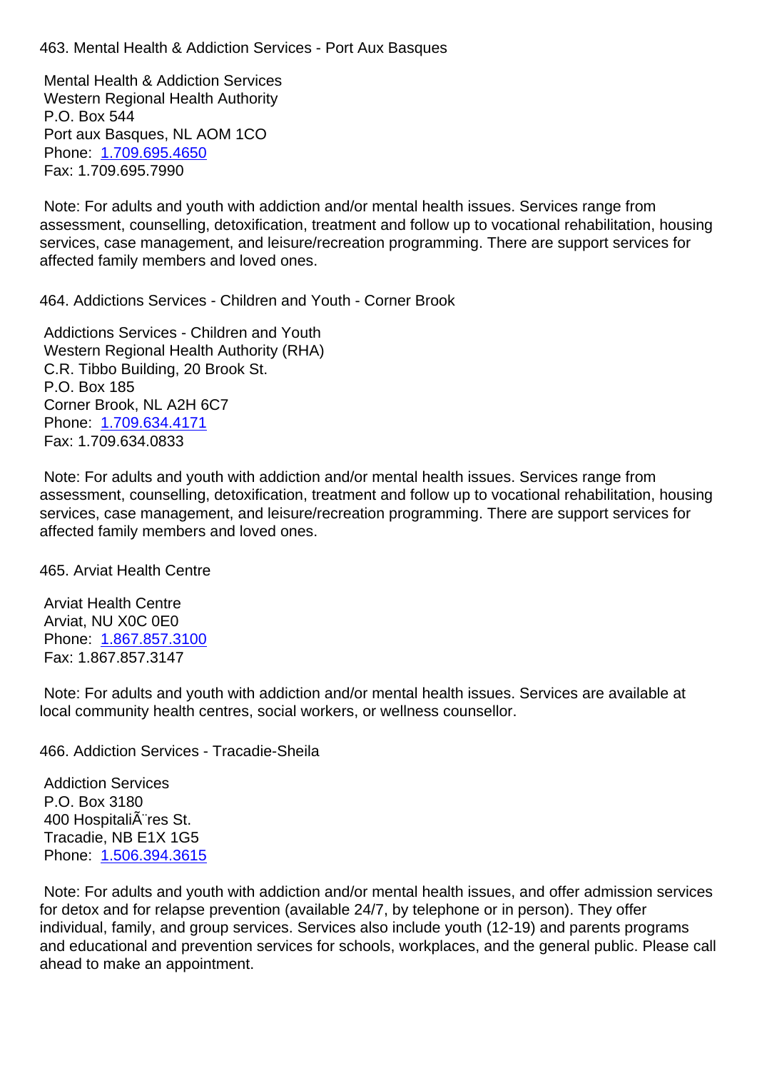463. Mental Health & Addiction Services - Port Aux Basques

Mental Health & Addiction Services
Western Regional Health Authority
P.O. Box 544
Port aux Basques, NL AOM 1CO
Phone: 1.709.695.4650
Fax: 1.709.695.7990

Note: For adults and youth with addiction and/or mental health issues. Services range from assessment, counselling, detoxification, treatment and follow up to vocational rehabilitation, housing services, case management, and leisure/recreation programming. There are support services for affected family members and loved ones.

464. Addictions Services - Children and Youth - Corner Brook

Addictions Services - Children and Youth
Western Regional Health Authority (RHA)
C.R. Tibbo Building, 20 Brook St.
P.O. Box 185
Corner Brook, NL A2H 6C7
Phone: 1.709.634.4171
Fax: 1.709.634.0833

Note: For adults and youth with addiction and/or mental health issues. Services range from assessment, counselling, detoxification, treatment and follow up to vocational rehabilitation, housing services, case management, and leisure/recreation programming. There are support services for affected family members and loved ones.

465. Arviat Health Centre

Arviat Health Centre
Arviat, NU X0C 0E0
Phone: 1.867.857.3100
Fax: 1.867.857.3147

Note: For adults and youth with addiction and/or mental health issues. Services are available at local community health centres, social workers, or wellness counsellor.

466. Addiction Services - Tracadie-Sheila

Addiction Services
P.O. Box 3180
400 HospitaliÃ¨res St.
Tracadie, NB E1X 1G5
Phone: 1.506.394.3615

Note: For adults and youth with addiction and/or mental health issues, and offer admission services for detox and for relapse prevention (available 24/7, by telephone or in person). They offer individual, family, and group services. Services also include youth (12-19) and parents programs and educational and prevention services for schools, workplaces, and the general public. Please call ahead to make an appointment.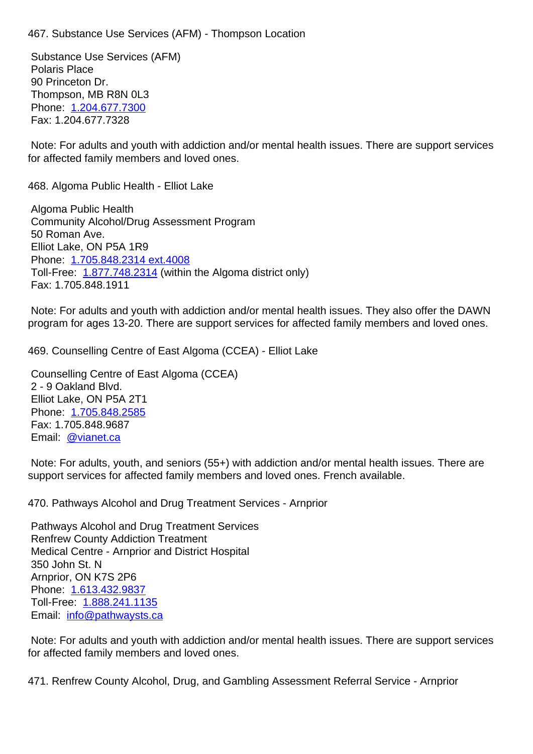467. Substance Use Services (AFM) - Thompson Location

Substance Use Services (AFM)
Polaris Place
90 Princeton Dr.
Thompson, MB R8N 0L3
Phone: 1.204.677.7300
Fax: 1.204.677.7328

Note: For adults and youth with addiction and/or mental health issues. There are support services for affected family members and loved ones.

468. Algoma Public Health - Elliot Lake

Algoma Public Health
Community Alcohol/Drug Assessment Program
50 Roman Ave.
Elliot Lake, ON P5A 1R9
Phone: 1.705.848.2314 ext.4008
Toll-Free: 1.877.748.2314 (within the Algoma district only)
Fax: 1.705.848.1911

Note: For adults and youth with addiction and/or mental health issues. They also offer the DAWN program for ages 13-20. There are support services for affected family members and loved ones.

469. Counselling Centre of East Algoma (CCEA) - Elliot Lake

Counselling Centre of East Algoma (CCEA)
2 - 9 Oakland Blvd.
Elliot Lake, ON P5A 2T1
Phone: 1.705.848.2585
Fax: 1.705.848.9687
Email: @vianet.ca

Note: For adults, youth, and seniors (55+) with addiction and/or mental health issues. There are support services for affected family members and loved ones. French available.

470. Pathways Alcohol and Drug Treatment Services - Arnprior

Pathways Alcohol and Drug Treatment Services
Renfrew County Addiction Treatment
Medical Centre - Arnprior and District Hospital
350 John St. N
Arnprior, ON K7S 2P6
Phone: 1.613.432.9837
Toll-Free: 1.888.241.1135
Email: info@pathwaysts.ca

Note: For adults and youth with addiction and/or mental health issues. There are support services for affected family members and loved ones.

471. Renfrew County Alcohol, Drug, and Gambling Assessment Referral Service - Arnprior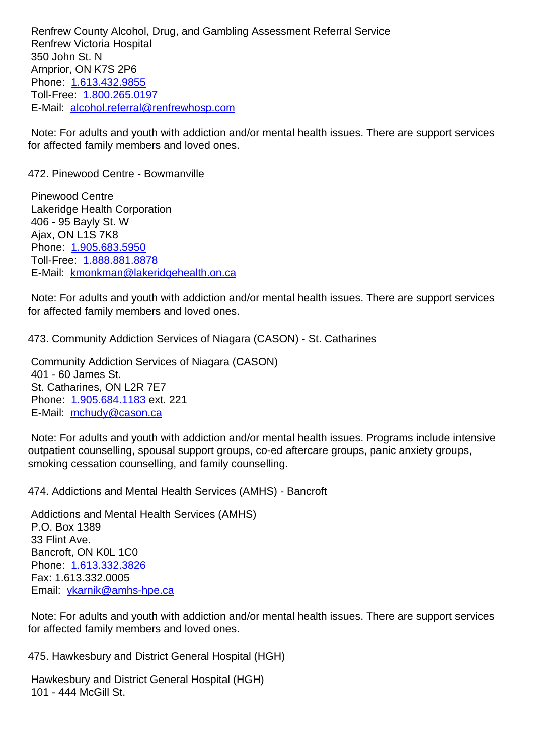Renfrew County Alcohol, Drug, and Gambling Assessment Referral Service
Renfrew Victoria Hospital
350 John St. N
Arnprior, ON K7S 2P6
Phone: 1.613.432.9855
Toll-Free: 1.800.265.0197
E-Mail: alcohol.referral@renfrewhosp.com

Note: For adults and youth with addiction and/or mental health issues. There are support services for affected family members and loved ones.

472. Pinewood Centre - Bowmanville

Pinewood Centre
Lakeridge Health Corporation
406 - 95 Bayly St. W
Ajax, ON L1S 7K8
Phone: 1.905.683.5950
Toll-Free: 1.888.881.8878
E-Mail: kmonkman@lakeridgehealth.on.ca

Note: For adults and youth with addiction and/or mental health issues. There are support services for affected family members and loved ones.

473. Community Addiction Services of Niagara (CASON) - St. Catharines

Community Addiction Services of Niagara (CASON)
401 - 60 James St.
St. Catharines, ON L2R 7E7
Phone: 1.905.684.1183 ext. 221
E-Mail: mchudy@cason.ca

Note: For adults and youth with addiction and/or mental health issues. Programs include intensive outpatient counselling, spousal support groups, co-ed aftercare groups, panic anxiety groups, smoking cessation counselling, and family counselling.

474. Addictions and Mental Health Services (AMHS) - Bancroft

Addictions and Mental Health Services (AMHS)
P.O. Box 1389
33 Flint Ave.
Bancroft, ON K0L 1C0
Phone: 1.613.332.3826
Fax: 1.613.332.0005
Email: ykarnik@amhs-hpe.ca

Note: For adults and youth with addiction and/or mental health issues. There are support services for affected family members and loved ones.

475. Hawkesbury and District General Hospital (HGH)

Hawkesbury and District General Hospital (HGH)
101 - 444 McGill St.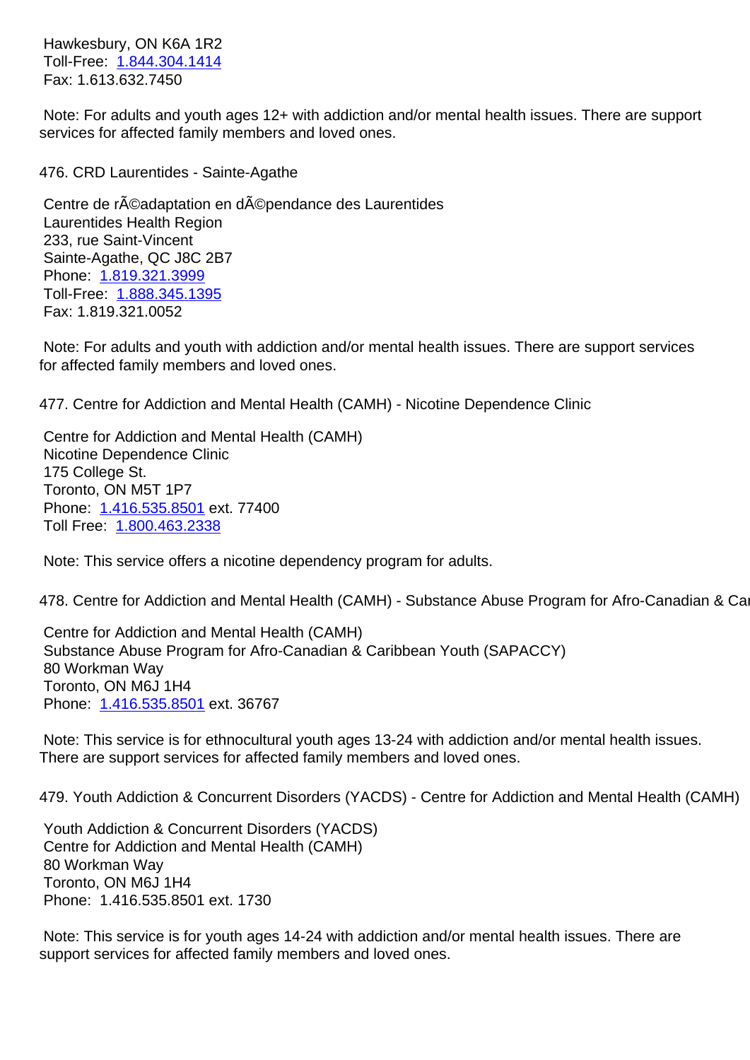Hawkesbury, ON K6A 1R2
Toll-Free: 1.844.304.1414
Fax: 1.613.632.7450

Note: For adults and youth ages 12+ with addiction and/or mental health issues. There are support services for affected family members and loved ones.

476. CRD Laurentides - Sainte-Agathe

Centre de rÃ©adaptation en dÃ©pendance des Laurentides
Laurentides Health Region
233, rue Saint-Vincent
Sainte-Agathe, QC J8C 2B7
Phone: 1.819.321.3999
Toll-Free: 1.888.345.1395
Fax: 1.819.321.0052

Note: For adults and youth with addiction and/or mental health issues. There are support services for affected family members and loved ones.

477. Centre for Addiction and Mental Health (CAMH) - Nicotine Dependence Clinic

Centre for Addiction and Mental Health (CAMH)
Nicotine Dependence Clinic
175 College St.
Toronto, ON M5T 1P7
Phone: 1.416.535.8501 ext. 77400
Toll Free: 1.800.463.2338

Note: This service offers a nicotine dependency program for adults.

478. Centre for Addiction and Mental Health (CAMH) - Substance Abuse Program for Afro-Canadian & Ca

Centre for Addiction and Mental Health (CAMH)
Substance Abuse Program for Afro-Canadian & Caribbean Youth (SAPACCY)
80 Workman Way
Toronto, ON M6J 1H4
Phone: 1.416.535.8501 ext. 36767

Note: This service is for ethnocultural youth ages 13-24 with addiction and/or mental health issues. There are support services for affected family members and loved ones.

479. Youth Addiction & Concurrent Disorders (YACDS) - Centre for Addiction and Mental Health (CAMH)

Youth Addiction & Concurrent Disorders (YACDS)
Centre for Addiction and Mental Health (CAMH)
80 Workman Way
Toronto, ON M6J 1H4
Phone: 1.416.535.8501 ext. 1730

Note: This service is for youth ages 14-24 with addiction and/or mental health issues. There are support services for affected family members and loved ones.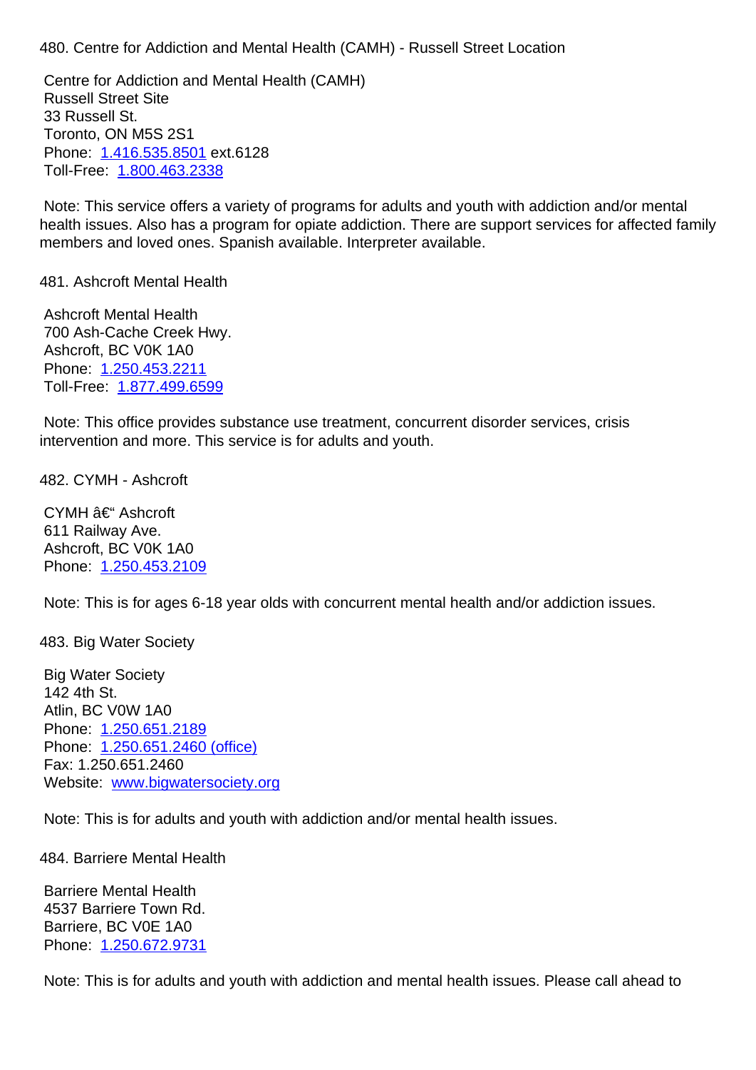480. Centre for Addiction and Mental Health (CAMH) - Russell Street Location

Centre for Addiction and Mental Health (CAMH)
Russell Street Site
33 Russell St.
Toronto, ON M5S 2S1
Phone: 1.416.535.8501 ext.6128
Toll-Free: 1.800.463.2338

Note: This service offers a variety of programs for adults and youth with addiction and/or mental health issues. Also has a program for opiate addiction. There are support services for affected family members and loved ones. Spanish available. Interpreter available.

481. Ashcroft Mental Health

Ashcroft Mental Health
700 Ash-Cache Creek Hwy.
Ashcroft, BC V0K 1A0
Phone: 1.250.453.2211
Toll-Free: 1.877.499.6599

Note: This office provides substance use treatment, concurrent disorder services, crisis intervention and more. This service is for adults and youth.

482. CYMH - Ashcroft

CYMH â€" Ashcroft
611 Railway Ave.
Ashcroft, BC V0K 1A0
Phone: 1.250.453.2109

Note: This is for ages 6-18 year olds with concurrent mental health and/or addiction issues.

483. Big Water Society

Big Water Society
142 4th St.
Atlin, BC V0W 1A0
Phone: 1.250.651.2189
Phone: 1.250.651.2460 (office)
Fax: 1.250.651.2460
Website: www.bigwatersociety.org

Note: This is for adults and youth with addiction and/or mental health issues.

484. Barriere Mental Health

Barriere Mental Health
4537 Barriere Town Rd.
Barriere, BC V0E 1A0
Phone: 1.250.672.9731

Note: This is for adults and youth with addiction and mental health issues. Please call ahead to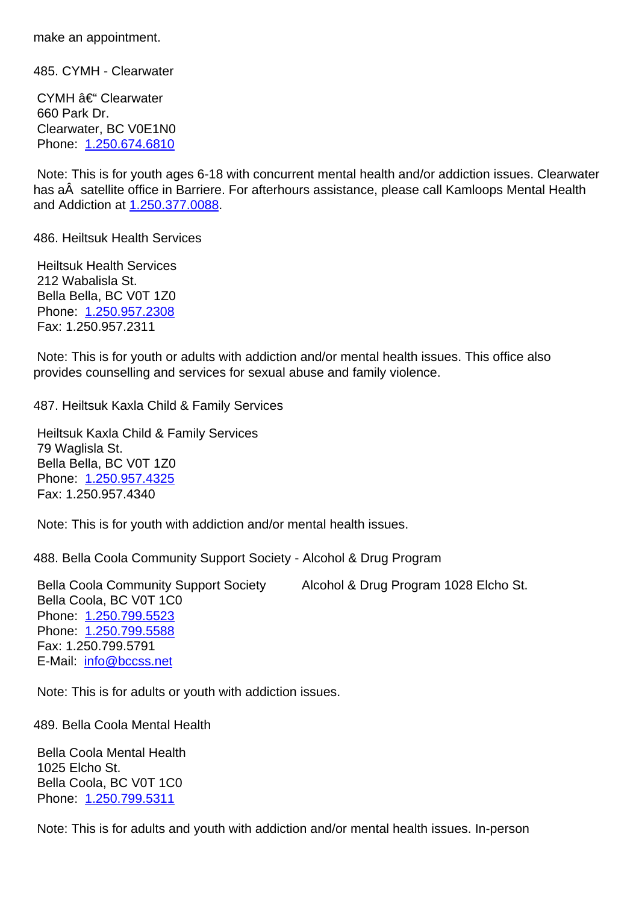make an appointment.

485. CYMH - Clearwater

CYMH â€“ Clearwater
660 Park Dr.
Clearwater, BC V0E1N0
Phone: 1.250.674.6810

Note: This is for youth ages 6-18 with concurrent mental health and/or addiction issues. Clearwater has aÂ  satellite office in Barriere. For afterhours assistance, please call Kamloops Mental Health and Addiction at 1.250.377.0088.

486. Heiltsuk Health Services

Heiltsuk Health Services
212 Wabalisla St.
Bella Bella, BC V0T 1Z0
Phone: 1.250.957.2308
Fax: 1.250.957.2311

Note: This is for youth or adults with addiction and/or mental health issues. This office also provides counselling and services for sexual abuse and family violence.

487. Heiltsuk Kaxla Child & Family Services

Heiltsuk Kaxla Child & Family Services
79 Waglisla St.
Bella Bella, BC V0T 1Z0
Phone: 1.250.957.4325
Fax: 1.250.957.4340

Note: This is for youth with addiction and/or mental health issues.

488. Bella Coola Community Support Society - Alcohol & Drug Program

Bella Coola Community Support Society Alcohol & Drug Program 1028 Elcho St.
Bella Coola, BC V0T 1C0
Phone: 1.250.799.5523
Phone: 1.250.799.5588
Fax: 1.250.799.5791
E-Mail: info@bccss.net

Note: This is for adults or youth with addiction issues.

489. Bella Coola Mental Health

Bella Coola Mental Health
1025 Elcho St.
Bella Coola, BC V0T 1C0
Phone: 1.250.799.5311

Note: This is for adults and youth with addiction and/or mental health issues. In-person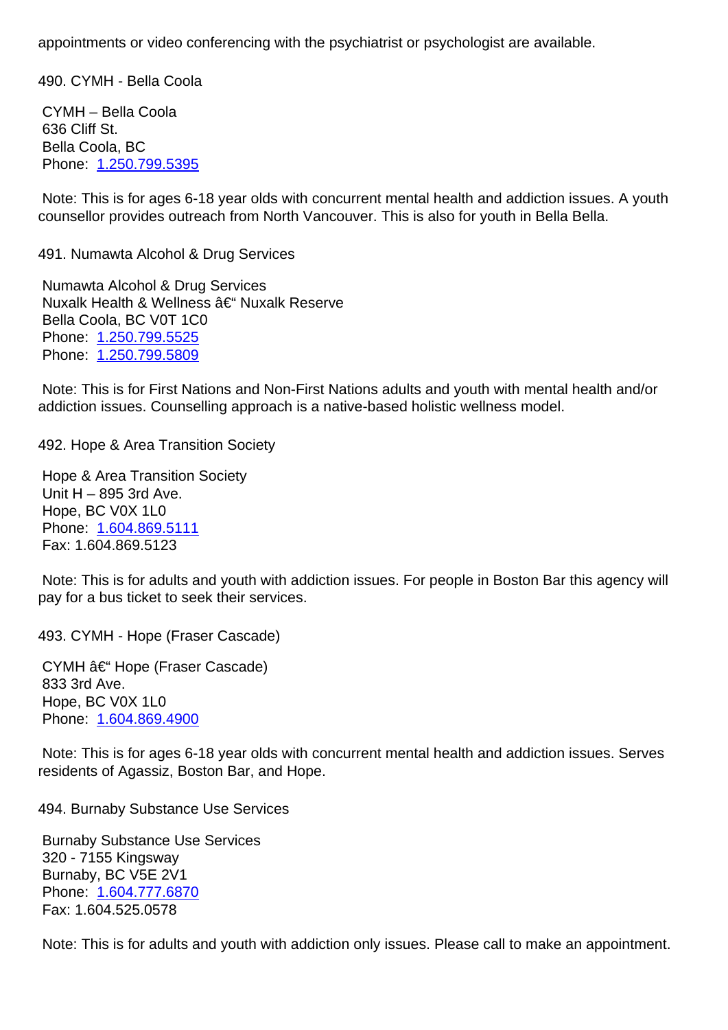appointments or video conferencing with the psychiatrist or psychologist are available.

490. CYMH - Bella Coola

CYMH – Bella Coola
636 Cliff St.
Bella Coola, BC
Phone: 1.250.799.5395

Note: This is for ages 6-18 year olds with concurrent mental health and addiction issues. A youth counsellor provides outreach from North Vancouver. This is also for youth in Bella Bella.

491. Numawta Alcohol & Drug Services

Numawta Alcohol & Drug Services
Nuxalk Health & Wellness â€“ Nuxalk Reserve
Bella Coola, BC V0T 1C0
Phone: 1.250.799.5525
Phone: 1.250.799.5809

Note: This is for First Nations and Non-First Nations adults and youth with mental health and/or addiction issues. Counselling approach is a native-based holistic wellness model.

492. Hope & Area Transition Society

Hope & Area Transition Society
Unit H – 895 3rd Ave.
Hope, BC V0X 1L0
Phone: 1.604.869.5111
Fax: 1.604.869.5123

Note: This is for adults and youth with addiction issues. For people in Boston Bar this agency will pay for a bus ticket to seek their services.

493. CYMH - Hope (Fraser Cascade)

CYMH â€“ Hope (Fraser Cascade)
833 3rd Ave.
Hope, BC V0X 1L0
Phone: 1.604.869.4900

Note: This is for ages 6-18 year olds with concurrent mental health and addiction issues. Serves residents of Agassiz, Boston Bar, and Hope.

494. Burnaby Substance Use Services

Burnaby Substance Use Services
320 - 7155 Kingsway
Burnaby, BC V5E 2V1
Phone: 1.604.777.6870
Fax: 1.604.525.0578

Note: This is for adults and youth with addiction only issues. Please call to make an appointment.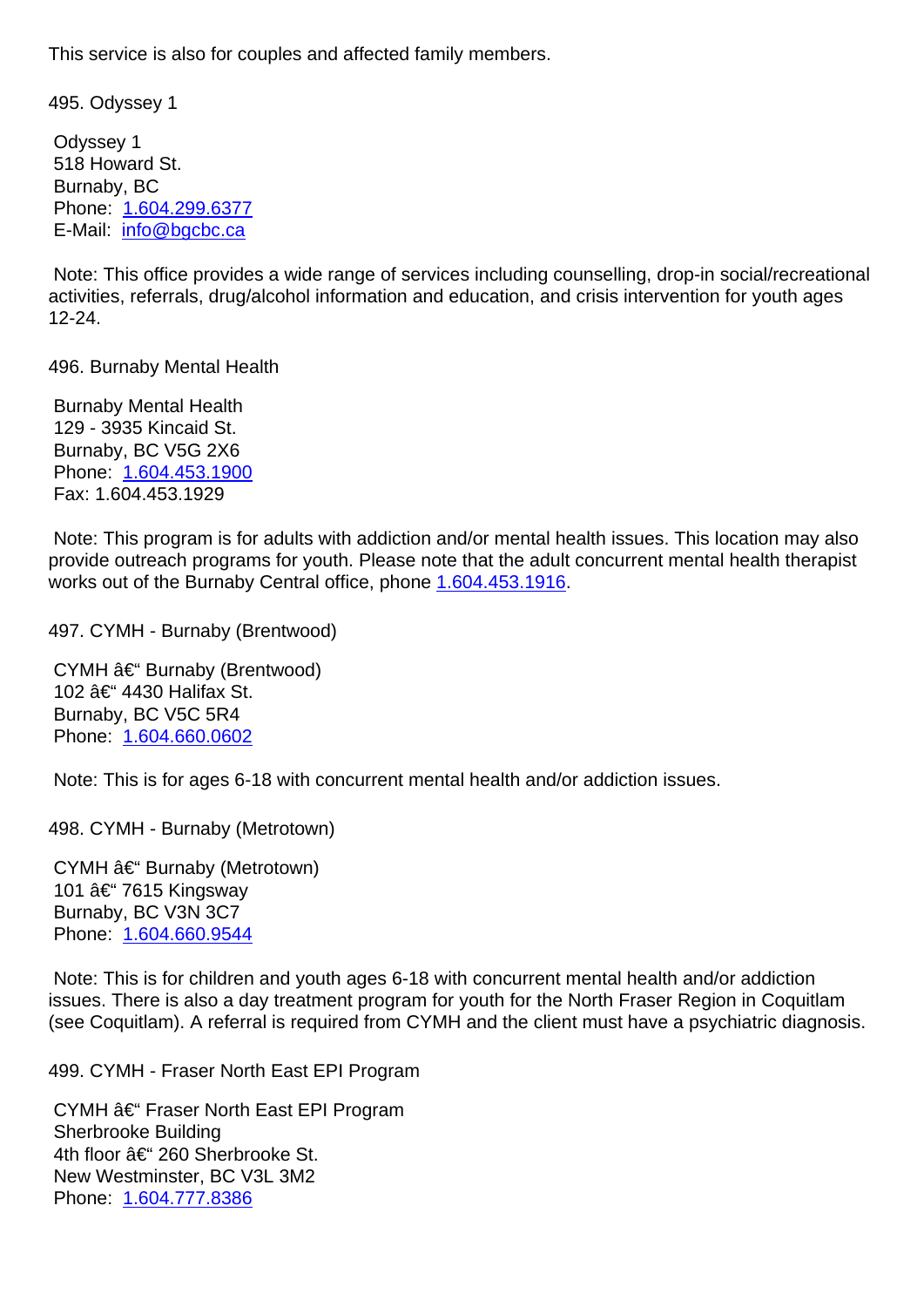This service is also for couples and affected family members.

495. Odyssey 1

Odyssey 1
518 Howard St.
Burnaby, BC
Phone: 1.604.299.6377
E-Mail: info@bgcbc.ca

Note: This office provides a wide range of services including counselling, drop-in social/recreational activities, referrals, drug/alcohol information and education, and crisis intervention for youth ages 12-24.

496. Burnaby Mental Health

Burnaby Mental Health
129 - 3935 Kincaid St.
Burnaby, BC V5G 2X6
Phone: 1.604.453.1900
Fax: 1.604.453.1929

Note: This program is for adults with addiction and/or mental health issues. This location may also provide outreach programs for youth. Please note that the adult concurrent mental health therapist works out of the Burnaby Central office, phone 1.604.453.1916.

497. CYMH - Burnaby (Brentwood)

CYMH â€“ Burnaby (Brentwood)
102 â€“ 4430 Halifax St.
Burnaby, BC V5C 5R4
Phone: 1.604.660.0602

Note: This is for ages 6-18 with concurrent mental health and/or addiction issues.

498. CYMH - Burnaby (Metrotown)

CYMH â€“ Burnaby (Metrotown)
101 â€“ 7615 Kingsway
Burnaby, BC V3N 3C7
Phone: 1.604.660.9544

Note: This is for children and youth ages 6-18 with concurrent mental health and/or addiction issues. There is also a day treatment program for youth for the North Fraser Region in Coquitlam (see Coquitlam). A referral is required from CYMH and the client must have a psychiatric diagnosis.

499. CYMH - Fraser North East EPI Program

CYMH â€“ Fraser North East EPI Program
Sherbrooke Building
4th floor â€“ 260 Sherbrooke St.
New Westminster, BC V3L 3M2
Phone: 1.604.777.8386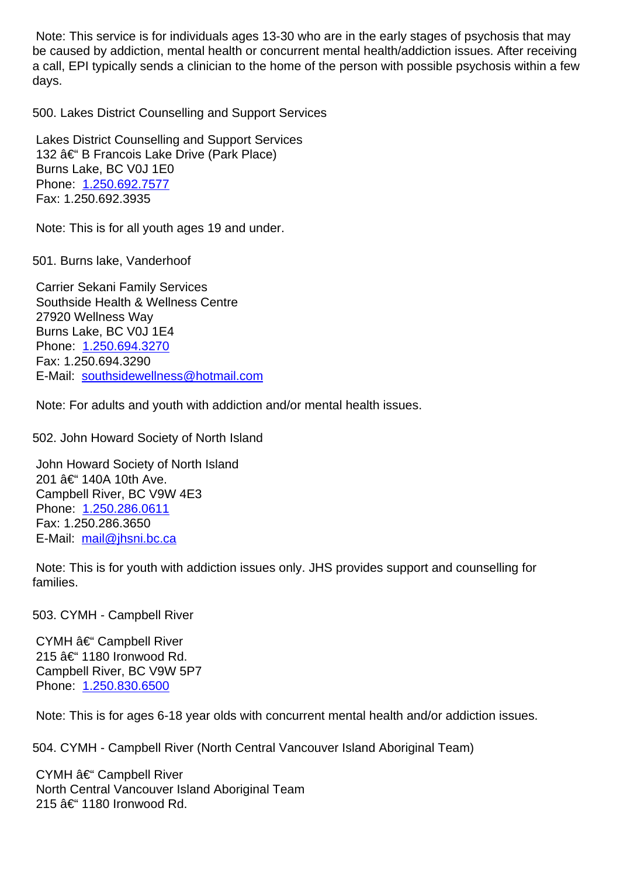Note: This service is for individuals ages 13-30 who are in the early stages of psychosis that may be caused by addiction, mental health or concurrent mental health/addiction issues. After receiving a call, EPI typically sends a clinician to the home of the person with possible psychosis within a few days.

500. Lakes District Counselling and Support Services

Lakes District Counselling and Support Services
132 â€" B Francois Lake Drive (Park Place)
Burns Lake, BC V0J 1E0
Phone: 1.250.692.7577
Fax: 1.250.692.3935

Note: This is for all youth ages 19 and under.

501. Burns lake, Vanderhoof

Carrier Sekani Family Services
Southside Health & Wellness Centre
27920 Wellness Way
Burns Lake, BC V0J 1E4
Phone: 1.250.694.3270
Fax: 1.250.694.3290
E-Mail: southsidewellness@hotmail.com

Note: For adults and youth with addiction and/or mental health issues.

502. John Howard Society of North Island

John Howard Society of North Island
201 â€" 140A 10th Ave.
Campbell River, BC V9W 4E3
Phone: 1.250.286.0611
Fax: 1.250.286.3650
E-Mail: mail@jhsni.bc.ca

Note: This is for youth with addiction issues only. JHS provides support and counselling for families.

503. CYMH - Campbell River

CYMH â€" Campbell River
215 â€" 1180 Ironwood Rd.
Campbell River, BC V9W 5P7
Phone: 1.250.830.6500

Note: This is for ages 6-18 year olds with concurrent mental health and/or addiction issues.

504. CYMH - Campbell River (North Central Vancouver Island Aboriginal Team)

CYMH â€" Campbell River
North Central Vancouver Island Aboriginal Team
215 â€" 1180 Ironwood Rd.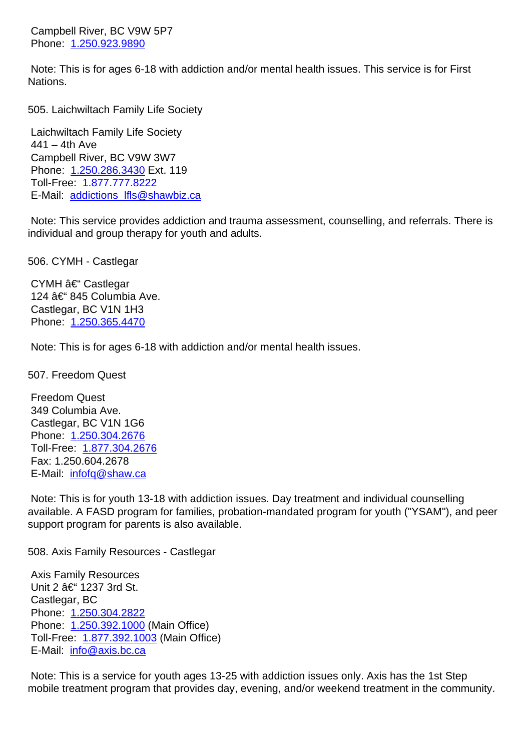Campbell River, BC V9W 5P7
Phone: 1.250.923.9890

Note: This is for ages 6-18 with addiction and/or mental health issues. This service is for First Nations.

505. Laichwiltach Family Life Society

Laichwiltach Family Life Society
441 – 4th Ave
Campbell River, BC V9W 3W7
Phone: 1.250.286.3430 Ext. 119
Toll-Free: 1.877.777.8222
E-Mail: addictions_lfls@shawbiz.ca

Note: This service provides addiction and trauma assessment, counselling, and referrals. There is individual and group therapy for youth and adults.

506. CYMH - Castlegar

CYMH â€" Castlegar
124 â€" 845 Columbia Ave.
Castlegar, BC V1N 1H3
Phone: 1.250.365.4470

Note: This is for ages 6-18 with addiction and/or mental health issues.

507. Freedom Quest

Freedom Quest
349 Columbia Ave.
Castlegar, BC V1N 1G6
Phone: 1.250.304.2676
Toll-Free: 1.877.304.2676
Fax: 1.250.604.2678
E-Mail: infofq@shaw.ca

Note: This is for youth 13-18 with addiction issues. Day treatment and individual counselling available. A FASD program for families, probation-mandated program for youth ("YSAM"), and peer support program for parents is also available.

508. Axis Family Resources - Castlegar

Axis Family Resources
Unit 2 â€" 1237 3rd St.
Castlegar, BC
Phone: 1.250.304.2822
Phone: 1.250.392.1000 (Main Office)
Toll-Free: 1.877.392.1003 (Main Office)
E-Mail: info@axis.bc.ca

Note: This is a service for youth ages 13-25 with addiction issues only. Axis has the 1st Step mobile treatment program that provides day, evening, and/or weekend treatment in the community.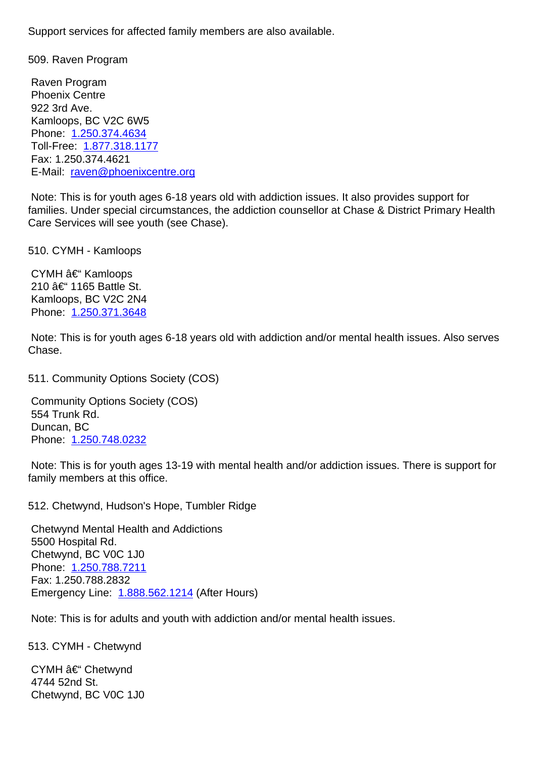Support services for affected family members are also available.

509. Raven Program

Raven Program
Phoenix Centre
922 3rd Ave.
Kamloops, BC V2C 6W5
Phone: 1.250.374.4634
Toll-Free: 1.877.318.1177
Fax: 1.250.374.4621
E-Mail: raven@phoenixcentre.org

Note: This is for youth ages 6-18 years old with addiction issues. It also provides support for families. Under special circumstances, the addiction counsellor at Chase & District Primary Health Care Services will see youth (see Chase).

510. CYMH - Kamloops

CYMH â€“ Kamloops
210 â€“ 1165 Battle St.
Kamloops, BC V2C 2N4
Phone: 1.250.371.3648

Note: This is for youth ages 6-18 years old with addiction and/or mental health issues. Also serves Chase.

511. Community Options Society (COS)

Community Options Society (COS)
554 Trunk Rd.
Duncan, BC
Phone: 1.250.748.0232

Note: This is for youth ages 13-19 with mental health and/or addiction issues. There is support for family members at this office.

512. Chetwynd, Hudson's Hope, Tumbler Ridge

Chetwynd Mental Health and Addictions
5500 Hospital Rd.
Chetwynd, BC V0C 1J0
Phone: 1.250.788.7211
Fax: 1.250.788.2832
Emergency Line: 1.888.562.1214 (After Hours)

Note: This is for adults and youth with addiction and/or mental health issues.

513. CYMH - Chetwynd

CYMH â€“ Chetwynd
4744 52nd St.
Chetwynd, BC V0C 1J0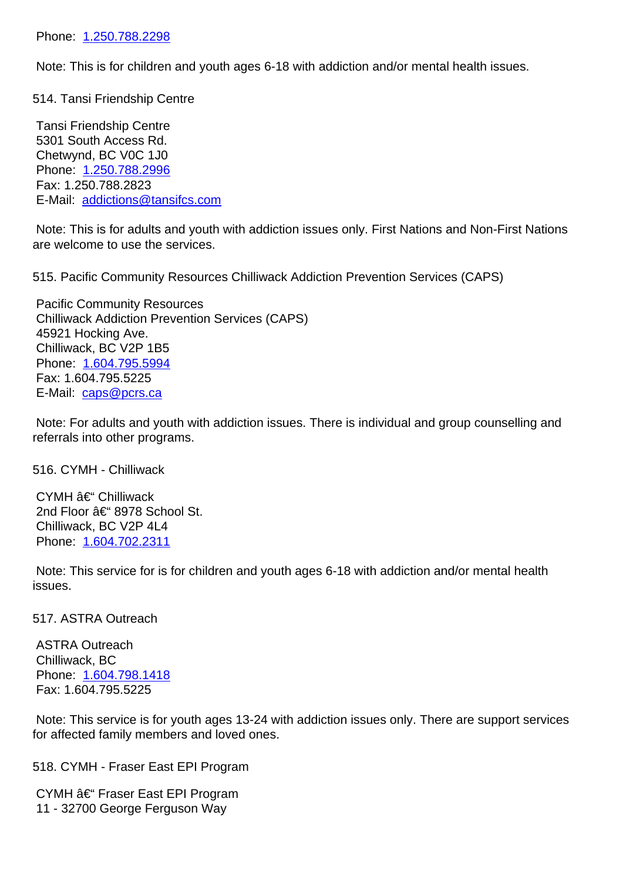Phone: 1.250.788.2298

Note: This is for children and youth ages 6-18 with addiction and/or mental health issues.

514. Tansi Friendship Centre

Tansi Friendship Centre
5301 South Access Rd.
Chetwynd, BC V0C 1J0
Phone: 1.250.788.2996
Fax: 1.250.788.2823
E-Mail: addictions@tansifcs.com

Note: This is for adults and youth with addiction issues only. First Nations and Non-First Nations are welcome to use the services.

515. Pacific Community Resources Chilliwack Addiction Prevention Services (CAPS)

Pacific Community Resources
Chilliwack Addiction Prevention Services (CAPS)
45921 Hocking Ave.
Chilliwack, BC V2P 1B5
Phone: 1.604.795.5994
Fax: 1.604.795.5225
E-Mail: caps@pcrs.ca

Note: For adults and youth with addiction issues. There is individual and group counselling and referrals into other programs.

516. CYMH - Chilliwack

CYMH â€“ Chilliwack
2nd Floor â€“ 8978 School St.
Chilliwack, BC V2P 4L4
Phone: 1.604.702.2311

Note: This service for is for children and youth ages 6-18 with addiction and/or mental health issues.

517. ASTRA Outreach

ASTRA Outreach
Chilliwack, BC
Phone: 1.604.798.1418
Fax: 1.604.795.5225

Note: This service is for youth ages 13-24 with addiction issues only. There are support services for affected family members and loved ones.

518. CYMH - Fraser East EPI Program

CYMH â€“ Fraser East EPI Program
11 - 32700 George Ferguson Way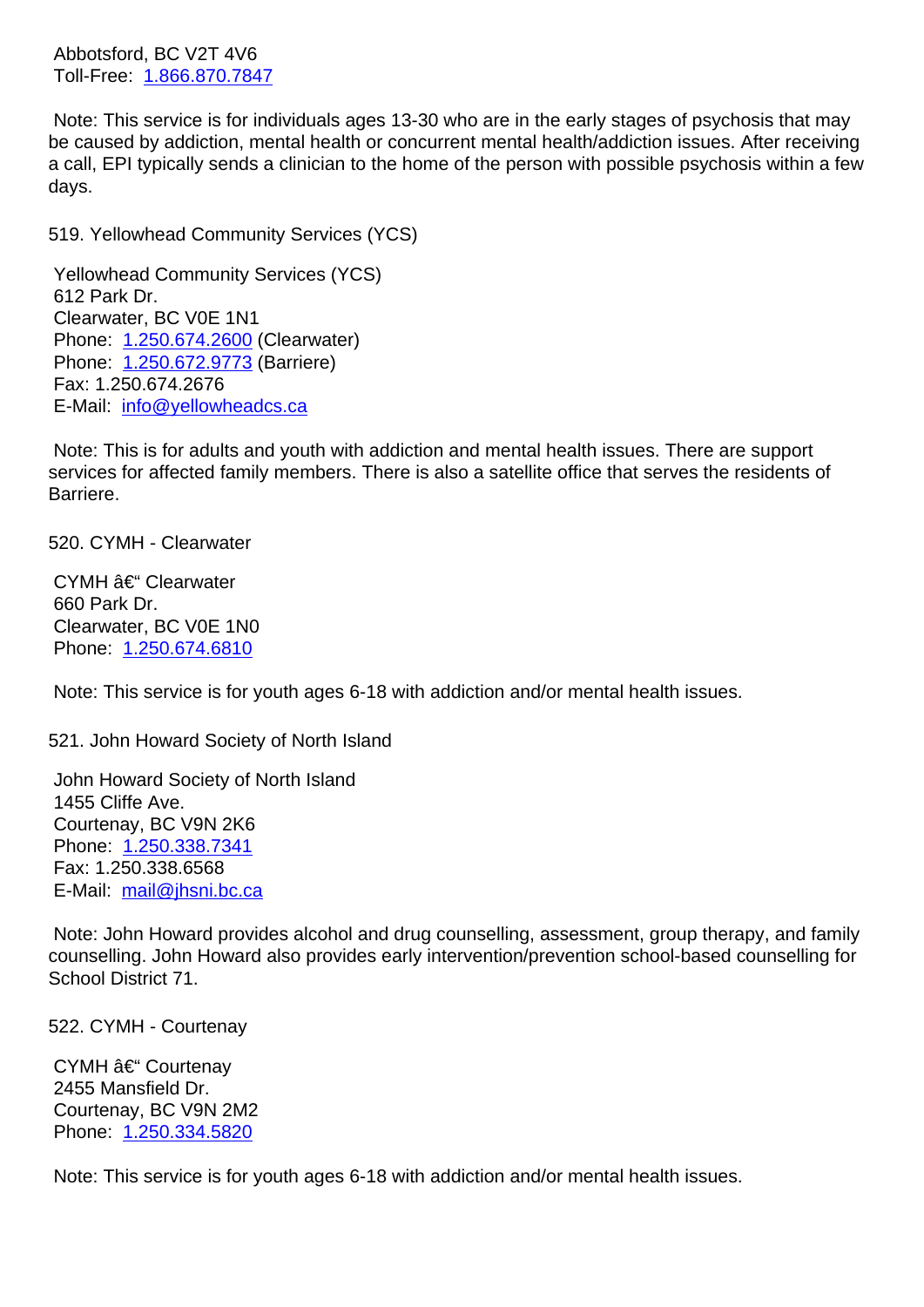Abbotsford, BC V2T 4V6
Toll-Free: 1.866.870.7847

Note: This service is for individuals ages 13-30 who are in the early stages of psychosis that may be caused by addiction, mental health or concurrent mental health/addiction issues. After receiving a call, EPI typically sends a clinician to the home of the person with possible psychosis within a few days.

519. Yellowhead Community Services (YCS)

Yellowhead Community Services (YCS)
612 Park Dr.
Clearwater, BC V0E 1N1
Phone: 1.250.674.2600 (Clearwater)
Phone: 1.250.672.9773 (Barriere)
Fax: 1.250.674.2676
E-Mail: info@yellowheadcs.ca

Note: This is for adults and youth with addiction and mental health issues. There are support services for affected family members. There is also a satellite office that serves the residents of Barriere.

520. CYMH - Clearwater

CYMH â€“ Clearwater
660 Park Dr.
Clearwater, BC V0E 1N0
Phone: 1.250.674.6810

Note: This service is for youth ages 6-18 with addiction and/or mental health issues.

521. John Howard Society of North Island

John Howard Society of North Island
1455 Cliffe Ave.
Courtenay, BC V9N 2K6
Phone: 1.250.338.7341
Fax: 1.250.338.6568
E-Mail: mail@jhsni.bc.ca

Note: John Howard provides alcohol and drug counselling, assessment, group therapy, and family counselling. John Howard also provides early intervention/prevention school-based counselling for School District 71.

522. CYMH - Courtenay

CYMH â€“ Courtenay
2455 Mansfield Dr.
Courtenay, BC V9N 2M2
Phone: 1.250.334.5820

Note: This service is for youth ages 6-18 with addiction and/or mental health issues.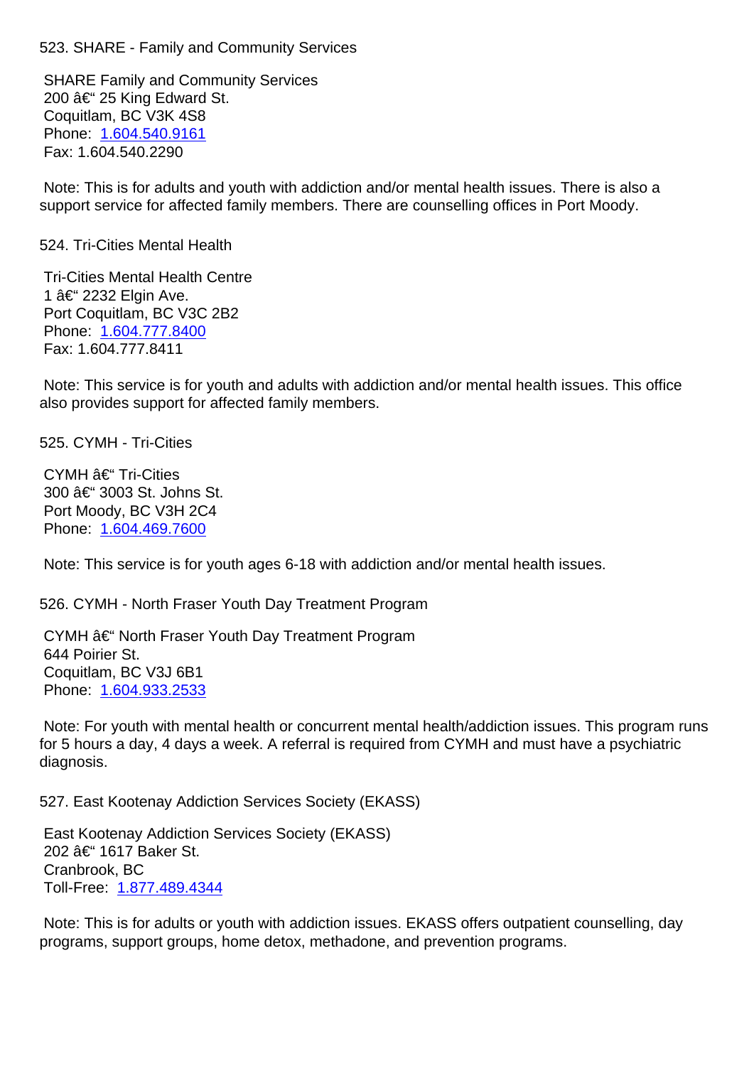523. SHARE - Family and Community Services

SHARE Family and Community Services
200 â€“ 25 King Edward St.
Coquitlam, BC V3K 4S8
Phone: 1.604.540.9161
Fax: 1.604.540.2290

Note: This is for adults and youth with addiction and/or mental health issues. There is also a support service for affected family members. There are counselling offices in Port Moody.

524. Tri-Cities Mental Health

Tri-Cities Mental Health Centre
1 â€“ 2232 Elgin Ave.
Port Coquitlam, BC V3C 2B2
Phone: 1.604.777.8400
Fax: 1.604.777.8411

Note: This service is for youth and adults with addiction and/or mental health issues. This office also provides support for affected family members.

525. CYMH - Tri-Cities

CYMH â€“ Tri-Cities
300 â€“ 3003 St. Johns St.
Port Moody, BC V3H 2C4
Phone: 1.604.469.7600

Note: This service is for youth ages 6-18 with addiction and/or mental health issues.

526. CYMH - North Fraser Youth Day Treatment Program

CYMH â€“ North Fraser Youth Day Treatment Program
644 Poirier St.
Coquitlam, BC V3J 6B1
Phone: 1.604.933.2533

Note: For youth with mental health or concurrent mental health/addiction issues. This program runs for 5 hours a day, 4 days a week. A referral is required from CYMH and must have a psychiatric diagnosis.

527. East Kootenay Addiction Services Society (EKASS)

East Kootenay Addiction Services Society (EKASS)
202 â€“ 1617 Baker St.
Cranbrook, BC
Toll-Free: 1.877.489.4344

Note: This is for adults or youth with addiction issues. EKASS offers outpatient counselling, day programs, support groups, home detox, methadone, and prevention programs.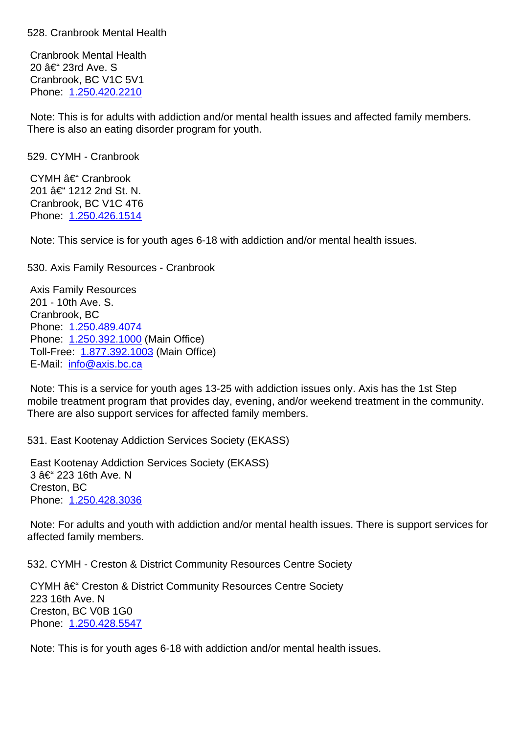528. Cranbrook Mental Health

Cranbrook Mental Health
20 â€“ 23rd Ave. S
Cranbrook, BC V1C 5V1
Phone: 1.250.420.2210

Note: This is for adults with addiction and/or mental health issues and affected family members. There is also an eating disorder program for youth.

529. CYMH - Cranbrook

CYMH â€“ Cranbrook
201 â€“ 1212 2nd St. N.
Cranbrook, BC V1C 4T6
Phone: 1.250.426.1514

Note: This service is for youth ages 6-18 with addiction and/or mental health issues.

530. Axis Family Resources - Cranbrook

Axis Family Resources
201 - 10th Ave. S.
Cranbrook, BC
Phone: 1.250.489.4074
Phone: 1.250.392.1000 (Main Office)
Toll-Free: 1.877.392.1003 (Main Office)
E-Mail: info@axis.bc.ca

Note: This is a service for youth ages 13-25 with addiction issues only. Axis has the 1st Step mobile treatment program that provides day, evening, and/or weekend treatment in the community. There are also support services for affected family members.

531. East Kootenay Addiction Services Society (EKASS)

East Kootenay Addiction Services Society (EKASS)
3 â€“ 223 16th Ave. N
Creston, BC
Phone: 1.250.428.3036

Note: For adults and youth with addiction and/or mental health issues. There is support services for affected family members.

532. CYMH - Creston & District Community Resources Centre Society

CYMH â€“ Creston & District Community Resources Centre Society
223 16th Ave. N
Creston, BC V0B 1G0
Phone: 1.250.428.5547

Note: This is for youth ages 6-18 with addiction and/or mental health issues.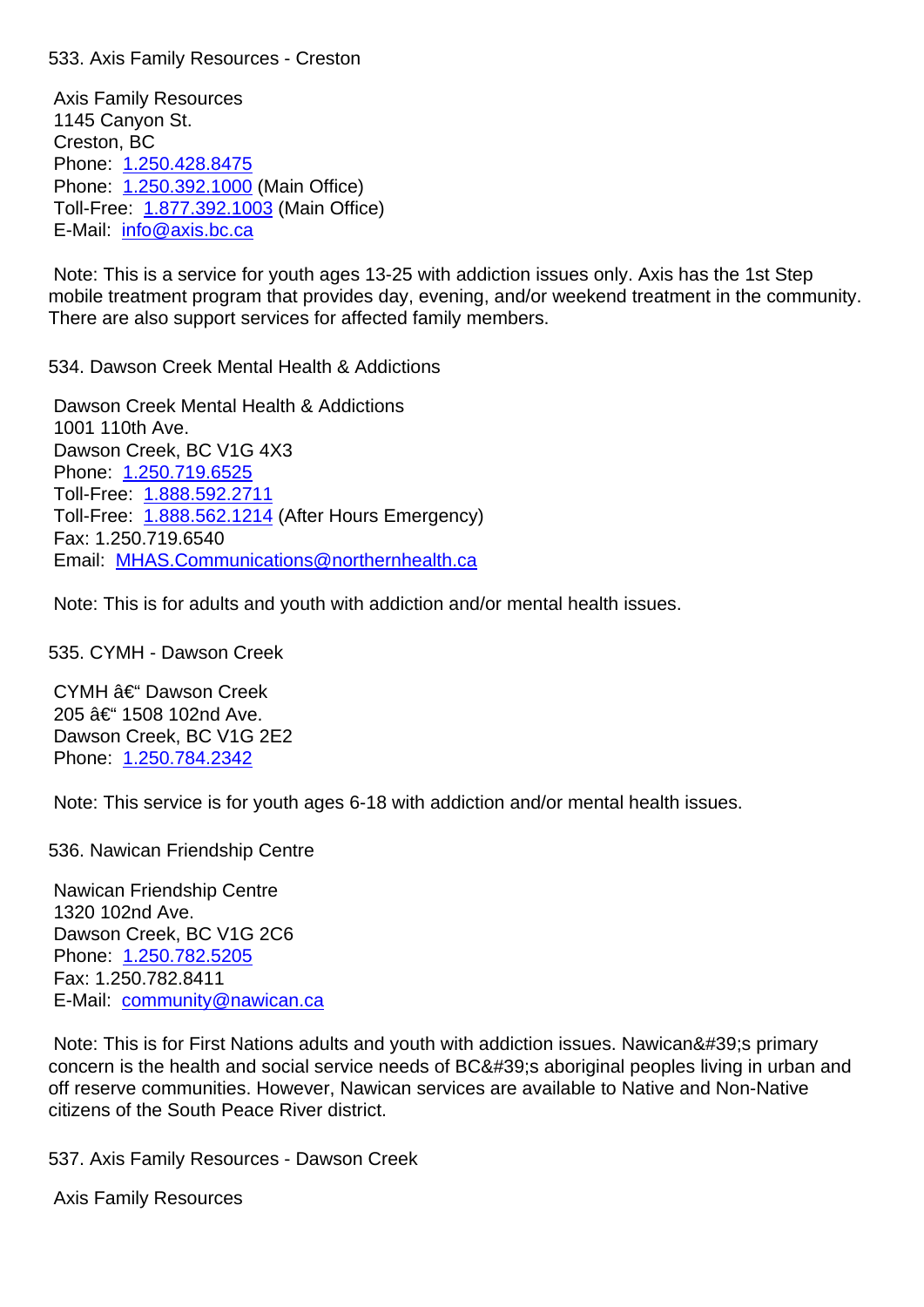533. Axis Family Resources - Creston

Axis Family Resources
1145 Canyon St.
Creston, BC
Phone: 1.250.428.8475
Phone: 1.250.392.1000 (Main Office)
Toll-Free: 1.877.392.1003 (Main Office)
E-Mail: info@axis.bc.ca

Note: This is a service for youth ages 13-25 with addiction issues only. Axis has the 1st Step mobile treatment program that provides day, evening, and/or weekend treatment in the community. There are also support services for affected family members.

534. Dawson Creek Mental Health & Addictions

Dawson Creek Mental Health & Addictions
1001 110th Ave.
Dawson Creek, BC V1G 4X3
Phone: 1.250.719.6525
Toll-Free: 1.888.592.2711
Toll-Free: 1.888.562.1214 (After Hours Emergency)
Fax: 1.250.719.6540
Email: MHAS.Communications@northernhealth.ca

Note: This is for adults and youth with addiction and/or mental health issues.

535. CYMH - Dawson Creek

CYMH â€" Dawson Creek
205 â€" 1508 102nd Ave.
Dawson Creek, BC V1G 2E2
Phone: 1.250.784.2342

Note: This service is for youth ages 6-18 with addiction and/or mental health issues.

536. Nawican Friendship Centre

Nawican Friendship Centre
1320 102nd Ave.
Dawson Creek, BC V1G 2C6
Phone: 1.250.782.5205
Fax: 1.250.782.8411
E-Mail: community@nawican.ca

Note: This is for First Nations adults and youth with addiction issues. Nawican&#39;s primary concern is the health and social service needs of BC&#39;s aboriginal peoples living in urban and off reserve communities. However, Nawican services are available to Native and Non-Native citizens of the South Peace River district.

537. Axis Family Resources - Dawson Creek

Axis Family Resources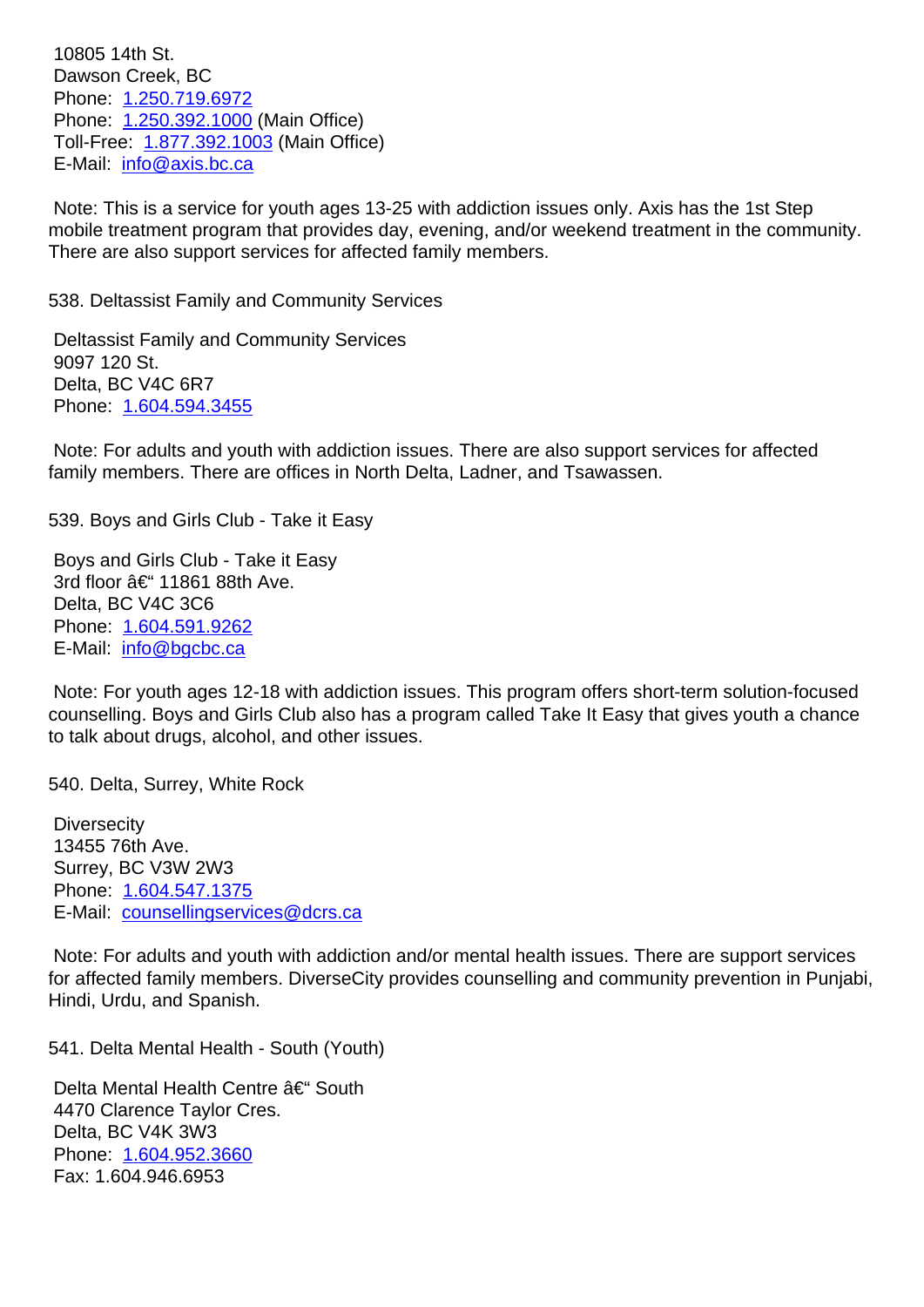10805 14th St.
Dawson Creek, BC
Phone: 1.250.719.6972
Phone: 1.250.392.1000 (Main Office)
Toll-Free: 1.877.392.1003 (Main Office)
E-Mail: info@axis.bc.ca

Note: This is a service for youth ages 13-25 with addiction issues only. Axis has the 1st Step mobile treatment program that provides day, evening, and/or weekend treatment in the community. There are also support services for affected family members.

538. Deltassist Family and Community Services

Deltassist Family and Community Services
9097 120 St.
Delta, BC V4C 6R7
Phone: 1.604.594.3455

Note: For adults and youth with addiction issues. There are also support services for affected family members. There are offices in North Delta, Ladner, and Tsawassen.

539. Boys and Girls Club - Take it Easy

Boys and Girls Club - Take it Easy
3rd floor â€“ 11861 88th Ave.
Delta, BC V4C 3C6
Phone: 1.604.591.9262
E-Mail: info@bgcbc.ca

Note: For youth ages 12-18 with addiction issues. This program offers short-term solution-focused counselling. Boys and Girls Club also has a program called Take It Easy that gives youth a chance to talk about drugs, alcohol, and other issues.

540. Delta, Surrey, White Rock

Diversecity
13455 76th Ave.
Surrey, BC V3W 2W3
Phone: 1.604.547.1375
E-Mail: counsellingservices@dcrs.ca

Note: For adults and youth with addiction and/or mental health issues. There are support services for affected family members. DiverseCity provides counselling and community prevention in Punjabi, Hindi, Urdu, and Spanish.

541. Delta Mental Health - South (Youth)

Delta Mental Health Centre â€“ South
4470 Clarence Taylor Cres.
Delta, BC V4K 3W3
Phone: 1.604.952.3660
Fax: 1.604.946.6953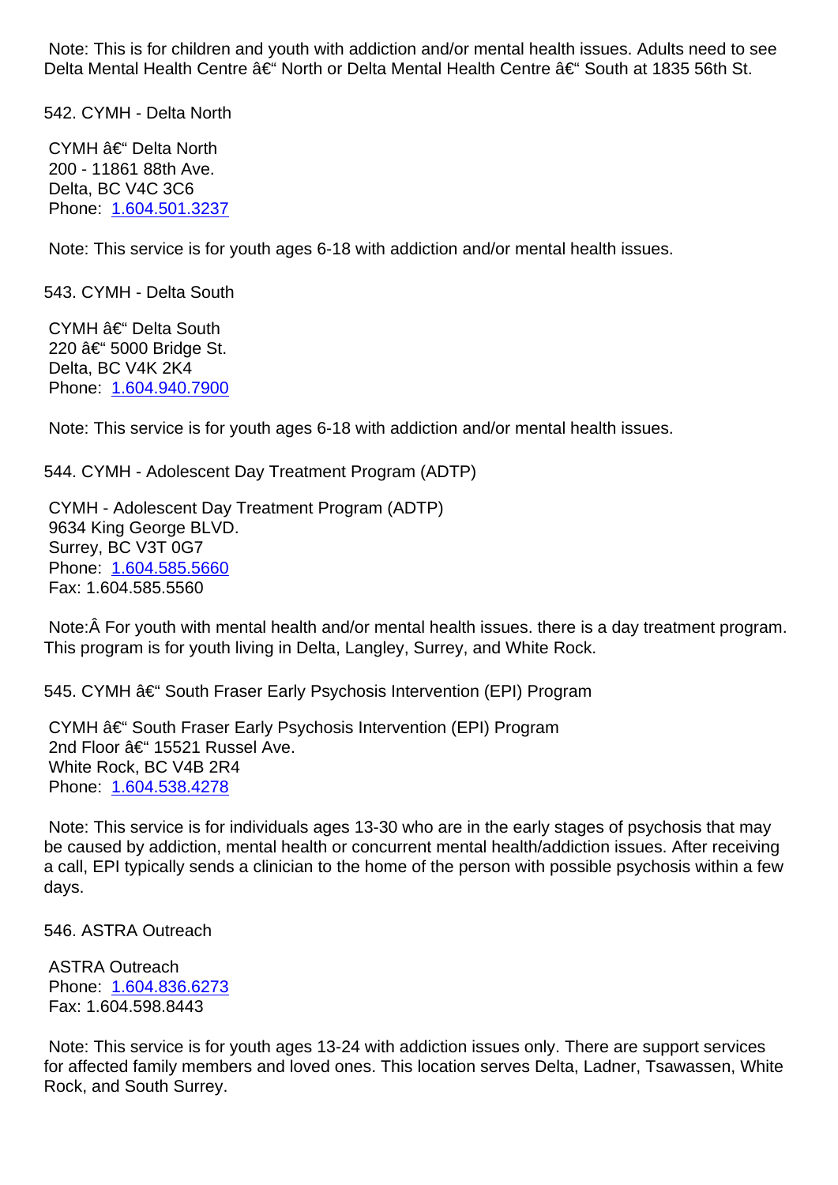Note: This is for children and youth with addiction and/or mental health issues. Adults need to see Delta Mental Health Centre â€“ North or Delta Mental Health Centre â€“ South at 1835 56th St.

542. CYMH - Delta North

CYMH â€“ Delta North
200 - 11861 88th Ave.
Delta, BC V4C 3C6
Phone: 1.604.501.3237

Note: This service is for youth ages 6-18 with addiction and/or mental health issues.

543. CYMH - Delta South

CYMH â€“ Delta South
220 â€“ 5000 Bridge St.
Delta, BC V4K 2K4
Phone: 1.604.940.7900

Note: This service is for youth ages 6-18 with addiction and/or mental health issues.

544. CYMH - Adolescent Day Treatment Program (ADTP)

CYMH - Adolescent Day Treatment Program (ADTP)
9634 King George BLVD.
Surrey, BC V3T 0G7
Phone: 1.604.585.5660
Fax: 1.604.585.5560

Note:Â For youth with mental health and/or mental health issues. there is a day treatment program. This program is for youth living in Delta, Langley, Surrey, and White Rock.

545. CYMH â€“ South Fraser Early Psychosis Intervention (EPI) Program

CYMH â€“ South Fraser Early Psychosis Intervention (EPI) Program
2nd Floor â€“ 15521 Russel Ave.
White Rock, BC V4B 2R4
Phone: 1.604.538.4278

Note: This service is for individuals ages 13-30 who are in the early stages of psychosis that may be caused by addiction, mental health or concurrent mental health/addiction issues. After receiving a call, EPI typically sends a clinician to the home of the person with possible psychosis within a few days.

546. ASTRA Outreach

ASTRA Outreach
Phone: 1.604.836.6273
Fax: 1.604.598.8443

Note: This service is for youth ages 13-24 with addiction issues only. There are support services for affected family members and loved ones. This location serves Delta, Ladner, Tsawassen, White Rock, and South Surrey.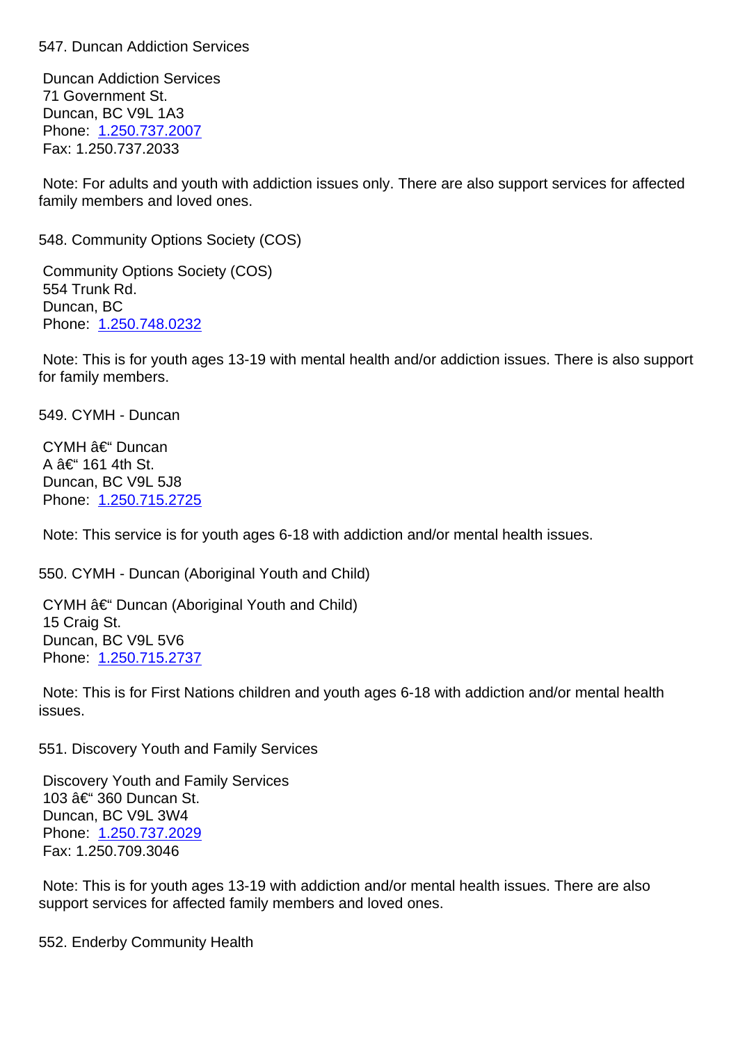547. Duncan Addiction Services

Duncan Addiction Services
71 Government St.
Duncan, BC V9L 1A3
Phone: 1.250.737.2007
Fax: 1.250.737.2033

Note: For adults and youth with addiction issues only. There are also support services for affected family members and loved ones.

548. Community Options Society (COS)

Community Options Society (COS)
554 Trunk Rd.
Duncan, BC
Phone: 1.250.748.0232

Note: This is for youth ages 13-19 with mental health and/or addiction issues. There is also support for family members.

549. CYMH - Duncan

CYMH â€“ Duncan
A â€“ 161 4th St.
Duncan, BC V9L 5J8
Phone: 1.250.715.2725

Note: This service is for youth ages 6-18 with addiction and/or mental health issues.

550. CYMH - Duncan (Aboriginal Youth and Child)

CYMH â€“ Duncan (Aboriginal Youth and Child)
15 Craig St.
Duncan, BC V9L 5V6
Phone: 1.250.715.2737

Note: This is for First Nations children and youth ages 6-18 with addiction and/or mental health issues.

551. Discovery Youth and Family Services

Discovery Youth and Family Services
103 â€“ 360 Duncan St.
Duncan, BC V9L 3W4
Phone: 1.250.737.2029
Fax: 1.250.709.3046

Note: This is for youth ages 13-19 with addiction and/or mental health issues. There are also support services for affected family members and loved ones.

552. Enderby Community Health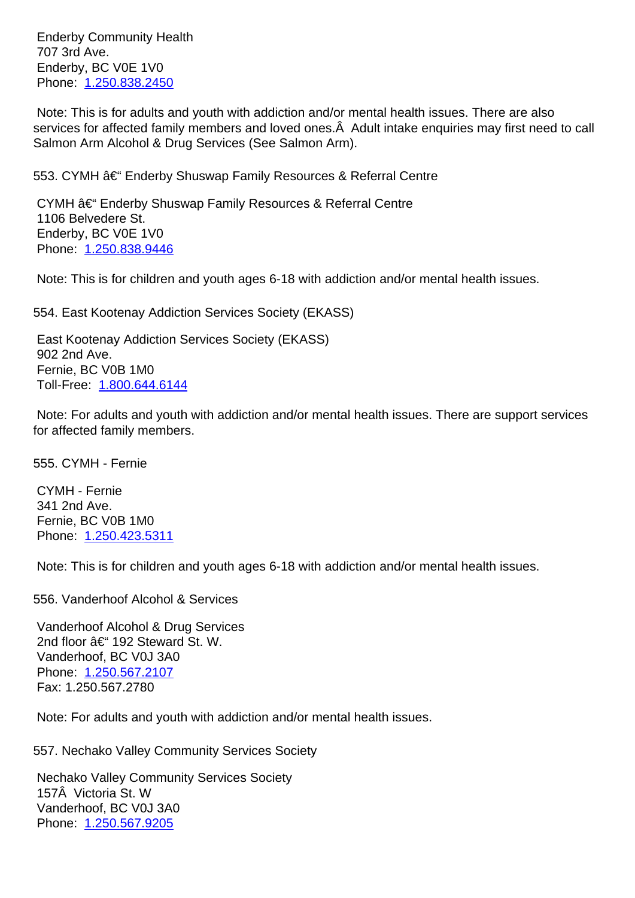Enderby Community Health
707 3rd Ave.
Enderby, BC V0E 1V0
Phone: 1.250.838.2450

Note: This is for adults and youth with addiction and/or mental health issues. There are also services for affected family members and loved ones.Â  Adult intake enquiries may first need to call Salmon Arm Alcohol & Drug Services (See Salmon Arm).

553. CYMH â€“ Enderby Shuswap Family Resources & Referral Centre

CYMH â€“ Enderby Shuswap Family Resources & Referral Centre
1106 Belvedere St.
Enderby, BC V0E 1V0
Phone: 1.250.838.9446

Note: This is for children and youth ages 6-18 with addiction and/or mental health issues.

554. East Kootenay Addiction Services Society (EKASS)

East Kootenay Addiction Services Society (EKASS)
902 2nd Ave.
Fernie, BC V0B 1M0
Toll-Free: 1.800.644.6144

Note: For adults and youth with addiction and/or mental health issues. There are support services for affected family members.

555. CYMH - Fernie

CYMH - Fernie
341 2nd Ave.
Fernie, BC V0B 1M0
Phone: 1.250.423.5311

Note: This is for children and youth ages 6-18 with addiction and/or mental health issues.

556. Vanderhoof Alcohol & Services

Vanderhoof Alcohol & Drug Services
2nd floor â€“ 192 Steward St. W.
Vanderhoof, BC V0J 3A0
Phone: 1.250.567.2107
Fax: 1.250.567.2780

Note: For adults and youth with addiction and/or mental health issues.

557. Nechako Valley Community Services Society

Nechako Valley Community Services Society
157Â  Victoria St. W
Vanderhoof, BC V0J 3A0
Phone: 1.250.567.9205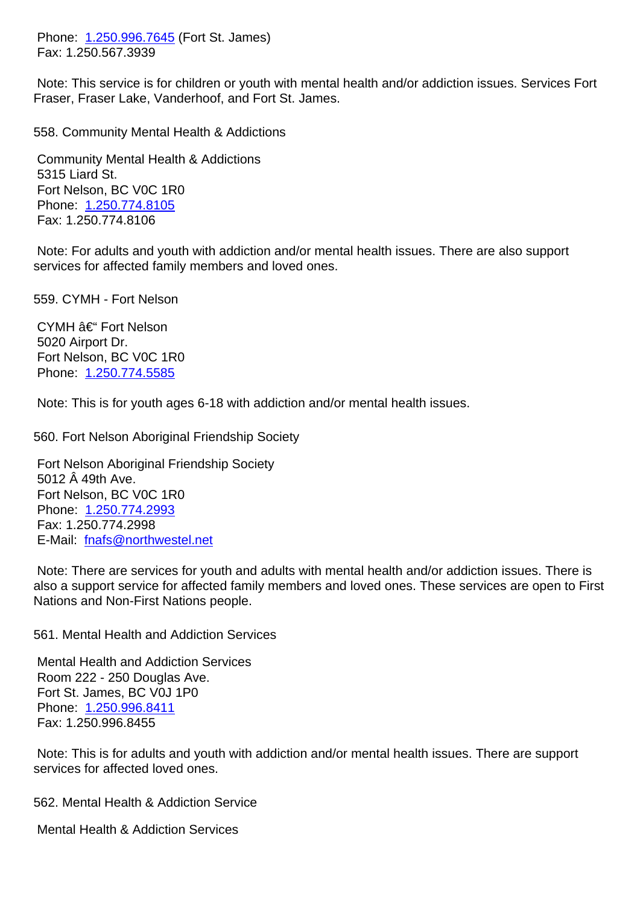Phone: 1.250.996.7645 (Fort St. James)
Fax: 1.250.567.3939

Note: This service is for children or youth with mental health and/or addiction issues. Services Fort Fraser, Fraser Lake, Vanderhoof, and Fort St. James.

558. Community Mental Health & Addictions

Community Mental Health & Addictions
5315 Liard St.
Fort Nelson, BC V0C 1R0
Phone: 1.250.774.8105
Fax: 1.250.774.8106

Note: For adults and youth with addiction and/or mental health issues. There are also support services for affected family members and loved ones.

559. CYMH - Fort Nelson

CYMH â€“ Fort Nelson
5020 Airport Dr.
Fort Nelson, BC V0C 1R0
Phone: 1.250.774.5585

Note: This is for youth ages 6-18 with addiction and/or mental health issues.

560. Fort Nelson Aboriginal Friendship Society

Fort Nelson Aboriginal Friendship Society
5012 Â 49th Ave.
Fort Nelson, BC V0C 1R0
Phone: 1.250.774.2993
Fax: 1.250.774.2998
E-Mail: fnafs@northwestel.net

Note: There are services for youth and adults with mental health and/or addiction issues. There is also a support service for affected family members and loved ones. These services are open to First Nations and Non-First Nations people.

561. Mental Health and Addiction Services

Mental Health and Addiction Services
Room 222 - 250 Douglas Ave.
Fort St. James, BC V0J 1P0
Phone: 1.250.996.8411
Fax: 1.250.996.8455

Note: This is for adults and youth with addiction and/or mental health issues. There are support services for affected loved ones.

562. Mental Health & Addiction Service

Mental Health & Addiction Services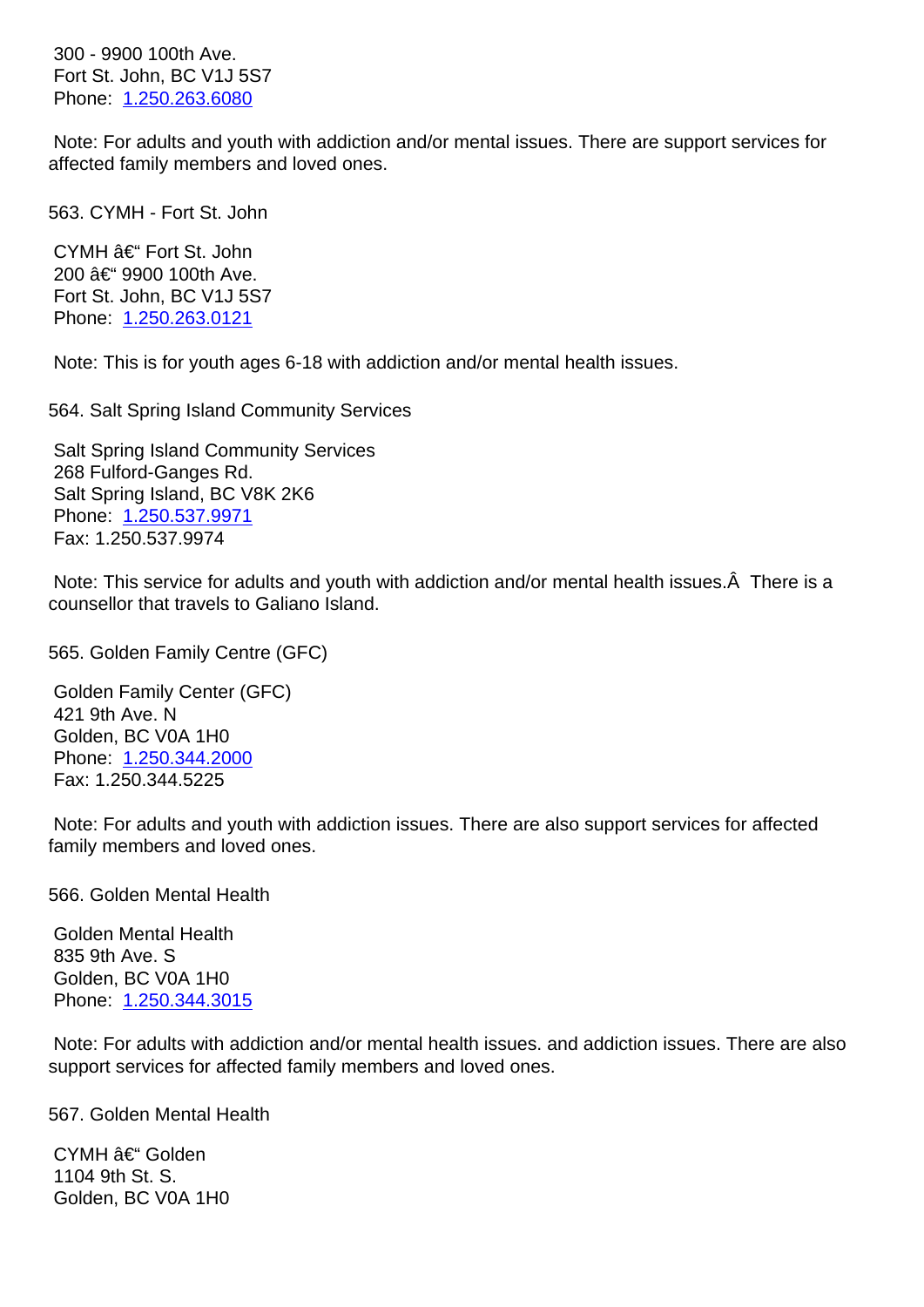300 - 9900 100th Ave.
Fort St. John, BC V1J 5S7
Phone: 1.250.263.6080

Note: For adults and youth with addiction and/or mental issues. There are support services for affected family members and loved ones.

563. CYMH - Fort St. John

CYMH â€“ Fort St. John
200 â€“ 9900 100th Ave.
Fort St. John, BC V1J 5S7
Phone: 1.250.263.0121

Note: This is for youth ages 6-18 with addiction and/or mental health issues.

564. Salt Spring Island Community Services

Salt Spring Island Community Services
268 Fulford-Ganges Rd.
Salt Spring Island, BC V8K 2K6
Phone: 1.250.537.9971
Fax: 1.250.537.9974

Note: This service for adults and youth with addiction and/or mental health issues.Â  There is a counsellor that travels to Galiano Island.

565. Golden Family Centre (GFC)

Golden Family Center (GFC)
421 9th Ave. N
Golden, BC V0A 1H0
Phone: 1.250.344.2000
Fax: 1.250.344.5225

Note: For adults and youth with addiction issues. There are also support services for affected family members and loved ones.

566. Golden Mental Health

Golden Mental Health
835 9th Ave. S
Golden, BC V0A 1H0
Phone: 1.250.344.3015

Note: For adults with addiction and/or mental health issues. and addiction issues. There are also support services for affected family members and loved ones.

567. Golden Mental Health

CYMH â€“ Golden
1104 9th St. S.
Golden, BC V0A 1H0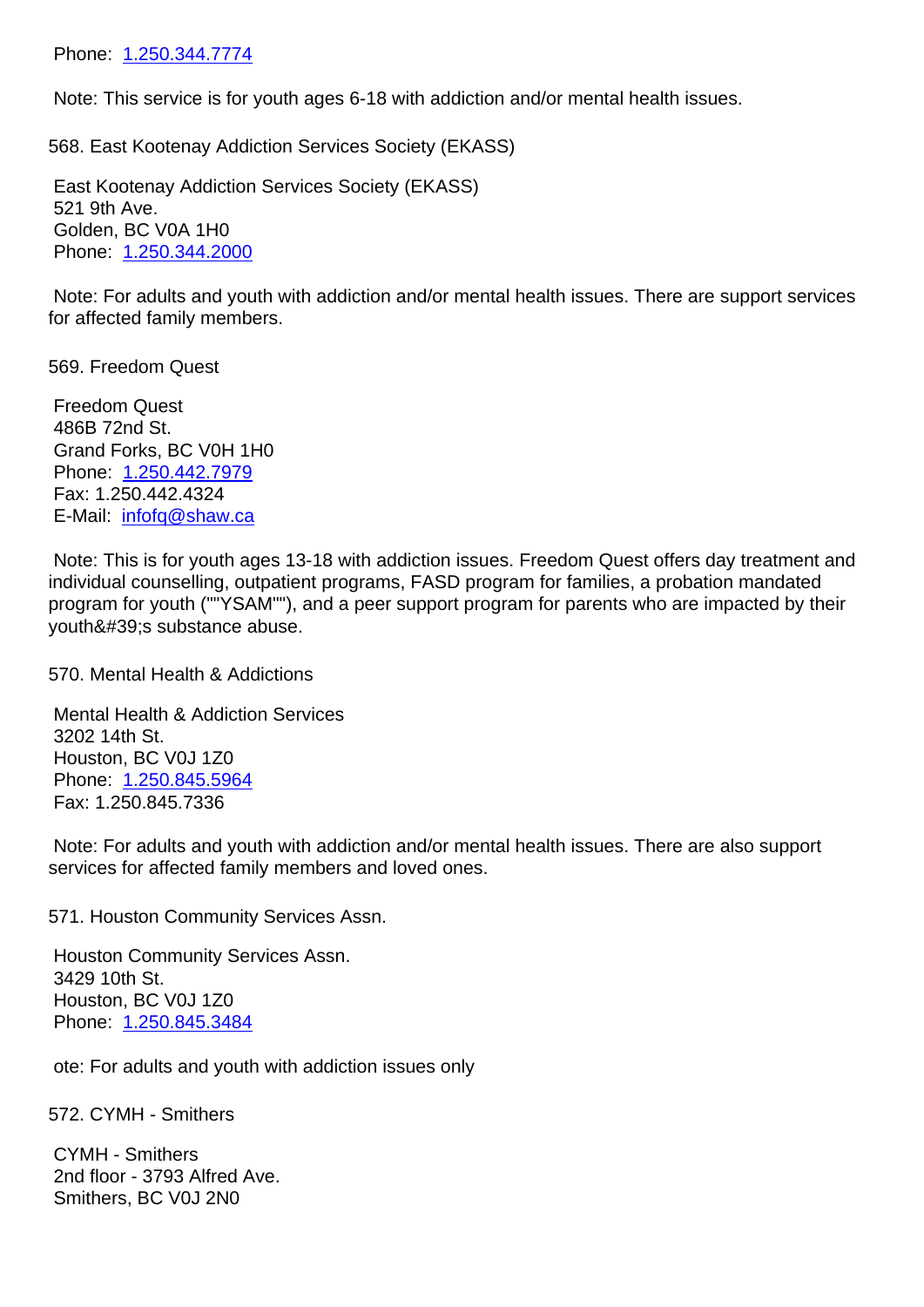Phone: 1.250.344.7774

Note: This service is for youth ages 6-18 with addiction and/or mental health issues.

568. East Kootenay Addiction Services Society (EKASS)

East Kootenay Addiction Services Society (EKASS)
521 9th Ave.
Golden, BC V0A 1H0
Phone: 1.250.344.2000

Note: For adults and youth with addiction and/or mental health issues. There are support services for affected family members.

569. Freedom Quest

Freedom Quest
486B 72nd St.
Grand Forks, BC V0H 1H0
Phone: 1.250.442.7979
Fax: 1.250.442.4324
E-Mail: infofq@shaw.ca

Note: This is for youth ages 13-18 with addiction issues. Freedom Quest offers day treatment and individual counselling, outpatient programs, FASD program for families, a probation mandated program for youth (""YSAM""), and a peer support program for parents who are impacted by their youth&#39;s substance abuse.

570. Mental Health & Addictions

Mental Health & Addiction Services
3202 14th St.
Houston, BC V0J 1Z0
Phone: 1.250.845.5964
Fax: 1.250.845.7336

Note: For adults and youth with addiction and/or mental health issues. There are also support services for affected family members and loved ones.

571. Houston Community Services Assn.

Houston Community Services Assn.
3429 10th St.
Houston, BC V0J 1Z0
Phone: 1.250.845.3484

ote: For adults and youth with addiction issues only

572. CYMH - Smithers

CYMH - Smithers
2nd floor - 3793 Alfred Ave.
Smithers, BC V0J 2N0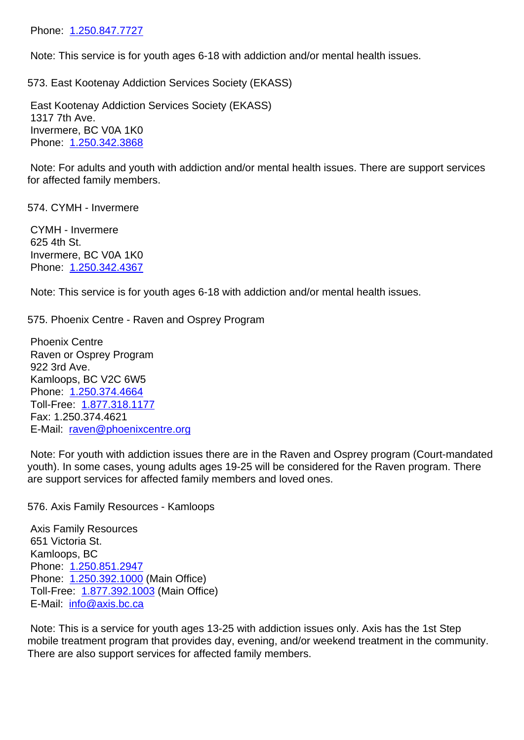Phone: 1.250.847.7727

Note: This service is for youth ages 6-18 with addiction and/or mental health issues.

573. East Kootenay Addiction Services Society (EKASS)

East Kootenay Addiction Services Society (EKASS)
1317 7th Ave.
Invermere, BC V0A 1K0
Phone: 1.250.342.3868

Note: For adults and youth with addiction and/or mental health issues. There are support services for affected family members.

574. CYMH - Invermere

CYMH - Invermere
625 4th St.
Invermere, BC V0A 1K0
Phone: 1.250.342.4367

Note: This service is for youth ages 6-18 with addiction and/or mental health issues.

575. Phoenix Centre - Raven and Osprey Program

Phoenix Centre
Raven or Osprey Program
922 3rd Ave.
Kamloops, BC V2C 6W5
Phone: 1.250.374.4664
Toll-Free: 1.877.318.1177
Fax: 1.250.374.4621
E-Mail: raven@phoenixcentre.org

Note: For youth with addiction issues there are in the Raven and Osprey program (Court-mandated youth). In some cases, young adults ages 19-25 will be considered for the Raven program. There are support services for affected family members and loved ones.

576. Axis Family Resources - Kamloops

Axis Family Resources
651 Victoria St.
Kamloops, BC
Phone: 1.250.851.2947
Phone: 1.250.392.1000 (Main Office)
Toll-Free: 1.877.392.1003 (Main Office)
E-Mail: info@axis.bc.ca

Note: This is a service for youth ages 13-25 with addiction issues only. Axis has the 1st Step mobile treatment program that provides day, evening, and/or weekend treatment in the community. There are also support services for affected family members.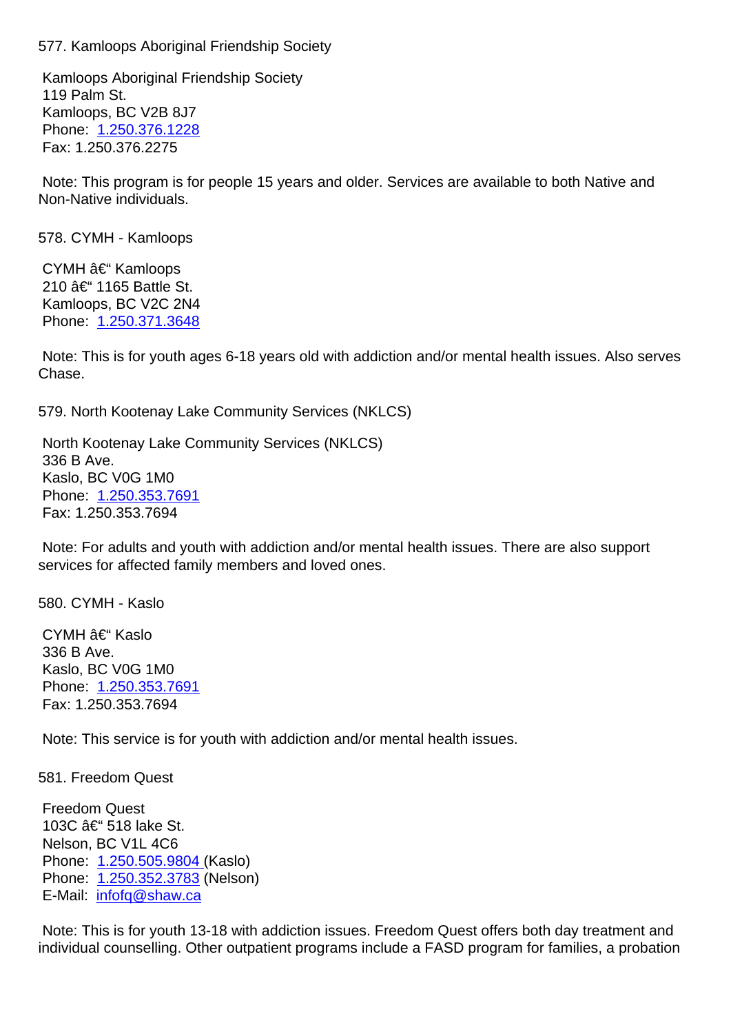577. Kamloops Aboriginal Friendship Society

Kamloops Aboriginal Friendship Society
119 Palm St.
Kamloops, BC V2B 8J7
Phone: 1.250.376.1228
Fax: 1.250.376.2275

Note: This program is for people 15 years and older. Services are available to both Native and Non-Native individuals.

578. CYMH - Kamloops

CYMH â€“ Kamloops
210 â€“ 1165 Battle St.
Kamloops, BC V2C 2N4
Phone: 1.250.371.3648

Note: This is for youth ages 6-18 years old with addiction and/or mental health issues. Also serves Chase.

579. North Kootenay Lake Community Services (NKLCS)

North Kootenay Lake Community Services (NKLCS)
336 B Ave.
Kaslo, BC V0G 1M0
Phone: 1.250.353.7691
Fax: 1.250.353.7694

Note: For adults and youth with addiction and/or mental health issues. There are also support services for affected family members and loved ones.

580. CYMH - Kaslo

CYMH â€“ Kaslo
336 B Ave.
Kaslo, BC V0G 1M0
Phone: 1.250.353.7691
Fax: 1.250.353.7694

Note: This service is for youth with addiction and/or mental health issues.

581. Freedom Quest

Freedom Quest
103C â€“ 518 lake St.
Nelson, BC V1L 4C6
Phone: 1.250.505.9804 (Kaslo)
Phone: 1.250.352.3783 (Nelson)
E-Mail: infofq@shaw.ca

Note: This is for youth 13-18 with addiction issues. Freedom Quest offers both day treatment and individual counselling. Other outpatient programs include a FASD program for families, a probation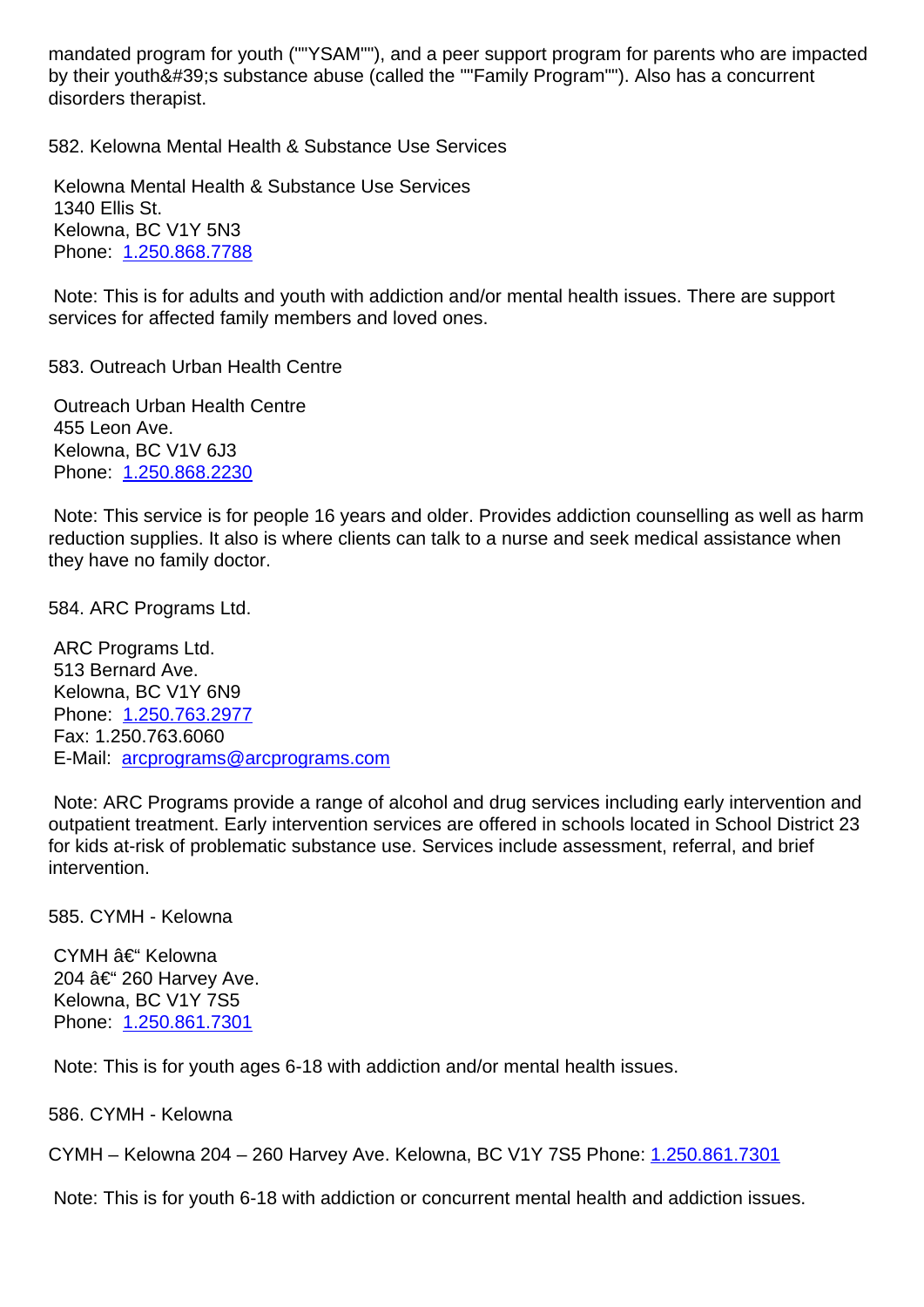mandated program for youth (""YSAM""), and a peer support program for parents who are impacted by their youth&#39;s substance abuse (called the ""Family Program""). Also has a concurrent disorders therapist.

582. Kelowna Mental Health & Substance Use Services

Kelowna Mental Health & Substance Use Services
1340 Ellis St.
Kelowna, BC V1Y 5N3
Phone: 1.250.868.7788

Note: This is for adults and youth with addiction and/or mental health issues. There are support services for affected family members and loved ones.

583. Outreach Urban Health Centre

Outreach Urban Health Centre
455 Leon Ave.
Kelowna, BC V1V 6J3
Phone: 1.250.868.2230

Note: This service is for people 16 years and older. Provides addiction counselling as well as harm reduction supplies. It also is where clients can talk to a nurse and seek medical assistance when they have no family doctor.

584. ARC Programs Ltd.

ARC Programs Ltd.
513 Bernard Ave.
Kelowna, BC V1Y 6N9
Phone: 1.250.763.2977
Fax: 1.250.763.6060
E-Mail: arcprograms@arcprograms.com

Note: ARC Programs provide a range of alcohol and drug services including early intervention and outpatient treatment. Early intervention services are offered in schools located in School District 23 for kids at-risk of problematic substance use. Services include assessment, referral, and brief intervention.

585. CYMH - Kelowna

CYMH â€“ Kelowna
204 â€“ 260 Harvey Ave.
Kelowna, BC V1Y 7S5
Phone: 1.250.861.7301

Note: This is for youth ages 6-18 with addiction and/or mental health issues.

586. CYMH - Kelowna

CYMH – Kelowna 204 – 260 Harvey Ave. Kelowna, BC V1Y 7S5 Phone: 1.250.861.7301

Note: This is for youth 6-18 with addiction or concurrent mental health and addiction issues.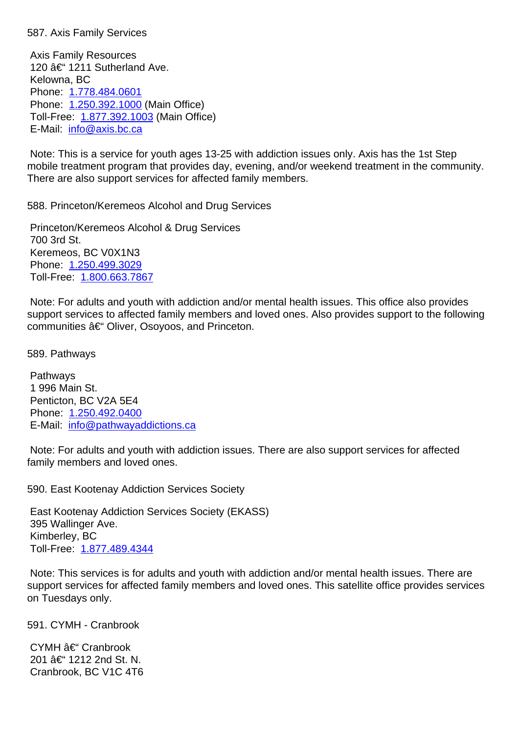587. Axis Family Services

Axis Family Resources
120 â€“ 1211 Sutherland Ave.
Kelowna, BC
Phone: 1.778.484.0601
Phone: 1.250.392.1000 (Main Office)
Toll-Free: 1.877.392.1003 (Main Office)
E-Mail: info@axis.bc.ca

Note: This is a service for youth ages 13-25 with addiction issues only. Axis has the 1st Step mobile treatment program that provides day, evening, and/or weekend treatment in the community. There are also support services for affected family members.

588. Princeton/Keremeos Alcohol and Drug Services

Princeton/Keremeos Alcohol & Drug Services
700 3rd St.
Keremeos, BC V0X1N3
Phone: 1.250.499.3029
Toll-Free: 1.800.663.7867

Note: For adults and youth with addiction and/or mental health issues. This office also provides support services to affected family members and loved ones. Also provides support to the following communities â€“ Oliver, Osoyoos, and Princeton.

589. Pathways

Pathways
1 996 Main St.
Penticton, BC V2A 5E4
Phone: 1.250.492.0400
E-Mail: info@pathwayaddictions.ca

Note: For adults and youth with addiction issues. There are also support services for affected family members and loved ones.

590. East Kootenay Addiction Services Society

East Kootenay Addiction Services Society (EKASS)
395 Wallinger Ave.
Kimberley, BC
Toll-Free: 1.877.489.4344

Note: This services is for adults and youth with addiction and/or mental health issues. There are support services for affected family members and loved ones. This satellite office provides services on Tuesdays only.

591. CYMH - Cranbrook

CYMH â€“ Cranbrook
201 â€“ 1212 2nd St. N.
Cranbrook, BC V1C 4T6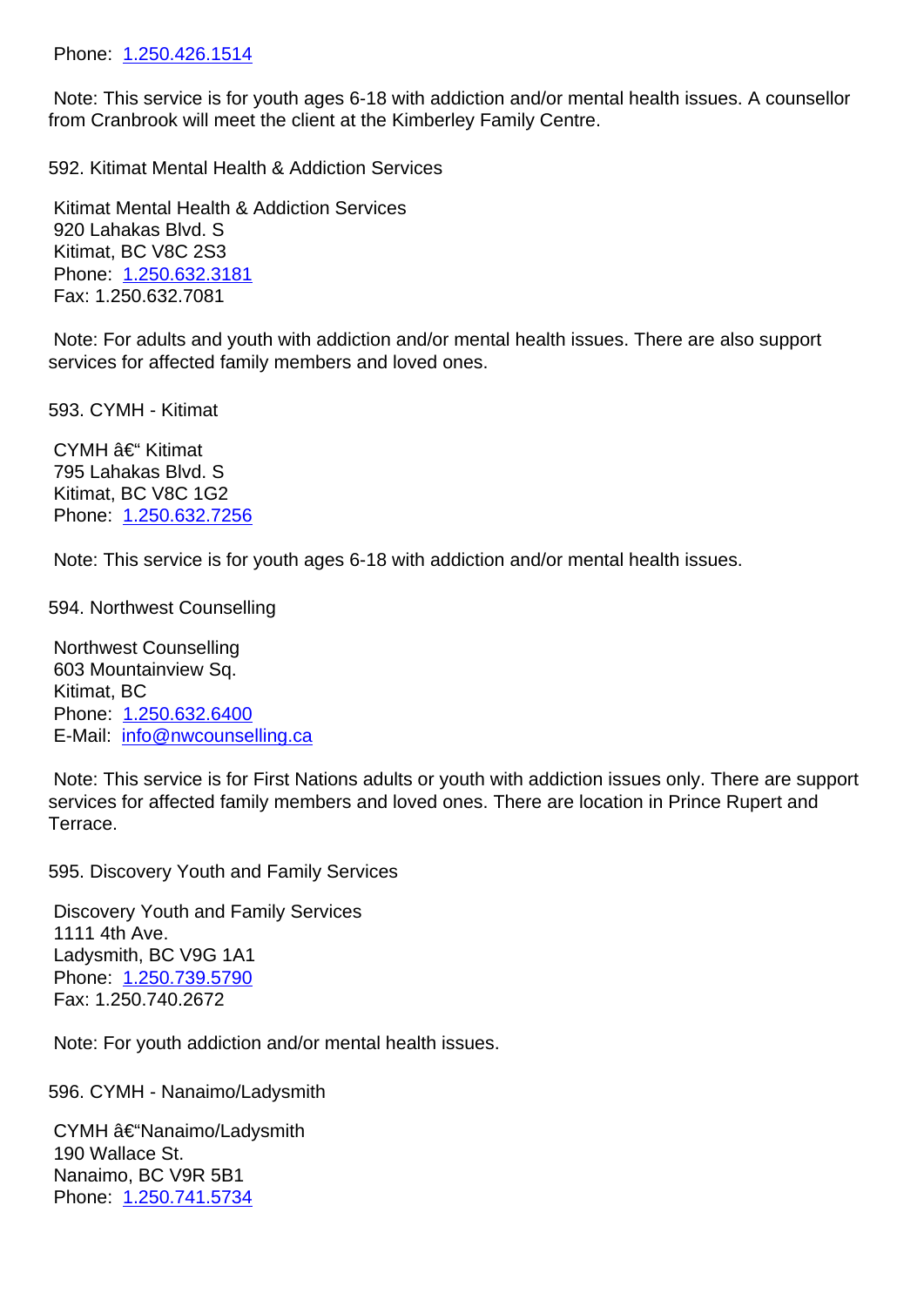Phone: 1.250.426.1514

Note: This service is for youth ages 6-18 with addiction and/or mental health issues. A counsellor from Cranbrook will meet the client at the Kimberley Family Centre.

592. Kitimat Mental Health & Addiction Services

Kitimat Mental Health & Addiction Services
920 Lahakas Blvd. S
Kitimat, BC V8C 2S3
Phone: 1.250.632.3181
Fax: 1.250.632.7081

Note: For adults and youth with addiction and/or mental health issues. There are also support services for affected family members and loved ones.

593. CYMH - Kitimat

CYMH â€“ Kitimat
795 Lahakas Blvd. S
Kitimat, BC V8C 1G2
Phone: 1.250.632.7256

Note: This service is for youth ages 6-18 with addiction and/or mental health issues.

594. Northwest Counselling

Northwest Counselling
603 Mountainview Sq.
Kitimat, BC
Phone: 1.250.632.6400
E-Mail: info@nwcounselling.ca

Note: This service is for First Nations adults or youth with addiction issues only. There are support services for affected family members and loved ones. There are location in Prince Rupert and Terrace.

595. Discovery Youth and Family Services

Discovery Youth and Family Services
1111 4th Ave.
Ladysmith, BC V9G 1A1
Phone: 1.250.739.5790
Fax: 1.250.740.2672

Note: For youth addiction and/or mental health issues.

596. CYMH - Nanaimo/Ladysmith

CYMH â€“Nanaimo/Ladysmith
190 Wallace St.
Nanaimo, BC V9R 5B1
Phone: 1.250.741.5734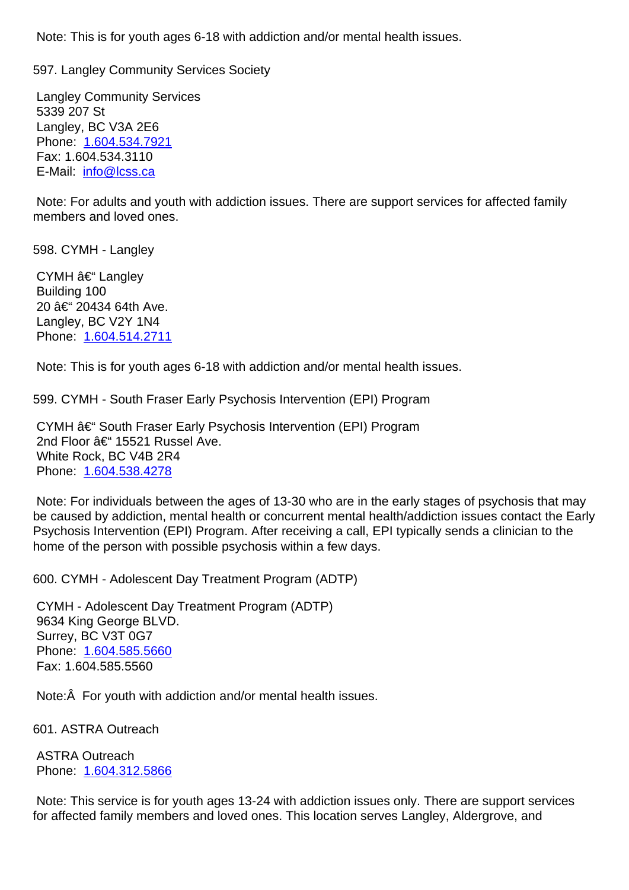Note: This is for youth ages 6-18 with addiction and/or mental health issues.

597. Langley Community Services Society

Langley Community Services
5339 207 St
Langley, BC V3A 2E6
Phone: [1.604.534.7921](tel:1.604.534.7921)
Fax: 1.604.534.3110
E-Mail: [info@lcss.ca](mailto:info@lcss.ca)

Note: For adults and youth with addiction issues. There are support services for affected family members and loved ones.

598. CYMH - Langley

CYMH â€“ Langley
Building 100
20 â€“ 20434 64th Ave.
Langley, BC V2Y 1N4
Phone: [1.604.514.2711](tel:1.604.514.2711)

Note: This is for youth ages 6-18 with addiction and/or mental health issues.

599. CYMH - South Fraser Early Psychosis Intervention (EPI) Program

CYMH â€“ South Fraser Early Psychosis Intervention (EPI) Program
2nd Floor â€“ 15521 Russel Ave.
White Rock, BC V4B 2R4
Phone: [1.604.538.4278](tel:1.604.538.4278)

Note: For individuals between the ages of 13-30 who are in the early stages of psychosis that may be caused by addiction, mental health or concurrent mental health/addiction issues contact the Early Psychosis Intervention (EPI) Program. After receiving a call, EPI typically sends a clinician to the home of the person with possible psychosis within a few days.

600. CYMH - Adolescent Day Treatment Program (ADTP)

CYMH - Adolescent Day Treatment Program (ADTP)
9634 King George BLVD.
Surrey, BC V3T 0G7
Phone: [1.604.585.5660](tel:1.604.585.5660)
Fax: 1.604.585.5560

Note:Â  For youth with addiction and/or mental health issues.

601. ASTRA Outreach

ASTRA Outreach
Phone: [1.604.312.5866](tel:1.604.312.5866)

Note: This service is for youth ages 13-24 with addiction issues only. There are support services for affected family members and loved ones. This location serves Langley, Aldergrove, and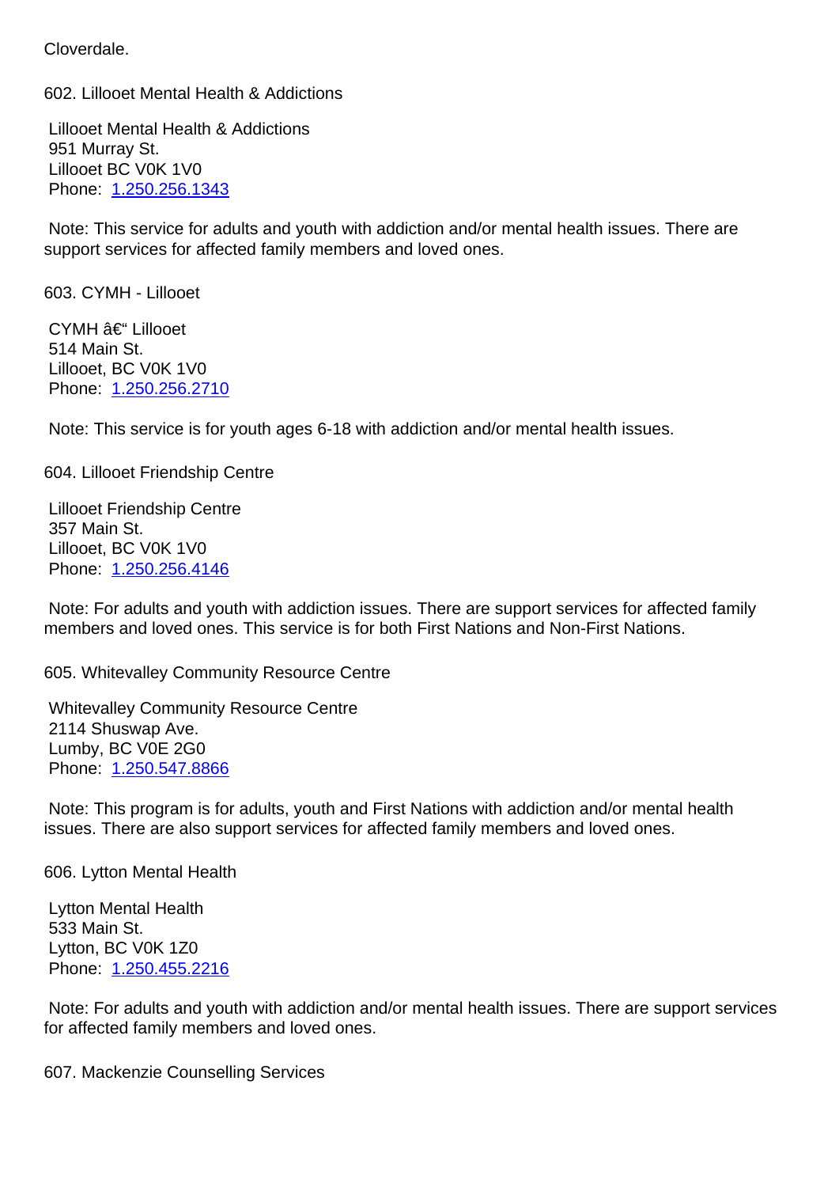Cloverdale.

602. Lillooet Mental Health & Addictions

Lillooet Mental Health & Addictions
951 Murray St.
Lillooet BC V0K 1V0
Phone: 1.250.256.1343

Note: This service for adults and youth with addiction and/or mental health issues. There are support services for affected family members and loved ones.

603. CYMH - Lillooet

CYMH â€“ Lillooet
514 Main St.
Lillooet, BC V0K 1V0
Phone: 1.250.256.2710

Note: This service is for youth ages 6-18 with addiction and/or mental health issues.

604. Lillooet Friendship Centre

Lillooet Friendship Centre
357 Main St.
Lillooet, BC V0K 1V0
Phone: 1.250.256.4146

Note: For adults and youth with addiction issues. There are support services for affected family members and loved ones. This service is for both First Nations and Non-First Nations.

605. Whitevalley Community Resource Centre

Whitevalley Community Resource Centre
2114 Shuswap Ave.
Lumby, BC V0E 2G0
Phone: 1.250.547.8866

Note: This program is for adults, youth and First Nations with addiction and/or mental health issues. There are also support services for affected family members and loved ones.

606. Lytton Mental Health

Lytton Mental Health
533 Main St.
Lytton, BC V0K 1Z0
Phone: 1.250.455.2216

Note: For adults and youth with addiction and/or mental health issues. There are support services for affected family members and loved ones.

607. Mackenzie Counselling Services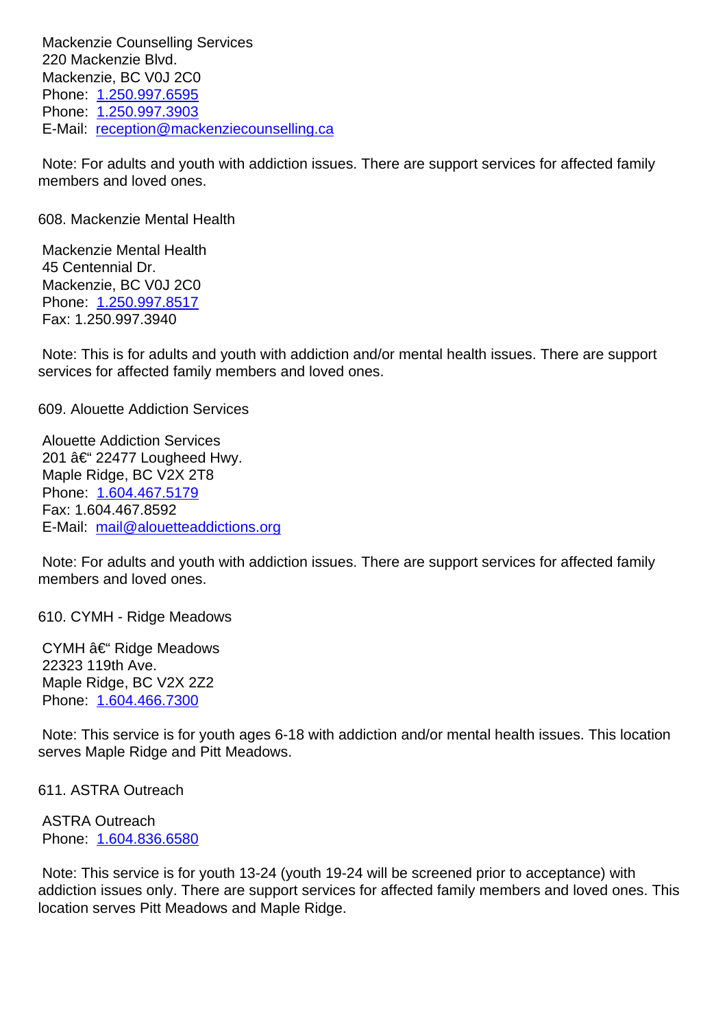Mackenzie Counselling Services
220 Mackenzie Blvd.
Mackenzie, BC V0J 2C0
Phone: 1.250.997.6595
Phone: 1.250.997.3903
E-Mail: reception@mackenziecounselling.ca

Note: For adults and youth with addiction issues. There are support services for affected family members and loved ones.

608. Mackenzie Mental Health

Mackenzie Mental Health
45 Centennial Dr.
Mackenzie, BC V0J 2C0
Phone: 1.250.997.8517
Fax: 1.250.997.3940

Note: This is for adults and youth with addiction and/or mental health issues. There are support services for affected family members and loved ones.

609. Alouette Addiction Services

Alouette Addiction Services
201 â€“ 22477 Lougheed Hwy.
Maple Ridge, BC V2X 2T8
Phone: 1.604.467.5179
Fax: 1.604.467.8592
E-Mail: mail@alouetteaddictions.org

Note: For adults and youth with addiction issues. There are support services for affected family members and loved ones.

610. CYMH - Ridge Meadows

CYMH â€“ Ridge Meadows
22323 119th Ave.
Maple Ridge, BC V2X 2Z2
Phone: 1.604.466.7300

Note: This service is for youth ages 6-18 with addiction and/or mental health issues. This location serves Maple Ridge and Pitt Meadows.

611. ASTRA Outreach

ASTRA Outreach
Phone: 1.604.836.6580

Note: This service is for youth 13-24 (youth 19-24 will be screened prior to acceptance) with addiction issues only. There are support services for affected family members and loved ones. This location serves Pitt Meadows and Maple Ridge.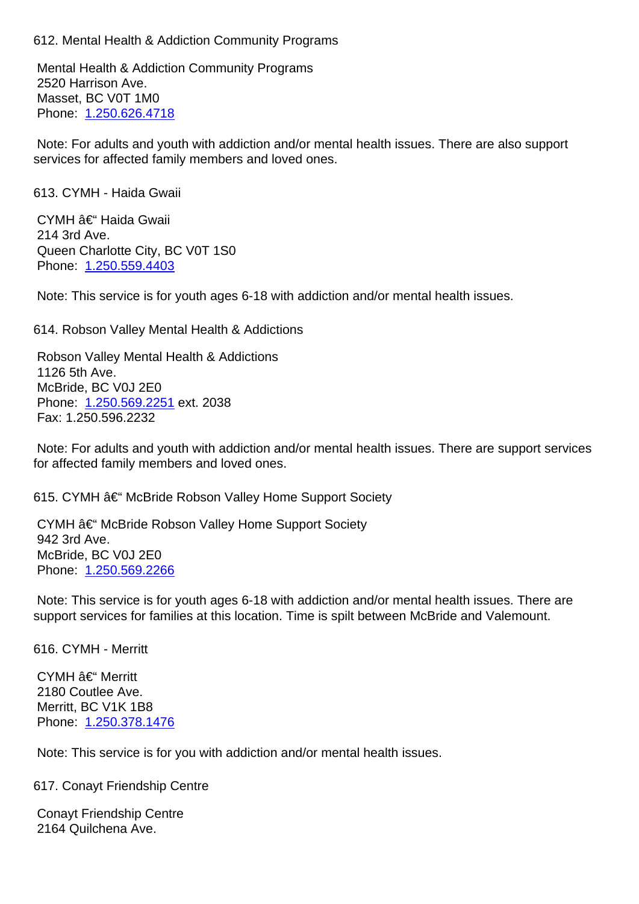612. Mental Health & Addiction Community Programs

Mental Health & Addiction Community Programs
2520 Harrison Ave.
Masset, BC V0T 1M0
Phone: 1.250.626.4718

Note: For adults and youth with addiction and/or mental health issues. There are also support services for affected family members and loved ones.

613. CYMH - Haida Gwaii

CYMH â€“ Haida Gwaii
214 3rd Ave.
Queen Charlotte City, BC V0T 1S0
Phone: 1.250.559.4403

Note: This service is for youth ages 6-18 with addiction and/or mental health issues.

614. Robson Valley Mental Health & Addictions

Robson Valley Mental Health & Addictions
1126 5th Ave.
McBride, BC V0J 2E0
Phone: 1.250.569.2251 ext. 2038
Fax: 1.250.596.2232

Note: For adults and youth with addiction and/or mental health issues. There are support services for affected family members and loved ones.

615. CYMH â€“ McBride Robson Valley Home Support Society

CYMH â€“ McBride Robson Valley Home Support Society
942 3rd Ave.
McBride, BC V0J 2E0
Phone: 1.250.569.2266

Note: This service is for youth ages 6-18 with addiction and/or mental health issues. There are support services for families at this location. Time is spilt between McBride and Valemount.

616. CYMH - Merritt

CYMH â€“ Merritt
2180 Coutlee Ave.
Merritt, BC V1K 1B8
Phone: 1.250.378.1476

Note: This service is for you with addiction and/or mental health issues.

617. Conayt Friendship Centre

Conayt Friendship Centre
2164 Quilchena Ave.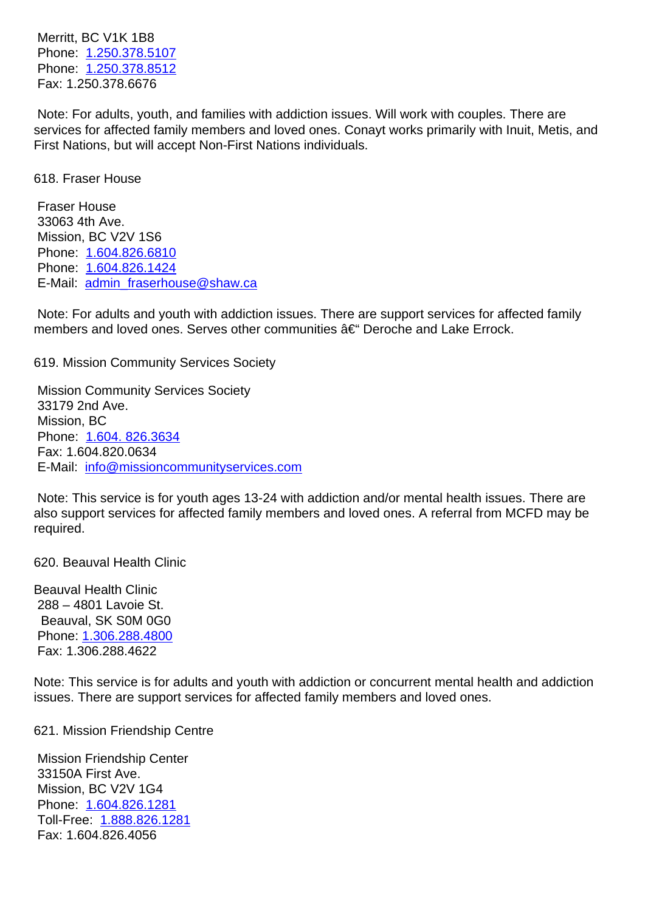Merritt, BC V1K 1B8
Phone: 1.250.378.5107
Phone: 1.250.378.8512
Fax: 1.250.378.6676

Note: For adults, youth, and families with addiction issues. Will work with couples. There are services for affected family members and loved ones. Conayt works primarily with Inuit, Metis, and First Nations, but will accept Non-First Nations individuals.

618. Fraser House

Fraser House
33063 4th Ave.
Mission, BC V2V 1S6
Phone: 1.604.826.6810
Phone: 1.604.826.1424
E-Mail: admin_fraserhouse@shaw.ca

Note: For adults and youth with addiction issues. There are support services for affected family members and loved ones. Serves other communities â€“ Deroche and Lake Errock.

619. Mission Community Services Society

Mission Community Services Society
33179 2nd Ave.
Mission, BC
Phone: 1.604. 826.3634
Fax: 1.604.820.0634
E-Mail: info@missioncommunityservices.com

Note: This service is for youth ages 13-24 with addiction and/or mental health issues. There are also support services for affected family members and loved ones. A referral from MCFD may be required.

620. Beauval Health Clinic

Beauval Health Clinic
288 – 4801 Lavoie St.
Beauval, SK S0M 0G0
Phone: 1.306.288.4800
Fax: 1.306.288.4622

Note: This service is for adults and youth with addiction or concurrent mental health and addiction issues. There are support services for affected family members and loved ones.

621. Mission Friendship Centre

Mission Friendship Center
33150A First Ave.
Mission, BC V2V 1G4
Phone: 1.604.826.1281
Toll-Free: 1.888.826.1281
Fax: 1.604.826.4056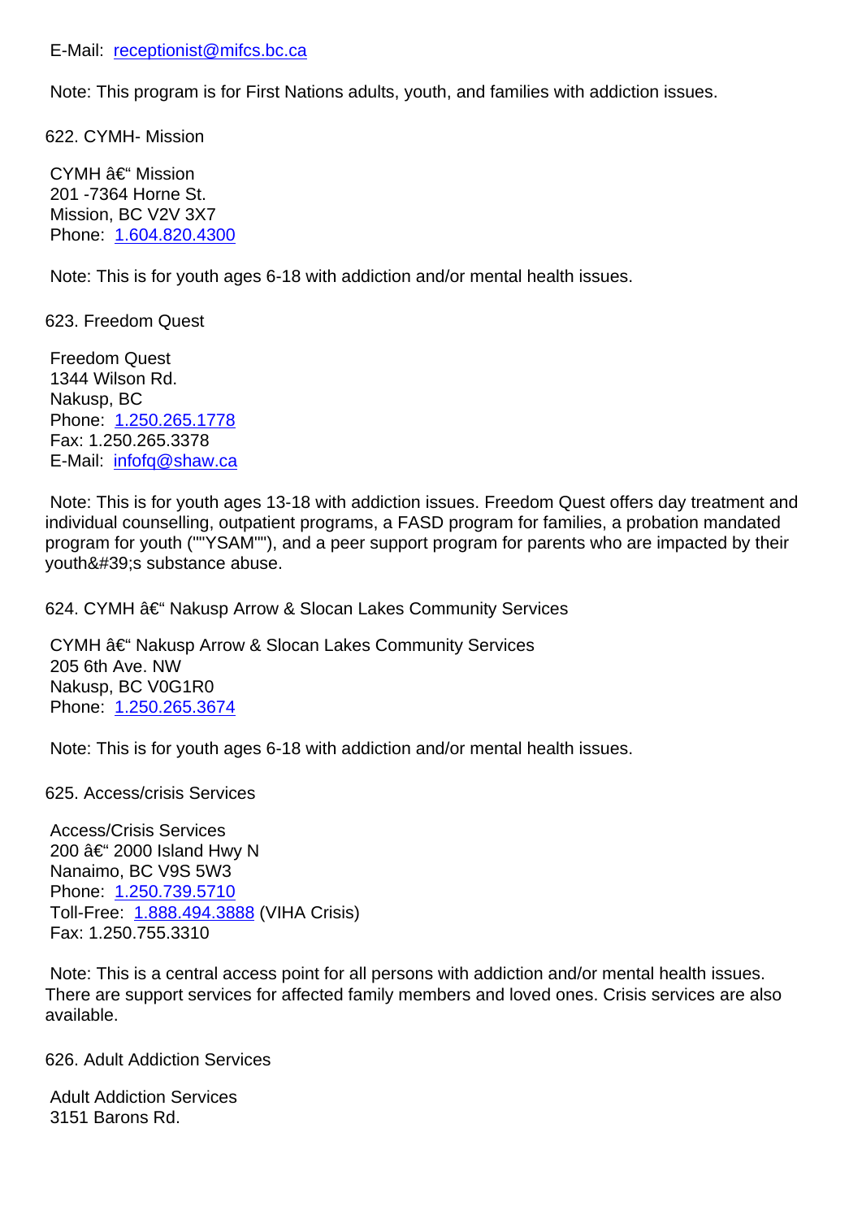E-Mail: receptionist@mifcs.bc.ca

Note: This program is for First Nations adults, youth, and families with addiction issues.

622. CYMH- Mission

CYMH â€“ Mission
201 -7364 Horne St.
Mission, BC V2V 3X7
Phone: 1.604.820.4300

Note: This is for youth ages 6-18 with addiction and/or mental health issues.

623. Freedom Quest

Freedom Quest
1344 Wilson Rd.
Nakusp, BC
Phone: 1.250.265.1778
Fax: 1.250.265.3378
E-Mail: infofq@shaw.ca

Note: This is for youth ages 13-18 with addiction issues. Freedom Quest offers day treatment and individual counselling, outpatient programs, a FASD program for families, a probation mandated program for youth (""YSAM""), and a peer support program for parents who are impacted by their youth&#39;s substance abuse.

624. CYMH â€“ Nakusp Arrow & Slocan Lakes Community Services

CYMH â€“ Nakusp Arrow & Slocan Lakes Community Services
205 6th Ave. NW
Nakusp, BC V0G1R0
Phone: 1.250.265.3674

Note: This is for youth ages 6-18 with addiction and/or mental health issues.

625. Access/crisis Services

Access/Crisis Services
200 â€“ 2000 Island Hwy N
Nanaimo, BC V9S 5W3
Phone: 1.250.739.5710
Toll-Free: 1.888.494.3888 (VIHA Crisis)
Fax: 1.250.755.3310

Note: This is a central access point for all persons with addiction and/or mental health issues. There are support services for affected family members and loved ones. Crisis services are also available.

626. Adult Addiction Services

Adult Addiction Services
3151 Barons Rd.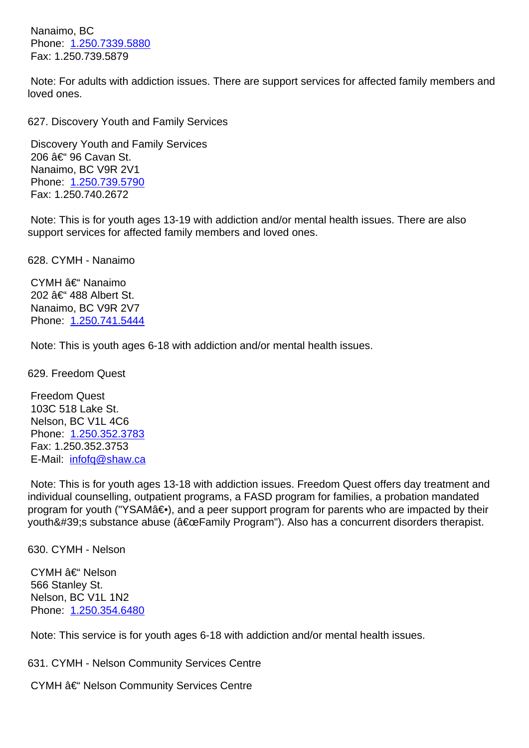Nanaimo, BC
Phone: 1.250.7339.5880
Fax: 1.250.739.5879

Note: For adults with addiction issues. There are support services for affected family members and loved ones.

627. Discovery Youth and Family Services

Discovery Youth and Family Services
206 â€“ 96 Cavan St.
Nanaimo, BC V9R 2V1
Phone: 1.250.739.5790
Fax: 1.250.740.2672

Note: This is for youth ages 13-19 with addiction and/or mental health issues. There are also support services for affected family members and loved ones.

628. CYMH - Nanaimo

CYMH â€“ Nanaimo
202 â€“ 488 Albert St.
Nanaimo, BC V9R 2V7
Phone: 1.250.741.5444

Note: This is youth ages 6-18 with addiction and/or mental health issues.

629. Freedom Quest

Freedom Quest
103C 518 Lake St.
Nelson, BC V1L 4C6
Phone: 1.250.352.3783
Fax: 1.250.352.3753
E-Mail: infofq@shaw.ca

Note: This is for youth ages 13-18 with addiction issues. Freedom Quest offers day treatment and individual counselling, outpatient programs, a FASD program for families, a probation mandated program for youth ("YSAMâ€•), and a peer support program for parents who are impacted by their youth&#39;s substance abuse (â€œFamily Program"). Also has a concurrent disorders therapist.

630. CYMH - Nelson

CYMH â€“ Nelson
566 Stanley St.
Nelson, BC V1L 1N2
Phone: 1.250.354.6480

Note: This service is for youth ages 6-18 with addiction and/or mental health issues.

631. CYMH - Nelson Community Services Centre

CYMH â€“ Nelson Community Services Centre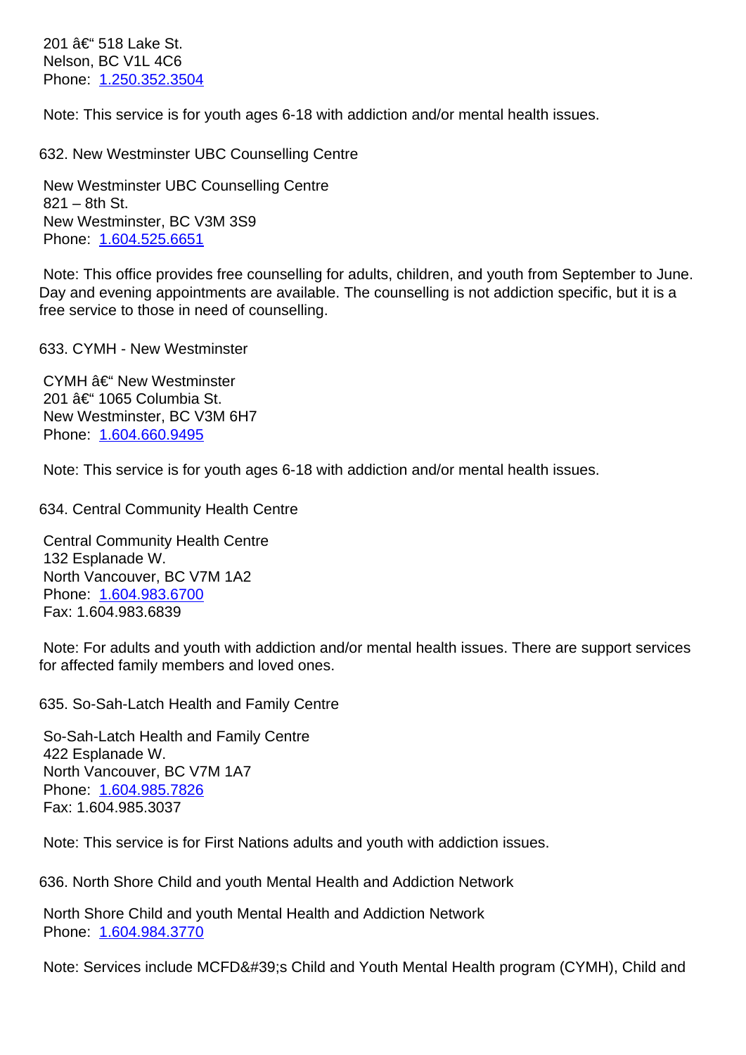201 â€“ 518 Lake St.
Nelson, BC V1L 4C6
Phone: 1.250.352.3504

Note: This service is for youth ages 6-18 with addiction and/or mental health issues.

632. New Westminster UBC Counselling Centre

New Westminster UBC Counselling Centre
821 – 8th St.
New Westminster, BC V3M 3S9
Phone: 1.604.525.6651

Note: This office provides free counselling for adults, children, and youth from September to June. Day and evening appointments are available. The counselling is not addiction specific, but it is a free service to those in need of counselling.

633. CYMH - New Westminster

CYMH â€“ New Westminster
201 â€“ 1065 Columbia St.
New Westminster, BC V3M 6H7
Phone: 1.604.660.9495

Note: This service is for youth ages 6-18 with addiction and/or mental health issues.

634. Central Community Health Centre

Central Community Health Centre
132 Esplanade W.
North Vancouver, BC V7M 1A2
Phone: 1.604.983.6700
Fax: 1.604.983.6839

Note: For adults and youth with addiction and/or mental health issues. There are support services for affected family members and loved ones.

635. So-Sah-Latch Health and Family Centre

So-Sah-Latch Health and Family Centre
422 Esplanade W.
North Vancouver, BC V7M 1A7
Phone: 1.604.985.7826
Fax: 1.604.985.3037

Note: This service is for First Nations adults and youth with addiction issues.

636. North Shore Child and youth Mental Health and Addiction Network

North Shore Child and youth Mental Health and Addiction Network
Phone: 1.604.984.3770

Note: Services include MCFD&#39;s Child and Youth Mental Health program (CYMH), Child and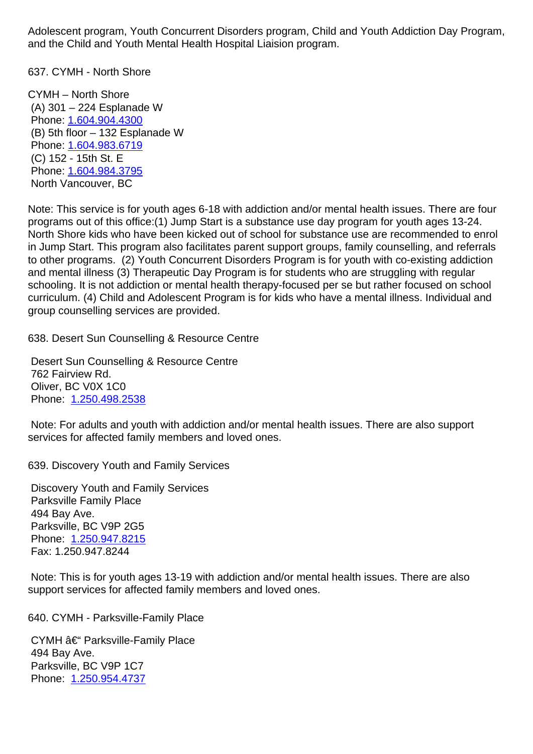Adolescent program, Youth Concurrent Disorders program, Child and Youth Addiction Day Program, and the Child and Youth Mental Health Hospital Liaision program.

637. CYMH - North Shore

CYMH – North Shore
(A) 301 – 224 Esplanade W
Phone: 1.604.904.4300
(B) 5th floor – 132 Esplanade W
Phone: 1.604.983.6719
(C) 152 - 15th St. E
Phone: 1.604.984.3795
North Vancouver, BC

Note: This service is for youth ages 6-18 with addiction and/or mental health issues. There are four programs out of this office:(1) Jump Start is a substance use day program for youth ages 13-24. North Shore kids who have been kicked out of school for substance use are recommended to enrol in Jump Start. This program also facilitates parent support groups, family counselling, and referrals to other programs. (2) Youth Concurrent Disorders Program is for youth with co-existing addiction and mental illness (3) Therapeutic Day Program is for students who are struggling with regular schooling. It is not addiction or mental health therapy-focused per se but rather focused on school curriculum. (4) Child and Adolescent Program is for kids who have a mental illness. Individual and group counselling services are provided.

638. Desert Sun Counselling & Resource Centre

Desert Sun Counselling & Resource Centre
762 Fairview Rd.
Oliver, BC V0X 1C0
Phone: 1.250.498.2538

Note: For adults and youth with addiction and/or mental health issues. There are also support services for affected family members and loved ones.

639. Discovery Youth and Family Services

Discovery Youth and Family Services
Parksville Family Place
494 Bay Ave.
Parksville, BC V9P 2G5
Phone: 1.250.947.8215
Fax: 1.250.947.8244

Note: This is for youth ages 13-19 with addiction and/or mental health issues. There are also support services for affected family members and loved ones.

640. CYMH - Parksville-Family Place

CYMH â€“ Parksville-Family Place
494 Bay Ave.
Parksville, BC V9P 1C7
Phone: 1.250.954.4737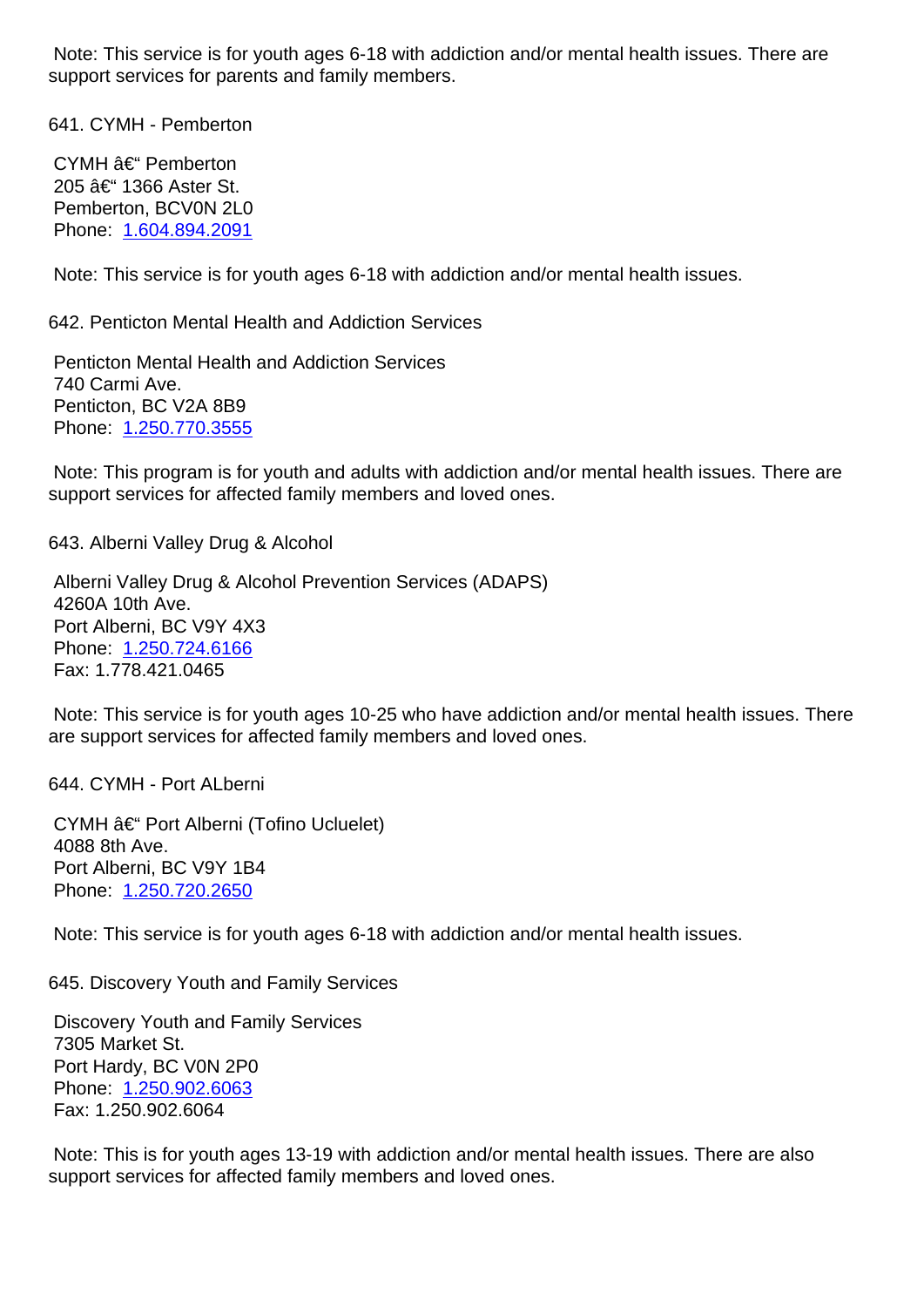Note: This service is for youth ages 6-18 with addiction and/or mental health issues. There are support services for parents and family members.

641. CYMH - Pemberton

CYMH â€“ Pemberton
205 â€“ 1366 Aster St.
Pemberton, BCV0N 2L0
Phone: 1.604.894.2091

Note: This service is for youth ages 6-18 with addiction and/or mental health issues.

642. Penticton Mental Health and Addiction Services

Penticton Mental Health and Addiction Services
740 Carmi Ave.
Penticton, BC V2A 8B9
Phone: 1.250.770.3555

Note: This program is for youth and adults with addiction and/or mental health issues. There are support services for affected family members and loved ones.

643. Alberni Valley Drug & Alcohol

Alberni Valley Drug & Alcohol Prevention Services (ADAPS)
4260A 10th Ave.
Port Alberni, BC V9Y 4X3
Phone: 1.250.724.6166
Fax: 1.778.421.0465

Note: This service is for youth ages 10-25 who have addiction and/or mental health issues. There are support services for affected family members and loved ones.

644. CYMH - Port ALberni

CYMH â€“ Port Alberni (Tofino Ucluelet)
4088 8th Ave.
Port Alberni, BC V9Y 1B4
Phone: 1.250.720.2650

Note: This service is for youth ages 6-18 with addiction and/or mental health issues.

645. Discovery Youth and Family Services

Discovery Youth and Family Services
7305 Market St.
Port Hardy, BC V0N 2P0
Phone: 1.250.902.6063
Fax: 1.250.902.6064

Note: This is for youth ages 13-19 with addiction and/or mental health issues. There are also support services for affected family members and loved ones.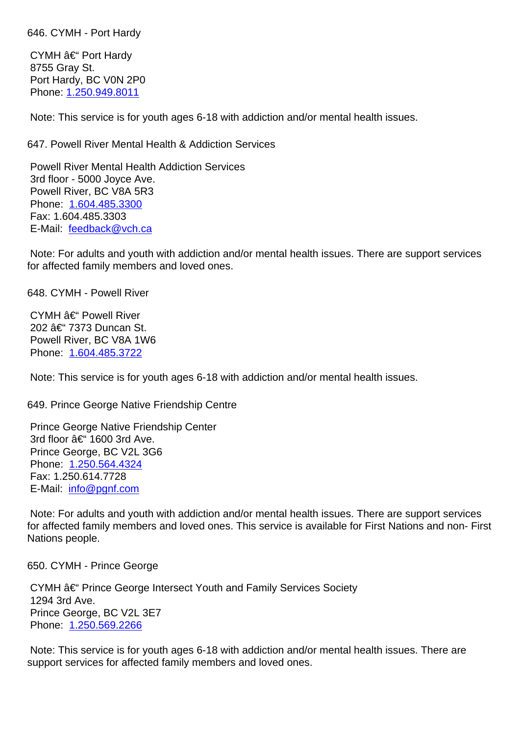646. CYMH - Port Hardy

CYMH â€“ Port Hardy
8755 Gray St.
Port Hardy, BC V0N 2P0
Phone: 1.250.949.8011

Note: This service is for youth ages 6-18 with addiction and/or mental health issues.

647. Powell River Mental Health & Addiction Services

Powell River Mental Health Addiction Services
3rd floor - 5000 Joyce Ave.
Powell River, BC V8A 5R3
Phone: 1.604.485.3300
Fax: 1.604.485.3303
E-Mail: feedback@vch.ca

Note: For adults and youth with addiction and/or mental health issues. There are support services for affected family members and loved ones.

648. CYMH - Powell River

CYMH â€“ Powell River
202 â€“ 7373 Duncan St.
Powell River, BC V8A 1W6
Phone: 1.604.485.3722

Note: This service is for youth ages 6-18 with addiction and/or mental health issues.

649. Prince George Native Friendship Centre

Prince George Native Friendship Center
3rd floor â€“ 1600 3rd Ave.
Prince George, BC V2L 3G6
Phone: 1.250.564.4324
Fax: 1.250.614.7728
E-Mail: info@pgnf.com

Note: For adults and youth with addiction and/or mental health issues. There are support services for affected family members and loved ones. This service is available for First Nations and non- First Nations people.

650. CYMH - Prince George

CYMH â€“ Prince George Intersect Youth and Family Services Society
1294 3rd Ave.
Prince George, BC V2L 3E7
Phone: 1.250.569.2266

Note: This service is for youth ages 6-18 with addiction and/or mental health issues. There are support services for affected family members and loved ones.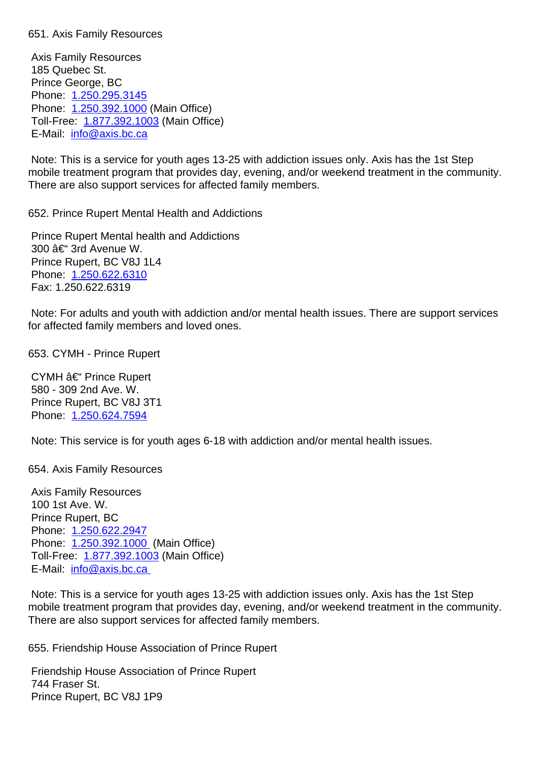651. Axis Family Resources

Axis Family Resources
185 Quebec St.
Prince George, BC
Phone: 1.250.295.3145
Phone: 1.250.392.1000 (Main Office)
Toll-Free: 1.877.392.1003 (Main Office)
E-Mail: info@axis.bc.ca

Note: This is a service for youth ages 13-25 with addiction issues only. Axis has the 1st Step mobile treatment program that provides day, evening, and/or weekend treatment in the community. There are also support services for affected family members.

652. Prince Rupert Mental Health and Addictions

Prince Rupert Mental health and Addictions
300 â€“ 3rd Avenue W.
Prince Rupert, BC V8J 1L4
Phone: 1.250.622.6310
Fax: 1.250.622.6319

Note: For adults and youth with addiction and/or mental health issues. There are support services for affected family members and loved ones.

653. CYMH - Prince Rupert

CYMH â€“ Prince Rupert
580 - 309 2nd Ave. W.
Prince Rupert, BC V8J 3T1
Phone: 1.250.624.7594

Note: This service is for youth ages 6-18 with addiction and/or mental health issues.

654. Axis Family Resources

Axis Family Resources
100 1st Ave. W.
Prince Rupert, BC
Phone: 1.250.622.2947
Phone: 1.250.392.1000 (Main Office)
Toll-Free: 1.877.392.1003 (Main Office)
E-Mail: info@axis.bc.ca

Note: This is a service for youth ages 13-25 with addiction issues only. Axis has the 1st Step mobile treatment program that provides day, evening, and/or weekend treatment in the community. There are also support services for affected family members.

655. Friendship House Association of Prince Rupert

Friendship House Association of Prince Rupert
744 Fraser St.
Prince Rupert, BC V8J 1P9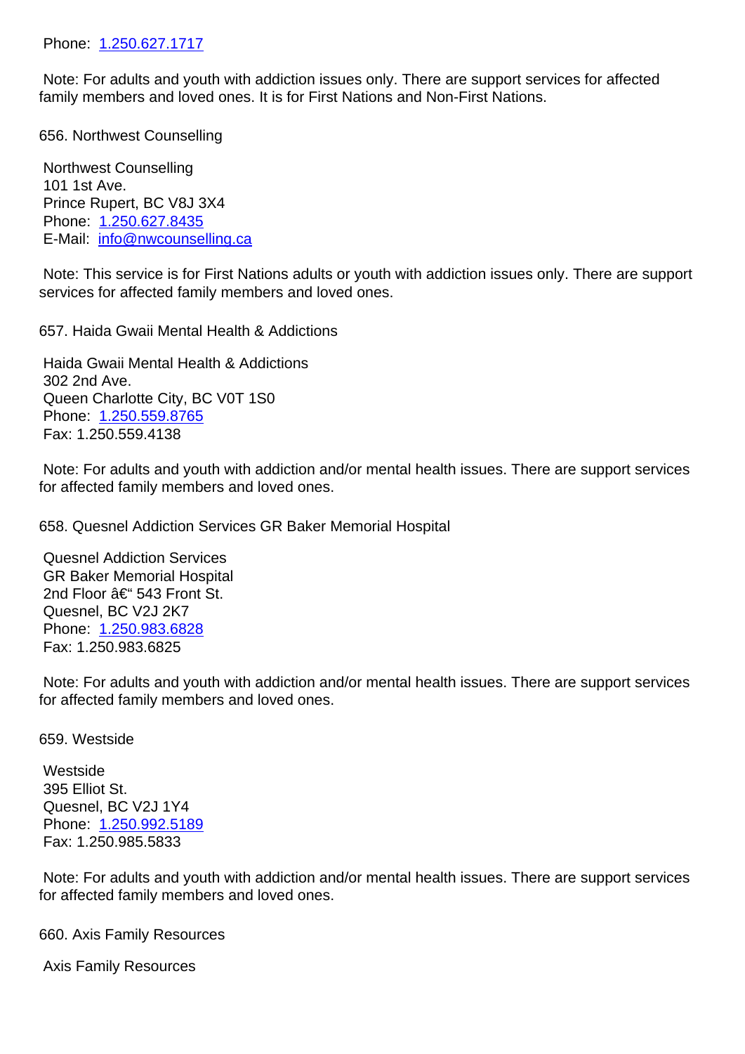Phone: 1.250.627.1717

Note: For adults and youth with addiction issues only. There are support services for affected family members and loved ones. It is for First Nations and Non-First Nations.

656. Northwest Counselling

Northwest Counselling
101 1st Ave.
Prince Rupert, BC V8J 3X4
Phone: 1.250.627.8435
E-Mail: info@nwcounselling.ca

Note: This service is for First Nations adults or youth with addiction issues only. There are support services for affected family members and loved ones.

657. Haida Gwaii Mental Health & Addictions

Haida Gwaii Mental Health & Addictions
302 2nd Ave.
Queen Charlotte City, BC V0T 1S0
Phone: 1.250.559.8765
Fax: 1.250.559.4138

Note: For adults and youth with addiction and/or mental health issues. There are support services for affected family members and loved ones.

658. Quesnel Addiction Services GR Baker Memorial Hospital

Quesnel Addiction Services
GR Baker Memorial Hospital
2nd Floor â€“ 543 Front St.
Quesnel, BC V2J 2K7
Phone: 1.250.983.6828
Fax: 1.250.983.6825

Note: For adults and youth with addiction and/or mental health issues. There are support services for affected family members and loved ones.

659. Westside

Westside
395 Elliot St.
Quesnel, BC V2J 1Y4
Phone: 1.250.992.5189
Fax: 1.250.985.5833

Note: For adults and youth with addiction and/or mental health issues. There are support services for affected family members and loved ones.

660. Axis Family Resources

Axis Family Resources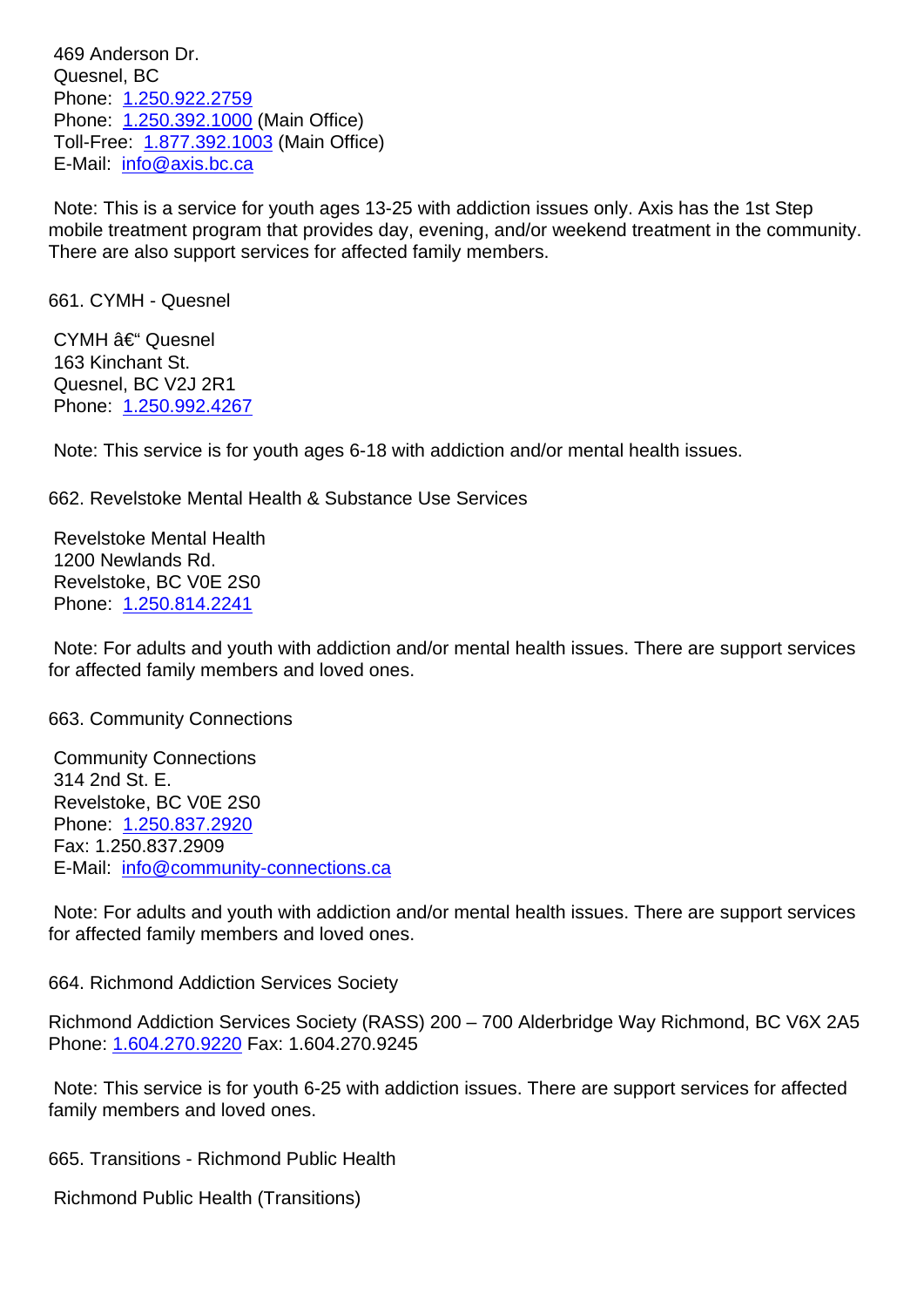469 Anderson Dr.
Quesnel, BC
Phone: 1.250.922.2759
Phone: 1.250.392.1000 (Main Office)
Toll-Free: 1.877.392.1003 (Main Office)
E-Mail: info@axis.bc.ca

Note: This is a service for youth ages 13-25 with addiction issues only. Axis has the 1st Step mobile treatment program that provides day, evening, and/or weekend treatment in the community. There are also support services for affected family members.

661. CYMH - Quesnel

CYMH â€“ Quesnel
163 Kinchant St.
Quesnel, BC V2J 2R1
Phone: 1.250.992.4267

Note: This service is for youth ages 6-18 with addiction and/or mental health issues.

662. Revelstoke Mental Health & Substance Use Services

Revelstoke Mental Health
1200 Newlands Rd.
Revelstoke, BC V0E 2S0
Phone: 1.250.814.2241

Note: For adults and youth with addiction and/or mental health issues. There are support services for affected family members and loved ones.

663. Community Connections

Community Connections
314 2nd St. E.
Revelstoke, BC V0E 2S0
Phone: 1.250.837.2920
Fax: 1.250.837.2909
E-Mail: info@community-connections.ca

Note: For adults and youth with addiction and/or mental health issues. There are support services for affected family members and loved ones.

664. Richmond Addiction Services Society

Richmond Addiction Services Society (RASS) 200 – 700 Alderbridge Way Richmond, BC V6X 2A5
Phone: 1.604.270.9220 Fax: 1.604.270.9245

Note: This service is for youth 6-25 with addiction issues. There are support services for affected family members and loved ones.

665. Transitions - Richmond Public Health

Richmond Public Health (Transitions)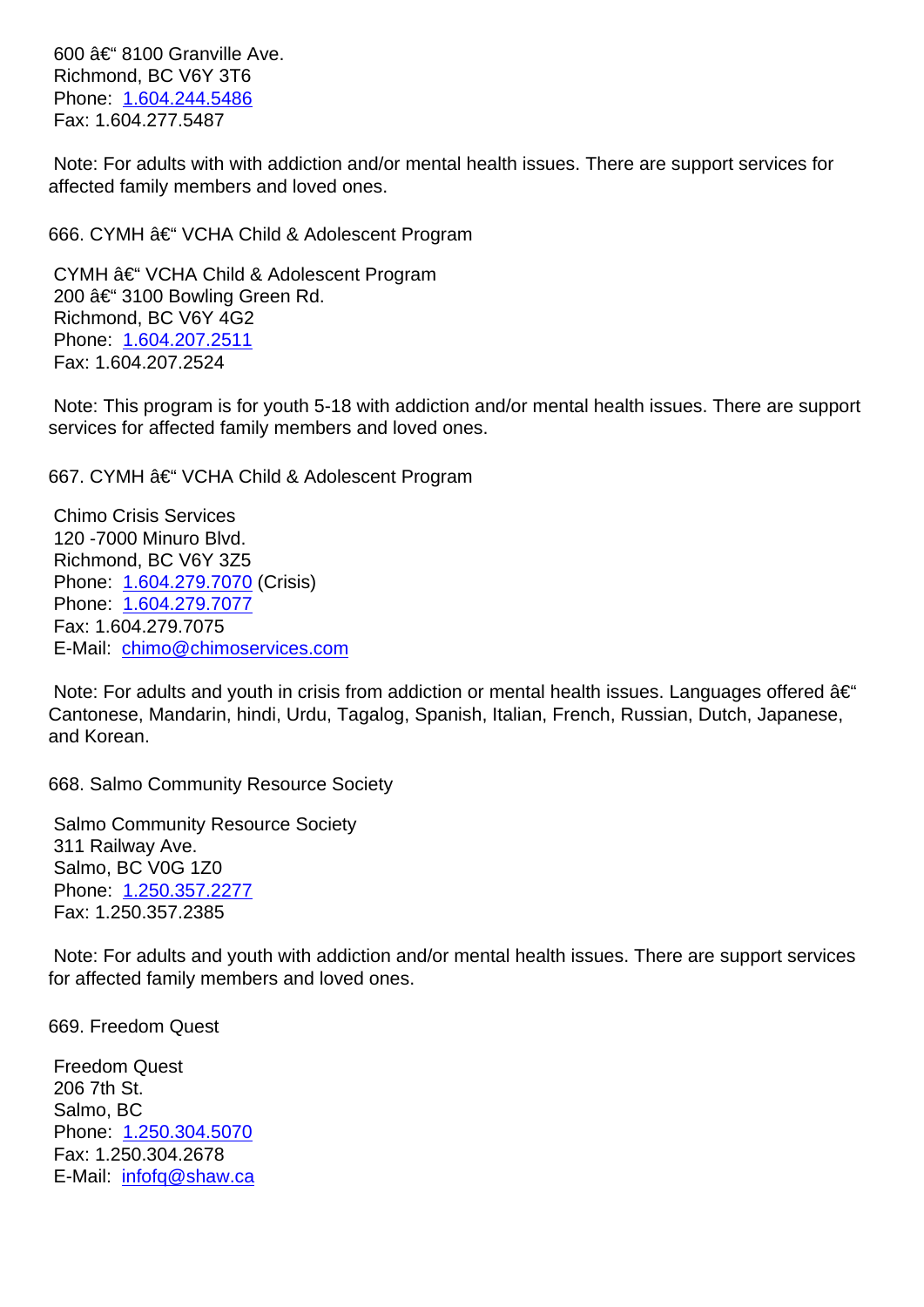600 â€“ 8100 Granville Ave.
Richmond, BC V6Y 3T6
Phone: 1.604.244.5486
Fax: 1.604.277.5487

Note: For adults with with addiction and/or mental health issues. There are support services for affected family members and loved ones.

666. CYMH â€“ VCHA Child & Adolescent Program

CYMH â€“ VCHA Child & Adolescent Program
200 â€“ 3100 Bowling Green Rd.
Richmond, BC V6Y 4G2
Phone: 1.604.207.2511
Fax: 1.604.207.2524

Note: This program is for youth 5-18 with addiction and/or mental health issues. There are support services for affected family members and loved ones.

667. CYMH â€“ VCHA Child & Adolescent Program

Chimo Crisis Services
120 -7000 Minuro Blvd.
Richmond, BC V6Y 3Z5
Phone: 1.604.279.7070 (Crisis)
Phone: 1.604.279.7077
Fax: 1.604.279.7075
E-Mail: chimo@chimoservices.com

Note: For adults and youth in crisis from addiction or mental health issues. Languages offered â€“ Cantonese, Mandarin, hindi, Urdu, Tagalog, Spanish, Italian, French, Russian, Dutch, Japanese, and Korean.

668. Salmo Community Resource Society

Salmo Community Resource Society
311 Railway Ave.
Salmo, BC V0G 1Z0
Phone: 1.250.357.2277
Fax: 1.250.357.2385

Note: For adults and youth with addiction and/or mental health issues. There are support services for affected family members and loved ones.

669. Freedom Quest

Freedom Quest
206 7th St.
Salmo, BC
Phone: 1.250.304.5070
Fax: 1.250.304.2678
E-Mail: infofq@shaw.ca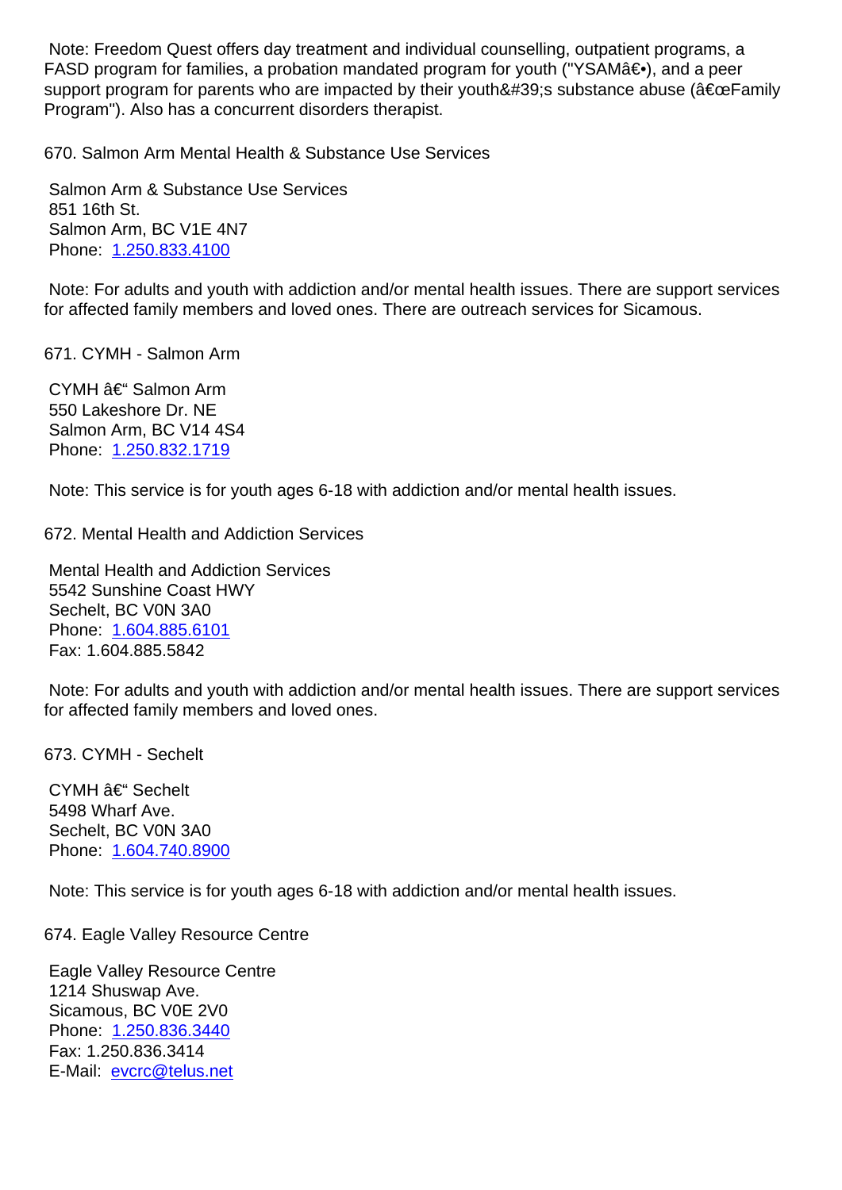Note: Freedom Quest offers day treatment and individual counselling, outpatient programs, a FASD program for families, a probation mandated program for youth ("YSAMâ€•), and a peer support program for parents who are impacted by their youth&#39;s substance abuse (â€œFamily Program"). Also has a concurrent disorders therapist.

670. Salmon Arm Mental Health & Substance Use Services

Salmon Arm & Substance Use Services
851 16th St.
Salmon Arm, BC V1E 4N7
Phone: 1.250.833.4100

Note: For adults and youth with addiction and/or mental health issues. There are support services for affected family members and loved ones. There are outreach services for Sicamous.

671. CYMH - Salmon Arm

CYMH â€“ Salmon Arm
550 Lakeshore Dr. NE
Salmon Arm, BC V14 4S4
Phone: 1.250.832.1719

Note: This service is for youth ages 6-18 with addiction and/or mental health issues.

672. Mental Health and Addiction Services

Mental Health and Addiction Services
5542 Sunshine Coast HWY
Sechelt, BC V0N 3A0
Phone: 1.604.885.6101
Fax: 1.604.885.5842

Note: For adults and youth with addiction and/or mental health issues. There are support services for affected family members and loved ones.

673. CYMH - Sechelt

CYMH â€“ Sechelt
5498 Wharf Ave.
Sechelt, BC V0N 3A0
Phone: 1.604.740.8900

Note: This service is for youth ages 6-18 with addiction and/or mental health issues.

674. Eagle Valley Resource Centre

Eagle Valley Resource Centre
1214 Shuswap Ave.
Sicamous, BC V0E 2V0
Phone: 1.250.836.3440
Fax: 1.250.836.3414
E-Mail: evcrc@telus.net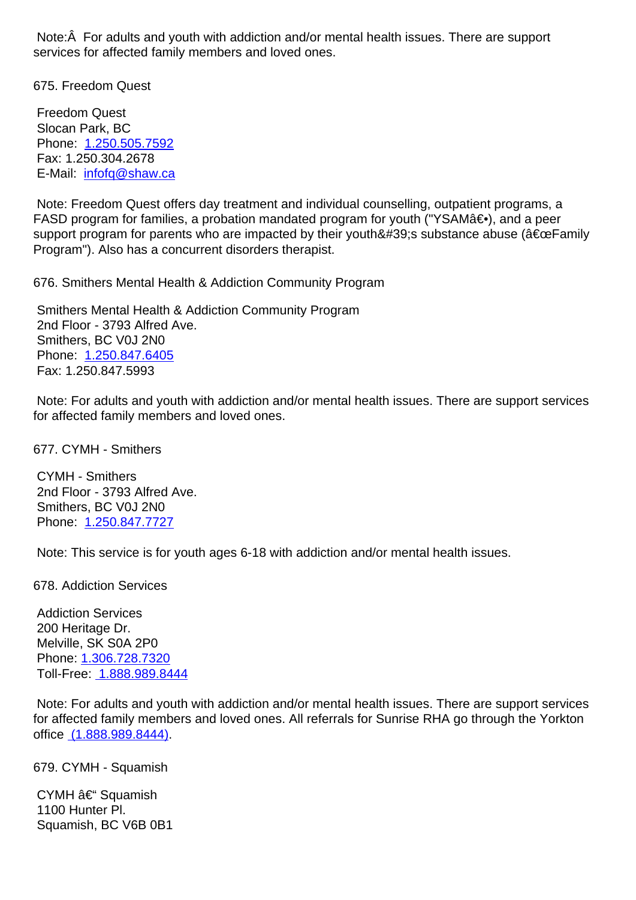Note:Â  For adults and youth with addiction and/or mental health issues. There are support services for affected family members and loved ones.

675. Freedom Quest

Freedom Quest
Slocan Park, BC
Phone: 1.250.505.7592
Fax: 1.250.304.2678
E-Mail: infofq@shaw.ca

Note: Freedom Quest offers day treatment and individual counselling, outpatient programs, a FASD program for families, a probation mandated program for youth ("YSAMâ€•), and a peer support program for parents who are impacted by their youth&#39;s substance abuse (â€œFamily Program"). Also has a concurrent disorders therapist.

676. Smithers Mental Health & Addiction Community Program

Smithers Mental Health & Addiction Community Program
2nd Floor - 3793 Alfred Ave.
Smithers, BC V0J 2N0
Phone: 1.250.847.6405
Fax: 1.250.847.5993

Note: For adults and youth with addiction and/or mental health issues. There are support services for affected family members and loved ones.

677. CYMH - Smithers

CYMH - Smithers
2nd Floor - 3793 Alfred Ave.
Smithers, BC V0J 2N0
Phone: 1.250.847.7727

Note: This service is for youth ages 6-18 with addiction and/or mental health issues.

678. Addiction Services

Addiction Services
200 Heritage Dr.
Melville, SK S0A 2P0
Phone: 1.306.728.7320
Toll-Free: 1.888.989.8444

Note: For adults and youth with addiction and/or mental health issues. There are support services for affected family members and loved ones. All referrals for Sunrise RHA go through the Yorkton office (1.888.989.8444).

679. CYMH - Squamish

CYMH â€“ Squamish
1100 Hunter Pl.
Squamish, BC V6B 0B1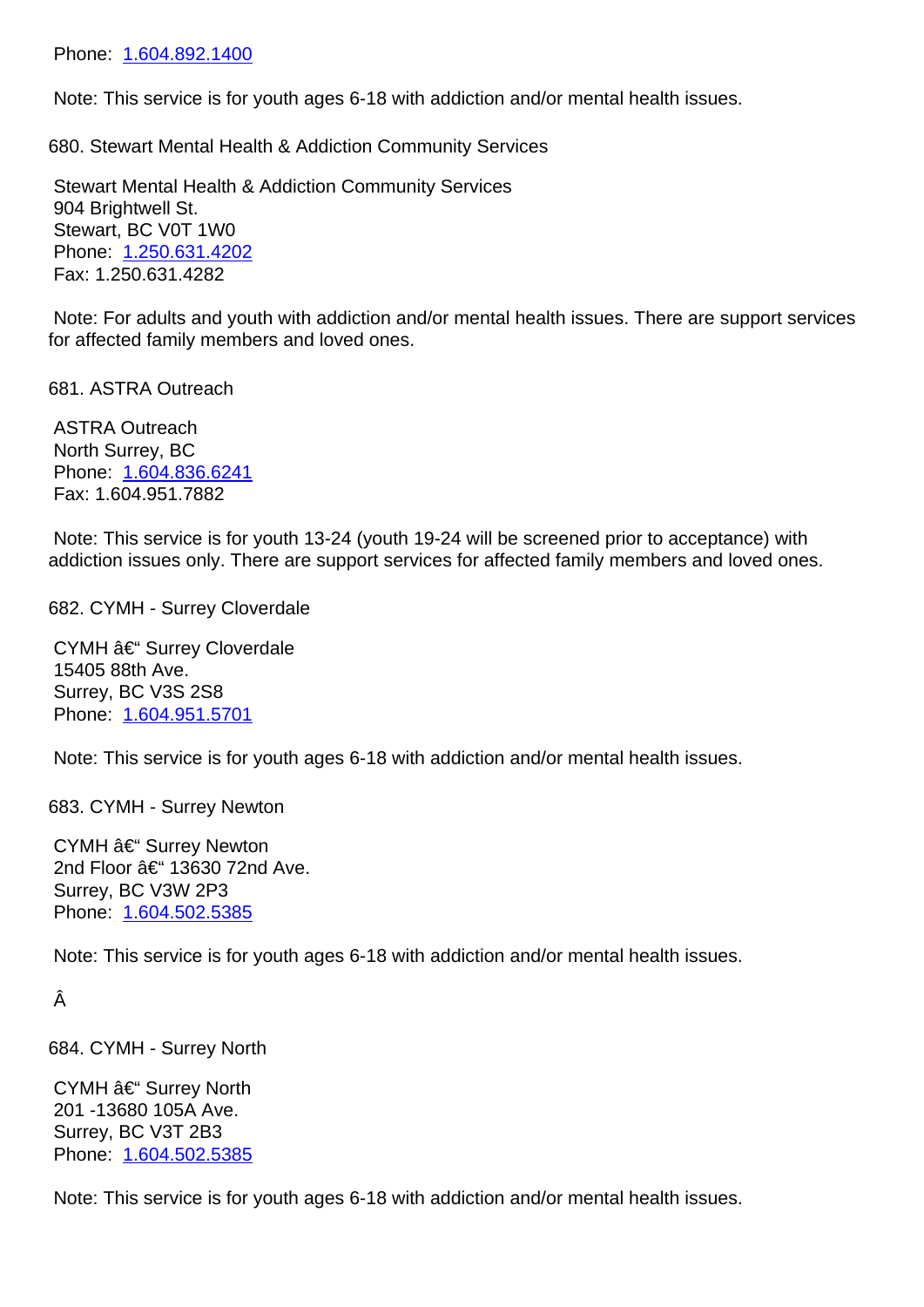Phone: 1.604.892.1400

Note: This service is for youth ages 6-18 with addiction and/or mental health issues.

680. Stewart Mental Health & Addiction Community Services

Stewart Mental Health & Addiction Community Services
904 Brightwell St.
Stewart, BC V0T 1W0
Phone: 1.250.631.4202
Fax: 1.250.631.4282

Note: For adults and youth with addiction and/or mental health issues. There are support services for affected family members and loved ones.

681. ASTRA Outreach

ASTRA Outreach
North Surrey, BC
Phone: 1.604.836.6241
Fax: 1.604.951.7882

Note: This service is for youth 13-24 (youth 19-24 will be screened prior to acceptance) with addiction issues only. There are support services for affected family members and loved ones.

682. CYMH - Surrey Cloverdale

CYMH â€“ Surrey Cloverdale
15405 88th Ave.
Surrey, BC V3S 2S8
Phone: 1.604.951.5701

Note: This service is for youth ages 6-18 with addiction and/or mental health issues.

683. CYMH - Surrey Newton

CYMH â€“ Surrey Newton
2nd Floor â€“ 13630 72nd Ave.
Surrey, BC V3W 2P3
Phone: 1.604.502.5385

Note: This service is for youth ages 6-18 with addiction and/or mental health issues.

Â

684. CYMH - Surrey North

CYMH â€“ Surrey North
201 -13680 105A Ave.
Surrey, BC V3T 2B3
Phone: 1.604.502.5385

Note: This service is for youth ages 6-18 with addiction and/or mental health issues.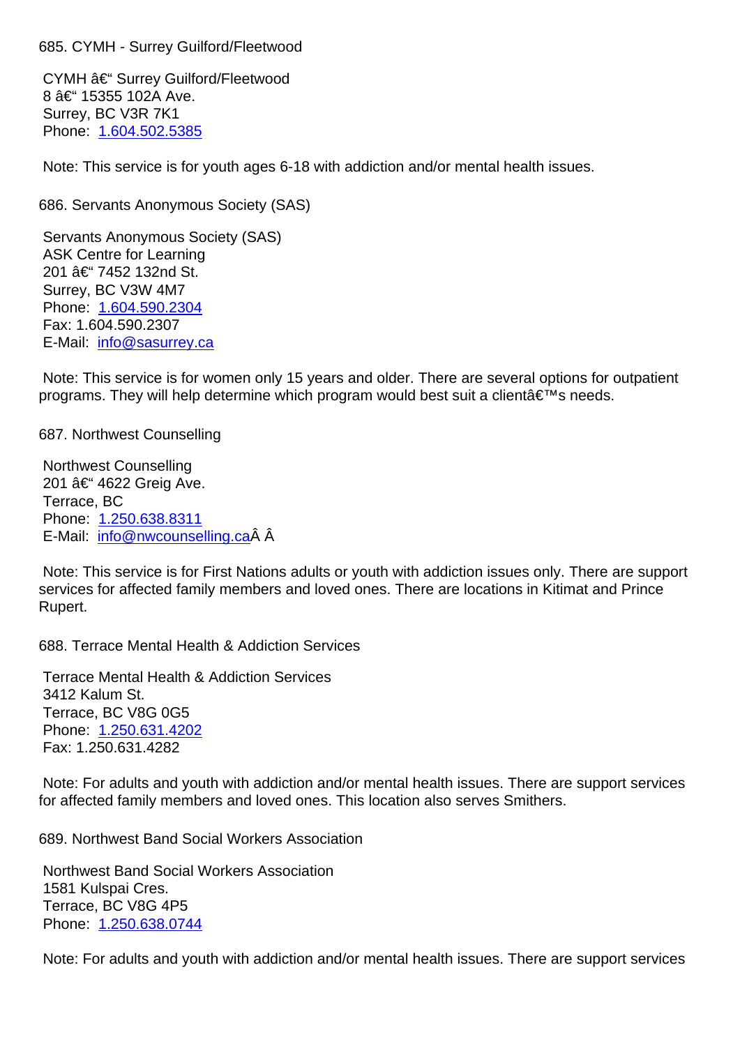685. CYMH - Surrey Guilford/Fleetwood

CYMH â€“ Surrey Guilford/Fleetwood
8 â€“ 15355 102A Ave.
Surrey, BC V3R 7K1
Phone: 1.604.502.5385

Note: This service is for youth ages 6-18 with addiction and/or mental health issues.

686. Servants Anonymous Society (SAS)

Servants Anonymous Society (SAS)
ASK Centre for Learning
201 â€“ 7452 132nd St.
Surrey, BC V3W 4M7
Phone: 1.604.590.2304
Fax: 1.604.590.2307
E-Mail: info@sasurrey.ca

Note: This service is for women only 15 years and older. There are several options for outpatient programs. They will help determine which program would best suit a clientâ€™s needs.

687. Northwest Counselling

Northwest Counselling
201 â€“ 4622 Greig Ave.
Terrace, BC
Phone: 1.250.638.8311
E-Mail: info@nwcounselling.caÂ Â

Note: This service is for First Nations adults or youth with addiction issues only. There are support services for affected family members and loved ones. There are locations in Kitimat and Prince Rupert.

688. Terrace Mental Health & Addiction Services

Terrace Mental Health & Addiction Services
3412 Kalum St.
Terrace, BC V8G 0G5
Phone: 1.250.631.4202
Fax: 1.250.631.4282

Note: For adults and youth with addiction and/or mental health issues. There are support services for affected family members and loved ones. This location also serves Smithers.

689. Northwest Band Social Workers Association

Northwest Band Social Workers Association
1581 Kulspai Cres.
Terrace, BC V8G 4P5
Phone: 1.250.638.0744

Note: For adults and youth with addiction and/or mental health issues. There are support services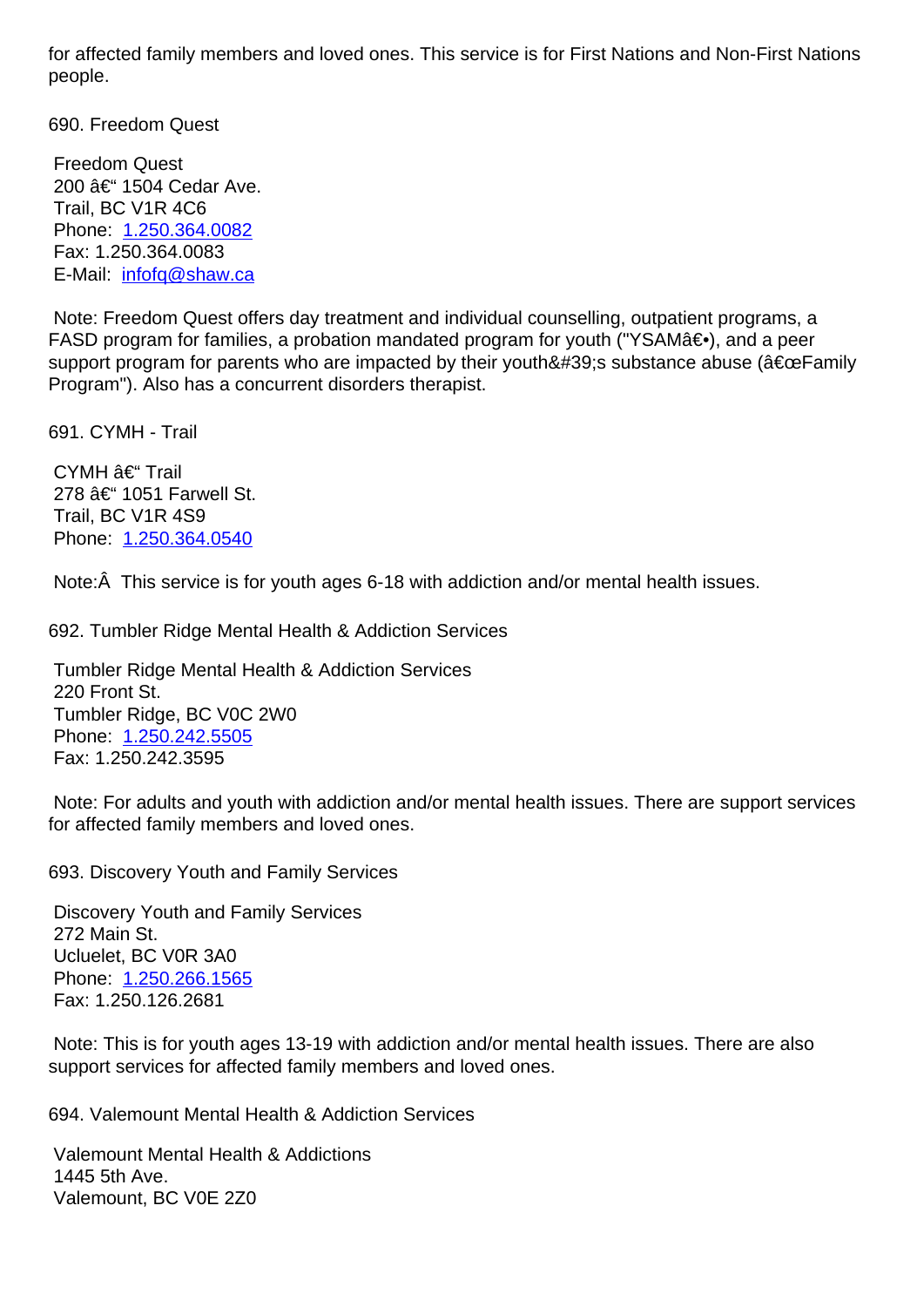for affected family members and loved ones. This service is for First Nations and Non-First Nations people.

690. Freedom Quest

Freedom Quest
200 â€“ 1504 Cedar Ave.
Trail, BC V1R 4C6
Phone: 1.250.364.0082
Fax: 1.250.364.0083
E-Mail: infofq@shaw.ca

Note: Freedom Quest offers day treatment and individual counselling, outpatient programs, a FASD program for families, a probation mandated program for youth ("YSAMâ€•), and a peer support program for parents who are impacted by their youth&#39;s substance abuse (â€œFamily Program"). Also has a concurrent disorders therapist.

691. CYMH - Trail

CYMH â€“ Trail
278 â€“ 1051 Farwell St.
Trail, BC V1R 4S9
Phone: 1.250.364.0540

Note:Â  This service is for youth ages 6-18 with addiction and/or mental health issues.

692. Tumbler Ridge Mental Health & Addiction Services

Tumbler Ridge Mental Health & Addiction Services
220 Front St.
Tumbler Ridge, BC V0C 2W0
Phone: 1.250.242.5505
Fax: 1.250.242.3595

Note: For adults and youth with addiction and/or mental health issues. There are support services for affected family members and loved ones.

693. Discovery Youth and Family Services

Discovery Youth and Family Services
272 Main St.
Ucluelet, BC V0R 3A0
Phone: 1.250.266.1565
Fax: 1.250.126.2681

Note: This is for youth ages 13-19 with addiction and/or mental health issues. There are also support services for affected family members and loved ones.

694. Valemount Mental Health & Addiction Services

Valemount Mental Health & Addictions
1445 5th Ave.
Valemount, BC V0E 2Z0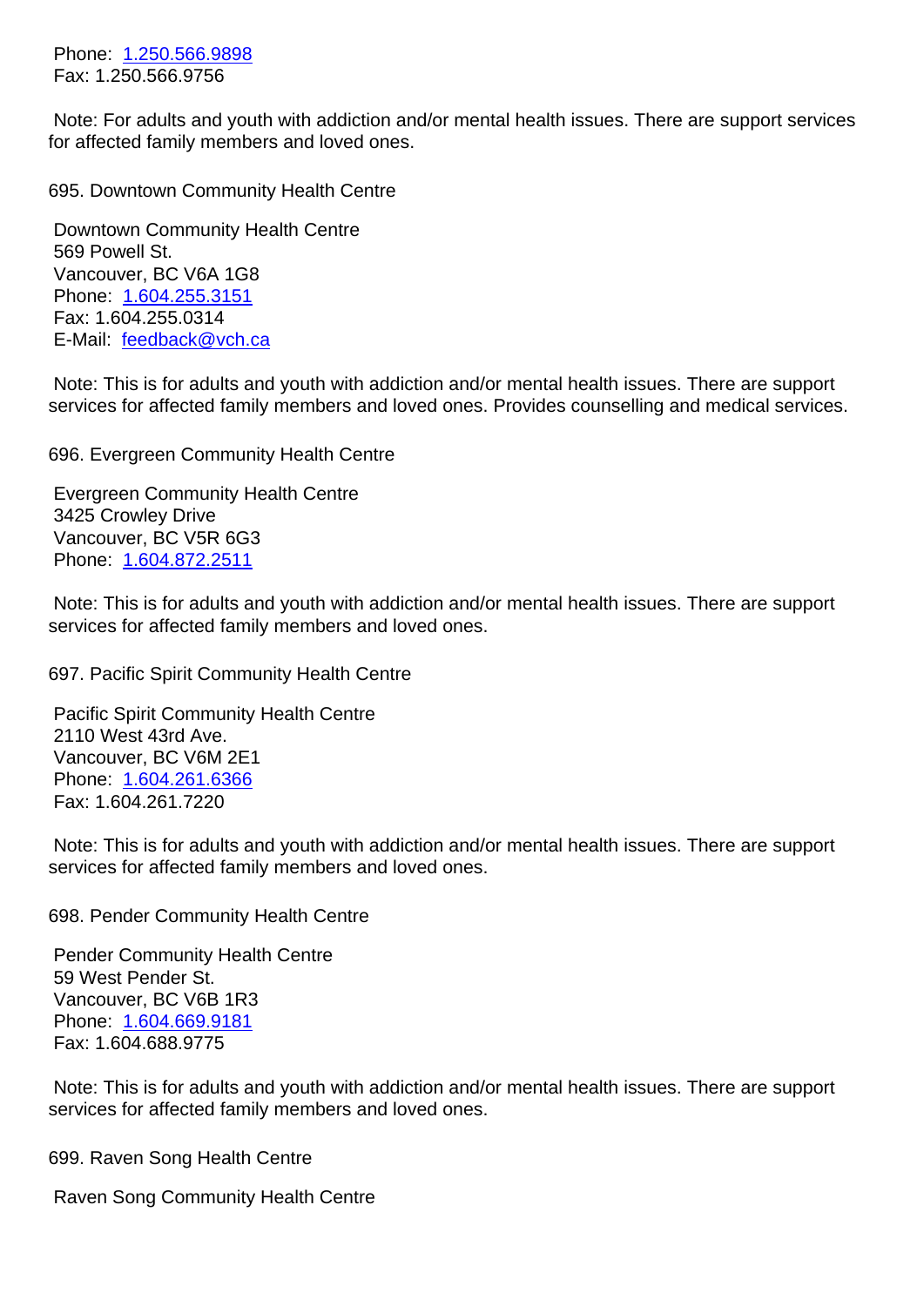Phone: 1.250.566.9898
Fax: 1.250.566.9756

Note: For adults and youth with addiction and/or mental health issues. There are support services for affected family members and loved ones.

695. Downtown Community Health Centre

Downtown Community Health Centre
569 Powell St.
Vancouver, BC V6A 1G8
Phone: 1.604.255.3151
Fax: 1.604.255.0314
E-Mail: feedback@vch.ca

Note: This is for adults and youth with addiction and/or mental health issues. There are support services for affected family members and loved ones. Provides counselling and medical services.

696. Evergreen Community Health Centre

Evergreen Community Health Centre
3425 Crowley Drive
Vancouver, BC V5R 6G3
Phone: 1.604.872.2511

Note: This is for adults and youth with addiction and/or mental health issues. There are support services for affected family members and loved ones.

697. Pacific Spirit Community Health Centre

Pacific Spirit Community Health Centre
2110 West 43rd Ave.
Vancouver, BC V6M 2E1
Phone: 1.604.261.6366
Fax: 1.604.261.7220

Note: This is for adults and youth with addiction and/or mental health issues. There are support services for affected family members and loved ones.

698. Pender Community Health Centre

Pender Community Health Centre
59 West Pender St.
Vancouver, BC V6B 1R3
Phone: 1.604.669.9181
Fax: 1.604.688.9775

Note: This is for adults and youth with addiction and/or mental health issues. There are support services for affected family members and loved ones.

699. Raven Song Health Centre

Raven Song Community Health Centre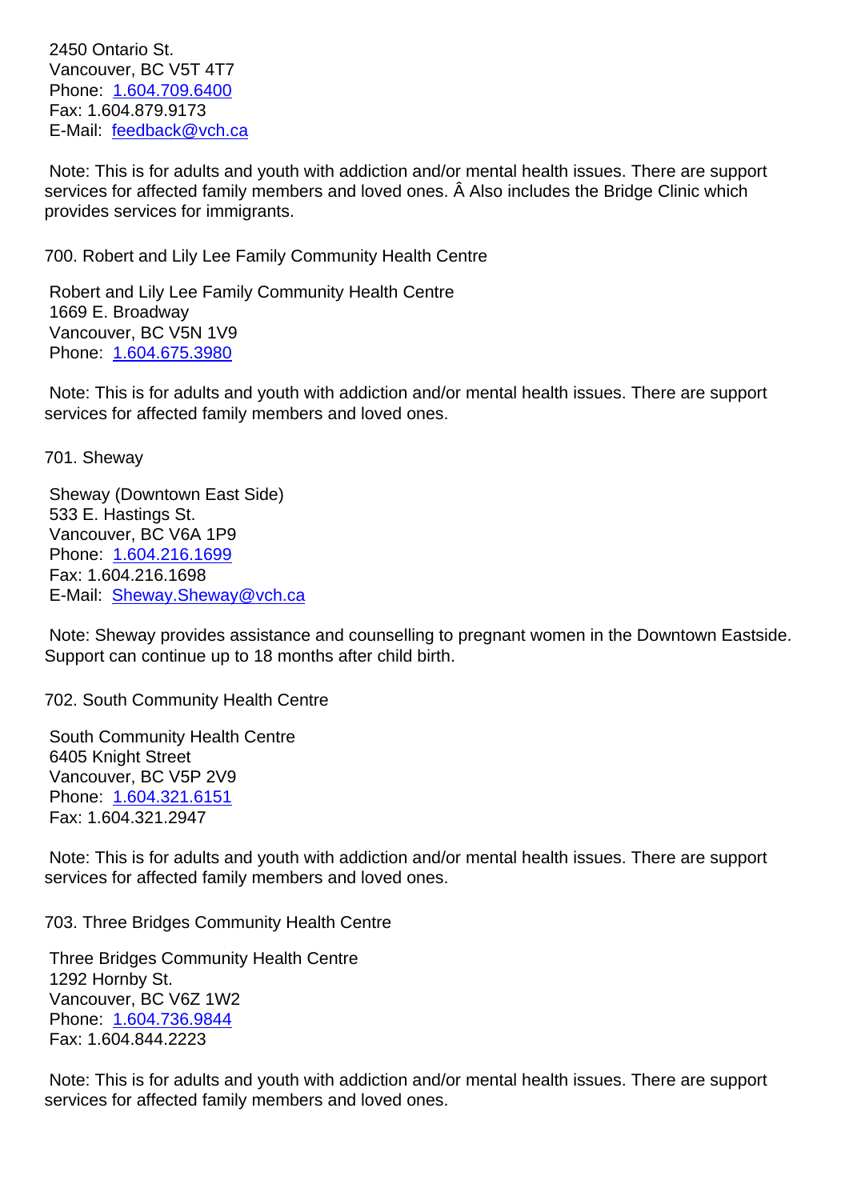2450 Ontario St.
Vancouver, BC V5T 4T7
Phone: 1.604.709.6400
Fax: 1.604.879.9173
E-Mail: feedback@vch.ca

Note: This is for adults and youth with addiction and/or mental health issues. There are support services for affected family members and loved ones. Â Also includes the Bridge Clinic which provides services for immigrants.

700. Robert and Lily Lee Family Community Health Centre

Robert and Lily Lee Family Community Health Centre
1669 E. Broadway
Vancouver, BC V5N 1V9
Phone: 1.604.675.3980

Note: This is for adults and youth with addiction and/or mental health issues. There are support services for affected family members and loved ones.

701. Sheway

Sheway (Downtown East Side)
533 E. Hastings St.
Vancouver, BC V6A 1P9
Phone: 1.604.216.1699
Fax: 1.604.216.1698
E-Mail: Sheway.Sheway@vch.ca

Note: Sheway provides assistance and counselling to pregnant women in the Downtown Eastside. Support can continue up to 18 months after child birth.

702. South Community Health Centre

South Community Health Centre
6405 Knight Street
Vancouver, BC V5P 2V9
Phone: 1.604.321.6151
Fax: 1.604.321.2947

Note: This is for adults and youth with addiction and/or mental health issues. There are support services for affected family members and loved ones.

703. Three Bridges Community Health Centre

Three Bridges Community Health Centre
1292 Hornby St.
Vancouver, BC V6Z 1W2
Phone: 1.604.736.9844
Fax: 1.604.844.2223

Note: This is for adults and youth with addiction and/or mental health issues. There are support services for affected family members and loved ones.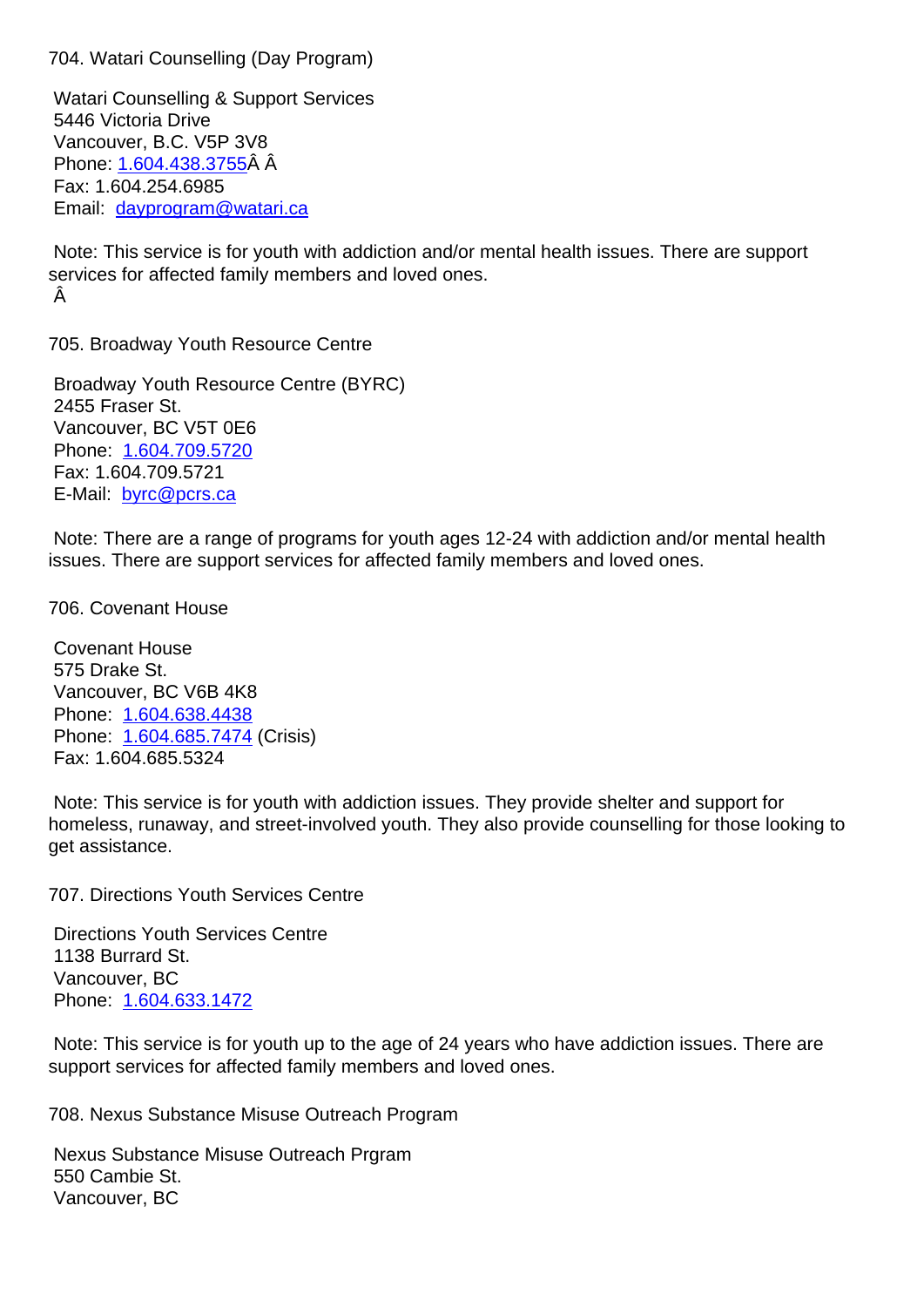704. Watari Counselling (Day Program)

Watari Counselling & Support Services
5446 Victoria Drive
Vancouver, B.C. V5P 3V8
Phone: 1.604.438.3755Â Â
Fax: 1.604.254.6985
Email: dayprogram@watari.ca

Note: This service is for youth with addiction and/or mental health issues. There are support services for affected family members and loved ones.
Â

705. Broadway Youth Resource Centre

Broadway Youth Resource Centre (BYRC)
2455 Fraser St.
Vancouver, BC V5T 0E6
Phone: 1.604.709.5720
Fax: 1.604.709.5721
E-Mail: byrc@pcrs.ca

Note: There are a range of programs for youth ages 12-24 with addiction and/or mental health issues. There are support services for affected family members and loved ones.

706. Covenant House

Covenant House
575 Drake St.
Vancouver, BC V6B 4K8
Phone: 1.604.638.4438
Phone: 1.604.685.7474 (Crisis)
Fax: 1.604.685.5324

Note: This service is for youth with addiction issues. They provide shelter and support for homeless, runaway, and street-involved youth. They also provide counselling for those looking to get assistance.

707. Directions Youth Services Centre

Directions Youth Services Centre
1138 Burrard St.
Vancouver, BC
Phone: 1.604.633.1472

Note: This service is for youth up to the age of 24 years who have addiction issues. There are support services for affected family members and loved ones.

708. Nexus Substance Misuse Outreach Program

Nexus Substance Misuse Outreach Prgram
550 Cambie St.
Vancouver, BC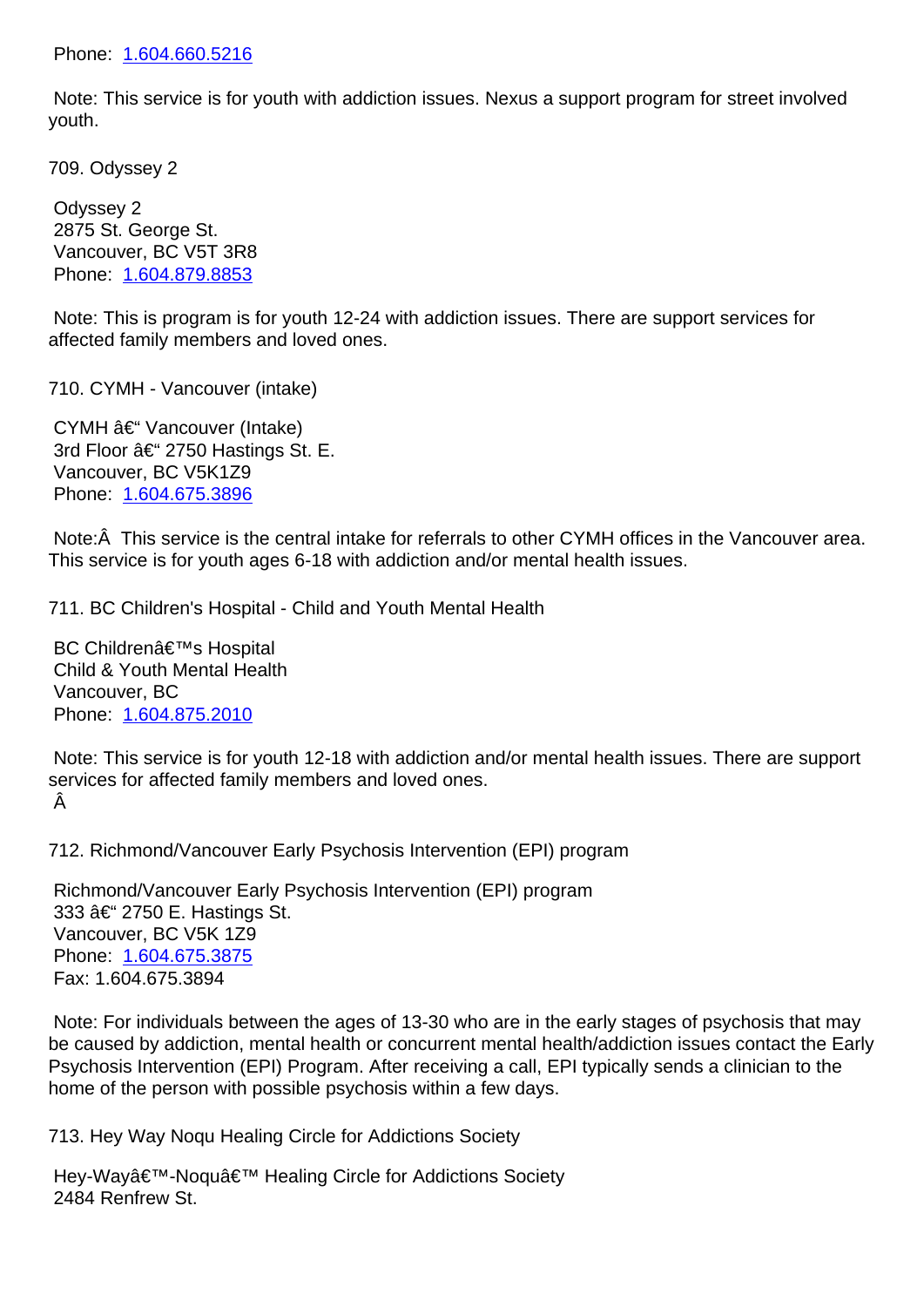Phone: 1.604.660.5216

Note: This service is for youth with addiction issues. Nexus a support program for street involved youth.

709. Odyssey 2

Odyssey 2
2875 St. George St.
Vancouver, BC V5T 3R8
Phone: 1.604.879.8853

Note: This is program is for youth 12-24 with addiction issues. There are support services for affected family members and loved ones.

710. CYMH - Vancouver (intake)

CYMH â€“ Vancouver (Intake)
3rd Floor â€“ 2750 Hastings St. E.
Vancouver, BC V5K1Z9
Phone: 1.604.675.3896

Note:Â  This service is the central intake for referrals to other CYMH offices in the Vancouver area. This service is for youth ages 6-18 with addiction and/or mental health issues.

711. BC Children's Hospital - Child and Youth Mental Health

BC Childrenâ€™s Hospital
Child & Youth Mental Health
Vancouver, BC
Phone: 1.604.875.2010

Note: This service is for youth 12-18 with addiction and/or mental health issues. There are support services for affected family members and loved ones.
Â

712. Richmond/Vancouver Early Psychosis Intervention (EPI) program

Richmond/Vancouver Early Psychosis Intervention (EPI) program
333 â€“ 2750 E. Hastings St.
Vancouver, BC V5K 1Z9
Phone: 1.604.675.3875
Fax: 1.604.675.3894

Note: For individuals between the ages of 13-30 who are in the early stages of psychosis that may be caused by addiction, mental health or concurrent mental health/addiction issues contact the Early Psychosis Intervention (EPI) Program. After receiving a call, EPI typically sends a clinician to the home of the person with possible psychosis within a few days.

713. Hey Way Noqu Healing Circle for Addictions Society

Hey-Wayâ€™-Noquâ€™ Healing Circle for Addictions Society
2484 Renfrew St.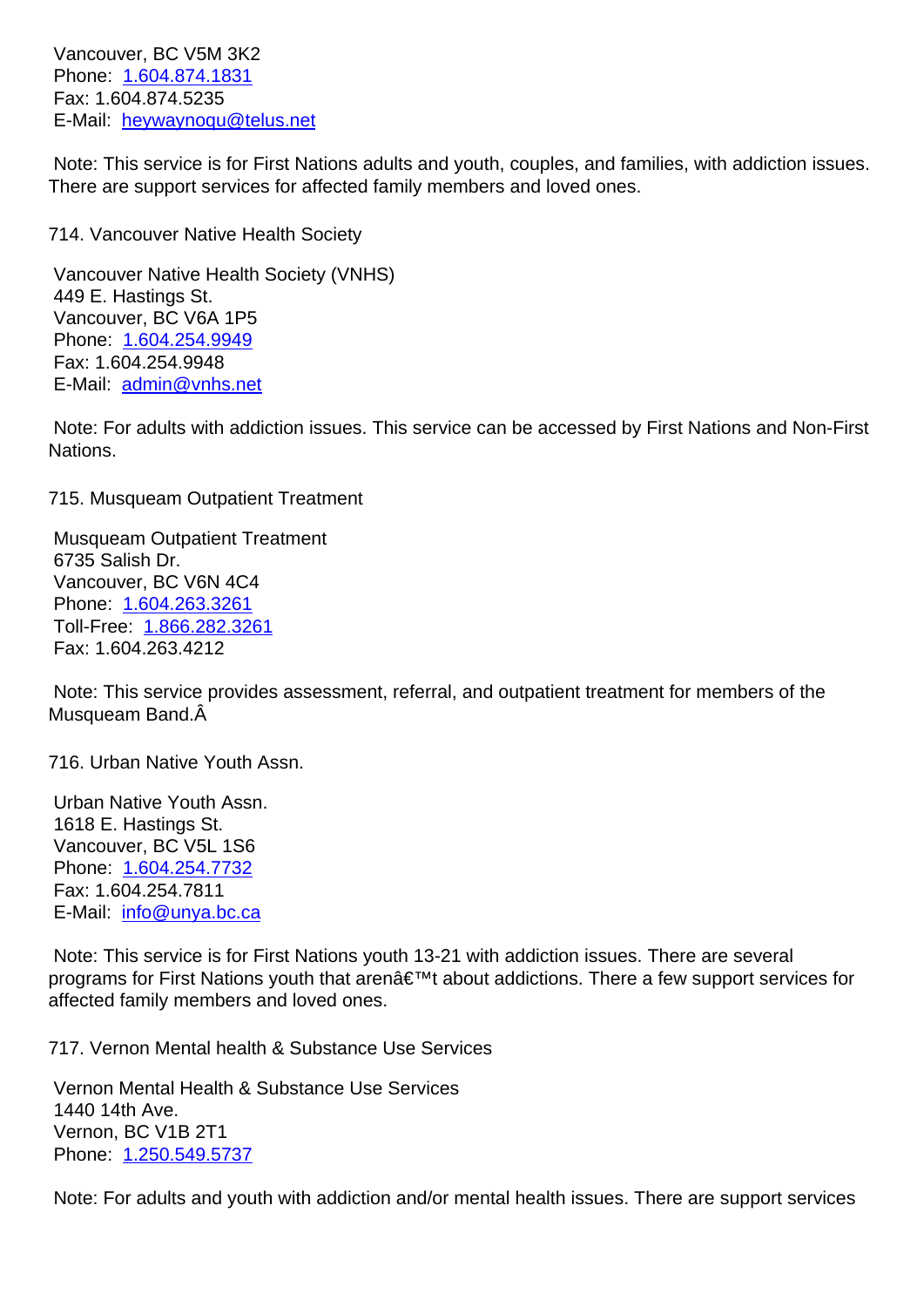Vancouver, BC V5M 3K2
Phone: 1.604.874.1831
Fax: 1.604.874.5235
E-Mail: heywaynoqu@telus.net

Note: This service is for First Nations adults and youth, couples, and families, with addiction issues. There are support services for affected family members and loved ones.

714. Vancouver Native Health Society

Vancouver Native Health Society (VNHS)
449 E. Hastings St.
Vancouver, BC V6A 1P5
Phone: 1.604.254.9949
Fax: 1.604.254.9948
E-Mail: admin@vnhs.net

Note: For adults with addiction issues. This service can be accessed by First Nations and Non-First Nations.

715. Musqueam Outpatient Treatment

Musqueam Outpatient Treatment
6735 Salish Dr.
Vancouver, BC V6N 4C4
Phone: 1.604.263.3261
Toll-Free: 1.866.282.3261
Fax: 1.604.263.4212

Note: This service provides assessment, referral, and outpatient treatment for members of the Musqueam Band.Â

716. Urban Native Youth Assn.

Urban Native Youth Assn.
1618 E. Hastings St.
Vancouver, BC V5L 1S6
Phone: 1.604.254.7732
Fax: 1.604.254.7811
E-Mail: info@unya.bc.ca

Note: This service is for First Nations youth 13-21 with addiction issues. There are several programs for First Nations youth that arenâ€™t about addictions. There a few support services for affected family members and loved ones.

717. Vernon Mental health & Substance Use Services

Vernon Mental Health & Substance Use Services
1440 14th Ave.
Vernon, BC V1B 2T1
Phone: 1.250.549.5737

Note: For adults and youth with addiction and/or mental health issues. There are support services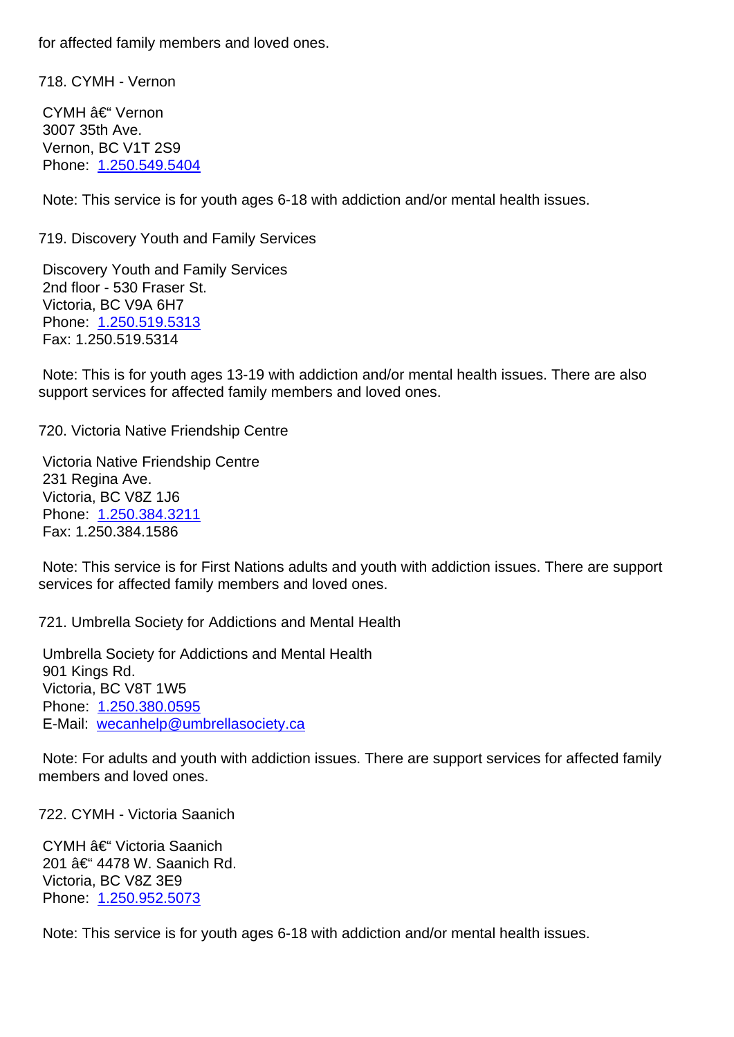for affected family members and loved ones.

718. CYMH - Vernon

CYMH â€“ Vernon
3007 35th Ave.
Vernon, BC V1T 2S9
Phone: 1.250.549.5404

Note: This service is for youth ages 6-18 with addiction and/or mental health issues.

719. Discovery Youth and Family Services

Discovery Youth and Family Services
2nd floor - 530 Fraser St.
Victoria, BC V9A 6H7
Phone: 1.250.519.5313
Fax: 1.250.519.5314

Note: This is for youth ages 13-19 with addiction and/or mental health issues. There are also support services for affected family members and loved ones.

720. Victoria Native Friendship Centre

Victoria Native Friendship Centre
231 Regina Ave.
Victoria, BC V8Z 1J6
Phone: 1.250.384.3211
Fax: 1.250.384.1586

Note: This service is for First Nations adults and youth with addiction issues. There are support services for affected family members and loved ones.

721. Umbrella Society for Addictions and Mental Health

Umbrella Society for Addictions and Mental Health
901 Kings Rd.
Victoria, BC V8T 1W5
Phone: 1.250.380.0595
E-Mail: wecanhelp@umbrellasociety.ca

Note: For adults and youth with addiction issues. There are support services for affected family members and loved ones.

722. CYMH - Victoria Saanich

CYMH â€“ Victoria Saanich
201 â€“ 4478 W. Saanich Rd.
Victoria, BC V8Z 3E9
Phone: 1.250.952.5073

Note: This service is for youth ages 6-18 with addiction and/or mental health issues.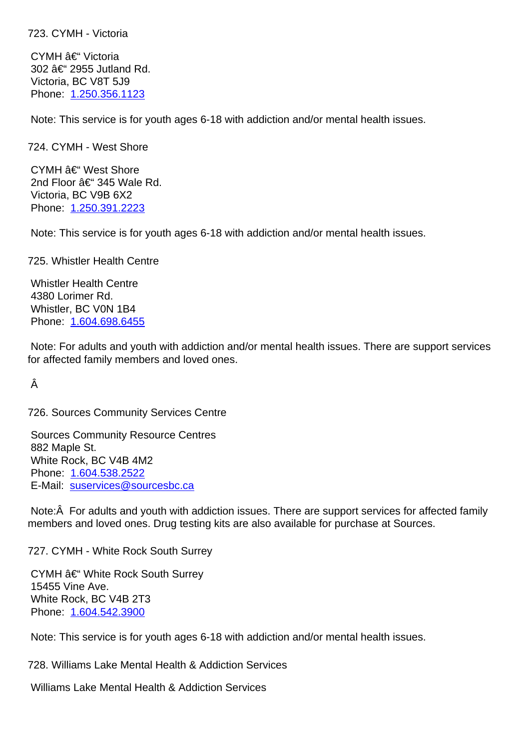723. CYMH - Victoria

CYMH â€“ Victoria
302 â€“ 2955 Jutland Rd.
Victoria, BC V8T 5J9
Phone: 1.250.356.1123

Note: This service is for youth ages 6-18 with addiction and/or mental health issues.

724. CYMH - West Shore

CYMH â€“ West Shore
2nd Floor â€“ 345 Wale Rd.
Victoria, BC V9B 6X2
Phone: 1.250.391.2223

Note: This service is for youth ages 6-18 with addiction and/or mental health issues.

725. Whistler Health Centre

Whistler Health Centre
4380 Lorimer Rd.
Whistler, BC V0N 1B4
Phone: 1.604.698.6455

Note: For adults and youth with addiction and/or mental health issues. There are support services for affected family members and loved ones.

Â

726. Sources Community Services Centre

Sources Community Resource Centres
882 Maple St.
White Rock, BC V4B 4M2
Phone: 1.604.538.2522
E-Mail: suservices@sourcesbc.ca

Note:Â  For adults and youth with addiction issues. There are support services for affected family members and loved ones. Drug testing kits are also available for purchase at Sources.

727. CYMH - White Rock South Surrey

CYMH â€“ White Rock South Surrey
15455 Vine Ave.
White Rock, BC V4B 2T3
Phone: 1.604.542.3900

Note: This service is for youth ages 6-18 with addiction and/or mental health issues.

728. Williams Lake Mental Health & Addiction Services

Williams Lake Mental Health & Addiction Services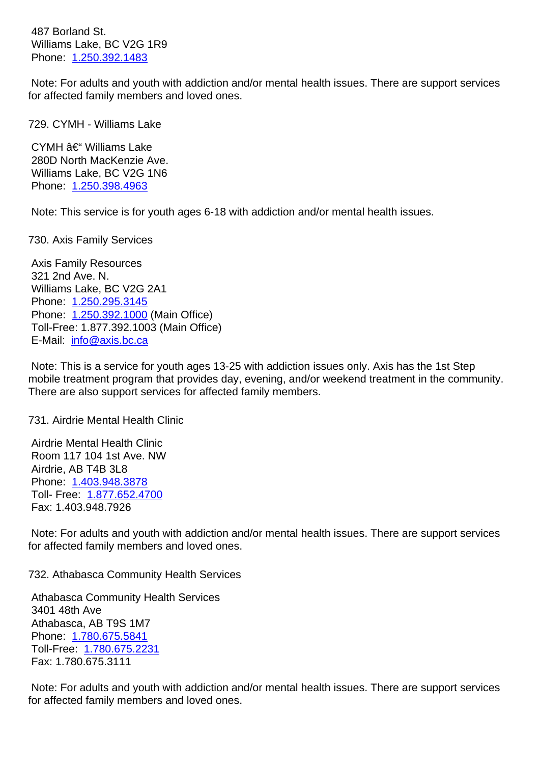487 Borland St.
Williams Lake, BC V2G 1R9
Phone: 1.250.392.1483

Note: For adults and youth with addiction and/or mental health issues. There are support services for affected family members and loved ones.

729. CYMH - Williams Lake

CYMH â€“ Williams Lake
280D North MacKenzie Ave.
Williams Lake, BC V2G 1N6
Phone: 1.250.398.4963

Note: This service is for youth ages 6-18 with addiction and/or mental health issues.

730. Axis Family Services

Axis Family Resources
321 2nd Ave. N.
Williams Lake, BC V2G 2A1
Phone: 1.250.295.3145
Phone: 1.250.392.1000 (Main Office)
Toll-Free: 1.877.392.1003 (Main Office)
E-Mail: info@axis.bc.ca

Note: This is a service for youth ages 13-25 with addiction issues only. Axis has the 1st Step mobile treatment program that provides day, evening, and/or weekend treatment in the community. There are also support services for affected family members.

731. Airdrie Mental Health Clinic

Airdrie Mental Health Clinic
Room 117 104 1st Ave. NW
Airdrie, AB T4B 3L8
Phone: 1.403.948.3878
Toll- Free: 1.877.652.4700
Fax: 1.403.948.7926

Note: For adults and youth with addiction and/or mental health issues. There are support services for affected family members and loved ones.

732. Athabasca Community Health Services

Athabasca Community Health Services
3401 48th Ave
Athabasca, AB T9S 1M7
Phone: 1.780.675.5841
Toll-Free: 1.780.675.2231
Fax: 1.780.675.3111

Note: For adults and youth with addiction and/or mental health issues. There are support services for affected family members and loved ones.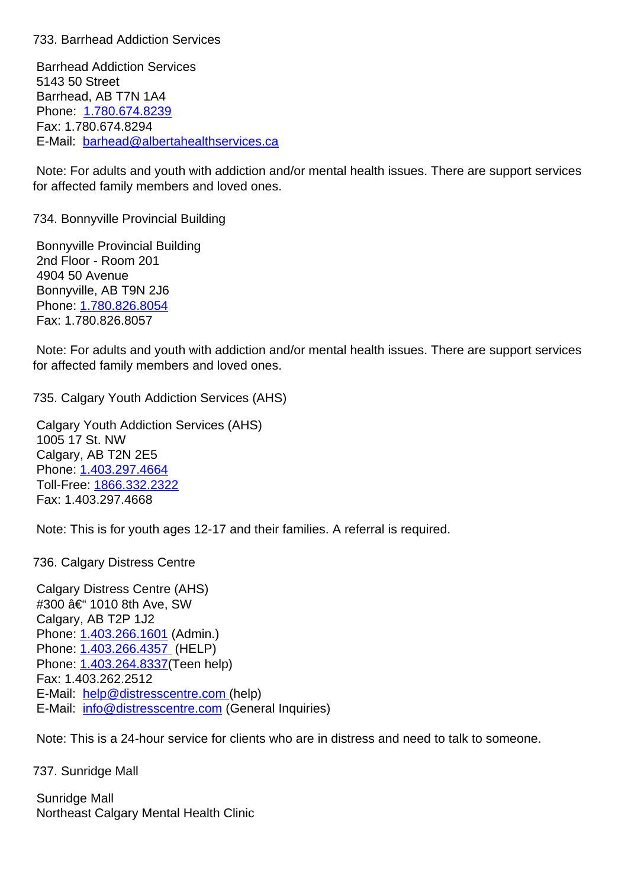733. Barrhead Addiction Services

Barrhead Addiction Services
5143 50 Street
Barrhead, AB T7N 1A4
Phone: 1.780.674.8239
Fax: 1.780.674.8294
E-Mail: barhead@albertahealthservices.ca

Note: For adults and youth with addiction and/or mental health issues. There are support services for affected family members and loved ones.

734. Bonnyville Provincial Building

Bonnyville Provincial Building
2nd Floor - Room 201
4904 50 Avenue
Bonnyville, AB T9N 2J6
Phone: 1.780.826.8054
Fax: 1.780.826.8057

Note: For adults and youth with addiction and/or mental health issues. There are support services for affected family members and loved ones.

735. Calgary Youth Addiction Services (AHS)

Calgary Youth Addiction Services (AHS)
1005 17 St. NW
Calgary, AB T2N 2E5
Phone: 1.403.297.4664
Toll-Free: 1866.332.2322
Fax: 1.403.297.4668

Note: This is for youth ages 12-17 and their families. A referral is required.

736. Calgary Distress Centre

Calgary Distress Centre (AHS)
#300 â€“ 1010 8th Ave, SW
Calgary, AB T2P 1J2
Phone: 1.403.266.1601 (Admin.)
Phone: 1.403.266.4357 (HELP)
Phone: 1.403.264.8337(Teen help)
Fax: 1.403.262.2512
E-Mail: help@distresscentre.com (help)
E-Mail: info@distresscentre.com (General Inquiries)

Note: This is a 24-hour service for clients who are in distress and need to talk to someone.

737. Sunridge Mall

Sunridge Mall
Northeast Calgary Mental Health Clinic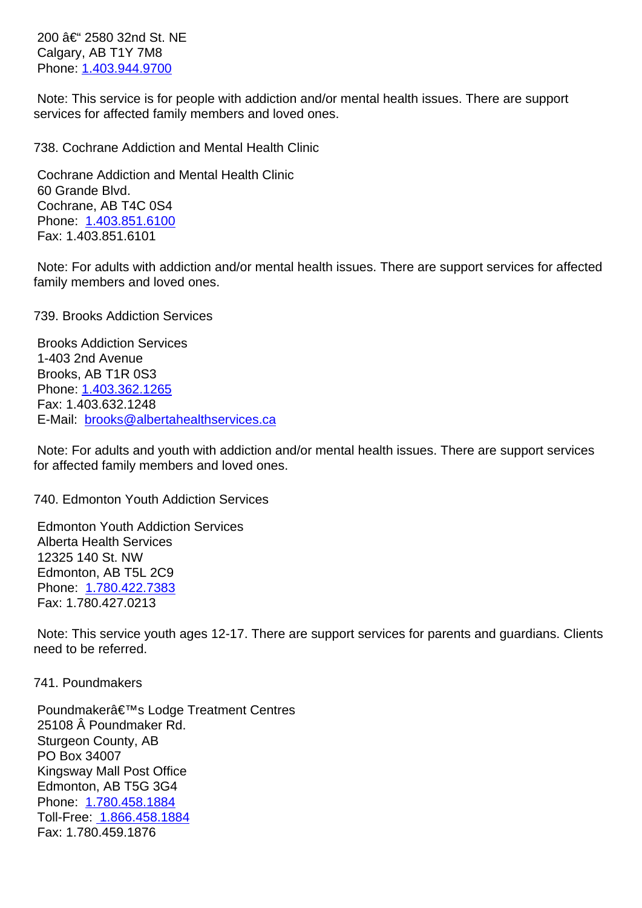200 â€“ 2580 32nd St. NE
Calgary, AB T1Y 7M8
Phone: 1.403.944.9700

Note: This service is for people with addiction and/or mental health issues. There are support services for affected family members and loved ones.

738. Cochrane Addiction and Mental Health Clinic

Cochrane Addiction and Mental Health Clinic
60 Grande Blvd.
Cochrane, AB T4C 0S4
Phone: 1.403.851.6100
Fax: 1.403.851.6101

Note: For adults with addiction and/or mental health issues. There are support services for affected family members and loved ones.

739. Brooks Addiction Services

Brooks Addiction Services
1-403 2nd Avenue
Brooks, AB T1R 0S3
Phone: 1.403.362.1265
Fax: 1.403.632.1248
E-Mail: brooks@albertahealthservices.ca

Note: For adults and youth with addiction and/or mental health issues. There are support services for affected family members and loved ones.

740. Edmonton Youth Addiction Services

Edmonton Youth Addiction Services
Alberta Health Services
12325 140 St. NW
Edmonton, AB T5L 2C9
Phone: 1.780.422.7383
Fax: 1.780.427.0213

Note: This service youth ages 12-17. There are support services for parents and guardians. Clients need to be referred.

741. Poundmakers

Poundmakerâ€™s Lodge Treatment Centres
25108 Â Poundmaker Rd.
Sturgeon County, AB
PO Box 34007
Kingsway Mall Post Office
Edmonton, AB T5G 3G4
Phone: 1.780.458.1884
Toll-Free: 1.866.458.1884
Fax: 1.780.459.1876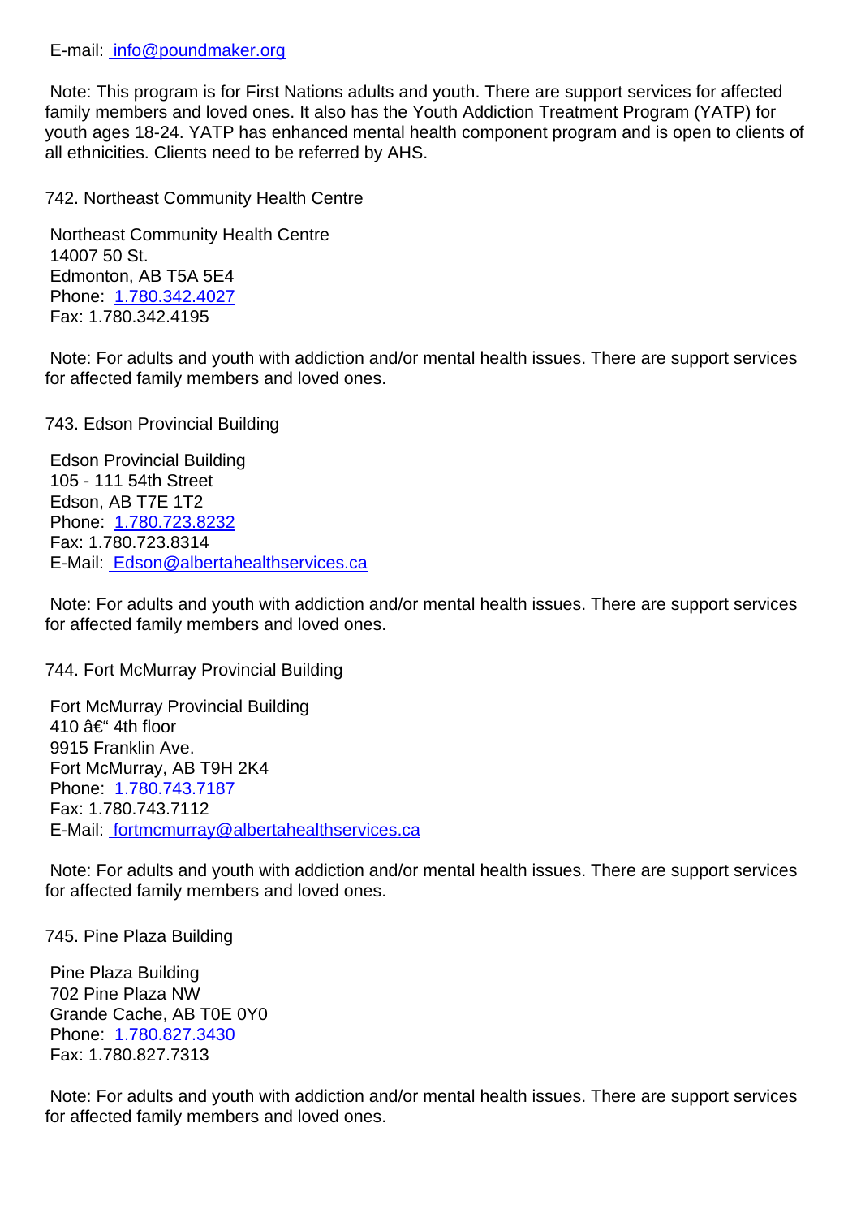E-mail: info@poundmaker.org

Note: This program is for First Nations adults and youth. There are support services for affected family members and loved ones. It also has the Youth Addiction Treatment Program (YATP) for youth ages 18-24. YATP has enhanced mental health component program and is open to clients of all ethnicities. Clients need to be referred by AHS.

742. Northeast Community Health Centre

Northeast Community Health Centre
14007 50 St.
Edmonton, AB T5A 5E4
Phone: 1.780.342.4027
Fax: 1.780.342.4195

Note: For adults and youth with addiction and/or mental health issues. There are support services for affected family members and loved ones.

743. Edson Provincial Building

Edson Provincial Building
105 - 111 54th Street
Edson, AB T7E 1T2
Phone: 1.780.723.8232
Fax: 1.780.723.8314
E-Mail: Edson@albertahealthservices.ca

Note: For adults and youth with addiction and/or mental health issues. There are support services for affected family members and loved ones.

744. Fort McMurray Provincial Building

Fort McMurray Provincial Building
410 â€“ 4th floor
9915 Franklin Ave.
Fort McMurray, AB T9H 2K4
Phone: 1.780.743.7187
Fax: 1.780.743.7112
E-Mail: fortmcmurray@albertahealthservices.ca

Note: For adults and youth with addiction and/or mental health issues. There are support services for affected family members and loved ones.

745. Pine Plaza Building

Pine Plaza Building
702 Pine Plaza NW
Grande Cache, AB T0E 0Y0
Phone: 1.780.827.3430
Fax: 1.780.827.7313

Note: For adults and youth with addiction and/or mental health issues. There are support services for affected family members and loved ones.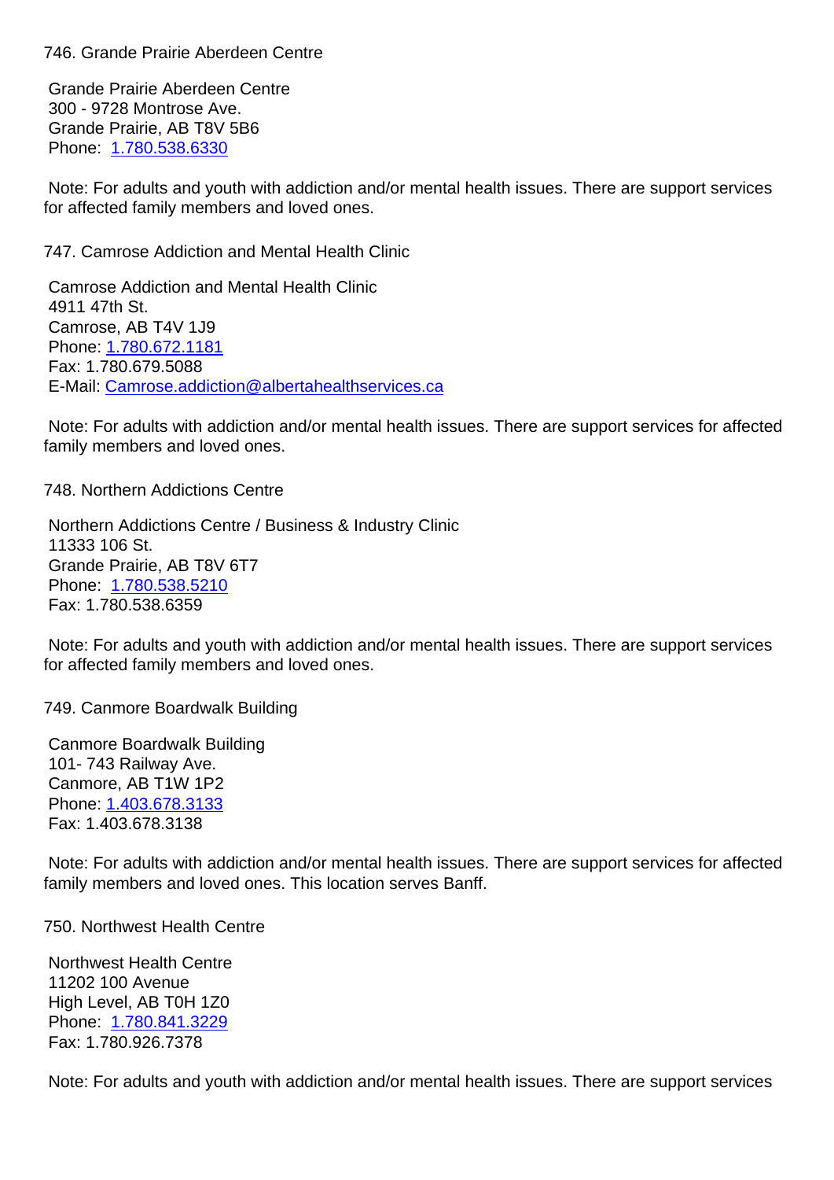746. Grande Prairie Aberdeen Centre

Grande Prairie Aberdeen Centre
300 - 9728 Montrose Ave.
Grande Prairie, AB T8V 5B6
Phone: 1.780.538.6330

Note: For adults and youth with addiction and/or mental health issues. There are support services for affected family members and loved ones.

747. Camrose Addiction and Mental Health Clinic

Camrose Addiction and Mental Health Clinic
4911 47th St.
Camrose, AB T4V 1J9
Phone: 1.780.672.1181
Fax: 1.780.679.5088
E-Mail: Camrose.addiction@albertahealthservices.ca

Note: For adults with addiction and/or mental health issues. There are support services for affected family members and loved ones.

748. Northern Addictions Centre

Northern Addictions Centre / Business & Industry Clinic
11333 106 St.
Grande Prairie, AB T8V 6T7
Phone: 1.780.538.5210
Fax: 1.780.538.6359

Note: For adults and youth with addiction and/or mental health issues. There are support services for affected family members and loved ones.

749. Canmore Boardwalk Building

Canmore Boardwalk Building
101- 743 Railway Ave.
Canmore, AB T1W 1P2
Phone: 1.403.678.3133
Fax: 1.403.678.3138

Note: For adults with addiction and/or mental health issues. There are support services for affected family members and loved ones. This location serves Banff.

750. Northwest Health Centre

Northwest Health Centre
11202 100 Avenue
High Level, AB T0H 1Z0
Phone: 1.780.841.3229
Fax: 1.780.926.7378

Note: For adults and youth with addiction and/or mental health issues. There are support services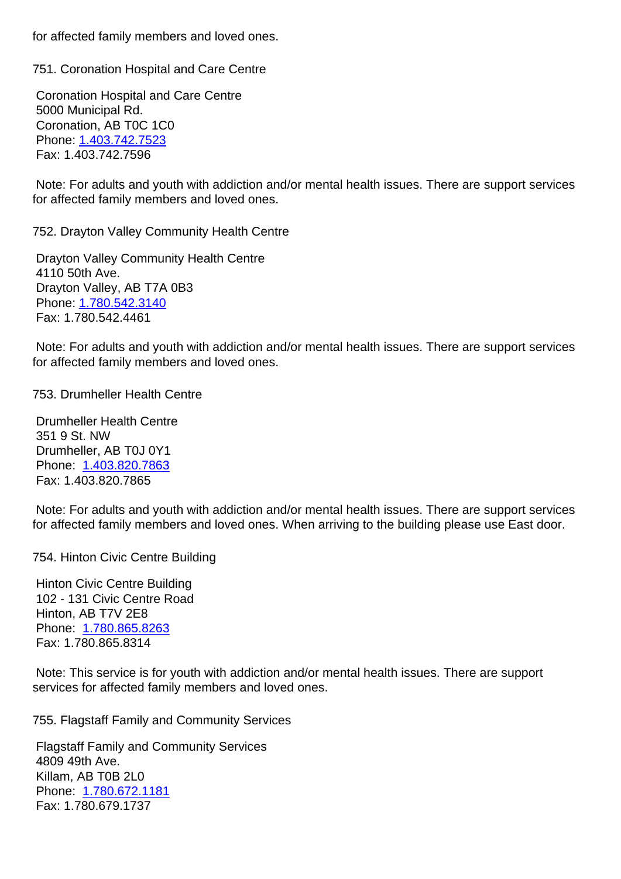for affected family members and loved ones.

751. Coronation Hospital and Care Centre

Coronation Hospital and Care Centre
5000 Municipal Rd.
Coronation, AB T0C 1C0
Phone: 1.403.742.7523
Fax: 1.403.742.7596

Note: For adults and youth with addiction and/or mental health issues. There are support services for affected family members and loved ones.

752. Drayton Valley Community Health Centre

Drayton Valley Community Health Centre
4110 50th Ave.
Drayton Valley, AB T7A 0B3
Phone: 1.780.542.3140
Fax: 1.780.542.4461

Note: For adults and youth with addiction and/or mental health issues. There are support services for affected family members and loved ones.

753. Drumheller Health Centre

Drumheller Health Centre
351 9 St. NW
Drumheller, AB T0J 0Y1
Phone: 1.403.820.7863
Fax: 1.403.820.7865

Note: For adults and youth with addiction and/or mental health issues. There are support services for affected family members and loved ones. When arriving to the building please use East door.

754. Hinton Civic Centre Building

Hinton Civic Centre Building
102 - 131 Civic Centre Road
Hinton, AB T7V 2E8
Phone: 1.780.865.8263
Fax: 1.780.865.8314

Note: This service is for youth with addiction and/or mental health issues. There are support services for affected family members and loved ones.

755. Flagstaff Family and Community Services

Flagstaff Family and Community Services
4809 49th Ave.
Killam, AB T0B 2L0
Phone: 1.780.672.1181
Fax: 1.780.679.1737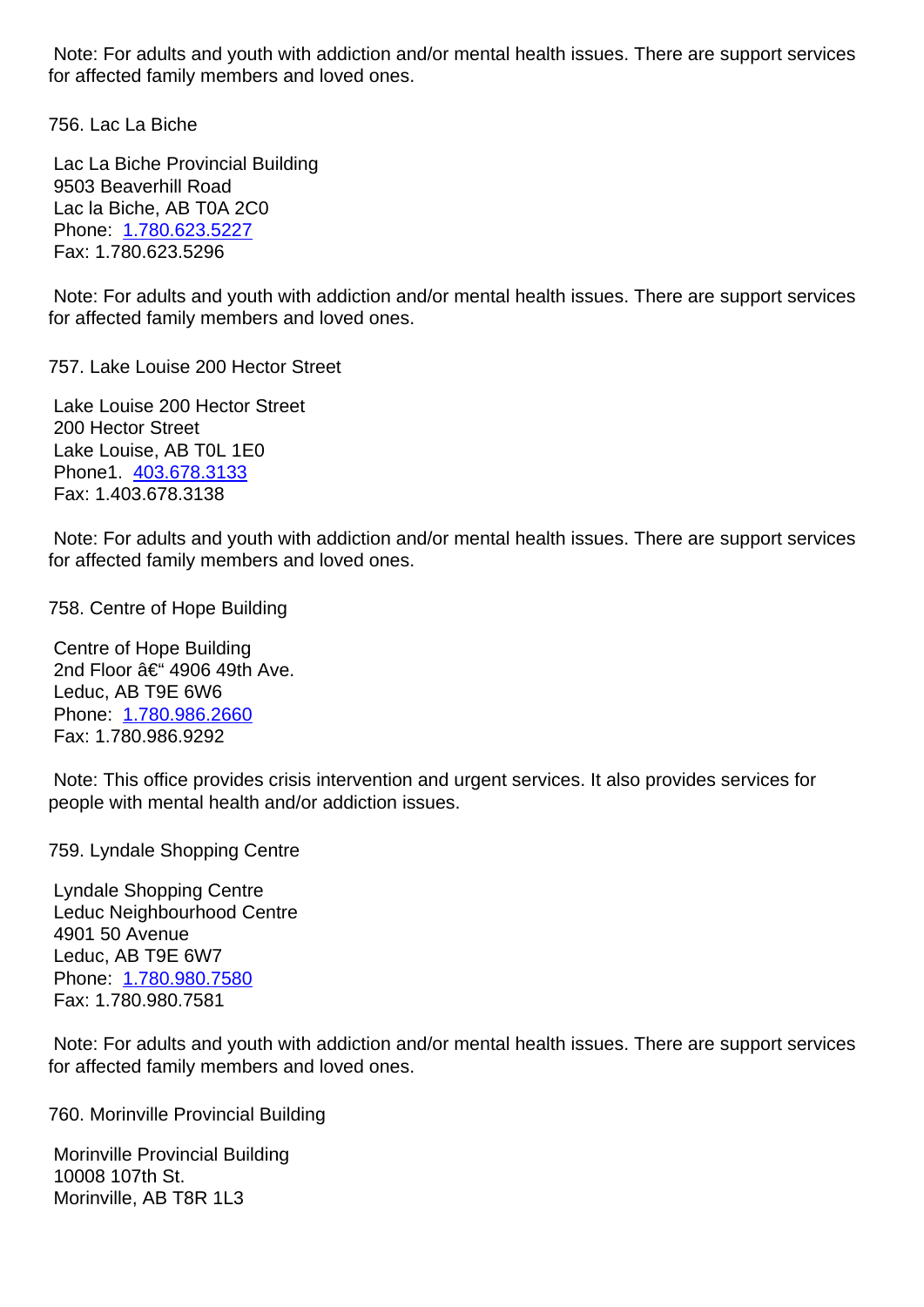Note: For adults and youth with addiction and/or mental health issues. There are support services for affected family members and loved ones.

756. Lac La Biche

Lac La Biche Provincial Building
9503 Beaverhill Road
Lac la Biche, AB T0A 2C0
Phone: [1.780.623.5227](tel:1.780.623.5227)
Fax: 1.780.623.5296

Note: For adults and youth with addiction and/or mental health issues. There are support services for affected family members and loved ones.

757. Lake Louise 200 Hector Street

Lake Louise 200 Hector Street
200 Hector Street
Lake Louise, AB T0L 1E0
Phone1. [403.678.3133](tel:403.678.3133)
Fax: 1.403.678.3138

Note: For adults and youth with addiction and/or mental health issues. There are support services for affected family members and loved ones.

758. Centre of Hope Building

Centre of Hope Building
2nd Floor â€" 4906 49th Ave.
Leduc, AB T9E 6W6
Phone: [1.780.986.2660](tel:1.780.986.2660)
Fax: 1.780.986.9292

Note: This office provides crisis intervention and urgent services. It also provides services for people with mental health and/or addiction issues.

759. Lyndale Shopping Centre

Lyndale Shopping Centre
Leduc Neighbourhood Centre
4901 50 Avenue
Leduc, AB T9E 6W7
Phone: [1.780.980.7580](tel:1.780.980.7580)
Fax: 1.780.980.7581

Note: For adults and youth with addiction and/or mental health issues. There are support services for affected family members and loved ones.

760. Morinville Provincial Building

Morinville Provincial Building
10008 107th St.
Morinville, AB T8R 1L3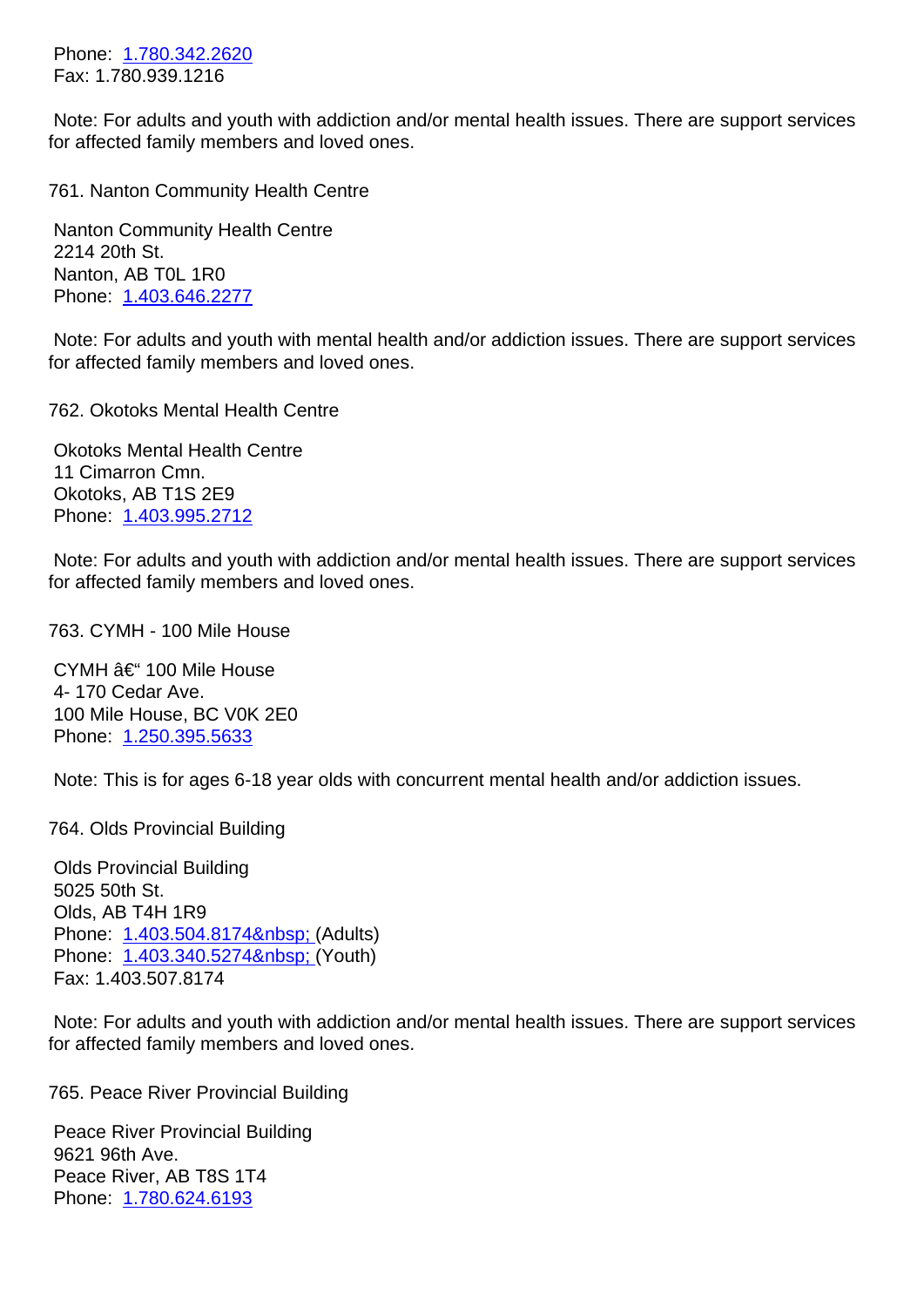Phone: 1.780.342.2620
Fax: 1.780.939.1216

Note: For adults and youth with addiction and/or mental health issues. There are support services for affected family members and loved ones.

761. Nanton Community Health Centre

Nanton Community Health Centre
2214 20th St.
Nanton, AB T0L 1R0
Phone: 1.403.646.2277

Note: For adults and youth with mental health and/or addiction issues. There are support services for affected family members and loved ones.

762. Okotoks Mental Health Centre

Okotoks Mental Health Centre
11 Cimarron Cmn.
Okotoks, AB T1S 2E9
Phone: 1.403.995.2712

Note: For adults and youth with addiction and/or mental health issues. There are support services for affected family members and loved ones.

763. CYMH - 100 Mile House

CYMH â€“ 100 Mile House
4- 170 Cedar Ave.
100 Mile House, BC V0K 2E0
Phone: 1.250.395.5633

Note: This is for ages 6-18 year olds with concurrent mental health and/or addiction issues.

764. Olds Provincial Building

Olds Provincial Building
5025 50th St.
Olds, AB T4H 1R9
Phone: 1.403.504.8174&nbsp; (Adults)
Phone: 1.403.340.5274&nbsp; (Youth)
Fax: 1.403.507.8174

Note: For adults and youth with addiction and/or mental health issues. There are support services for affected family members and loved ones.

765. Peace River Provincial Building

Peace River Provincial Building
9621 96th Ave.
Peace River, AB T8S 1T4
Phone: 1.780.624.6193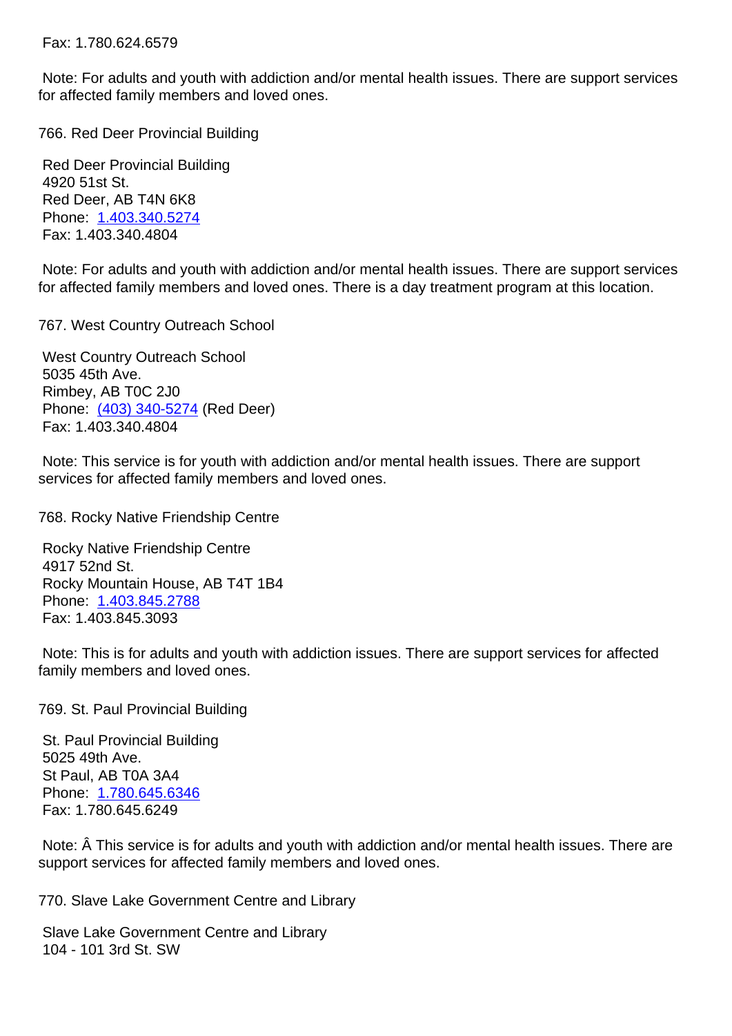Fax: 1.780.624.6579

Note: For adults and youth with addiction and/or mental health issues. There are support services for affected family members and loved ones.

766. Red Deer Provincial Building

Red Deer Provincial Building
4920 51st St.
Red Deer, AB T4N 6K8
Phone: 1.403.340.5274
Fax: 1.403.340.4804

Note: For adults and youth with addiction and/or mental health issues. There are support services for affected family members and loved ones. There is a day treatment program at this location.

767. West Country Outreach School

West Country Outreach School
5035 45th Ave.
Rimbey, AB T0C 2J0
Phone: (403) 340-5274 (Red Deer)
Fax: 1.403.340.4804

Note: This service is for youth with addiction and/or mental health issues. There are support services for affected family members and loved ones.

768. Rocky Native Friendship Centre

Rocky Native Friendship Centre
4917 52nd St.
Rocky Mountain House, AB T4T 1B4
Phone: 1.403.845.2788
Fax: 1.403.845.3093

Note: This is for adults and youth with addiction issues. There are support services for affected family members and loved ones.

769. St. Paul Provincial Building

St. Paul Provincial Building
5025 49th Ave.
St Paul, AB T0A 3A4
Phone: 1.780.645.6346
Fax: 1.780.645.6249

Note: Â This service is for adults and youth with addiction and/or mental health issues. There are support services for affected family members and loved ones.

770. Slave Lake Government Centre and Library

Slave Lake Government Centre and Library
104 - 101 3rd St. SW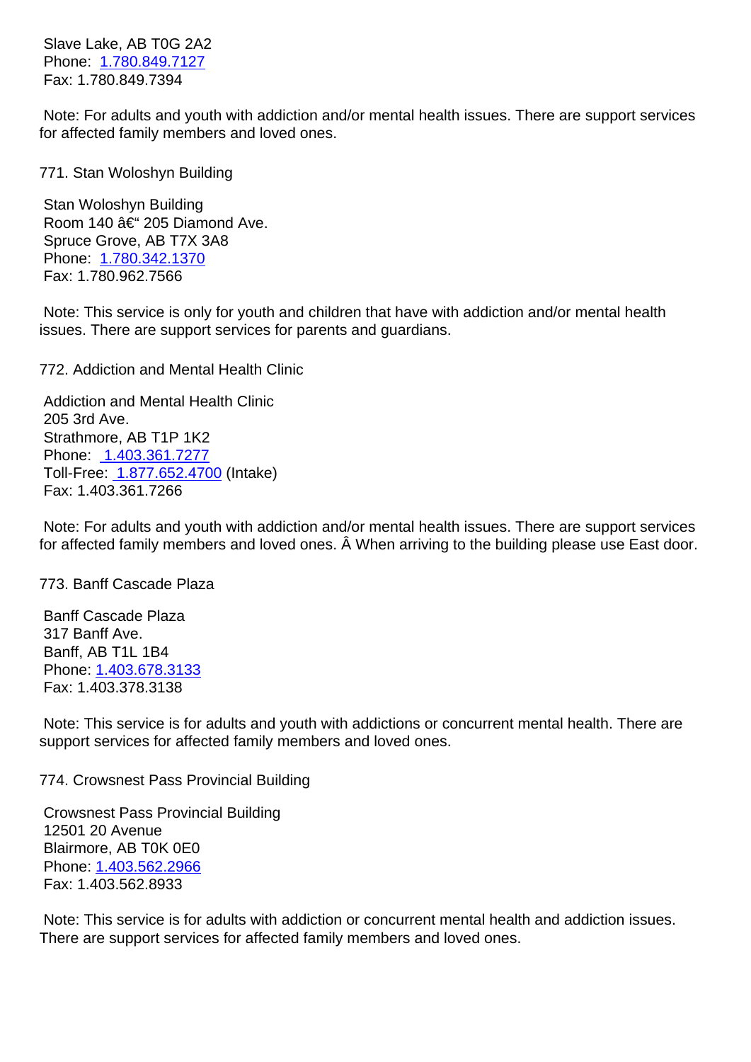Slave Lake, AB T0G 2A2
Phone: 1.780.849.7127
Fax: 1.780.849.7394

Note: For adults and youth with addiction and/or mental health issues. There are support services for affected family members and loved ones.

771. Stan Woloshyn Building

Stan Woloshyn Building
Room 140 â€“ 205 Diamond Ave.
Spruce Grove, AB T7X 3A8
Phone: 1.780.342.1370
Fax: 1.780.962.7566

Note: This service is only for youth and children that have with addiction and/or mental health issues. There are support services for parents and guardians.

772. Addiction and Mental Health Clinic

Addiction and Mental Health Clinic
205 3rd Ave.
Strathmore, AB T1P 1K2
Phone: 1.403.361.7277
Toll-Free: 1.877.652.4700 (Intake)
Fax: 1.403.361.7266

Note: For adults and youth with addiction and/or mental health issues. There are support services for affected family members and loved ones. Â When arriving to the building please use East door.

773. Banff Cascade Plaza

Banff Cascade Plaza
317 Banff Ave.
Banff, AB T1L 1B4
Phone: 1.403.678.3133
Fax: 1.403.378.3138

Note: This service is for adults and youth with addictions or concurrent mental health. There are support services for affected family members and loved ones.

774. Crowsnest Pass Provincial Building

Crowsnest Pass Provincial Building
12501 20 Avenue
Blairmore, AB T0K 0E0
Phone: 1.403.562.2966
Fax: 1.403.562.8933

Note: This service is for adults with addiction or concurrent mental health and addiction issues. There are support services for affected family members and loved ones.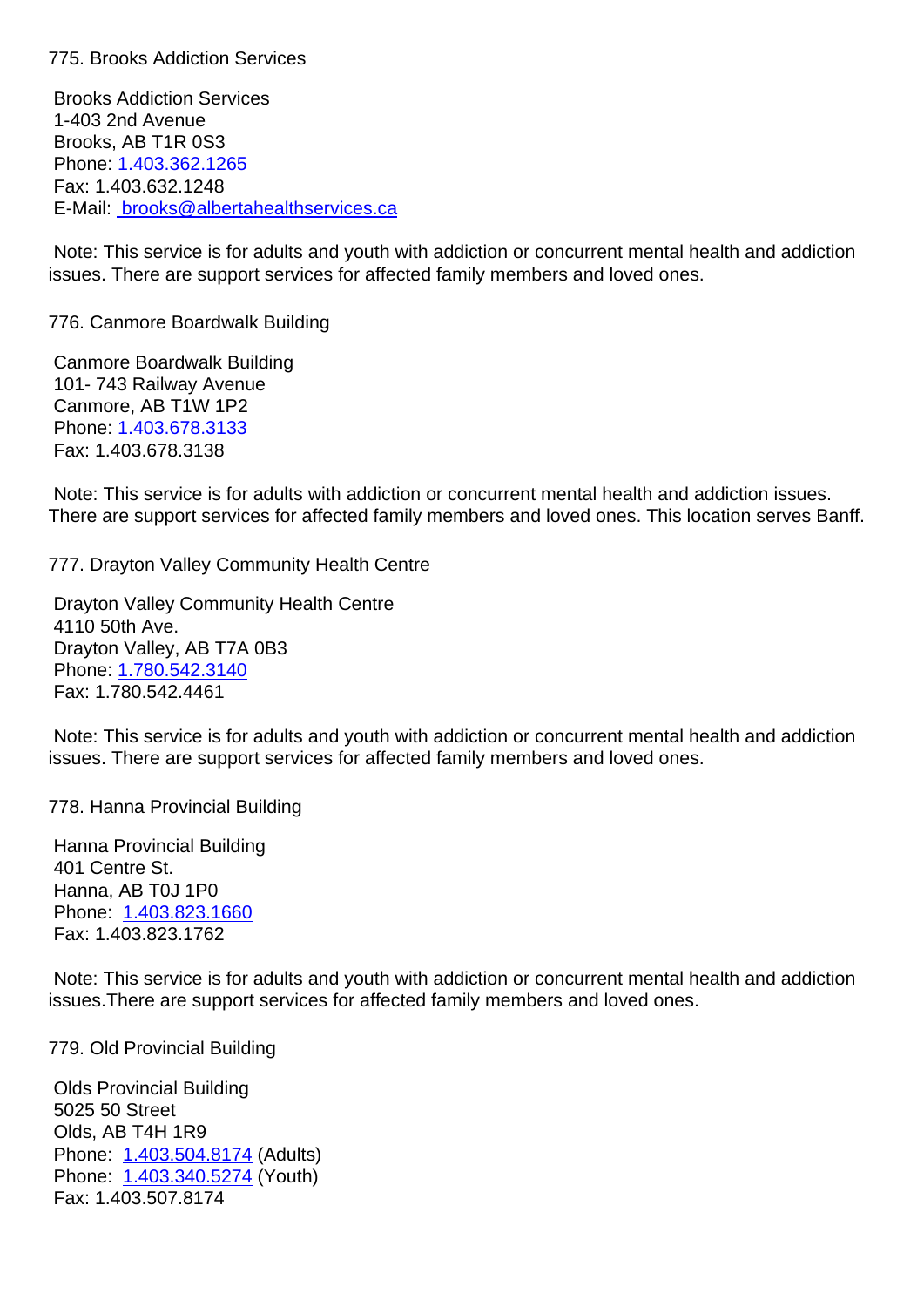775. Brooks Addiction Services

Brooks Addiction Services
1-403 2nd Avenue
Brooks, AB T1R 0S3
Phone: 1.403.362.1265
Fax: 1.403.632.1248
E-Mail: brooks@albertahealthservices.ca

Note: This service is for adults and youth with addiction or concurrent mental health and addiction issues. There are support services for affected family members and loved ones.

776. Canmore Boardwalk Building

Canmore Boardwalk Building
101- 743 Railway Avenue
Canmore, AB T1W 1P2
Phone: 1.403.678.3133
Fax: 1.403.678.3138

Note: This service is for adults with addiction or concurrent mental health and addiction issues. There are support services for affected family members and loved ones. This location serves Banff.

777. Drayton Valley Community Health Centre

Drayton Valley Community Health Centre
4110 50th Ave.
Drayton Valley, AB T7A 0B3
Phone: 1.780.542.3140
Fax: 1.780.542.4461

Note: This service is for adults and youth with addiction or concurrent mental health and addiction issues. There are support services for affected family members and loved ones.

778. Hanna Provincial Building

Hanna Provincial Building
401 Centre St.
Hanna, AB T0J 1P0
Phone: 1.403.823.1660
Fax: 1.403.823.1762

Note: This service is for adults and youth with addiction or concurrent mental health and addiction issues.There are support services for affected family members and loved ones.

779. Old Provincial Building

Olds Provincial Building
5025 50 Street
Olds, AB T4H 1R9
Phone: 1.403.504.8174 (Adults)
Phone: 1.403.340.5274 (Youth)
Fax: 1.403.507.8174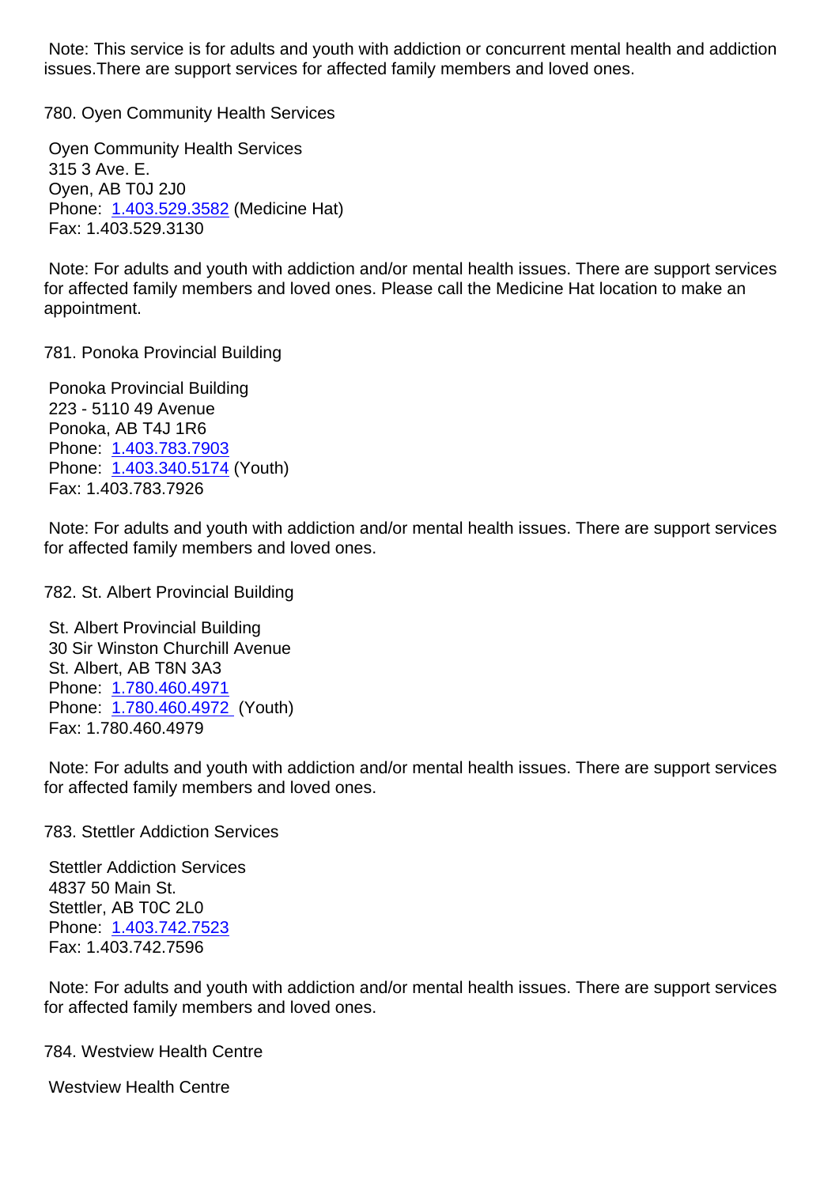Note: This service is for adults and youth with addiction or concurrent mental health and addiction issues.There are support services for affected family members and loved ones.

780. Oyen Community Health Services

Oyen Community Health Services
315 3 Ave. E.
Oyen, AB T0J 2J0
Phone: 1.403.529.3582 (Medicine Hat)
Fax: 1.403.529.3130

Note: For adults and youth with addiction and/or mental health issues. There are support services for affected family members and loved ones. Please call the Medicine Hat location to make an appointment.

781. Ponoka Provincial Building

Ponoka Provincial Building
223 - 5110 49 Avenue
Ponoka, AB T4J 1R6
Phone: 1.403.783.7903
Phone: 1.403.340.5174 (Youth)
Fax: 1.403.783.7926

Note: For adults and youth with addiction and/or mental health issues. There are support services for affected family members and loved ones.

782. St. Albert Provincial Building

St. Albert Provincial Building
30 Sir Winston Churchill Avenue
St. Albert, AB T8N 3A3
Phone: 1.780.460.4971
Phone: 1.780.460.4972 (Youth)
Fax: 1.780.460.4979

Note: For adults and youth with addiction and/or mental health issues. There are support services for affected family members and loved ones.

783. Stettler Addiction Services

Stettler Addiction Services
4837 50 Main St.
Stettler, AB T0C 2L0
Phone: 1.403.742.7523
Fax: 1.403.742.7596

Note: For adults and youth with addiction and/or mental health issues. There are support services for affected family members and loved ones.

784. Westview Health Centre

Westview Health Centre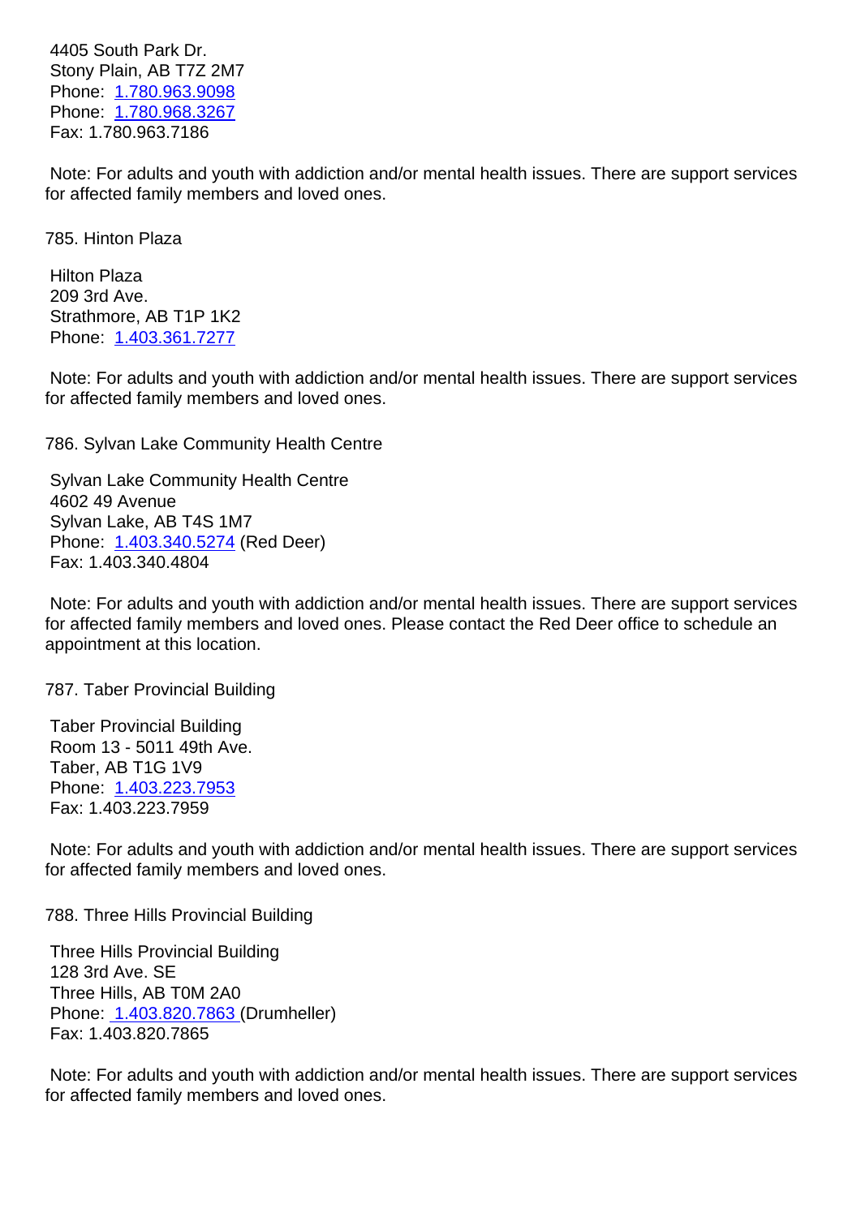4405 South Park Dr.
Stony Plain, AB T7Z 2M7
Phone: 1.780.963.9098
Phone: 1.780.968.3267
Fax: 1.780.963.7186

Note: For adults and youth with addiction and/or mental health issues. There are support services for affected family members and loved ones.

785. Hinton Plaza

Hilton Plaza
209 3rd Ave.
Strathmore, AB T1P 1K2
Phone: 1.403.361.7277

Note: For adults and youth with addiction and/or mental health issues. There are support services for affected family members and loved ones.

786. Sylvan Lake Community Health Centre

Sylvan Lake Community Health Centre
4602 49 Avenue
Sylvan Lake, AB T4S 1M7
Phone: 1.403.340.5274 (Red Deer)
Fax: 1.403.340.4804

Note: For adults and youth with addiction and/or mental health issues. There are support services for affected family members and loved ones. Please contact the Red Deer office to schedule an appointment at this location.

787. Taber Provincial Building

Taber Provincial Building
Room 13 - 5011 49th Ave.
Taber, AB T1G 1V9
Phone: 1.403.223.7953
Fax: 1.403.223.7959

Note: For adults and youth with addiction and/or mental health issues. There are support services for affected family members and loved ones.

788. Three Hills Provincial Building

Three Hills Provincial Building
128 3rd Ave. SE
Three Hills, AB T0M 2A0
Phone: 1.403.820.7863 (Drumheller)
Fax: 1.403.820.7865

Note: For adults and youth with addiction and/or mental health issues. There are support services for affected family members and loved ones.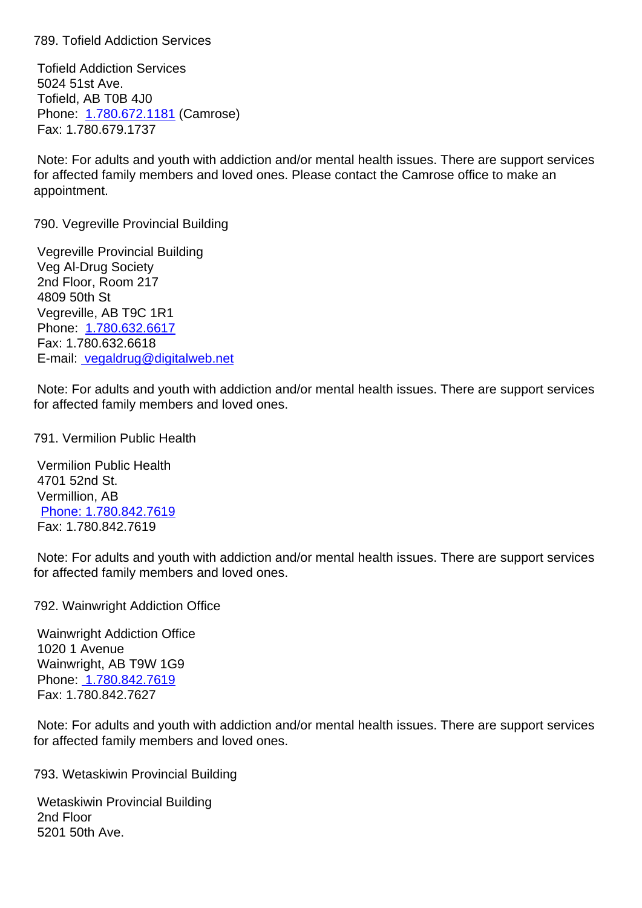789. Tofield Addiction Services

Tofield Addiction Services
5024 51st Ave.
Tofield, AB T0B 4J0
Phone: 1.780.672.1181 (Camrose)
Fax: 1.780.679.1737

Note: For adults and youth with addiction and/or mental health issues. There are support services for affected family members and loved ones. Please contact the Camrose office to make an appointment.

790. Vegreville Provincial Building

Vegreville Provincial Building
Veg Al-Drug Society
2nd Floor, Room 217
4809 50th St
Vegreville, AB T9C 1R1
Phone: 1.780.632.6617
Fax: 1.780.632.6618
E-mail: vegaldrug@digitalweb.net

Note: For adults and youth with addiction and/or mental health issues. There are support services for affected family members and loved ones.

791. Vermilion Public Health

Vermilion Public Health
4701 52nd St.
Vermillion, AB
Phone: 1.780.842.7619
Fax: 1.780.842.7619

Note: For adults and youth with addiction and/or mental health issues. There are support services for affected family members and loved ones.

792. Wainwright Addiction Office

Wainwright Addiction Office
1020 1 Avenue
Wainwright, AB T9W 1G9
Phone: 1.780.842.7619
Fax: 1.780.842.7627

Note: For adults and youth with addiction and/or mental health issues. There are support services for affected family members and loved ones.

793. Wetaskiwin Provincial Building

Wetaskiwin Provincial Building
2nd Floor
5201 50th Ave.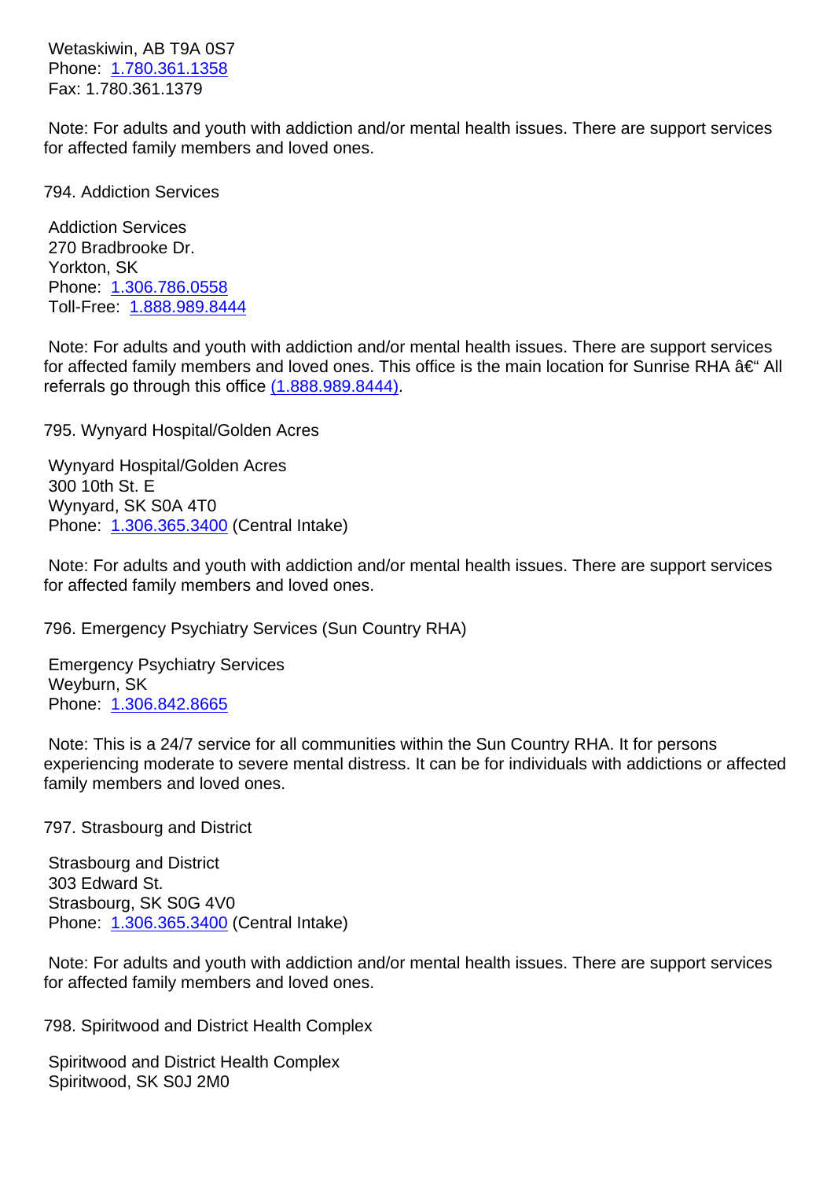Wetaskiwin, AB T9A 0S7
Phone: 1.780.361.1358
Fax: 1.780.361.1379

Note: For adults and youth with addiction and/or mental health issues. There are support services for affected family members and loved ones.

794. Addiction Services

Addiction Services
270 Bradbrooke Dr.
Yorkton, SK
Phone: 1.306.786.0558
Toll-Free: 1.888.989.8444

Note: For adults and youth with addiction and/or mental health issues. There are support services for affected family members and loved ones. This office is the main location for Sunrise RHA â€“ All referrals go through this office (1.888.989.8444).

795. Wynyard Hospital/Golden Acres

Wynyard Hospital/Golden Acres
300 10th St. E
Wynyard, SK S0A 4T0
Phone: 1.306.365.3400 (Central Intake)

Note: For adults and youth with addiction and/or mental health issues. There are support services for affected family members and loved ones.

796. Emergency Psychiatry Services (Sun Country RHA)

Emergency Psychiatry Services
Weyburn, SK
Phone: 1.306.842.8665

Note: This is a 24/7 service for all communities within the Sun Country RHA. It for persons experiencing moderate to severe mental distress. It can be for individuals with addictions or affected family members and loved ones.

797. Strasbourg and District

Strasbourg and District
303 Edward St.
Strasbourg, SK S0G 4V0
Phone: 1.306.365.3400 (Central Intake)

Note: For adults and youth with addiction and/or mental health issues. There are support services for affected family members and loved ones.

798. Spiritwood and District Health Complex

Spiritwood and District Health Complex
Spiritwood, SK S0J 2M0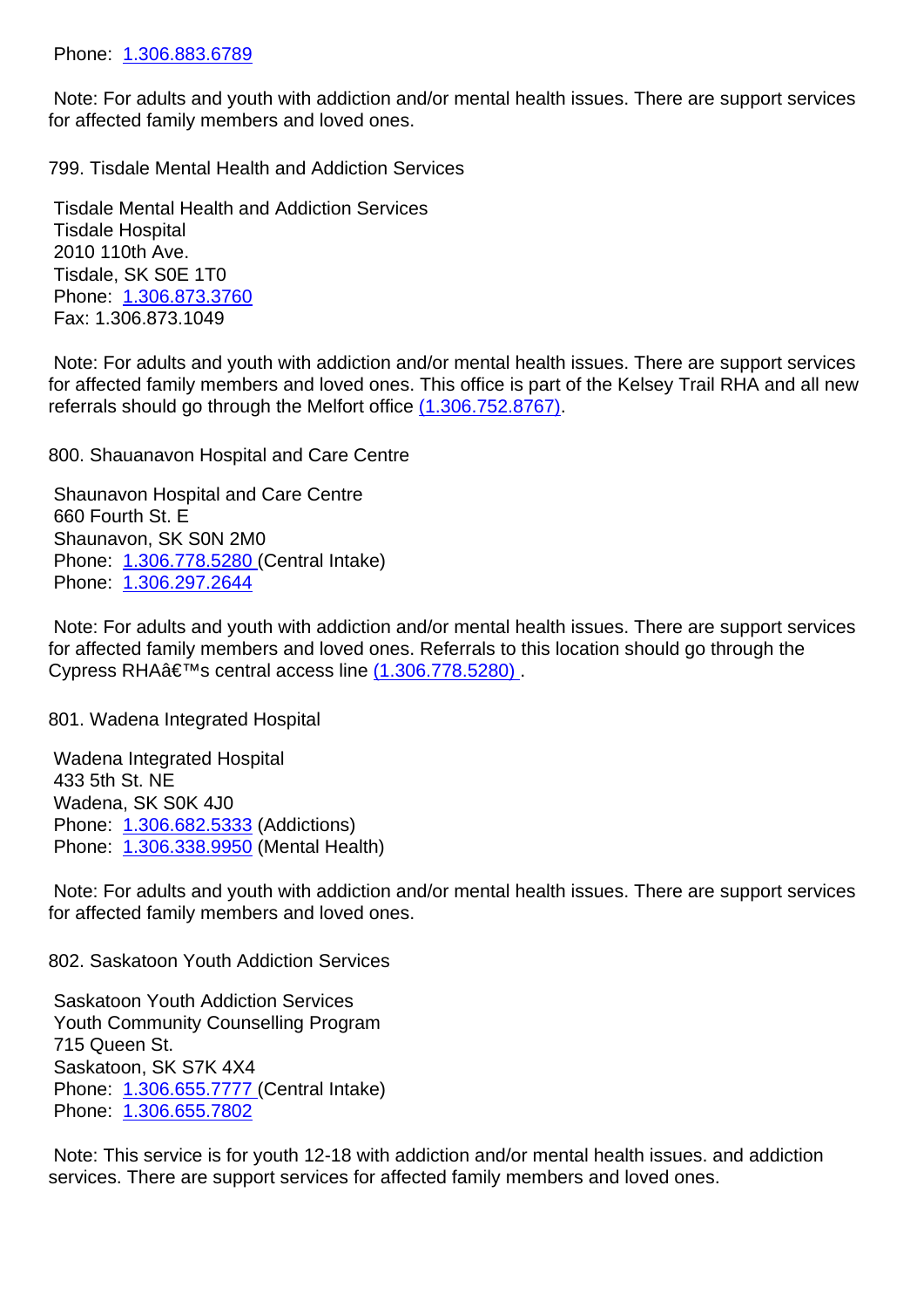Phone: 1.306.883.6789

Note: For adults and youth with addiction and/or mental health issues. There are support services for affected family members and loved ones.

799. Tisdale Mental Health and Addiction Services

Tisdale Mental Health and Addiction Services
Tisdale Hospital
2010 110th Ave.
Tisdale, SK S0E 1T0
Phone: 1.306.873.3760
Fax: 1.306.873.1049

Note: For adults and youth with addiction and/or mental health issues. There are support services for affected family members and loved ones. This office is part of the Kelsey Trail RHA and all new referrals should go through the Melfort office (1.306.752.8767).

800. Shauanavon Hospital and Care Centre

Shaunavon Hospital and Care Centre
660 Fourth St. E
Shaunavon, SK S0N 2M0
Phone: 1.306.778.5280 (Central Intake)
Phone: 1.306.297.2644

Note: For adults and youth with addiction and/or mental health issues. There are support services for affected family members and loved ones. Referrals to this location should go through the Cypress RHAâ€™s central access line (1.306.778.5280) .

801. Wadena Integrated Hospital

Wadena Integrated Hospital
433 5th St. NE
Wadena, SK S0K 4J0
Phone: 1.306.682.5333 (Addictions)
Phone: 1.306.338.9950 (Mental Health)

Note: For adults and youth with addiction and/or mental health issues. There are support services for affected family members and loved ones.

802. Saskatoon Youth Addiction Services

Saskatoon Youth Addiction Services
Youth Community Counselling Program
715 Queen St.
Saskatoon, SK S7K 4X4
Phone: 1.306.655.7777 (Central Intake)
Phone: 1.306.655.7802

Note: This service is for youth 12-18 with addiction and/or mental health issues. and addiction services. There are support services for affected family members and loved ones.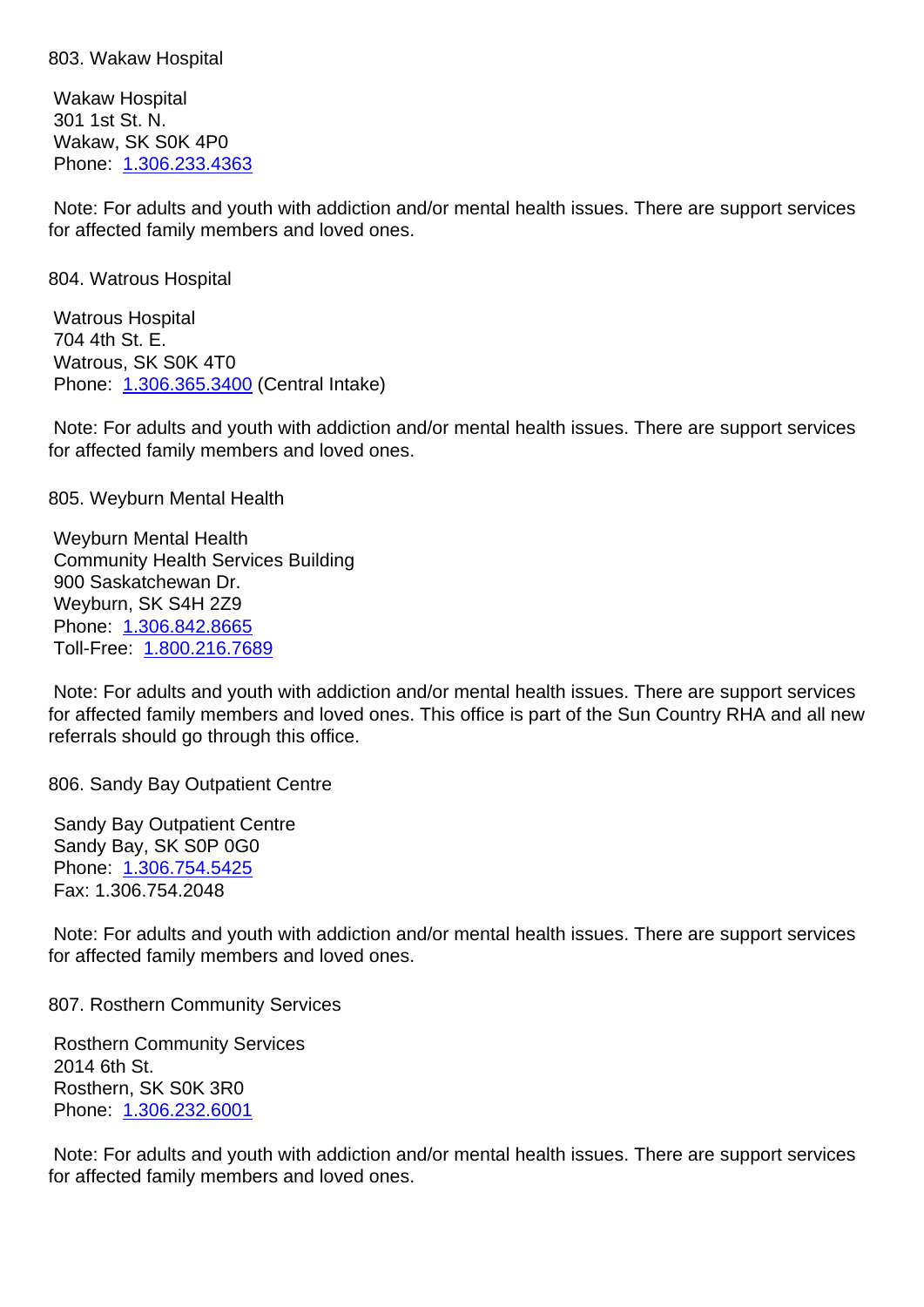803. Wakaw Hospital

Wakaw Hospital
301 1st St. N.
Wakaw, SK S0K 4P0
Phone: 1.306.233.4363

Note: For adults and youth with addiction and/or mental health issues. There are support services for affected family members and loved ones.

804. Watrous Hospital

Watrous Hospital
704 4th St. E.
Watrous, SK S0K 4T0
Phone: 1.306.365.3400 (Central Intake)

Note: For adults and youth with addiction and/or mental health issues. There are support services for affected family members and loved ones.

805. Weyburn Mental Health

Weyburn Mental Health
Community Health Services Building
900 Saskatchewan Dr.
Weyburn, SK S4H 2Z9
Phone: 1.306.842.8665
Toll-Free: 1.800.216.7689

Note: For adults and youth with addiction and/or mental health issues. There are support services for affected family members and loved ones. This office is part of the Sun Country RHA and all new referrals should go through this office.

806. Sandy Bay Outpatient Centre

Sandy Bay Outpatient Centre
Sandy Bay, SK S0P 0G0
Phone: 1.306.754.5425
Fax: 1.306.754.2048

Note: For adults and youth with addiction and/or mental health issues. There are support services for affected family members and loved ones.

807. Rosthern Community Services

Rosthern Community Services
2014 6th St.
Rosthern, SK S0K 3R0
Phone: 1.306.232.6001

Note: For adults and youth with addiction and/or mental health issues. There are support services for affected family members and loved ones.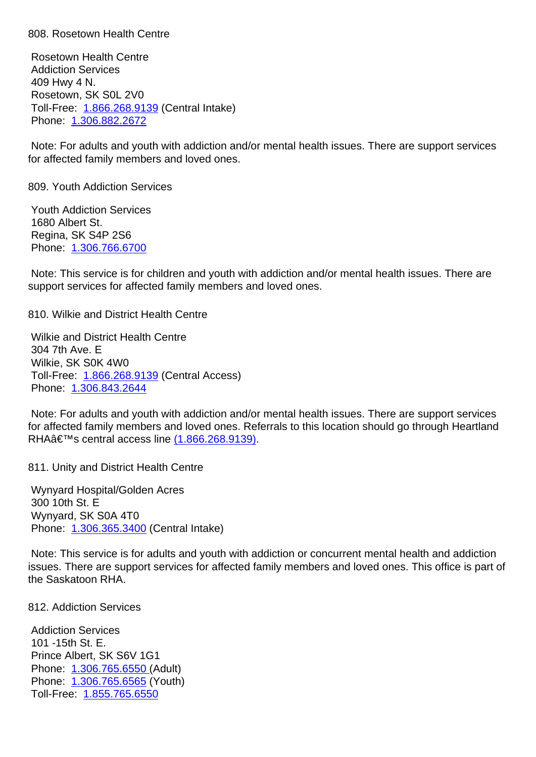808. Rosetown Health Centre

Rosetown Health Centre
Addiction Services
409 Hwy 4 N.
Rosetown, SK S0L 2V0
Toll-Free: 1.866.268.9139 (Central Intake)
Phone: 1.306.882.2672

Note: For adults and youth with addiction and/or mental health issues. There are support services for affected family members and loved ones.

809. Youth Addiction Services

Youth Addiction Services
1680 Albert St.
Regina, SK S4P 2S6
Phone: 1.306.766.6700

Note: This service is for children and youth with addiction and/or mental health issues. There are support services for affected family members and loved ones.

810. Wilkie and District Health Centre

Wilkie and District Health Centre
304 7th Ave. E
Wilkie, SK S0K 4W0
Toll-Free: 1.866.268.9139 (Central Access)
Phone: 1.306.843.2644

Note: For adults and youth with addiction and/or mental health issues. There are support services for affected family members and loved ones. Referrals to this location should go through Heartland RHAâ€™s central access line (1.866.268.9139).

811. Unity and District Health Centre

Wynyard Hospital/Golden Acres
300 10th St. E
Wynyard, SK S0A 4T0
Phone: 1.306.365.3400 (Central Intake)

Note: This service is for adults and youth with addiction or concurrent mental health and addiction issues. There are support services for affected family members and loved ones. This office is part of the Saskatoon RHA.

812. Addiction Services

Addiction Services
101 -15th St. E.
Prince Albert, SK S6V 1G1
Phone: 1.306.765.6550 (Adult)
Phone: 1.306.765.6565 (Youth)
Toll-Free: 1.855.765.6550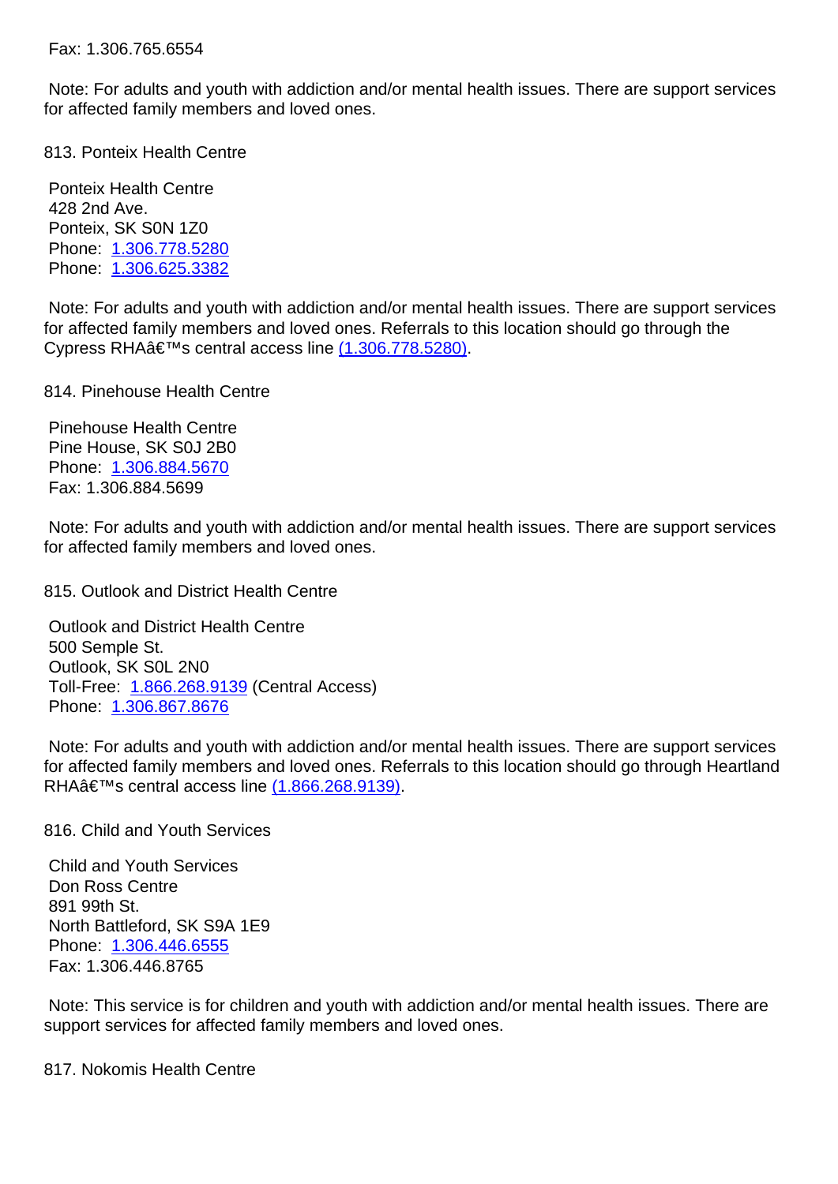Fax: 1.306.765.6554

Note: For adults and youth with addiction and/or mental health issues. There are support services for affected family members and loved ones.

813. Ponteix Health Centre

Ponteix Health Centre
428 2nd Ave.
Ponteix, SK S0N 1Z0
Phone: 1.306.778.5280
Phone: 1.306.625.3382

Note: For adults and youth with addiction and/or mental health issues. There are support services for affected family members and loved ones. Referrals to this location should go through the Cypress RHAâ€™s central access line (1.306.778.5280).

814. Pinehouse Health Centre

Pinehouse Health Centre
Pine House, SK S0J 2B0
Phone: 1.306.884.5670
Fax: 1.306.884.5699

Note: For adults and youth with addiction and/or mental health issues. There are support services for affected family members and loved ones.

815. Outlook and District Health Centre

Outlook and District Health Centre
500 Semple St.
Outlook, SK S0L 2N0
Toll-Free: 1.866.268.9139 (Central Access)
Phone: 1.306.867.8676

Note: For adults and youth with addiction and/or mental health issues. There are support services for affected family members and loved ones. Referrals to this location should go through Heartland RHAâ€™s central access line (1.866.268.9139).

816. Child and Youth Services

Child and Youth Services
Don Ross Centre
891 99th St.
North Battleford, SK S9A 1E9
Phone: 1.306.446.6555
Fax: 1.306.446.8765

Note: This service is for children and youth with addiction and/or mental health issues. There are support services for affected family members and loved ones.

817. Nokomis Health Centre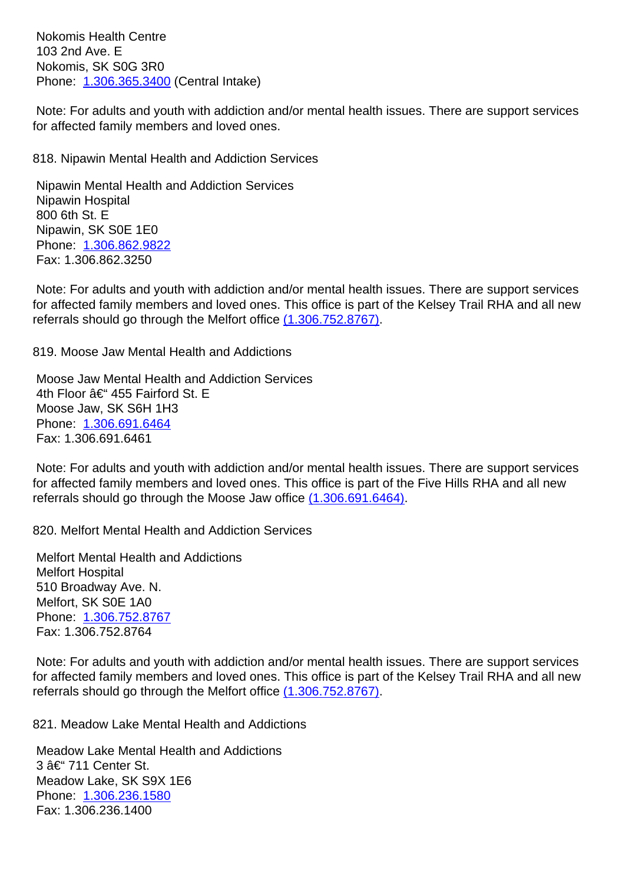Nokomis Health Centre
103 2nd Ave. E
Nokomis, SK S0G 3R0
Phone: 1.306.365.3400 (Central Intake)

Note: For adults and youth with addiction and/or mental health issues. There are support services for affected family members and loved ones.

818. Nipawin Mental Health and Addiction Services

Nipawin Mental Health and Addiction Services
Nipawin Hospital
800 6th St. E
Nipawin, SK S0E 1E0
Phone: 1.306.862.9822
Fax: 1.306.862.3250

Note: For adults and youth with addiction and/or mental health issues. There are support services for affected family members and loved ones. This office is part of the Kelsey Trail RHA and all new referrals should go through the Melfort office (1.306.752.8767).

819. Moose Jaw Mental Health and Addictions

Moose Jaw Mental Health and Addiction Services
4th Floor â€“ 455 Fairford St. E
Moose Jaw, SK S6H 1H3
Phone: 1.306.691.6464
Fax: 1.306.691.6461

Note: For adults and youth with addiction and/or mental health issues. There are support services for affected family members and loved ones. This office is part of the Five Hills RHA and all new referrals should go through the Moose Jaw office (1.306.691.6464).

820. Melfort Mental Health and Addiction Services

Melfort Mental Health and Addictions
Melfort Hospital
510 Broadway Ave. N.
Melfort, SK S0E 1A0
Phone: 1.306.752.8767
Fax: 1.306.752.8764

Note: For adults and youth with addiction and/or mental health issues. There are support services for affected family members and loved ones. This office is part of the Kelsey Trail RHA and all new referrals should go through the Melfort office (1.306.752.8767).

821. Meadow Lake Mental Health and Addictions

Meadow Lake Mental Health and Addictions
3 â€“ 711 Center St.
Meadow Lake, SK S9X 1E6
Phone: 1.306.236.1580
Fax: 1.306.236.1400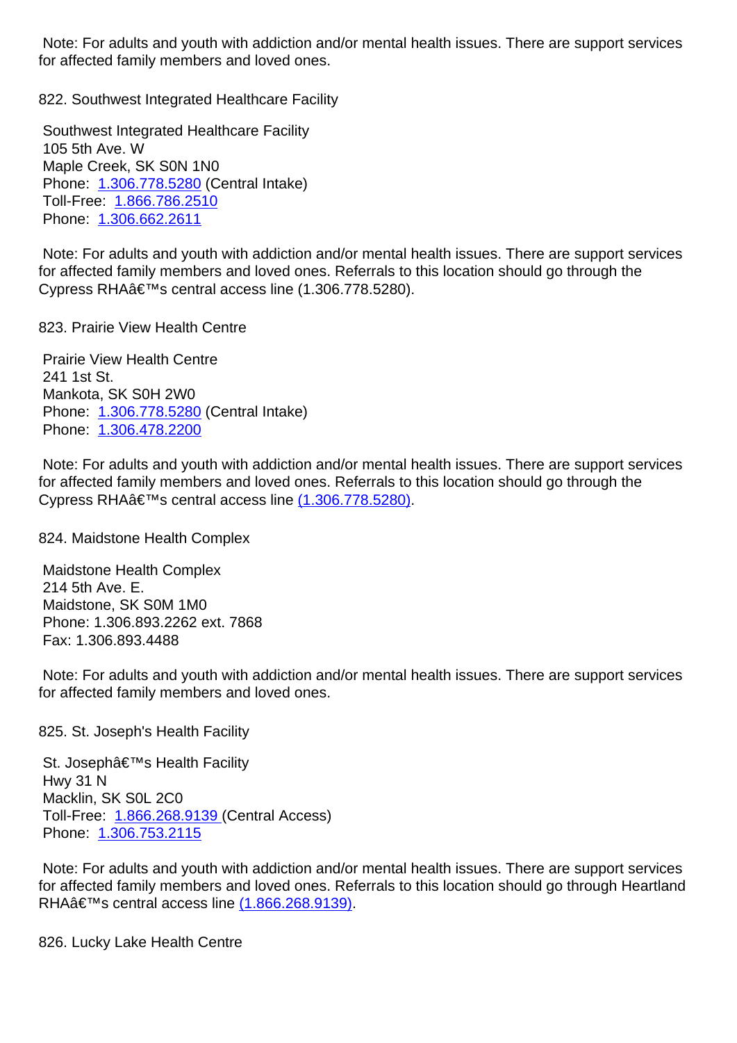Note: For adults and youth with addiction and/or mental health issues. There are support services for affected family members and loved ones.

822. Southwest Integrated Healthcare Facility

Southwest Integrated Healthcare Facility
105 5th Ave. W
Maple Creek, SK S0N 1N0
Phone: 1.306.778.5280 (Central Intake)
Toll-Free: 1.866.786.2510
Phone: 1.306.662.2611

Note: For adults and youth with addiction and/or mental health issues. There are support services for affected family members and loved ones. Referrals to this location should go through the Cypress RHAâ€™s central access line (1.306.778.5280).

823. Prairie View Health Centre

Prairie View Health Centre
241 1st St.
Mankota, SK S0H 2W0
Phone: 1.306.778.5280 (Central Intake)
Phone: 1.306.478.2200

Note: For adults and youth with addiction and/or mental health issues. There are support services for affected family members and loved ones. Referrals to this location should go through the Cypress RHAâ€™s central access line (1.306.778.5280).

824. Maidstone Health Complex

Maidstone Health Complex
214 5th Ave. E.
Maidstone, SK S0M 1M0
Phone: 1.306.893.2262 ext. 7868
Fax: 1.306.893.4488

Note: For adults and youth with addiction and/or mental health issues. There are support services for affected family members and loved ones.

825. St. Joseph's Health Facility

St. Josephâ€™s Health Facility
Hwy 31 N
Macklin, SK S0L 2C0
Toll-Free: 1.866.268.9139 (Central Access)
Phone: 1.306.753.2115

Note: For adults and youth with addiction and/or mental health issues. There are support services for affected family members and loved ones. Referrals to this location should go through Heartland RHAâ€™s central access line (1.866.268.9139).

826. Lucky Lake Health Centre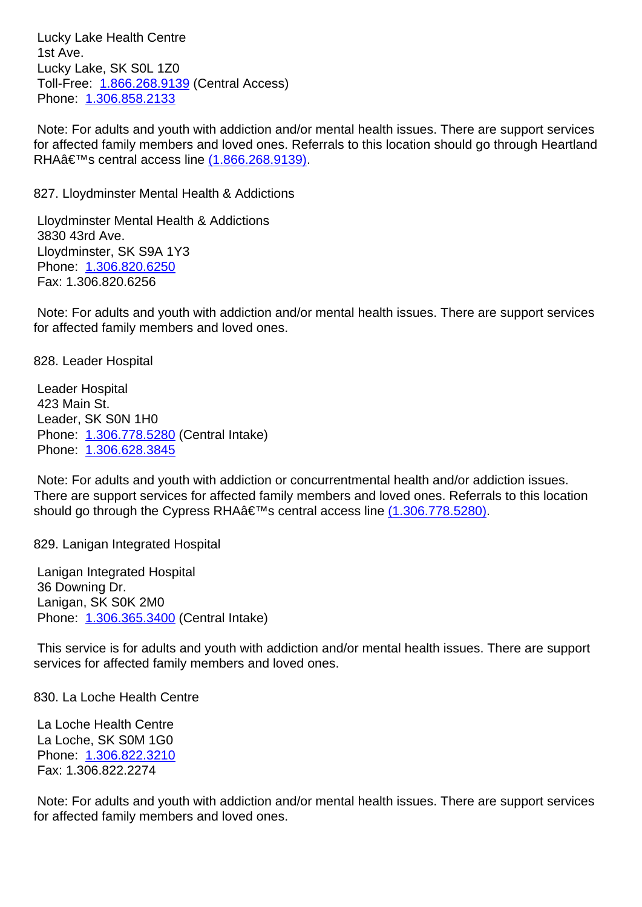Lucky Lake Health Centre
1st Ave.
Lucky Lake, SK S0L 1Z0
Toll-Free: 1.866.268.9139 (Central Access)
Phone: 1.306.858.2133

Note: For adults and youth with addiction and/or mental health issues. There are support services for affected family members and loved ones. Referrals to this location should go through Heartland RHAâ€™s central access line (1.866.268.9139).

827. Lloydminster Mental Health & Addictions

Lloydminster Mental Health & Addictions
3830 43rd Ave.
Lloydminster, SK S9A 1Y3
Phone: 1.306.820.6250
Fax: 1.306.820.6256

Note: For adults and youth with addiction and/or mental health issues. There are support services for affected family members and loved ones.

828. Leader Hospital

Leader Hospital
423 Main St.
Leader, SK S0N 1H0
Phone: 1.306.778.5280 (Central Intake)
Phone: 1.306.628.3845

Note: For adults and youth with addiction or concurrentmental health and/or addiction issues. There are support services for affected family members and loved ones. Referrals to this location should go through the Cypress RHAâ€™s central access line (1.306.778.5280).

829. Lanigan Integrated Hospital

Lanigan Integrated Hospital
36 Downing Dr.
Lanigan, SK S0K 2M0
Phone: 1.306.365.3400 (Central Intake)

This service is for adults and youth with addiction and/or mental health issues. There are support services for affected family members and loved ones.

830. La Loche Health Centre

La Loche Health Centre
La Loche, SK S0M 1G0
Phone: 1.306.822.3210
Fax: 1.306.822.2274

Note: For adults and youth with addiction and/or mental health issues. There are support services for affected family members and loved ones.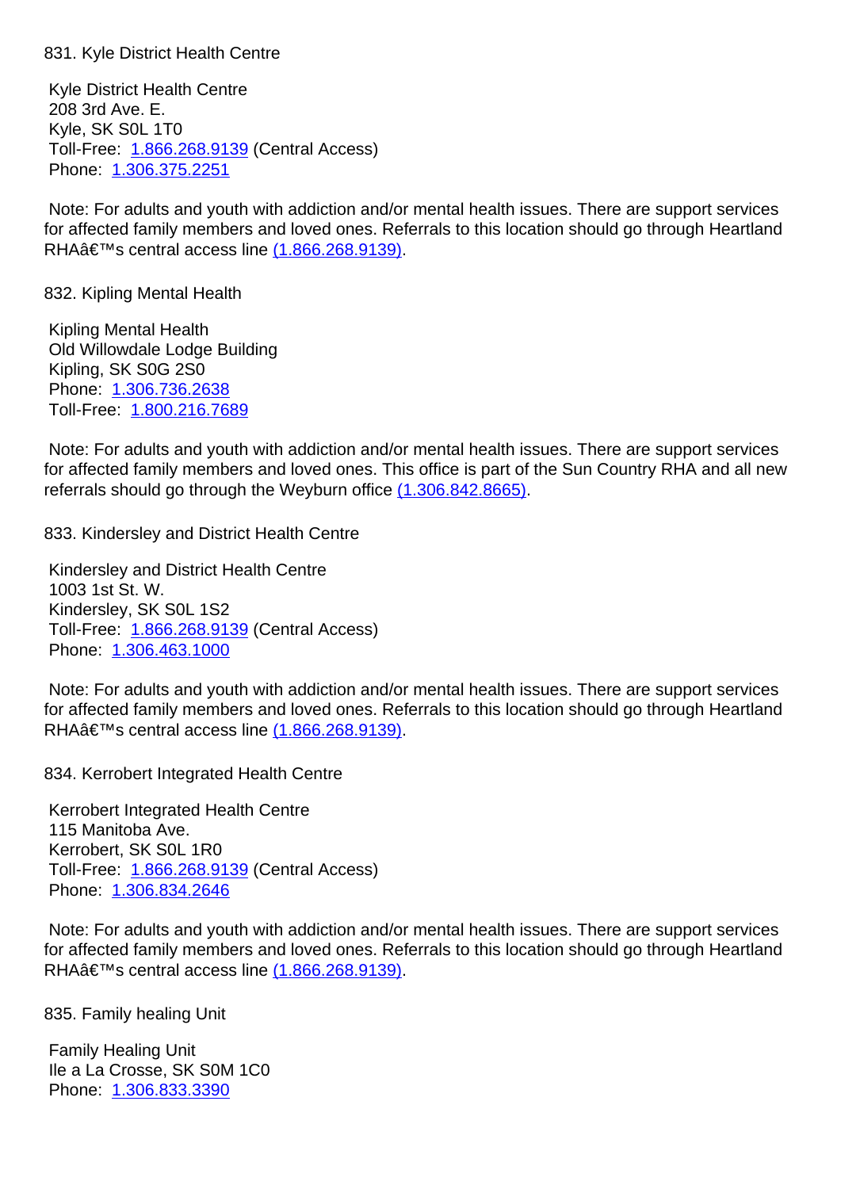831. Kyle District Health Centre

Kyle District Health Centre
208 3rd Ave. E.
Kyle, SK S0L 1T0
Toll-Free: 1.866.268.9139 (Central Access)
Phone: 1.306.375.2251

Note: For adults and youth with addiction and/or mental health issues. There are support services for affected family members and loved ones. Referrals to this location should go through Heartland RHAâ€™s central access line (1.866.268.9139).

832. Kipling Mental Health

Kipling Mental Health
Old Willowdale Lodge Building
Kipling, SK S0G 2S0
Phone: 1.306.736.2638
Toll-Free: 1.800.216.7689

Note: For adults and youth with addiction and/or mental health issues. There are support services for affected family members and loved ones. This office is part of the Sun Country RHA and all new referrals should go through the Weyburn office (1.306.842.8665).

833. Kindersley and District Health Centre

Kindersley and District Health Centre
1003 1st St. W.
Kindersley, SK S0L 1S2
Toll-Free: 1.866.268.9139 (Central Access)
Phone: 1.306.463.1000

Note: For adults and youth with addiction and/or mental health issues. There are support services for affected family members and loved ones. Referrals to this location should go through Heartland RHAâ€™s central access line (1.866.268.9139).

834. Kerrobert Integrated Health Centre

Kerrobert Integrated Health Centre
115 Manitoba Ave.
Kerrobert, SK S0L 1R0
Toll-Free: 1.866.268.9139 (Central Access)
Phone: 1.306.834.2646

Note: For adults and youth with addiction and/or mental health issues. There are support services for affected family members and loved ones. Referrals to this location should go through Heartland RHAâ€™s central access line (1.866.268.9139).

835. Family healing Unit

Family Healing Unit
Ile a La Crosse, SK S0M 1C0
Phone: 1.306.833.3390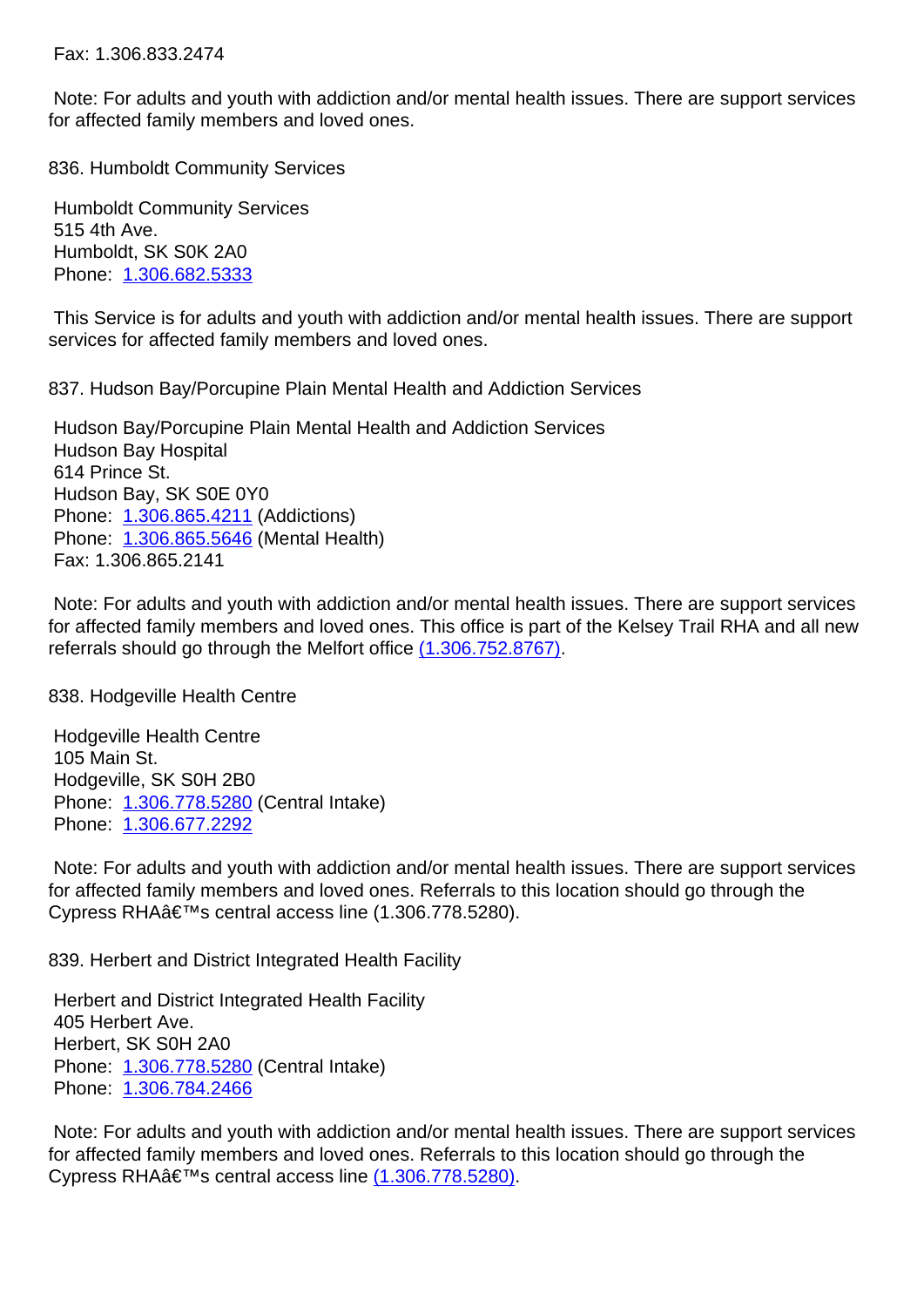Fax: 1.306.833.2474

Note: For adults and youth with addiction and/or mental health issues. There are support services for affected family members and loved ones.

836. Humboldt Community Services

Humboldt Community Services
515 4th Ave.
Humboldt, SK S0K 2A0
Phone: 1.306.682.5333

This Service is for adults and youth with addiction and/or mental health issues. There are support services for affected family members and loved ones.

837. Hudson Bay/Porcupine Plain Mental Health and Addiction Services

Hudson Bay/Porcupine Plain Mental Health and Addiction Services
Hudson Bay Hospital
614 Prince St.
Hudson Bay, SK S0E 0Y0
Phone: 1.306.865.4211 (Addictions)
Phone: 1.306.865.5646 (Mental Health)
Fax: 1.306.865.2141

Note: For adults and youth with addiction and/or mental health issues. There are support services for affected family members and loved ones. This office is part of the Kelsey Trail RHA and all new referrals should go through the Melfort office (1.306.752.8767).

838. Hodgeville Health Centre

Hodgeville Health Centre
105 Main St.
Hodgeville, SK S0H 2B0
Phone: 1.306.778.5280 (Central Intake)
Phone: 1.306.677.2292

Note: For adults and youth with addiction and/or mental health issues. There are support services for affected family members and loved ones. Referrals to this location should go through the Cypress RHAâ€™s central access line (1.306.778.5280).

839. Herbert and District Integrated Health Facility

Herbert and District Integrated Health Facility
405 Herbert Ave.
Herbert, SK S0H 2A0
Phone: 1.306.778.5280 (Central Intake)
Phone: 1.306.784.2466

Note: For adults and youth with addiction and/or mental health issues. There are support services for affected family members and loved ones. Referrals to this location should go through the Cypress RHAâ€™s central access line (1.306.778.5280).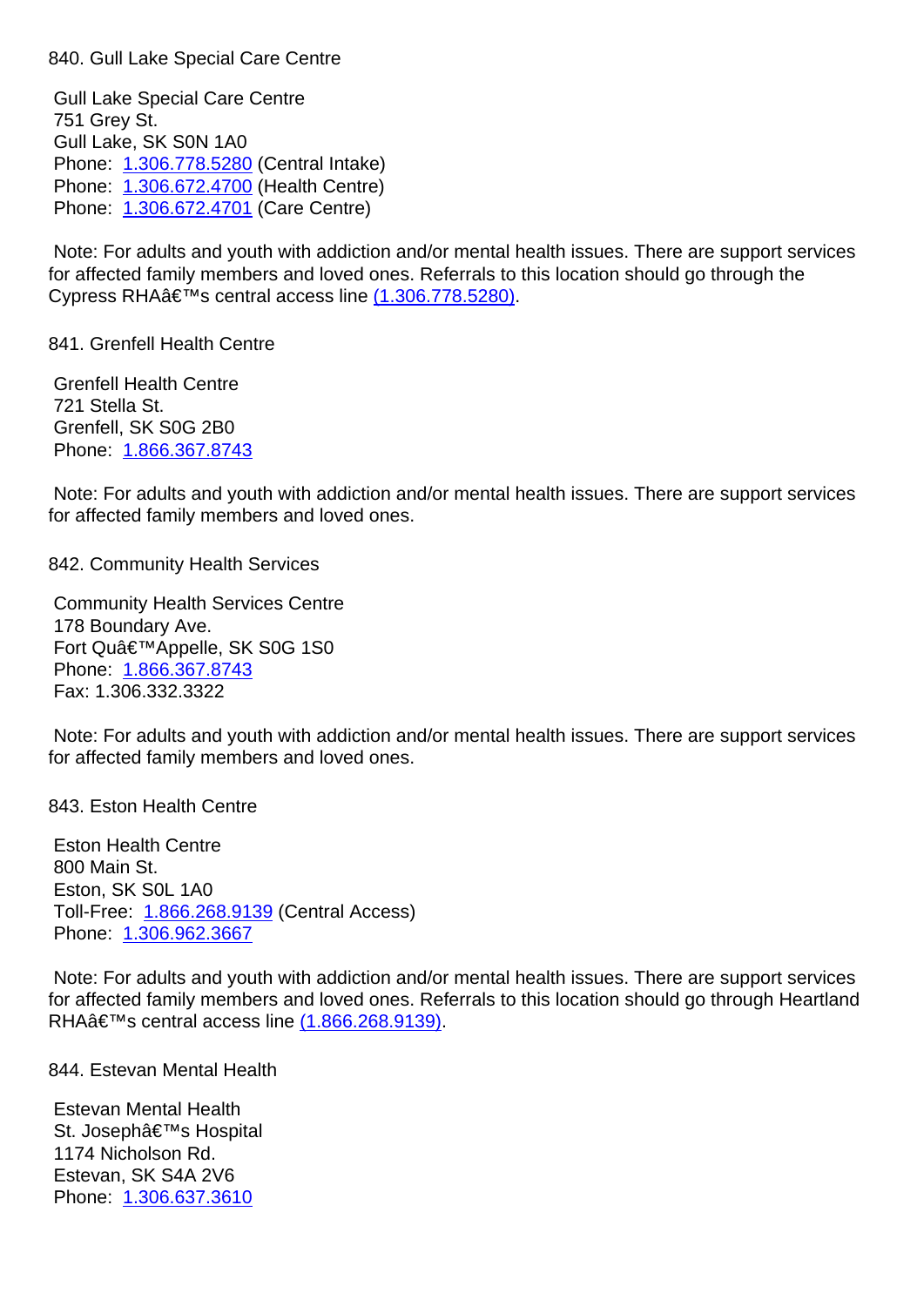840. Gull Lake Special Care Centre

Gull Lake Special Care Centre
751 Grey St.
Gull Lake, SK S0N 1A0
Phone: 1.306.778.5280 (Central Intake)
Phone: 1.306.672.4700 (Health Centre)
Phone: 1.306.672.4701 (Care Centre)

Note: For adults and youth with addiction and/or mental health issues. There are support services for affected family members and loved ones. Referrals to this location should go through the Cypress RHAâ€™s central access line (1.306.778.5280).

841. Grenfell Health Centre

Grenfell Health Centre
721 Stella St.
Grenfell, SK S0G 2B0
Phone: 1.866.367.8743

Note: For adults and youth with addiction and/or mental health issues. There are support services for affected family members and loved ones.

842. Community Health Services

Community Health Services Centre
178 Boundary Ave.
Fort Quâ€™Appelle, SK S0G 1S0
Phone: 1.866.367.8743
Fax: 1.306.332.3322

Note: For adults and youth with addiction and/or mental health issues. There are support services for affected family members and loved ones.

843. Eston Health Centre

Eston Health Centre
800 Main St.
Eston, SK S0L 1A0
Toll-Free: 1.866.268.9139 (Central Access)
Phone: 1.306.962.3667

Note: For adults and youth with addiction and/or mental health issues. There are support services for affected family members and loved ones. Referrals to this location should go through Heartland RHAâ€™s central access line (1.866.268.9139).

844. Estevan Mental Health

Estevan Mental Health
St. Josephâ€™s Hospital
1174 Nicholson Rd.
Estevan, SK S4A 2V6
Phone: 1.306.637.3610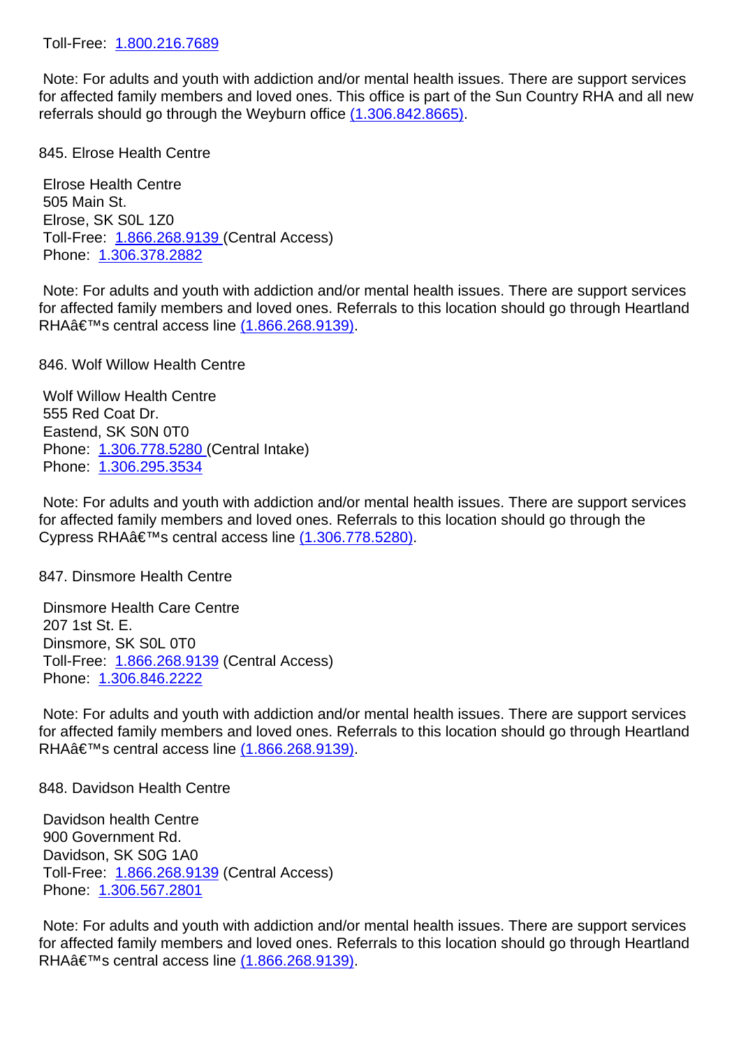Toll-Free: 1.800.216.7689

Note: For adults and youth with addiction and/or mental health issues. There are support services for affected family members and loved ones. This office is part of the Sun Country RHA and all new referrals should go through the Weyburn office (1.306.842.8665).

845. Elrose Health Centre

Elrose Health Centre
505 Main St.
Elrose, SK S0L 1Z0
Toll-Free: 1.866.268.9139 (Central Access)
Phone: 1.306.378.2882

Note: For adults and youth with addiction and/or mental health issues. There are support services for affected family members and loved ones. Referrals to this location should go through Heartland RHAâ€™s central access line (1.866.268.9139).

846. Wolf Willow Health Centre

Wolf Willow Health Centre
555 Red Coat Dr.
Eastend, SK S0N 0T0
Phone: 1.306.778.5280 (Central Intake)
Phone: 1.306.295.3534

Note: For adults and youth with addiction and/or mental health issues. There are support services for affected family members and loved ones. Referrals to this location should go through the Cypress RHAâ€™s central access line (1.306.778.5280).

847. Dinsmore Health Centre

Dinsmore Health Care Centre
207 1st St. E.
Dinsmore, SK S0L 0T0
Toll-Free: 1.866.268.9139 (Central Access)
Phone: 1.306.846.2222

Note: For adults and youth with addiction and/or mental health issues. There are support services for affected family members and loved ones. Referrals to this location should go through Heartland RHAâ€™s central access line (1.866.268.9139).

848. Davidson Health Centre

Davidson health Centre
900 Government Rd.
Davidson, SK S0G 1A0
Toll-Free: 1.866.268.9139 (Central Access)
Phone: 1.306.567.2801

Note: For adults and youth with addiction and/or mental health issues. There are support services for affected family members and loved ones. Referrals to this location should go through Heartland RHAâ€™s central access line (1.866.268.9139).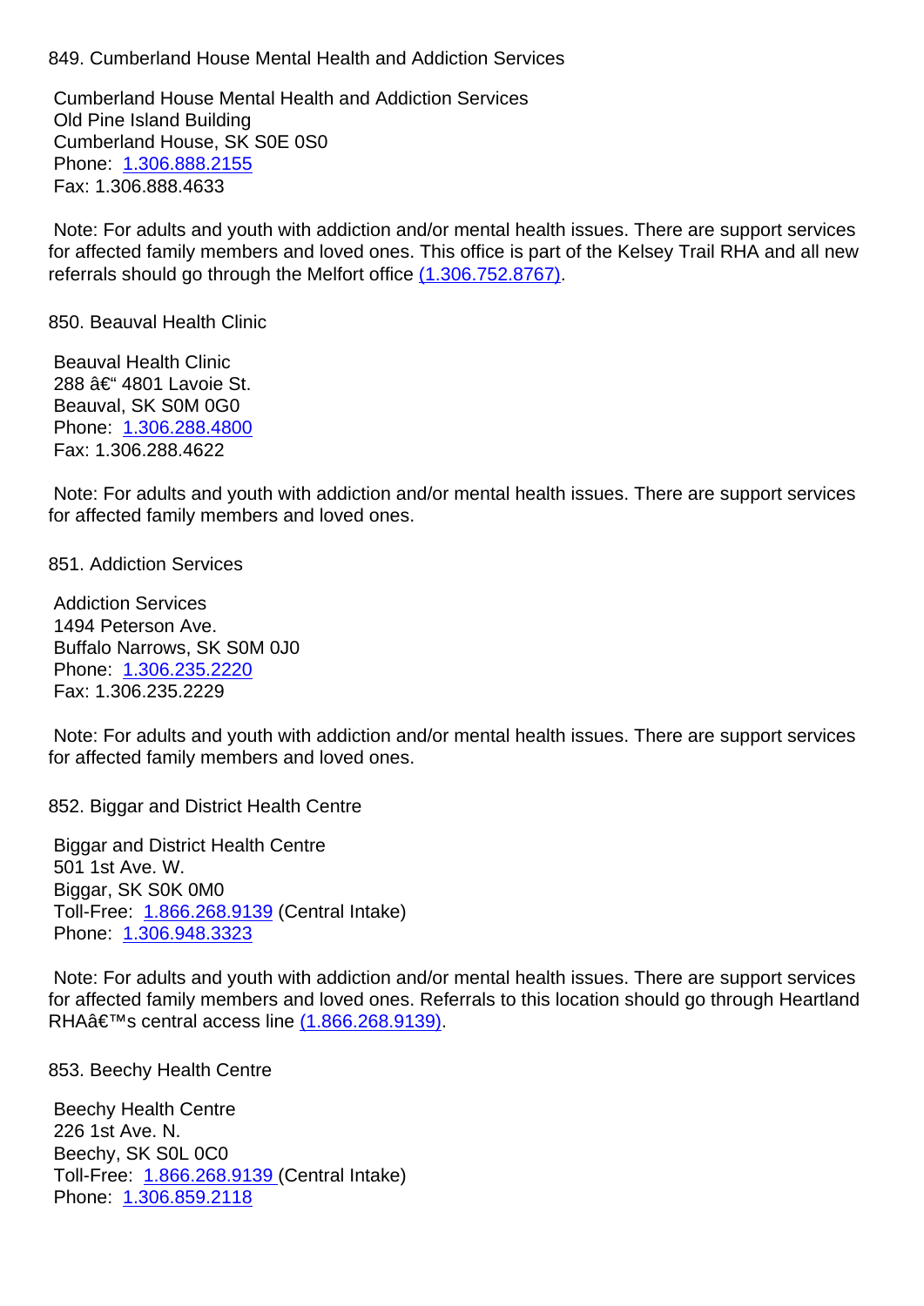849. Cumberland House Mental Health and Addiction Services

Cumberland House Mental Health and Addiction Services
Old Pine Island Building
Cumberland House, SK S0E 0S0
Phone: 1.306.888.2155
Fax: 1.306.888.4633

Note: For adults and youth with addiction and/or mental health issues. There are support services for affected family members and loved ones. This office is part of the Kelsey Trail RHA and all new referrals should go through the Melfort office (1.306.752.8767).

850. Beauval Health Clinic

Beauval Health Clinic
288 â€“ 4801 Lavoie St.
Beauval, SK S0M 0G0
Phone: 1.306.288.4800
Fax: 1.306.288.4622

Note: For adults and youth with addiction and/or mental health issues. There are support services for affected family members and loved ones.

851. Addiction Services

Addiction Services
1494 Peterson Ave.
Buffalo Narrows, SK S0M 0J0
Phone: 1.306.235.2220
Fax: 1.306.235.2229

Note: For adults and youth with addiction and/or mental health issues. There are support services for affected family members and loved ones.

852. Biggar and District Health Centre

Biggar and District Health Centre
501 1st Ave. W.
Biggar, SK S0K 0M0
Toll-Free: 1.866.268.9139 (Central Intake)
Phone: 1.306.948.3323

Note: For adults and youth with addiction and/or mental health issues. There are support services for affected family members and loved ones. Referrals to this location should go through Heartland RHAâ€™s central access line (1.866.268.9139).

853. Beechy Health Centre

Beechy Health Centre
226 1st Ave. N.
Beechy, SK S0L 0C0
Toll-Free: 1.866.268.9139 (Central Intake)
Phone: 1.306.859.2118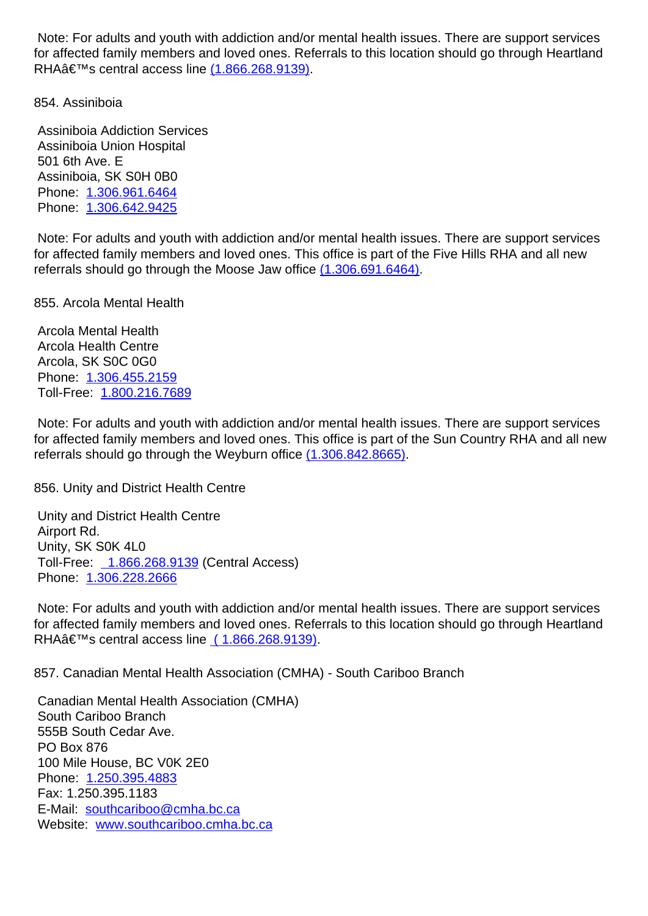Note: For adults and youth with addiction and/or mental health issues. There are support services for affected family members and loved ones. Referrals to this location should go through Heartland RHAâ€™s central access line (1.866.268.9139).

854. Assiniboia

Assiniboia Addiction Services
Assiniboia Union Hospital
501 6th Ave. E
Assiniboia, SK S0H 0B0
Phone: 1.306.961.6464
Phone: 1.306.642.9425

Note: For adults and youth with addiction and/or mental health issues. There are support services for affected family members and loved ones. This office is part of the Five Hills RHA and all new referrals should go through the Moose Jaw office (1.306.691.6464).

855. Arcola Mental Health

Arcola Mental Health
Arcola Health Centre
Arcola, SK S0C 0G0
Phone: 1.306.455.2159
Toll-Free: 1.800.216.7689

Note: For adults and youth with addiction and/or mental health issues. There are support services for affected family members and loved ones. This office is part of the Sun Country RHA and all new referrals should go through the Weyburn office (1.306.842.8665).

856. Unity and District Health Centre

Unity and District Health Centre
Airport Rd.
Unity, SK S0K 4L0
Toll-Free: 1.866.268.9139 (Central Access)
Phone: 1.306.228.2666

Note: For adults and youth with addiction and/or mental health issues. There are support services for affected family members and loved ones. Referrals to this location should go through Heartland RHAâ€™s central access line ( 1.866.268.9139).

857. Canadian Mental Health Association (CMHA) - South Cariboo Branch

Canadian Mental Health Association (CMHA)
South Cariboo Branch
555B South Cedar Ave.
PO Box 876
100 Mile House, BC V0K 2E0
Phone: 1.250.395.4883
Fax: 1.250.395.1183
E-Mail: southcariboo@cmha.bc.ca
Website: www.southcariboo.cmha.bc.ca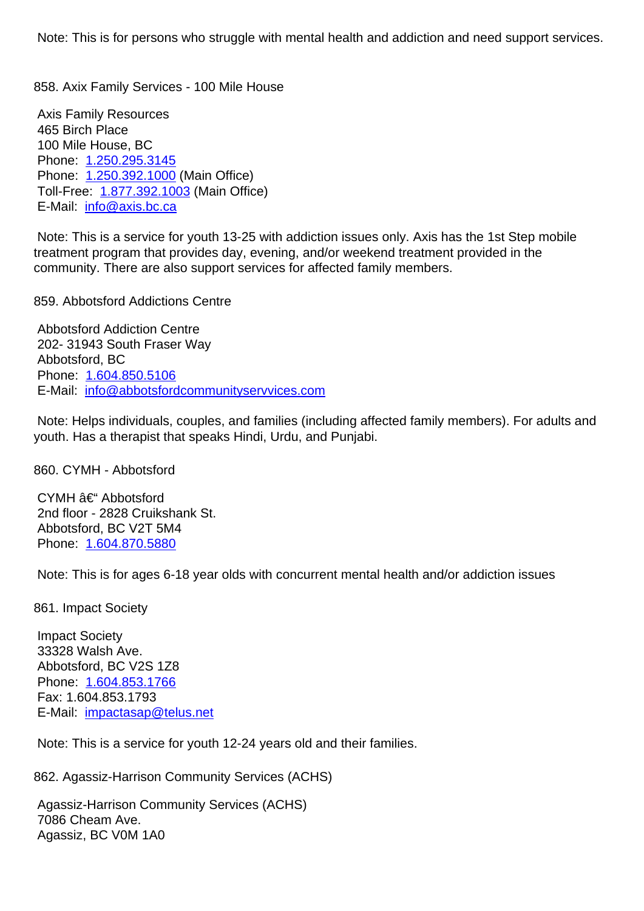Note: This is for persons who struggle with mental health and addiction and need support services.

858. Axix Family Services - 100 Mile House

Axis Family Resources
465 Birch Place
100 Mile House, BC
Phone: 1.250.295.3145
Phone: 1.250.392.1000 (Main Office)
Toll-Free: 1.877.392.1003 (Main Office)
E-Mail: info@axis.bc.ca

Note: This is a service for youth 13-25 with addiction issues only. Axis has the 1st Step mobile treatment program that provides day, evening, and/or weekend treatment provided in the community. There are also support services for affected family members.

859. Abbotsford Addictions Centre

Abbotsford Addiction Centre
202- 31943 South Fraser Way
Abbotsford, BC
Phone: 1.604.850.5106
E-Mail: info@abbotsfordcommunityservvices.com

Note: Helps individuals, couples, and families (including affected family members). For adults and youth. Has a therapist that speaks Hindi, Urdu, and Punjabi.

860. CYMH - Abbotsford

CYMH â€“ Abbotsford
2nd floor - 2828 Cruikshank St.
Abbotsford, BC V2T 5M4
Phone: 1.604.870.5880

Note: This is for ages 6-18 year olds with concurrent mental health and/or addiction issues

861. Impact Society

Impact Society
33328 Walsh Ave.
Abbotsford, BC V2S 1Z8
Phone: 1.604.853.1766
Fax: 1.604.853.1793
E-Mail: impactasap@telus.net

Note: This is a service for youth 12-24 years old and their families.

862. Agassiz-Harrison Community Services (ACHS)

Agassiz-Harrison Community Services (ACHS)
7086 Cheam Ave.
Agassiz, BC V0M 1A0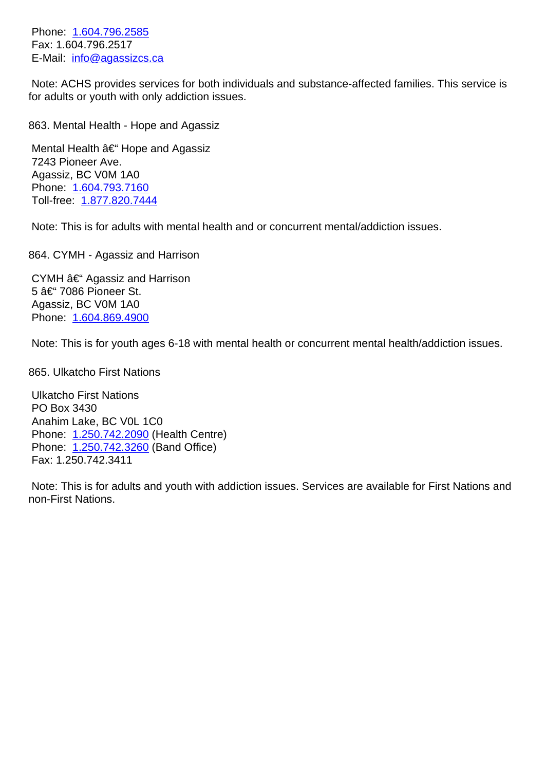Phone: 1.604.796.2585
Fax: 1.604.796.2517
E-Mail: info@agassizcs.ca

Note: ACHS provides services for both individuals and substance-affected families. This service is for adults or youth with only addiction issues.

863. Mental Health - Hope and Agassiz

Mental Health â€“ Hope and Agassiz
7243 Pioneer Ave.
Agassiz, BC V0M 1A0
Phone: 1.604.793.7160
Toll-free: 1.877.820.7444

Note: This is for adults with mental health and or concurrent mental/addiction issues.

864. CYMH - Agassiz and Harrison

CYMH â€“ Agassiz and Harrison
5 â€“ 7086 Pioneer St.
Agassiz, BC V0M 1A0
Phone: 1.604.869.4900

Note: This is for youth ages 6-18 with mental health or concurrent mental health/addiction issues.

865. Ulkatcho First Nations

Ulkatcho First Nations
PO Box 3430
Anahim Lake, BC V0L 1C0
Phone: 1.250.742.2090 (Health Centre)
Phone: 1.250.742.3260 (Band Office)
Fax: 1.250.742.3411

Note: This is for adults and youth with addiction issues. Services are available for First Nations and non-First Nations.